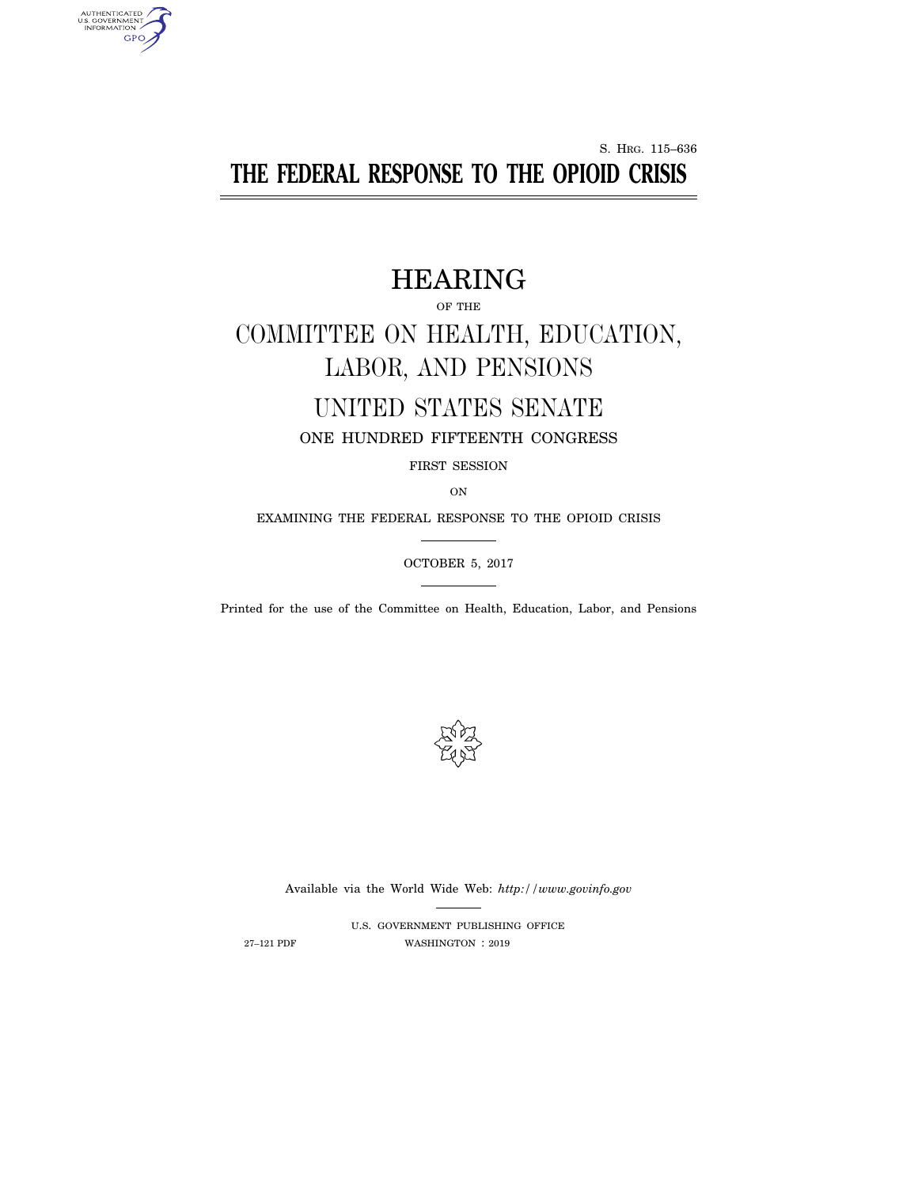S. HRG. 115–636

# THE FEDERAL RESPONSE TO THE OPIOID CRISIS

## HEARING

OF THE

## COMMITTEE ON HEALTH, EDUCATION, LABOR, AND PENSIONS

## UNITED STATES SENATE

ONE HUNDRED FIFTEENTH CONGRESS

FIRST SESSION

ON

EXAMINING THE FEDERAL RESPONSE TO THE OPIOID CRISIS

OCTOBER 5, 2017

Printed for the use of the Committee on Health, Education, Labor, and Pensions

Available via the World Wide Web: *http://www.govinfo.gov*

U.S. GOVERNMENT PUBLISHING OFFICE

27–121 PDF WASHINGTON : 2019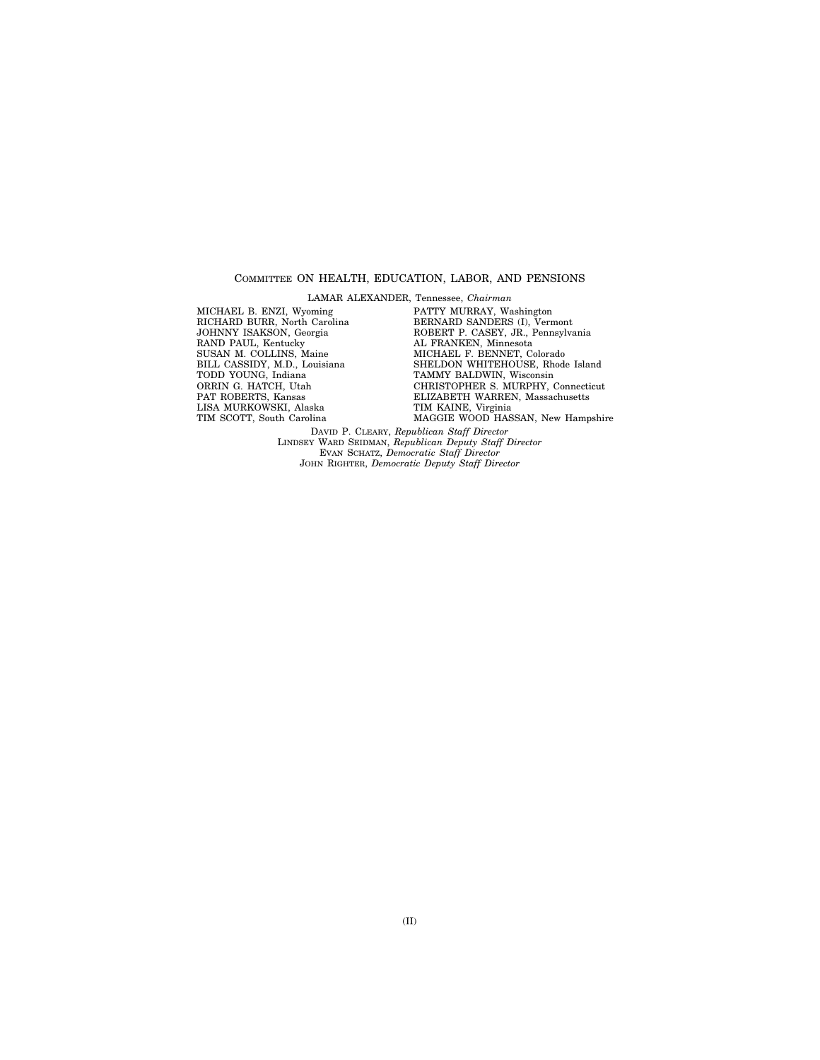## COMMITTEE ON HEALTH, EDUCATION, LABOR, AND PENSIONS

LAMAR ALEXANDER, Tennessee, *Chairman*

MICHAEL B. ENZI, Wyoming
RICHARD BURR, North Carolina
JOHNNY ISAKSON, Georgia
RAND PAUL, Kentucky
SUSAN M. COLLINS, Maine
BILL CASSIDY, M.D., Louisiana
TODD YOUNG, Indiana
ORRIN G. HATCH, Utah
PAT ROBERTS, Kansas
LISA MURKOWSKI, Alaska
TIM SCOTT, South Carolina

PATTY MURRAY, Washington
BERNARD SANDERS (I), Vermont
ROBERT P. CASEY, JR., Pennsylvania
AL FRANKEN, Minnesota
MICHAEL F. BENNET, Colorado
SHELDON WHITEHOUSE, Rhode Island
TAMMY BALDWIN, Wisconsin
CHRISTOPHER S. MURPHY, Connecticut
ELIZABETH WARREN, Massachusetts
TIM KAINE, Virginia
MAGGIE WOOD HASSAN, New Hampshire

DAVID P. CLEARY, *Republican Staff Director*
LINDSEY WARD SEIDMAN, *Republican Deputy Staff Director*
EVAN SCHATZ, *Democratic Staff Director*
JOHN RIGHTER, *Democratic Deputy Staff Director*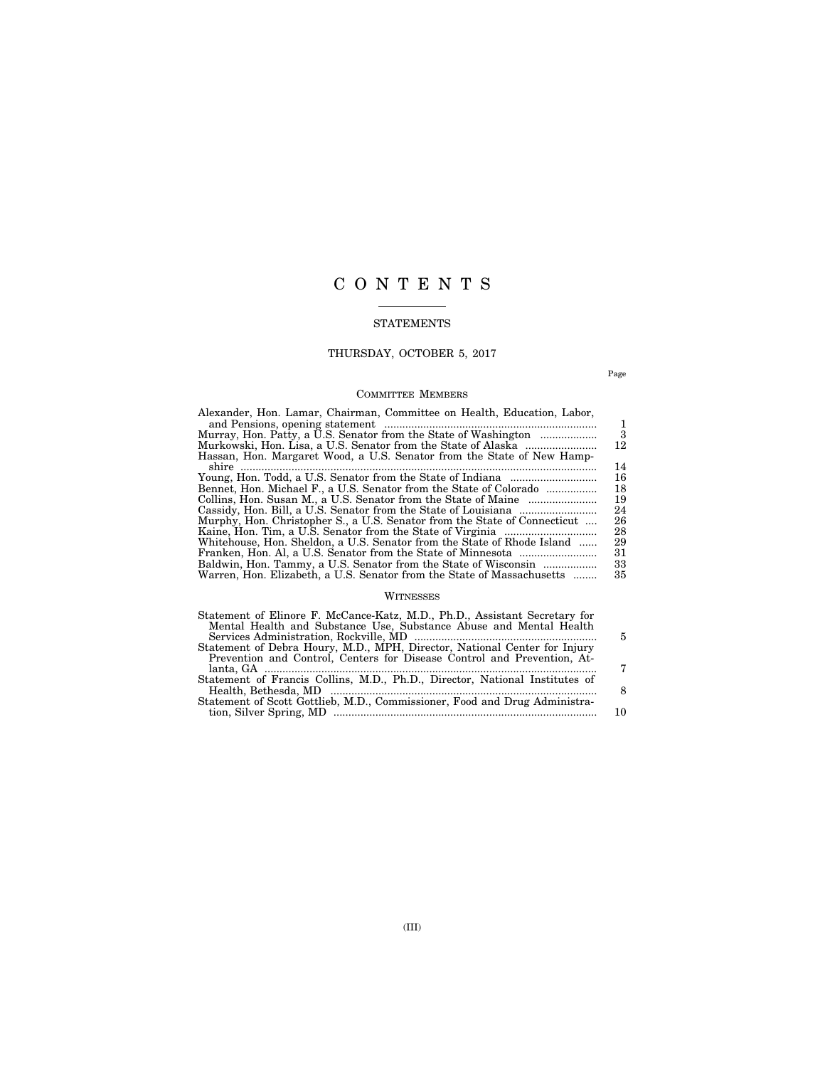# C O N T E N T S

## STATEMENTS

### THURSDAY, OCTOBER 5, 2017

| | Page |
|---|---|
| **COMMITTEE MEMBERS** | |
| Alexander, Hon. Lamar, Chairman, Committee on Health, Education, Labor, and Pensions, opening statement | 1 |
| Murray, Hon. Patty, a U.S. Senator from the State of Washington | 3 |
| Murkowski, Hon. Lisa, a U.S. Senator from the State of Alaska | 12 |
| Hassan, Hon. Margaret Wood, a U.S. Senator from the State of New Hampshire | 14 |
| Young, Hon. Todd, a U.S. Senator from the State of Indiana | 16 |
| Bennet, Hon. Michael F., a U.S. Senator from the State of Colorado | 18 |
| Collins, Hon. Susan M., a U.S. Senator from the State of Maine | 19 |
| Cassidy, Hon. Bill, a U.S. Senator from the State of Louisiana | 24 |
| Murphy, Hon. Christopher S., a U.S. Senator from the State of Connecticut | 26 |
| Kaine, Hon. Tim, a U.S. Senator from the State of Virginia | 28 |
| Whitehouse, Hon. Sheldon, a U.S. Senator from the State of Rhode Island | 29 |
| Franken, Hon. Al, a U.S. Senator from the State of Minnesota | 31 |
| Baldwin, Hon. Tammy, a U.S. Senator from the State of Wisconsin | 33 |
| Warren, Hon. Elizabeth, a U.S. Senator from the State of Massachusetts | 35 |
| **WITNESSES** | |
| Statement of Elinore F. McCance-Katz, M.D., Ph.D., Assistant Secretary for Mental Health and Substance Use, Substance Abuse and Mental Health Services Administration, Rockville, MD | 5 |
| Statement of Debra Houry, M.D., MPH, Director, National Center for Injury Prevention and Control, Centers for Disease Control and Prevention, Atlanta, GA | 7 |
| Statement of Francis Collins, M.D., Ph.D., Director, National Institutes of Health, Bethesda, MD | 8 |
| Statement of Scott Gottlieb, M.D., Commissioner, Food and Drug Administration, Silver Spring, MD | 10 |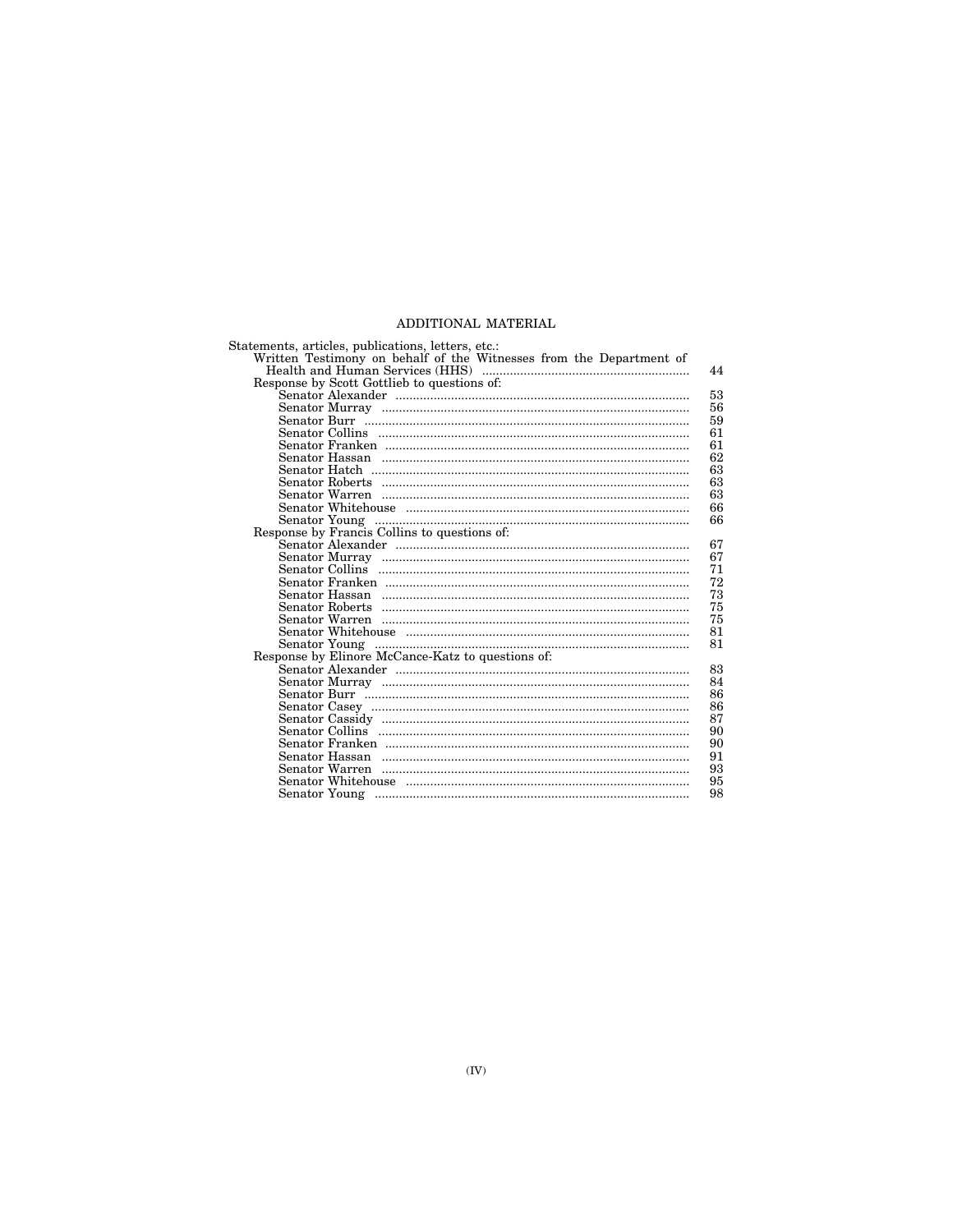## ADDITIONAL MATERIAL

Statements, articles, publications, letters, etc.:

- Written Testimony on behalf of the Witnesses from the Department of Health and Human Services (HHS) ..... 44
- Response by Scott Gottlieb to questions of:
  - Senator Alexander ..... 53
  - Senator Murray ..... 56
  - Senator Burr ..... 59
  - Senator Collins ..... 61
  - Senator Franken ..... 61
  - Senator Hassan ..... 62
  - Senator Hatch ..... 63
  - Senator Roberts ..... 63
  - Senator Warren ..... 63
  - Senator Whitehouse ..... 66
  - Senator Young ..... 66
- Response by Francis Collins to questions of:
  - Senator Alexander ..... 67
  - Senator Murray ..... 67
  - Senator Collins ..... 71
  - Senator Franken ..... 72
  - Senator Hassan ..... 73
  - Senator Roberts ..... 75
  - Senator Warren ..... 75
  - Senator Whitehouse ..... 81
  - Senator Young ..... 81
- Response by Elinore McCance-Katz to questions of:
  - Senator Alexander ..... 83
  - Senator Murray ..... 84
  - Senator Burr ..... 86
  - Senator Casey ..... 86
  - Senator Cassidy ..... 87
  - Senator Collins ..... 90
  - Senator Franken ..... 90
  - Senator Hassan ..... 91
  - Senator Warren ..... 93
  - Senator Whitehouse ..... 95
  - Senator Young ..... 98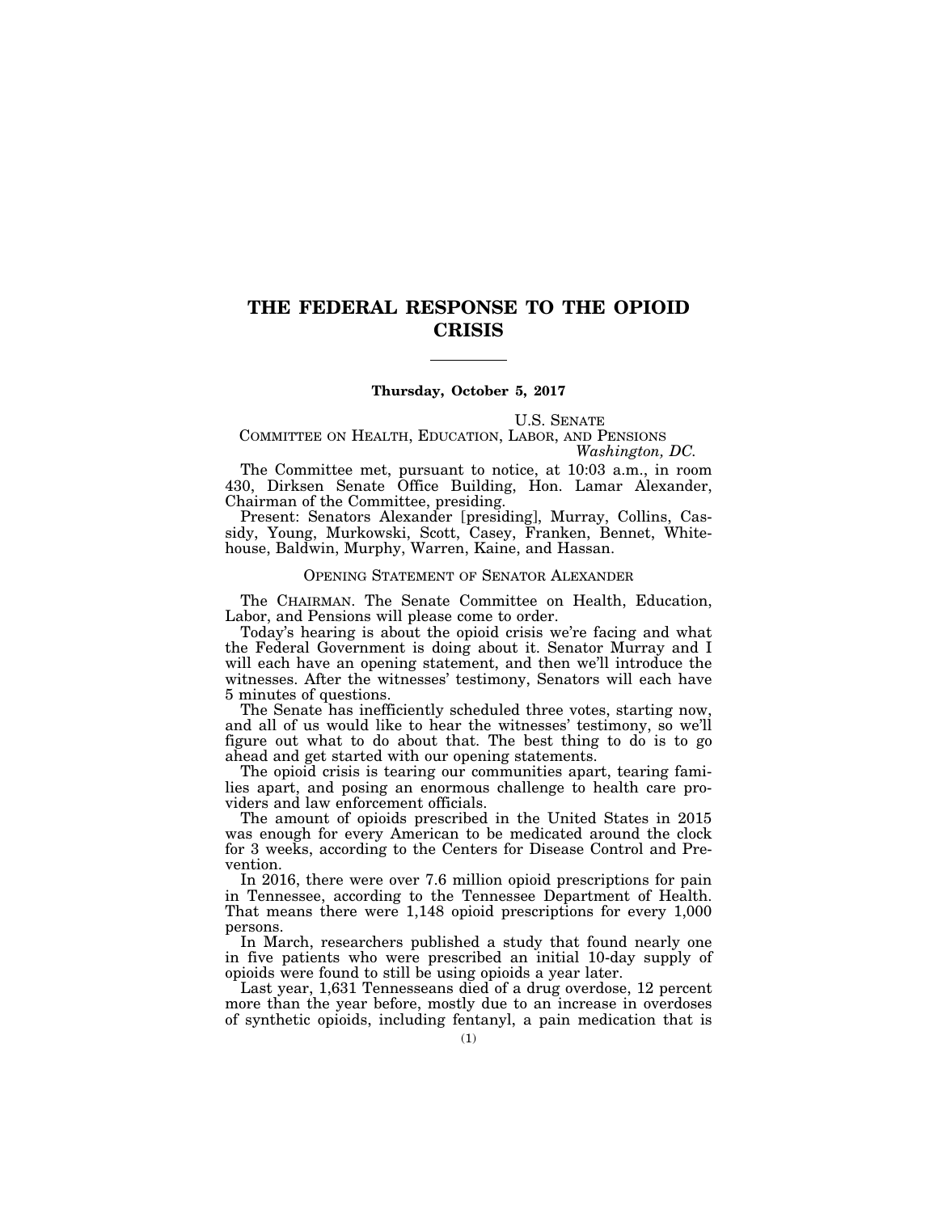# THE FEDERAL RESPONSE TO THE OPIOID CRISIS

**Thursday, October 5, 2017**

U.S. SENATE
COMMITTEE ON HEALTH, EDUCATION, LABOR, AND PENSIONS
*Washington, DC.*

The Committee met, pursuant to notice, at 10:03 a.m., in room 430, Dirksen Senate Office Building, Hon. Lamar Alexander, Chairman of the Committee, presiding.

Present: Senators Alexander [presiding], Murray, Collins, Cassidy, Young, Murkowski, Scott, Casey, Franken, Bennet, Whitehouse, Baldwin, Murphy, Warren, Kaine, and Hassan.

## OPENING STATEMENT OF SENATOR ALEXANDER

The CHAIRMAN. The Senate Committee on Health, Education, Labor, and Pensions will please come to order.

Today's hearing is about the opioid crisis we're facing and what the Federal Government is doing about it. Senator Murray and I will each have an opening statement, and then we'll introduce the witnesses. After the witnesses' testimony, Senators will each have 5 minutes of questions.

The Senate has inefficiently scheduled three votes, starting now, and all of us would like to hear the witnesses' testimony, so we'll figure out what to do about that. The best thing to do is to go ahead and get started with our opening statements.

The opioid crisis is tearing our communities apart, tearing families apart, and posing an enormous challenge to health care providers and law enforcement officials.

The amount of opioids prescribed in the United States in 2015 was enough for every American to be medicated around the clock for 3 weeks, according to the Centers for Disease Control and Prevention.

In 2016, there were over 7.6 million opioid prescriptions for pain in Tennessee, according to the Tennessee Department of Health. That means there were 1,148 opioid prescriptions for every 1,000 persons.

In March, researchers published a study that found nearly one in five patients who were prescribed an initial 10-day supply of opioids were found to still be using opioids a year later.

Last year, 1,631 Tennesseans died of a drug overdose, 12 percent more than the year before, mostly due to an increase in overdoses of synthetic opioids, including fentanyl, a pain medication that is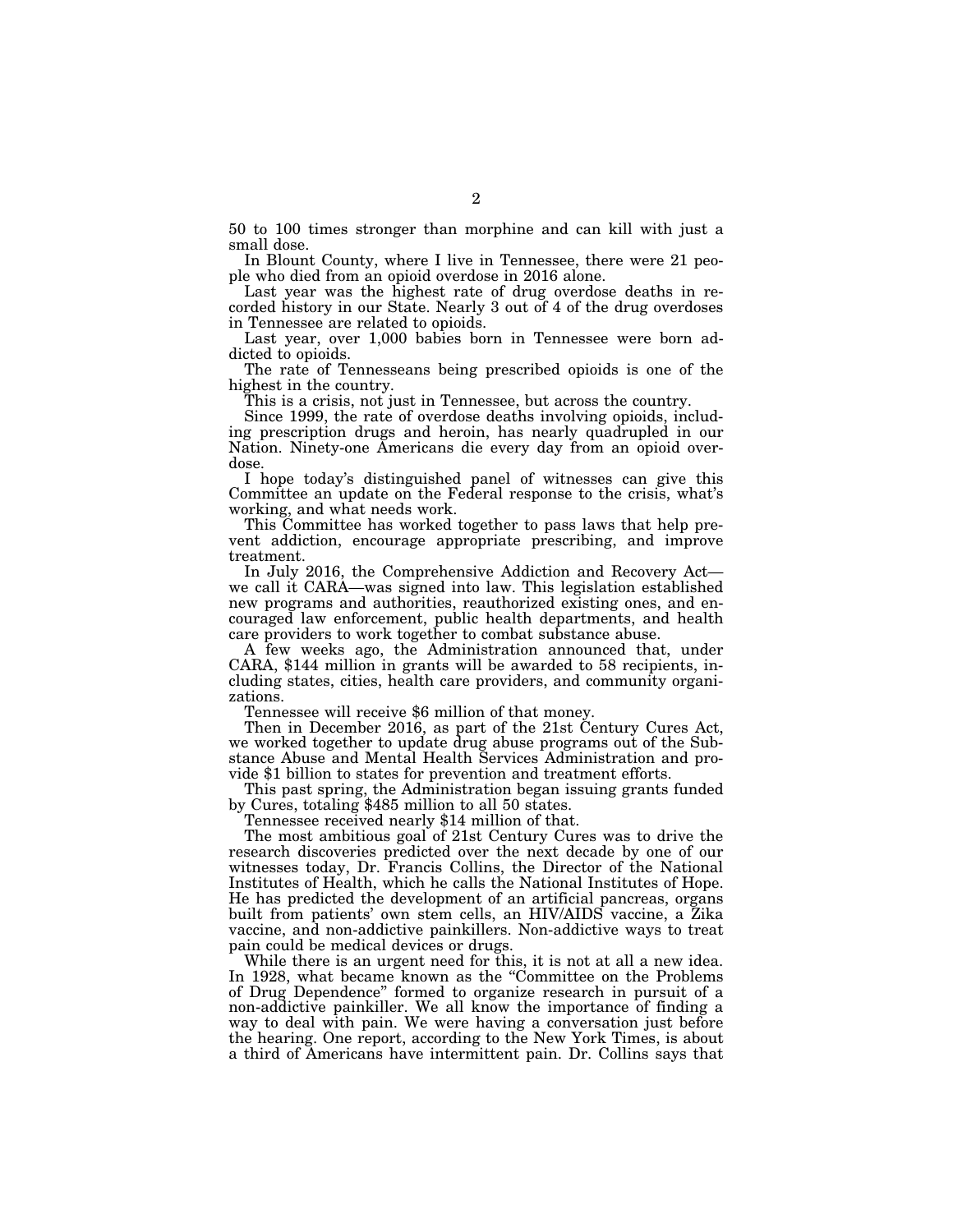50 to 100 times stronger than morphine and can kill with just a small dose.

In Blount County, where I live in Tennessee, there were 21 people who died from an opioid overdose in 2016 alone.

Last year was the highest rate of drug overdose deaths in recorded history in our State. Nearly 3 out of 4 of the drug overdoses in Tennessee are related to opioids.

Last year, over 1,000 babies born in Tennessee were born addicted to opioids.

The rate of Tennesseans being prescribed opioids is one of the highest in the country.

This is a crisis, not just in Tennessee, but across the country.

Since 1999, the rate of overdose deaths involving opioids, including prescription drugs and heroin, has nearly quadrupled in our Nation. Ninety-one Americans die every day from an opioid overdose.

I hope today's distinguished panel of witnesses can give this Committee an update on the Federal response to the crisis, what's working, and what needs work.

This Committee has worked together to pass laws that help prevent addiction, encourage appropriate prescribing, and improve treatment.

In July 2016, the Comprehensive Addiction and Recovery Act—we call it CARA—was signed into law. This legislation established new programs and authorities, reauthorized existing ones, and encouraged law enforcement, public health departments, and health care providers to work together to combat substance abuse.

A few weeks ago, the Administration announced that, under CARA, $144 million in grants will be awarded to 58 recipients, including states, cities, health care providers, and community organizations.

Tennessee will receive $6 million of that money.

Then in December 2016, as part of the 21st Century Cures Act, we worked together to update drug abuse programs out of the Substance Abuse and Mental Health Services Administration and provide $1 billion to states for prevention and treatment efforts.

This past spring, the Administration began issuing grants funded by Cures, totaling $485 million to all 50 states.

Tennessee received nearly $14 million of that.

The most ambitious goal of 21st Century Cures was to drive the research discoveries predicted over the next decade by one of our witnesses today, Dr. Francis Collins, the Director of the National Institutes of Health, which he calls the National Institutes of Hope. He has predicted the development of an artificial pancreas, organs built from patients' own stem cells, an HIV/AIDS vaccine, a Zika vaccine, and non-addictive painkillers. Non-addictive ways to treat pain could be medical devices or drugs.

While there is an urgent need for this, it is not at all a new idea. In 1928, what became known as the "Committee on the Problems of Drug Dependence" formed to organize research in pursuit of a non-addictive painkiller. We all know the importance of finding a way to deal with pain. We were having a conversation just before the hearing. One report, according to the New York Times, is about a third of Americans have intermittent pain. Dr. Collins says that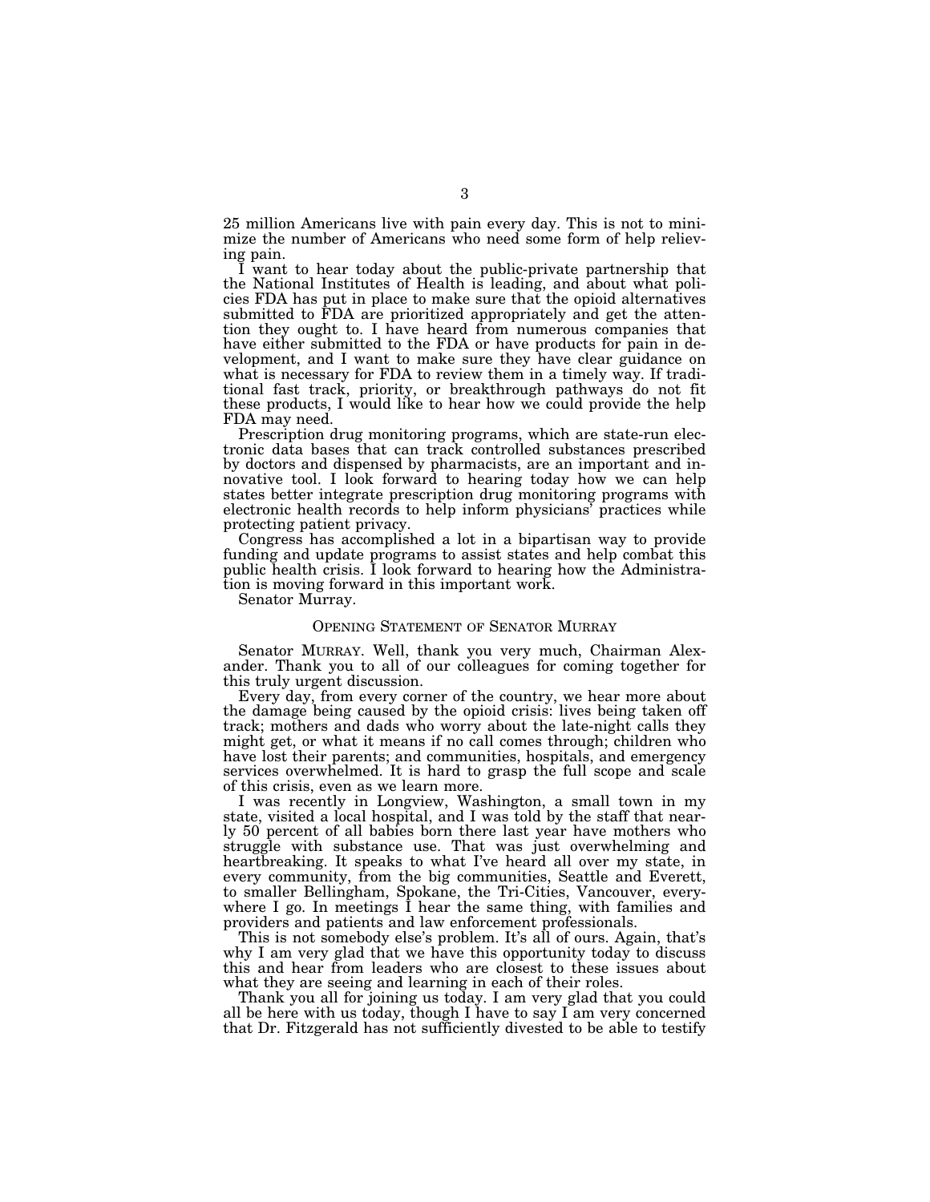25 million Americans live with pain every day. This is not to minimize the number of Americans who need some form of help relieving pain.

I want to hear today about the public-private partnership that the National Institutes of Health is leading, and about what policies FDA has put in place to make sure that the opioid alternatives submitted to FDA are prioritized appropriately and get the attention they ought to. I have heard from numerous companies that have either submitted to the FDA or have products for pain in development, and I want to make sure they have clear guidance on what is necessary for FDA to review them in a timely way. If traditional fast track, priority, or breakthrough pathways do not fit these products, I would like to hear how we could provide the help FDA may need.

Prescription drug monitoring programs, which are state-run electronic data bases that can track controlled substances prescribed by doctors and dispensed by pharmacists, are an important and innovative tool. I look forward to hearing today how we can help states better integrate prescription drug monitoring programs with electronic health records to help inform physicians' practices while protecting patient privacy.

Congress has accomplished a lot in a bipartisan way to provide funding and update programs to assist states and help combat this public health crisis. I look forward to hearing how the Administration is moving forward in this important work.

Senator Murray.

## OPENING STATEMENT OF SENATOR MURRAY

Senator MURRAY. Well, thank you very much, Chairman Alexander. Thank you to all of our colleagues for coming together for this truly urgent discussion.

Every day, from every corner of the country, we hear more about the damage being caused by the opioid crisis: lives being taken off track; mothers and dads who worry about the late-night calls they might get, or what it means if no call comes through; children who have lost their parents; and communities, hospitals, and emergency services overwhelmed. It is hard to grasp the full scope and scale of this crisis, even as we learn more.

I was recently in Longview, Washington, a small town in my state, visited a local hospital, and I was told by the staff that nearly 50 percent of all babies born there last year have mothers who struggle with substance use. That was just overwhelming and heartbreaking. It speaks to what I've heard all over my state, in every community, from the big communities, Seattle and Everett, to smaller Bellingham, Spokane, the Tri-Cities, Vancouver, everywhere I go. In meetings I hear the same thing, with families and providers and patients and law enforcement professionals.

This is not somebody else's problem. It's all of ours. Again, that's why I am very glad that we have this opportunity today to discuss this and hear from leaders who are closest to these issues about what they are seeing and learning in each of their roles.

Thank you all for joining us today. I am very glad that you could all be here with us today, though I have to say I am very concerned that Dr. Fitzgerald has not sufficiently divested to be able to testify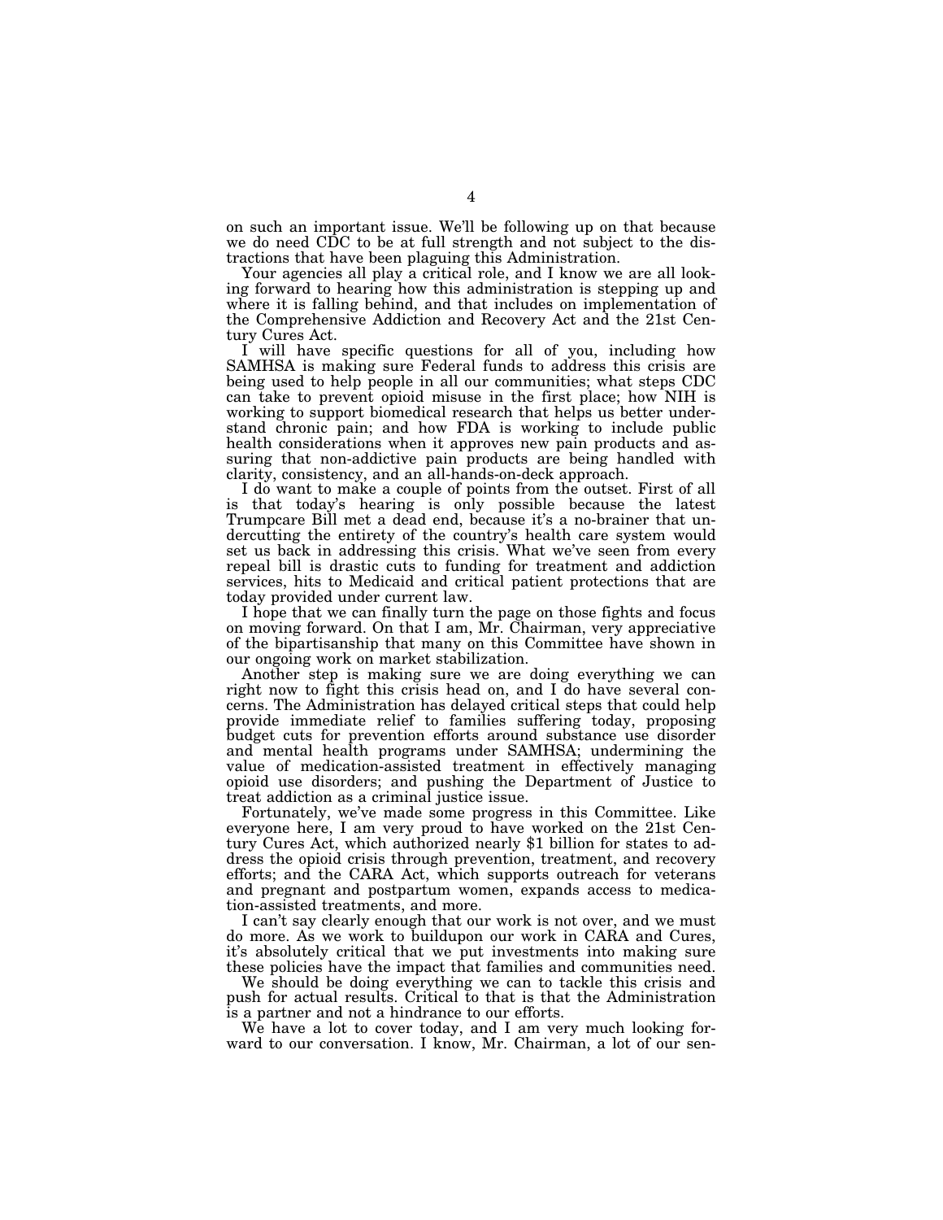on such an important issue. We'll be following up on that because we do need CDC to be at full strength and not subject to the distractions that have been plaguing this Administration.

Your agencies all play a critical role, and I know we are all looking forward to hearing how this administration is stepping up and where it is falling behind, and that includes on implementation of the Comprehensive Addiction and Recovery Act and the 21st Century Cures Act.

I will have specific questions for all of you, including how SAMHSA is making sure Federal funds to address this crisis are being used to help people in all our communities; what steps CDC can take to prevent opioid misuse in the first place; how NIH is working to support biomedical research that helps us better understand chronic pain; and how FDA is working to include public health considerations when it approves new pain products and assuring that non-addictive pain products are being handled with clarity, consistency, and an all-hands-on-deck approach.

I do want to make a couple of points from the outset. First of all is that today's hearing is only possible because the latest Trumpcare Bill met a dead end, because it's a no-brainer that undercutting the entirety of the country's health care system would set us back in addressing this crisis. What we've seen from every repeal bill is drastic cuts to funding for treatment and addiction services, hits to Medicaid and critical patient protections that are today provided under current law.

I hope that we can finally turn the page on those fights and focus on moving forward. On that I am, Mr. Chairman, very appreciative of the bipartisanship that many on this Committee have shown in our ongoing work on market stabilization.

Another step is making sure we are doing everything we can right now to fight this crisis head on, and I do have several concerns. The Administration has delayed critical steps that could help provide immediate relief to families suffering today, proposing budget cuts for prevention efforts around substance use disorder and mental health programs under SAMHSA; undermining the value of medication-assisted treatment in effectively managing opioid use disorders; and pushing the Department of Justice to treat addiction as a criminal justice issue.

Fortunately, we've made some progress in this Committee. Like everyone here, I am very proud to have worked on the 21st Century Cures Act, which authorized nearly $1 billion for states to address the opioid crisis through prevention, treatment, and recovery efforts; and the CARA Act, which supports outreach for veterans and pregnant and postpartum women, expands access to medication-assisted treatments, and more.

I can't say clearly enough that our work is not over, and we must do more. As we work to buildupon our work in CARA and Cures, it's absolutely critical that we put investments into making sure these policies have the impact that families and communities need.

We should be doing everything we can to tackle this crisis and push for actual results. Critical to that is that the Administration is a partner and not a hindrance to our efforts.

We have a lot to cover today, and I am very much looking forward to our conversation. I know, Mr. Chairman, a lot of our sen-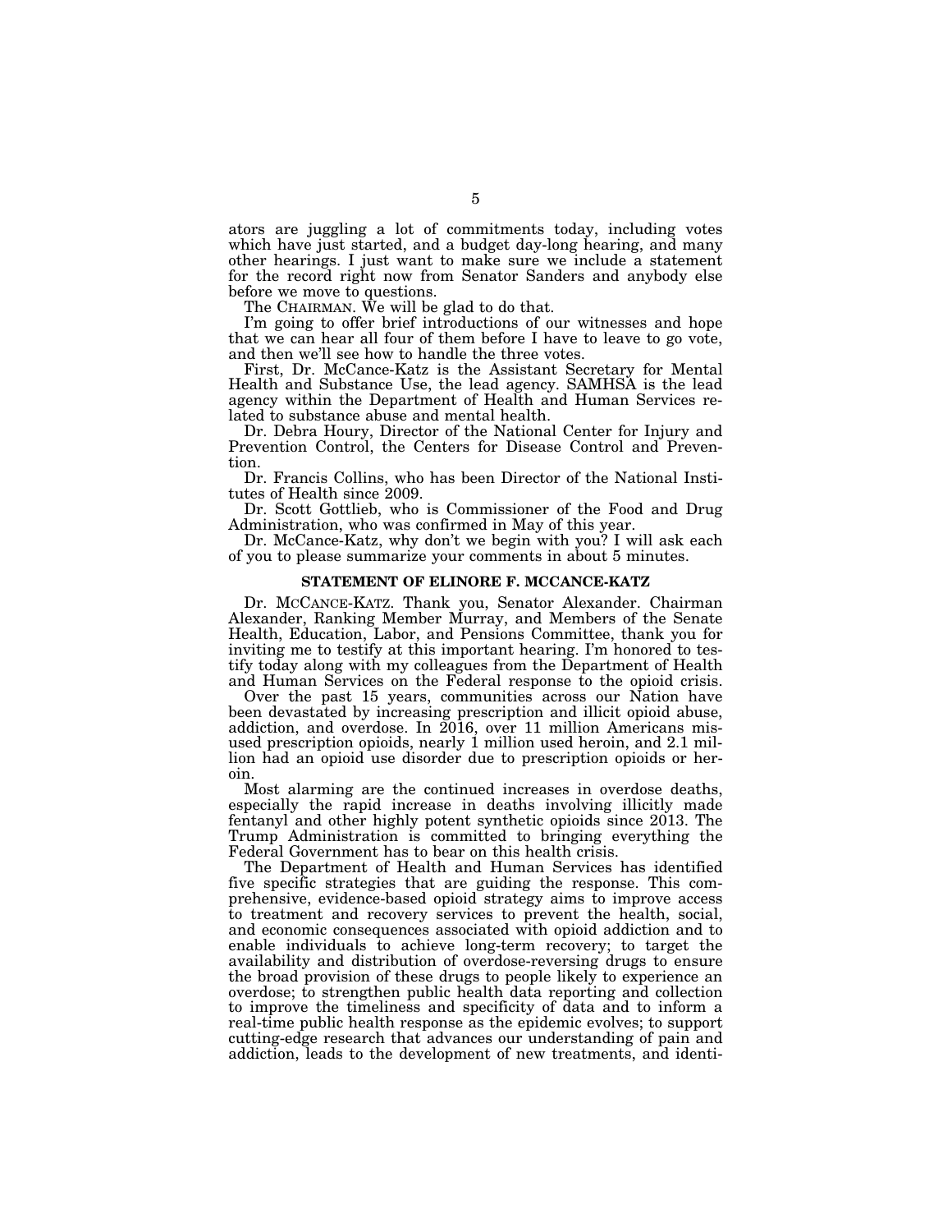ators are juggling a lot of commitments today, including votes which have just started, and a budget day-long hearing, and many other hearings. I just want to make sure we include a statement for the record right now from Senator Sanders and anybody else before we move to questions.

The CHAIRMAN. We will be glad to do that.

I'm going to offer brief introductions of our witnesses and hope that we can hear all four of them before I have to leave to go vote, and then we'll see how to handle the three votes.

First, Dr. McCance-Katz is the Assistant Secretary for Mental Health and Substance Use, the lead agency. SAMHSA is the lead agency within the Department of Health and Human Services related to substance abuse and mental health.

Dr. Debra Houry, Director of the National Center for Injury and Prevention Control, the Centers for Disease Control and Prevention.

Dr. Francis Collins, who has been Director of the National Institutes of Health since 2009.

Dr. Scott Gottlieb, who is Commissioner of the Food and Drug Administration, who was confirmed in May of this year.

Dr. McCance-Katz, why don't we begin with you? I will ask each of you to please summarize your comments in about 5 minutes.

## STATEMENT OF ELINORE F. MCCANCE-KATZ

Dr. MCCANCE-KATZ. Thank you, Senator Alexander. Chairman Alexander, Ranking Member Murray, and Members of the Senate Health, Education, Labor, and Pensions Committee, thank you for inviting me to testify at this important hearing. I'm honored to testify today along with my colleagues from the Department of Health and Human Services on the Federal response to the opioid crisis.

Over the past 15 years, communities across our Nation have been devastated by increasing prescription and illicit opioid abuse, addiction, and overdose. In 2016, over 11 million Americans misused prescription opioids, nearly 1 million used heroin, and 2.1 million had an opioid use disorder due to prescription opioids or heroin.

Most alarming are the continued increases in overdose deaths, especially the rapid increase in deaths involving illicitly made fentanyl and other highly potent synthetic opioids since 2013. The Trump Administration is committed to bringing everything the Federal Government has to bear on this health crisis.

The Department of Health and Human Services has identified five specific strategies that are guiding the response. This comprehensive, evidence-based opioid strategy aims to improve access to treatment and recovery services to prevent the health, social, and economic consequences associated with opioid addiction and to enable individuals to achieve long-term recovery; to target the availability and distribution of overdose-reversing drugs to ensure the broad provision of these drugs to people likely to experience an overdose; to strengthen public health data reporting and collection to improve the timeliness and specificity of data and to inform a real-time public health response as the epidemic evolves; to support cutting-edge research that advances our understanding of pain and addiction, leads to the development of new treatments, and identi-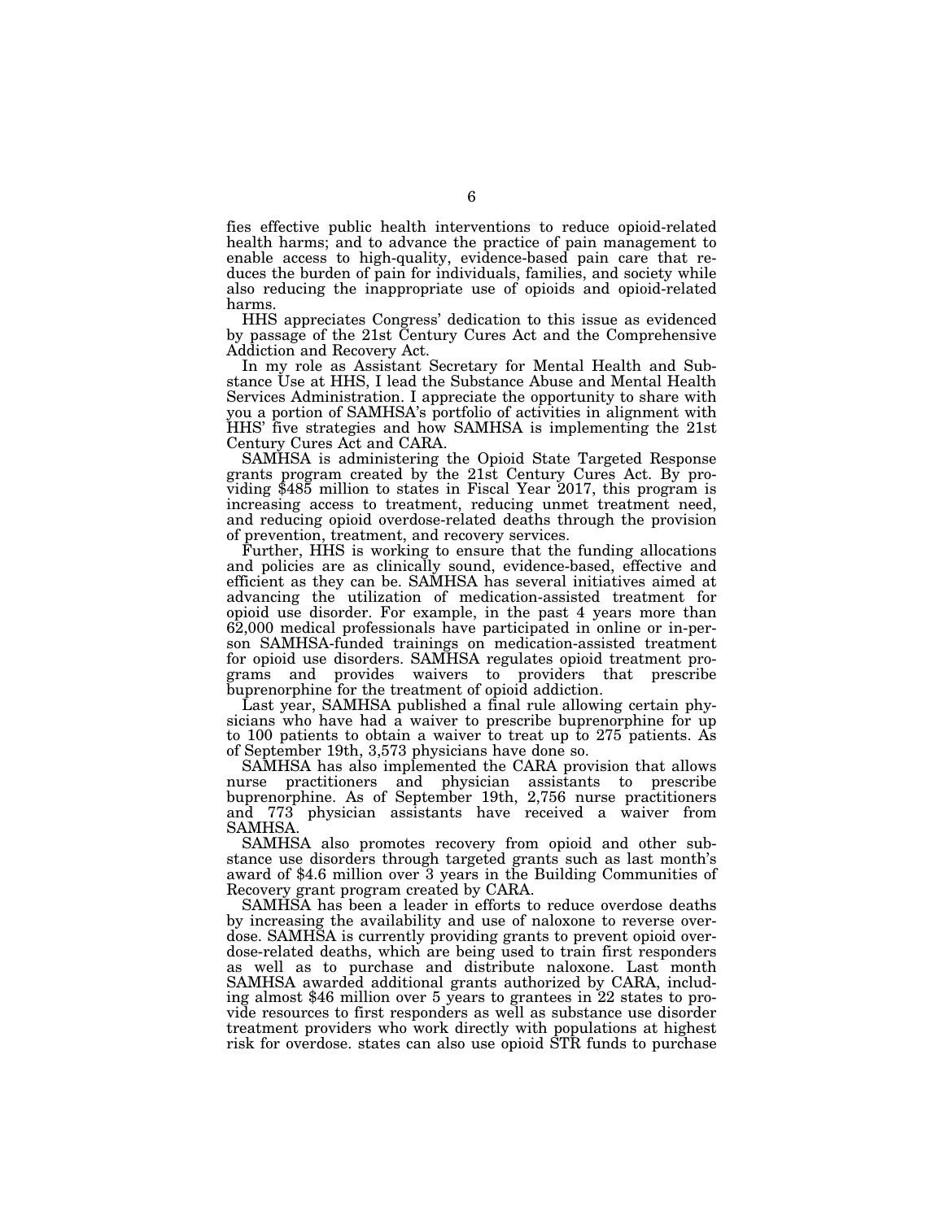fies effective public health interventions to reduce opioid-related health harms; and to advance the practice of pain management to enable access to high-quality, evidence-based pain care that reduces the burden of pain for individuals, families, and society while also reducing the inappropriate use of opioids and opioid-related harms.

HHS appreciates Congress' dedication to this issue as evidenced by passage of the 21st Century Cures Act and the Comprehensive Addiction and Recovery Act.

In my role as Assistant Secretary for Mental Health and Substance Use at HHS, I lead the Substance Abuse and Mental Health Services Administration. I appreciate the opportunity to share with you a portion of SAMHSA's portfolio of activities in alignment with HHS' five strategies and how SAMHSA is implementing the 21st Century Cures Act and CARA.

SAMHSA is administering the Opioid State Targeted Response grants program created by the 21st Century Cures Act. By providing $485 million to states in Fiscal Year 2017, this program is increasing access to treatment, reducing unmet treatment need, and reducing opioid overdose-related deaths through the provision of prevention, treatment, and recovery services.

Further, HHS is working to ensure that the funding allocations and policies are as clinically sound, evidence-based, effective and efficient as they can be. SAMHSA has several initiatives aimed at advancing the utilization of medication-assisted treatment for opioid use disorder. For example, in the past 4 years more than 62,000 medical professionals have participated in online or in-person SAMHSA-funded trainings on medication-assisted treatment for opioid use disorders. SAMHSA regulates opioid treatment programs and provides waivers to providers that prescribe buprenorphine for the treatment of opioid addiction.

Last year, SAMHSA published a final rule allowing certain physicians who have had a waiver to prescribe buprenorphine for up to 100 patients to obtain a waiver to treat up to 275 patients. As of September 19th, 3,573 physicians have done so.

SAMHSA has also implemented the CARA provision that allows nurse practitioners and physician assistants to prescribe buprenorphine. As of September 19th, 2,756 nurse practitioners and 773 physician assistants have received a waiver from SAMHSA.

SAMHSA also promotes recovery from opioid and other substance use disorders through targeted grants such as last month's award of $4.6 million over 3 years in the Building Communities of Recovery grant program created by CARA.

SAMHSA has been a leader in efforts to reduce overdose deaths by increasing the availability and use of naloxone to reverse overdose. SAMHSA is currently providing grants to prevent opioid overdose-related deaths, which are being used to train first responders as well as to purchase and distribute naloxone. Last month SAMHSA awarded additional grants authorized by CARA, including almost $46 million over 5 years to grantees in 22 states to provide resources to first responders as well as substance use disorder treatment providers who work directly with populations at highest risk for overdose. states can also use opioid STR funds to purchase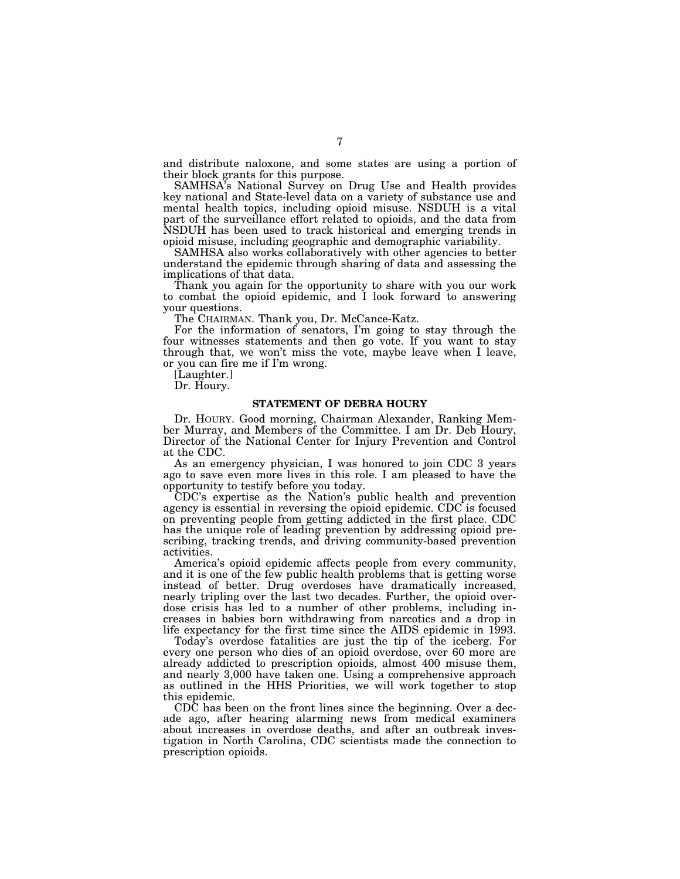and distribute naloxone, and some states are using a portion of their block grants for this purpose.

SAMHSA's National Survey on Drug Use and Health provides key national and State-level data on a variety of substance use and mental health topics, including opioid misuse. NSDUH is a vital part of the surveillance effort related to opioids, and the data from NSDUH has been used to track historical and emerging trends in opioid misuse, including geographic and demographic variability.

SAMHSA also works collaboratively with other agencies to better understand the epidemic through sharing of data and assessing the implications of that data.

Thank you again for the opportunity to share with you our work to combat the opioid epidemic, and I look forward to answering your questions.

The CHAIRMAN. Thank you, Dr. McCance-Katz.

For the information of senators, I'm going to stay through the four witnesses statements and then go vote. If you want to stay through that, we won't miss the vote, maybe leave when I leave, or you can fire me if I'm wrong.

[Laughter.]

Dr. Houry.

## STATEMENT OF DEBRA HOURY

Dr. HOURY. Good morning, Chairman Alexander, Ranking Member Murray, and Members of the Committee. I am Dr. Deb Houry, Director of the National Center for Injury Prevention and Control at the CDC.

As an emergency physician, I was honored to join CDC 3 years ago to save even more lives in this role. I am pleased to have the opportunity to testify before you today.

CDC's expertise as the Nation's public health and prevention agency is essential in reversing the opioid epidemic. CDC is focused on preventing people from getting addicted in the first place. CDC has the unique role of leading prevention by addressing opioid prescribing, tracking trends, and driving community-based prevention activities.

America's opioid epidemic affects people from every community, and it is one of the few public health problems that is getting worse instead of better. Drug overdoses have dramatically increased, nearly tripling over the last two decades. Further, the opioid overdose crisis has led to a number of other problems, including increases in babies born withdrawing from narcotics and a drop in life expectancy for the first time since the AIDS epidemic in 1993.

Today's overdose fatalities are just the tip of the iceberg. For every one person who dies of an opioid overdose, over 60 more are already addicted to prescription opioids, almost 400 misuse them, and nearly 3,000 have taken one. Using a comprehensive approach as outlined in the HHS Priorities, we will work together to stop this epidemic.

CDC has been on the front lines since the beginning. Over a decade ago, after hearing alarming news from medical examiners about increases in overdose deaths, and after an outbreak investigation in North Carolina, CDC scientists made the connection to prescription opioids.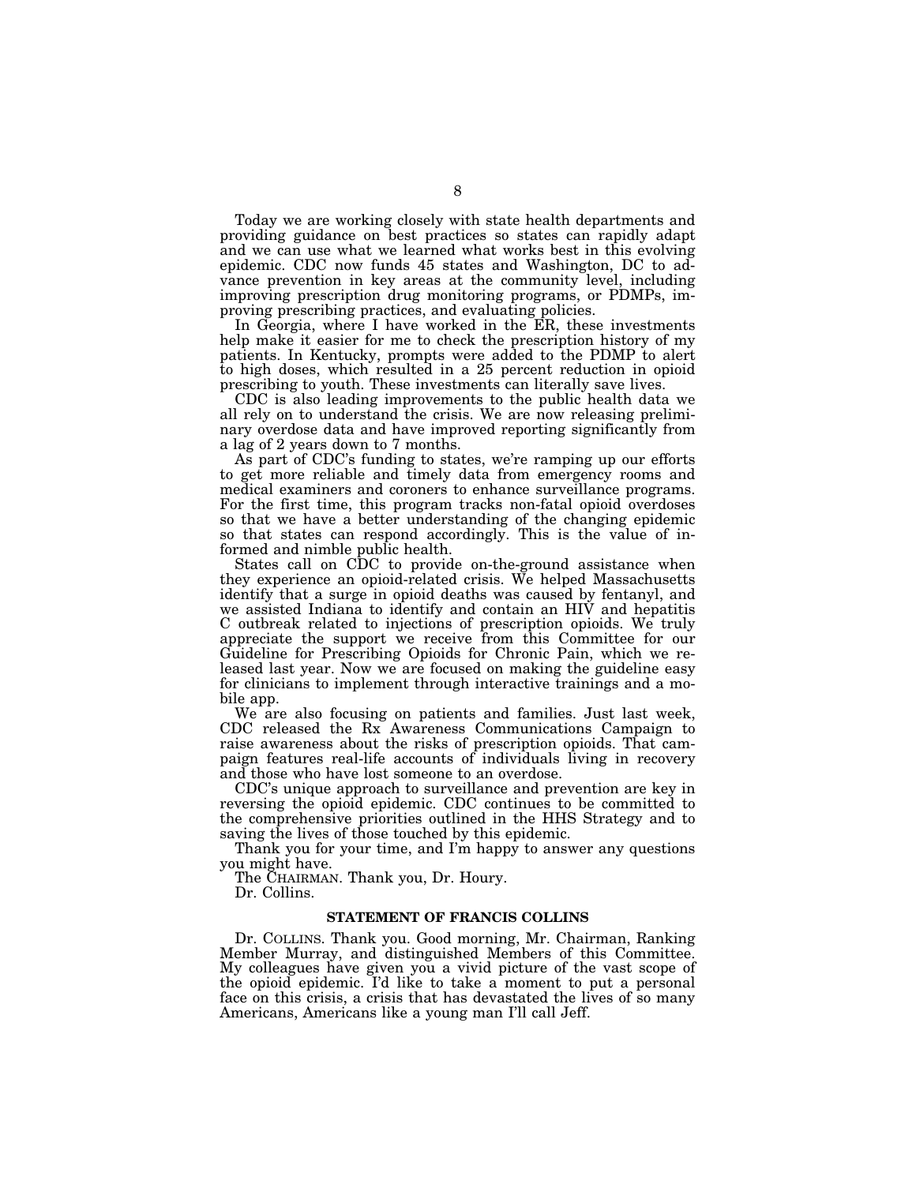Today we are working closely with state health departments and providing guidance on best practices so states can rapidly adapt and we can use what we learned what works best in this evolving epidemic. CDC now funds 45 states and Washington, DC to advance prevention in key areas at the community level, including improving prescription drug monitoring programs, or PDMPs, improving prescribing practices, and evaluating policies.

In Georgia, where I have worked in the ER, these investments help make it easier for me to check the prescription history of my patients. In Kentucky, prompts were added to the PDMP to alert to high doses, which resulted in a 25 percent reduction in opioid prescribing to youth. These investments can literally save lives.

CDC is also leading improvements to the public health data we all rely on to understand the crisis. We are now releasing preliminary overdose data and have improved reporting significantly from a lag of 2 years down to 7 months.

As part of CDC's funding to states, we're ramping up our efforts to get more reliable and timely data from emergency rooms and medical examiners and coroners to enhance surveillance programs. For the first time, this program tracks non-fatal opioid overdoses so that we have a better understanding of the changing epidemic so that states can respond accordingly. This is the value of informed and nimble public health.

States call on CDC to provide on-the-ground assistance when they experience an opioid-related crisis. We helped Massachusetts identify that a surge in opioid deaths was caused by fentanyl, and we assisted Indiana to identify and contain an HIV and hepatitis C outbreak related to injections of prescription opioids. We truly appreciate the support we receive from this Committee for our Guideline for Prescribing Opioids for Chronic Pain, which we released last year. Now we are focused on making the guideline easy for clinicians to implement through interactive trainings and a mobile app.

We are also focusing on patients and families. Just last week, CDC released the Rx Awareness Communications Campaign to raise awareness about the risks of prescription opioids. That campaign features real-life accounts of individuals living in recovery and those who have lost someone to an overdose.

CDC's unique approach to surveillance and prevention are key in reversing the opioid epidemic. CDC continues to be committed to the comprehensive priorities outlined in the HHS Strategy and to saving the lives of those touched by this epidemic.

Thank you for your time, and I'm happy to answer any questions you might have.

The CHAIRMAN. Thank you, Dr. Houry.

Dr. Collins.

## STATEMENT OF FRANCIS COLLINS

Dr. COLLINS. Thank you. Good morning, Mr. Chairman, Ranking Member Murray, and distinguished Members of this Committee. My colleagues have given you a vivid picture of the vast scope of the opioid epidemic. I'd like to take a moment to put a personal face on this crisis, a crisis that has devastated the lives of so many Americans, Americans like a young man I'll call Jeff.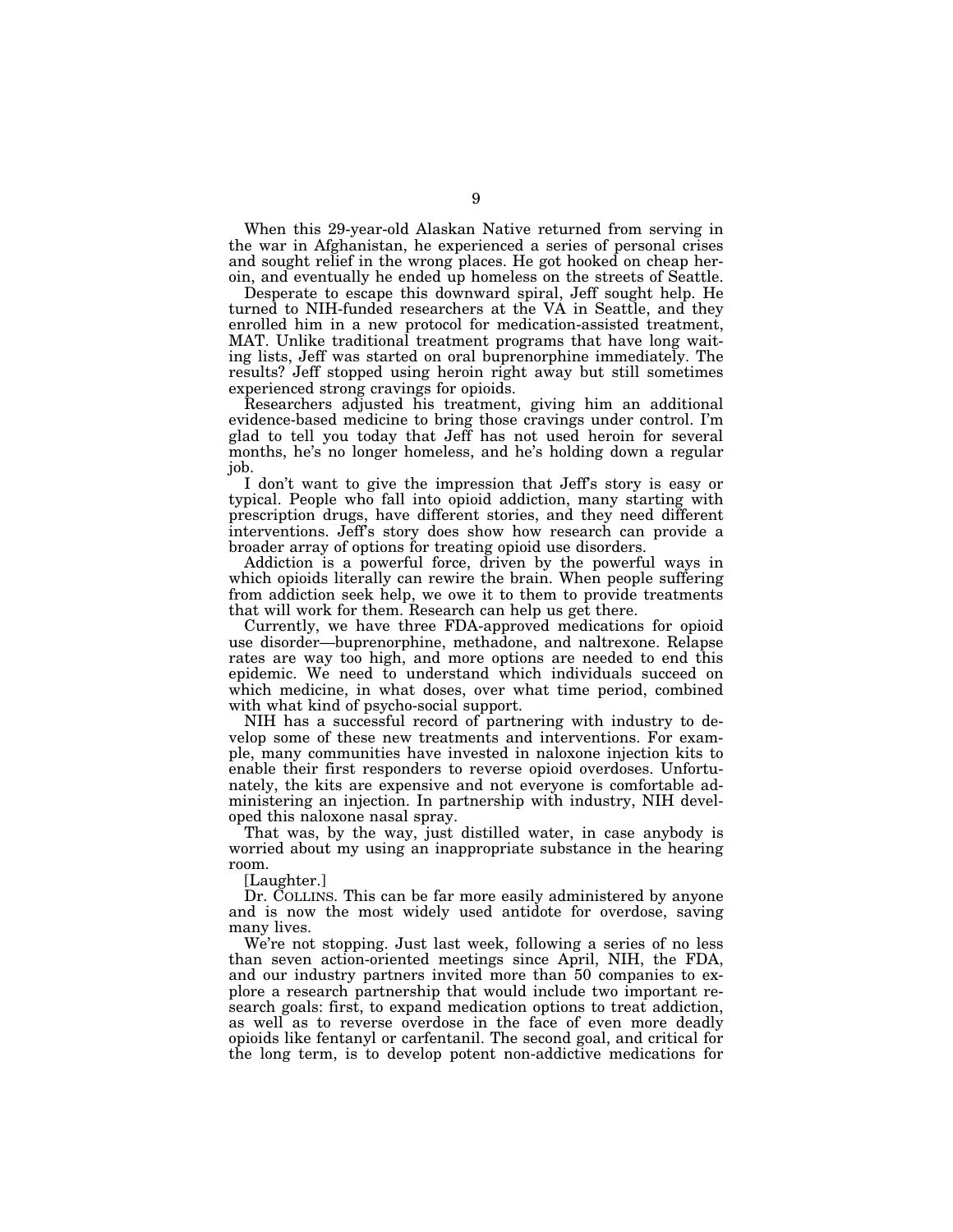When this 29-year-old Alaskan Native returned from serving in the war in Afghanistan, he experienced a series of personal crises and sought relief in the wrong places. He got hooked on cheap heroin, and eventually he ended up homeless on the streets of Seattle.

Desperate to escape this downward spiral, Jeff sought help. He turned to NIH-funded researchers at the VA in Seattle, and they enrolled him in a new protocol for medication-assisted treatment, MAT. Unlike traditional treatment programs that have long waiting lists, Jeff was started on oral buprenorphine immediately. The results? Jeff stopped using heroin right away but still sometimes experienced strong cravings for opioids.

Researchers adjusted his treatment, giving him an additional evidence-based medicine to bring those cravings under control. I'm glad to tell you today that Jeff has not used heroin for several months, he's no longer homeless, and he's holding down a regular job.

I don't want to give the impression that Jeff's story is easy or typical. People who fall into opioid addiction, many starting with prescription drugs, have different stories, and they need different interventions. Jeff's story does show how research can provide a broader array of options for treating opioid use disorders.

Addiction is a powerful force, driven by the powerful ways in which opioids literally can rewire the brain. When people suffering from addiction seek help, we owe it to them to provide treatments that will work for them. Research can help us get there.

Currently, we have three FDA-approved medications for opioid use disorder—buprenorphine, methadone, and naltrexone. Relapse rates are way too high, and more options are needed to end this epidemic. We need to understand which individuals succeed on which medicine, in what doses, over what time period, combined with what kind of psycho-social support.

NIH has a successful record of partnering with industry to develop some of these new treatments and interventions. For example, many communities have invested in naloxone injection kits to enable their first responders to reverse opioid overdoses. Unfortunately, the kits are expensive and not everyone is comfortable administering an injection. In partnership with industry, NIH developed this naloxone nasal spray.

That was, by the way, just distilled water, in case anybody is worried about my using an inappropriate substance in the hearing room.

[Laughter.]

Dr. COLLINS. This can be far more easily administered by anyone and is now the most widely used antidote for overdose, saving many lives.

We're not stopping. Just last week, following a series of no less than seven action-oriented meetings since April, NIH, the FDA, and our industry partners invited more than 50 companies to explore a research partnership that would include two important research goals: first, to expand medication options to treat addiction, as well as to reverse overdose in the face of even more deadly opioids like fentanyl or carfentanil. The second goal, and critical for the long term, is to develop potent non-addictive medications for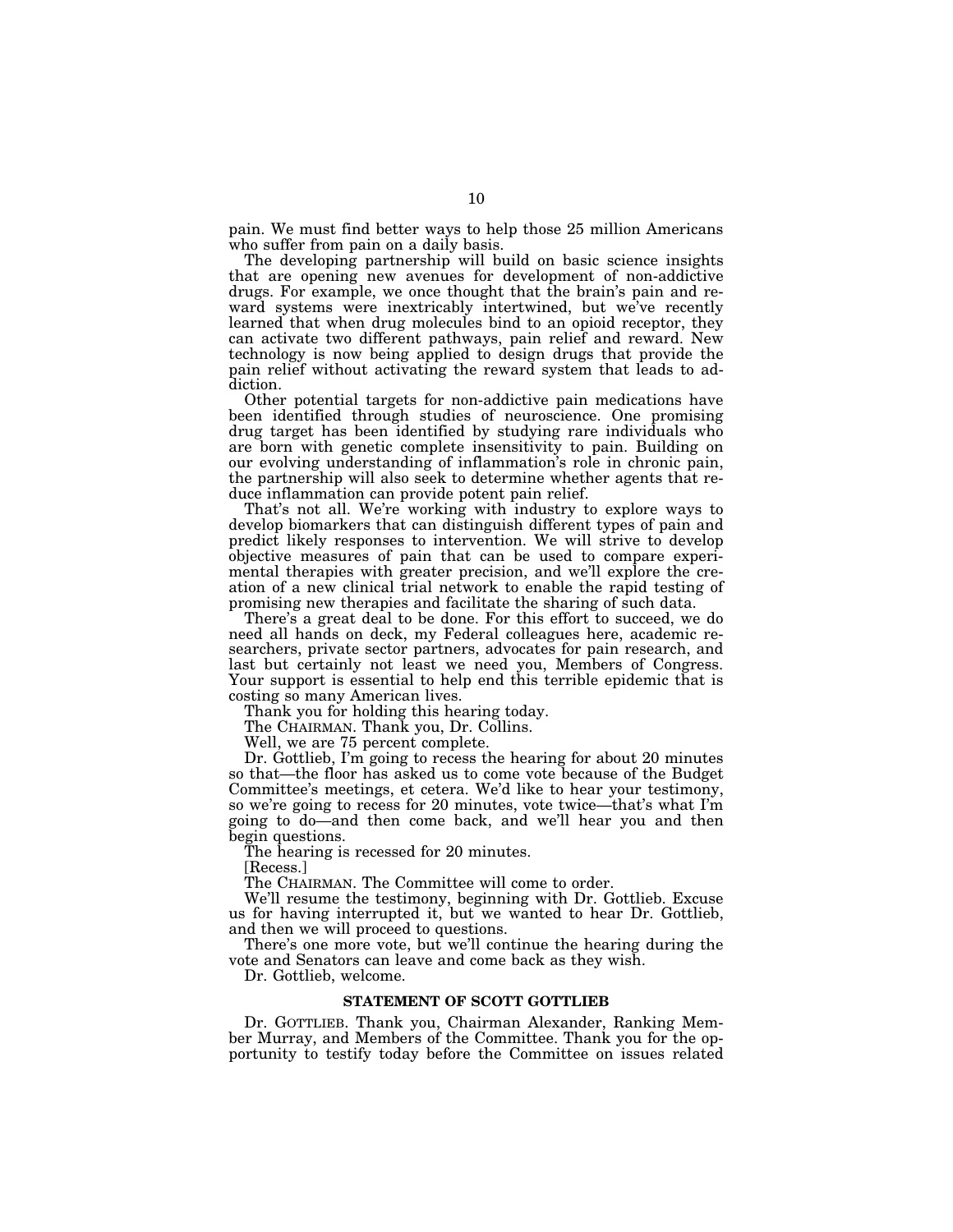pain. We must find better ways to help those 25 million Americans who suffer from pain on a daily basis.

The developing partnership will build on basic science insights that are opening new avenues for development of non-addictive drugs. For example, we once thought that the brain's pain and reward systems were inextricably intertwined, but we've recently learned that when drug molecules bind to an opioid receptor, they can activate two different pathways, pain relief and reward. New technology is now being applied to design drugs that provide the pain relief without activating the reward system that leads to addiction.

Other potential targets for non-addictive pain medications have been identified through studies of neuroscience. One promising drug target has been identified by studying rare individuals who are born with genetic complete insensitivity to pain. Building on our evolving understanding of inflammation's role in chronic pain, the partnership will also seek to determine whether agents that reduce inflammation can provide potent pain relief.

That's not all. We're working with industry to explore ways to develop biomarkers that can distinguish different types of pain and predict likely responses to intervention. We will strive to develop objective measures of pain that can be used to compare experimental therapies with greater precision, and we'll explore the creation of a new clinical trial network to enable the rapid testing of promising new therapies and facilitate the sharing of such data.

There's a great deal to be done. For this effort to succeed, we do need all hands on deck, my Federal colleagues here, academic researchers, private sector partners, advocates for pain research, and last but certainly not least we need you, Members of Congress. Your support is essential to help end this terrible epidemic that is costing so many American lives.

Thank you for holding this hearing today.

The CHAIRMAN. Thank you, Dr. Collins.

Well, we are 75 percent complete.

Dr. Gottlieb, I'm going to recess the hearing for about 20 minutes so that—the floor has asked us to come vote because of the Budget Committee's meetings, et cetera. We'd like to hear your testimony, so we're going to recess for 20 minutes, vote twice—that's what I'm going to do—and then come back, and we'll hear you and then begin questions.

The hearing is recessed for 20 minutes.

[Recess.]

The CHAIRMAN. The Committee will come to order.

We'll resume the testimony, beginning with Dr. Gottlieb. Excuse us for having interrupted it, but we wanted to hear Dr. Gottlieb, and then we will proceed to questions.

There's one more vote, but we'll continue the hearing during the vote and Senators can leave and come back as they wish.

Dr. Gottlieb, welcome.

## STATEMENT OF SCOTT GOTTLIEB

Dr. GOTTLIEB. Thank you, Chairman Alexander, Ranking Member Murray, and Members of the Committee. Thank you for the opportunity to testify today before the Committee on issues related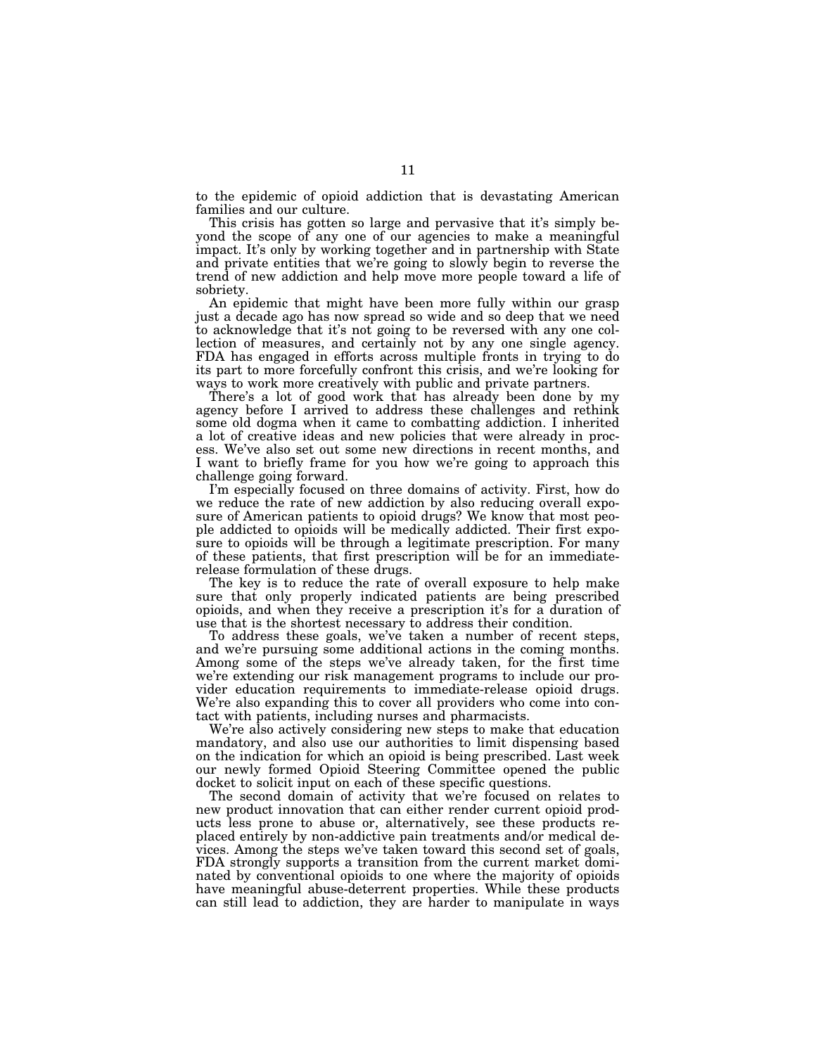to the epidemic of opioid addiction that is devastating American families and our culture.

This crisis has gotten so large and pervasive that it's simply beyond the scope of any one of our agencies to make a meaningful impact. It's only by working together and in partnership with State and private entities that we're going to slowly begin to reverse the trend of new addiction and help move more people toward a life of sobriety.

An epidemic that might have been more fully within our grasp just a decade ago has now spread so wide and so deep that we need to acknowledge that it's not going to be reversed with any one collection of measures, and certainly not by any one single agency. FDA has engaged in efforts across multiple fronts in trying to do its part to more forcefully confront this crisis, and we're looking for ways to work more creatively with public and private partners.

There's a lot of good work that has already been done by my agency before I arrived to address these challenges and rethink some old dogma when it came to combatting addiction. I inherited a lot of creative ideas and new policies that were already in process. We've also set out some new directions in recent months, and I want to briefly frame for you how we're going to approach this challenge going forward.

I'm especially focused on three domains of activity. First, how do we reduce the rate of new addiction by also reducing overall exposure of American patients to opioid drugs? We know that most people addicted to opioids will be medically addicted. Their first exposure to opioids will be through a legitimate prescription. For many of these patients, that first prescription will be for an immediate-release formulation of these drugs.

The key is to reduce the rate of overall exposure to help make sure that only properly indicated patients are being prescribed opioids, and when they receive a prescription it's for a duration of use that is the shortest necessary to address their condition.

To address these goals, we've taken a number of recent steps, and we're pursuing some additional actions in the coming months. Among some of the steps we've already taken, for the first time we're extending our risk management programs to include our provider education requirements to immediate-release opioid drugs. We're also expanding this to cover all providers who come into contact with patients, including nurses and pharmacists.

We're also actively considering new steps to make that education mandatory, and also use our authorities to limit dispensing based on the indication for which an opioid is being prescribed. Last week our newly formed Opioid Steering Committee opened the public docket to solicit input on each of these specific questions.

The second domain of activity that we're focused on relates to new product innovation that can either render current opioid products less prone to abuse or, alternatively, see these products replaced entirely by non-addictive pain treatments and/or medical devices. Among the steps we've taken toward this second set of goals, FDA strongly supports a transition from the current market dominated by conventional opioids to one where the majority of opioids have meaningful abuse-deterrent properties. While these products can still lead to addiction, they are harder to manipulate in ways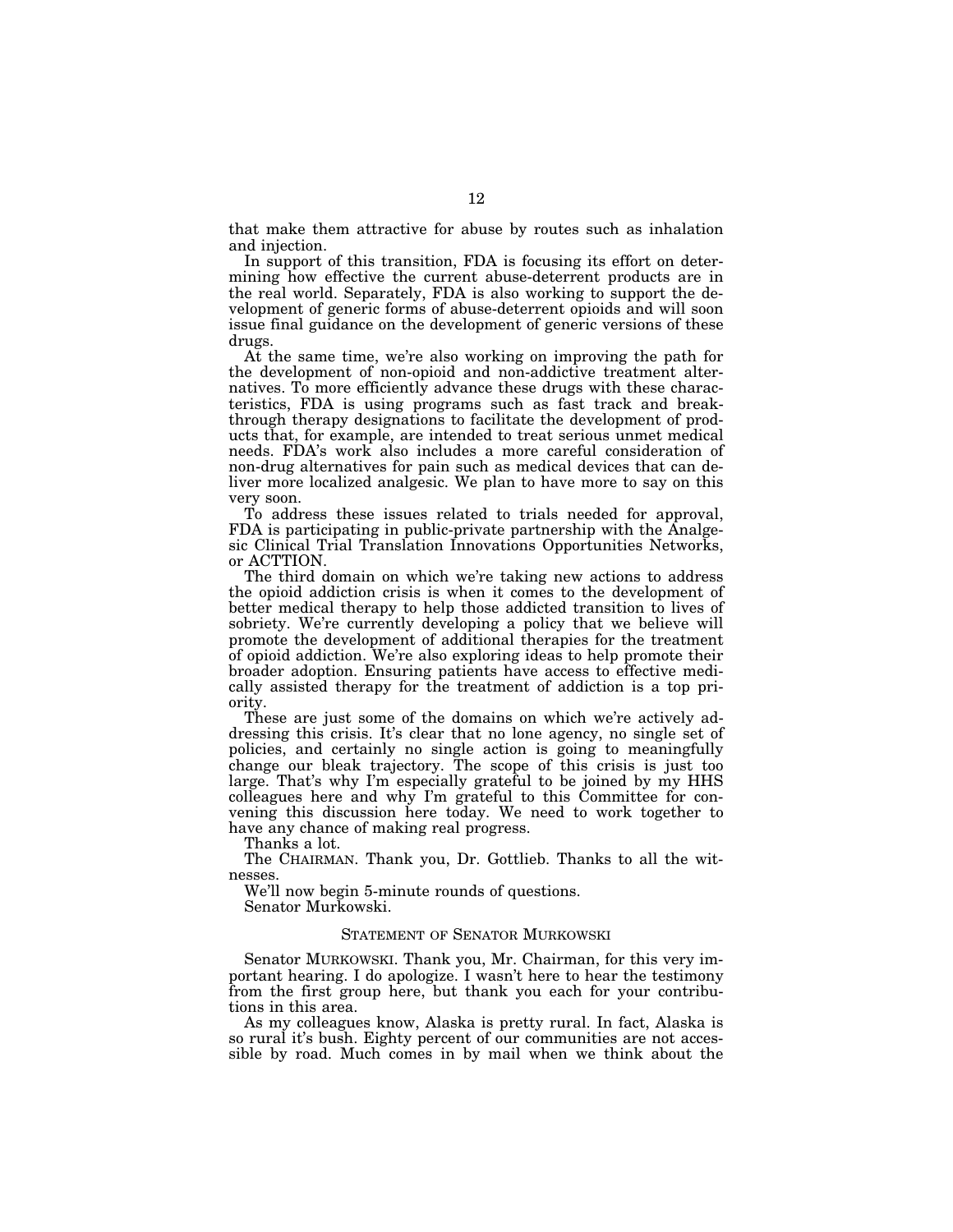that make them attractive for abuse by routes such as inhalation and injection.

In support of this transition, FDA is focusing its effort on determining how effective the current abuse-deterrent products are in the real world. Separately, FDA is also working to support the development of generic forms of abuse-deterrent opioids and will soon issue final guidance on the development of generic versions of these drugs.

At the same time, we're also working on improving the path for the development of non-opioid and non-addictive treatment alternatives. To more efficiently advance these drugs with these characteristics, FDA is using programs such as fast track and breakthrough therapy designations to facilitate the development of products that, for example, are intended to treat serious unmet medical needs. FDA's work also includes a more careful consideration of non-drug alternatives for pain such as medical devices that can deliver more localized analgesic. We plan to have more to say on this very soon.

To address these issues related to trials needed for approval, FDA is participating in public-private partnership with the Analgesic Clinical Trial Translation Innovations Opportunities Networks, or ACTTION.

The third domain on which we're taking new actions to address the opioid addiction crisis is when it comes to the development of better medical therapy to help those addicted transition to lives of sobriety. We're currently developing a policy that we believe will promote the development of additional therapies for the treatment of opioid addiction. We're also exploring ideas to help promote their broader adoption. Ensuring patients have access to effective medically assisted therapy for the treatment of addiction is a top priority.

These are just some of the domains on which we're actively addressing this crisis. It's clear that no lone agency, no single set of policies, and certainly no single action is going to meaningfully change our bleak trajectory. The scope of this crisis is just too large. That's why I'm especially grateful to be joined by my HHS colleagues here and why I'm grateful to this Committee for convening this discussion here today. We need to work together to have any chance of making real progress.

Thanks a lot.

The CHAIRMAN. Thank you, Dr. Gottlieb. Thanks to all the witnesses.

We'll now begin 5-minute rounds of questions.

Senator Murkowski.

## STATEMENT OF SENATOR MURKOWSKI

Senator MURKOWSKI. Thank you, Mr. Chairman, for this very important hearing. I do apologize. I wasn't here to hear the testimony from the first group here, but thank you each for your contributions in this area.

As my colleagues know, Alaska is pretty rural. In fact, Alaska is so rural it's bush. Eighty percent of our communities are not accessible by road. Much comes in by mail when we think about the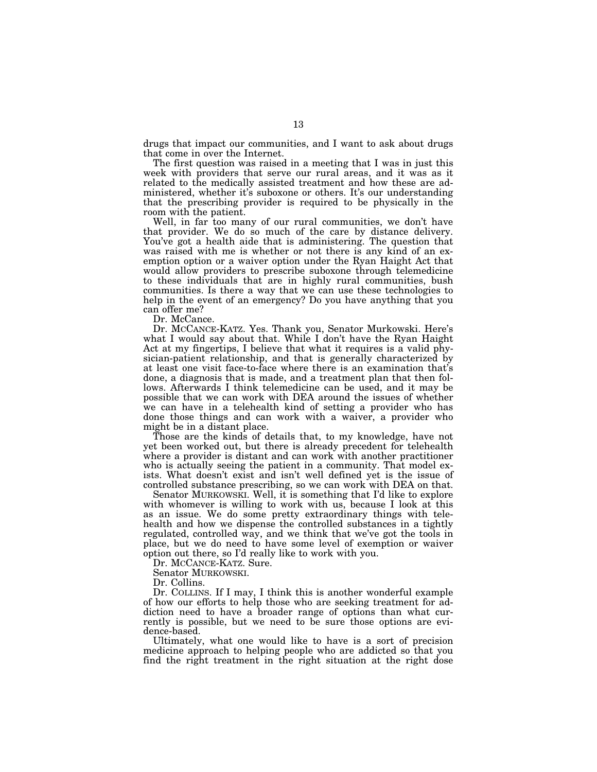drugs that impact our communities, and I want to ask about drugs that come in over the Internet.

The first question was raised in a meeting that I was in just this week with providers that serve our rural areas, and it was as it related to the medically assisted treatment and how these are administered, whether it's suboxone or others. It's our understanding that the prescribing provider is required to be physically in the room with the patient.

Well, in far too many of our rural communities, we don't have that provider. We do so much of the care by distance delivery. You've got a health aide that is administering. The question that was raised with me is whether or not there is any kind of an exemption option or a waiver option under the Ryan Haight Act that would allow providers to prescribe suboxone through telemedicine to these individuals that are in highly rural communities, bush communities. Is there a way that we can use these technologies to help in the event of an emergency? Do you have anything that you can offer me?

Dr. McCance.

Dr. MCCANCE-KATZ. Yes. Thank you, Senator Murkowski. Here's what I would say about that. While I don't have the Ryan Haight Act at my fingertips, I believe that what it requires is a valid physician-patient relationship, and that is generally characterized by at least one visit face-to-face where there is an examination that's done, a diagnosis that is made, and a treatment plan that then follows. Afterwards I think telemedicine can be used, and it may be possible that we can work with DEA around the issues of whether we can have in a telehealth kind of setting a provider who has done those things and can work with a waiver, a provider who might be in a distant place.

Those are the kinds of details that, to my knowledge, have not yet been worked out, but there is already precedent for telehealth where a provider is distant and can work with another practitioner who is actually seeing the patient in a community. That model exists. What doesn't exist and isn't well defined yet is the issue of controlled substance prescribing, so we can work with DEA on that.

Senator MURKOWSKI. Well, it is something that I'd like to explore with whomever is willing to work with us, because I look at this as an issue. We do some pretty extraordinary things with telehealth and how we dispense the controlled substances in a tightly regulated, controlled way, and we think that we've got the tools in place, but we do need to have some level of exemption or waiver option out there, so I'd really like to work with you.

Dr. MCCANCE-KATZ. Sure.

Senator MURKOWSKI.

Dr. Collins.

Dr. COLLINS. If I may, I think this is another wonderful example of how our efforts to help those who are seeking treatment for addiction need to have a broader range of options than what currently is possible, but we need to be sure those options are evidence-based.

Ultimately, what one would like to have is a sort of precision medicine approach to helping people who are addicted so that you find the right treatment in the right situation at the right dose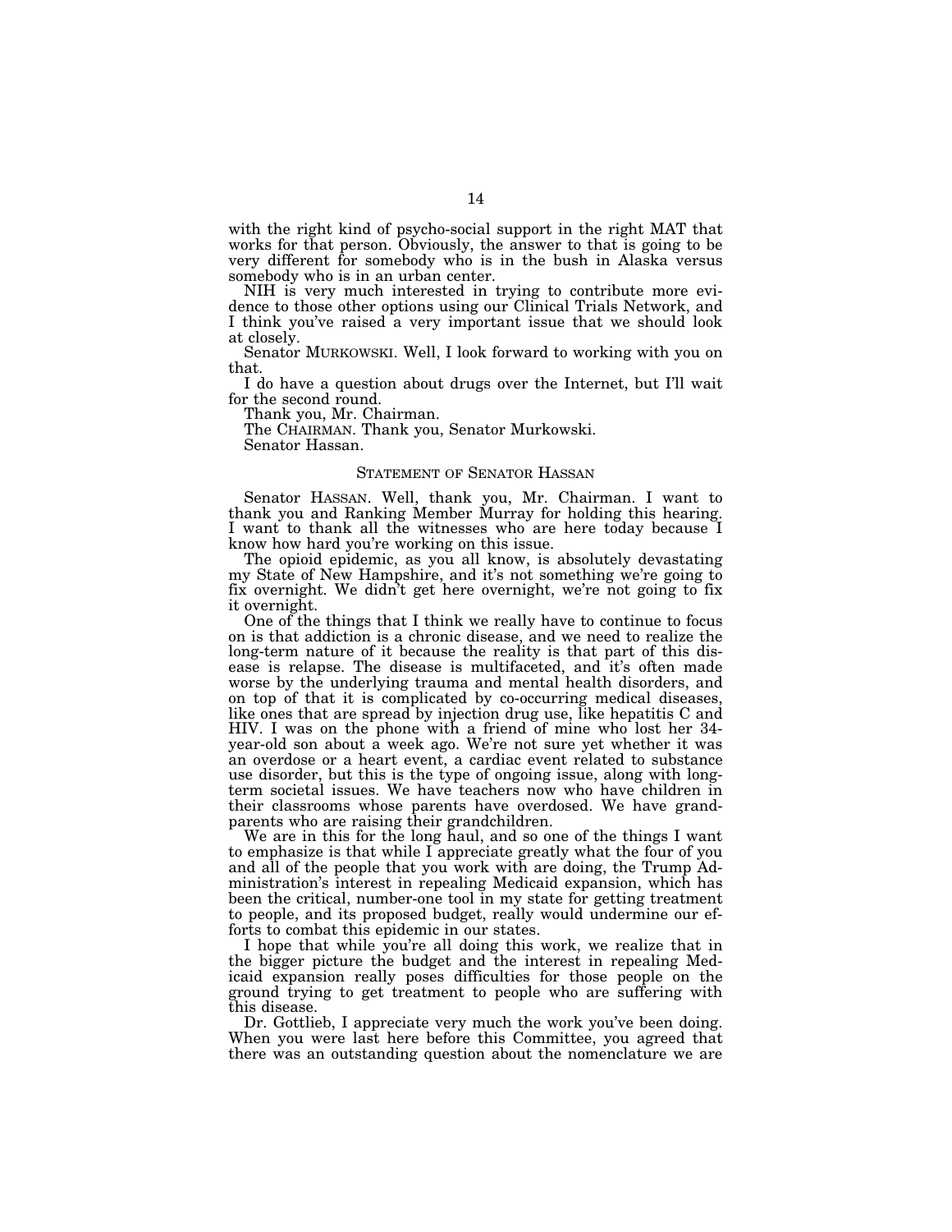with the right kind of psycho-social support in the right MAT that works for that person. Obviously, the answer to that is going to be very different for somebody who is in the bush in Alaska versus somebody who is in an urban center.

NIH is very much interested in trying to contribute more evidence to those other options using our Clinical Trials Network, and I think you've raised a very important issue that we should look at closely.

Senator MURKOWSKI. Well, I look forward to working with you on that.

I do have a question about drugs over the Internet, but I'll wait for the second round.

Thank you, Mr. Chairman.

The CHAIRMAN. Thank you, Senator Murkowski.

Senator Hassan.

## STATEMENT OF SENATOR HASSAN

Senator HASSAN. Well, thank you, Mr. Chairman. I want to thank you and Ranking Member Murray for holding this hearing. I want to thank all the witnesses who are here today because I know how hard you're working on this issue.

The opioid epidemic, as you all know, is absolutely devastating my State of New Hampshire, and it's not something we're going to fix overnight. We didn't get here overnight, we're not going to fix it overnight.

One of the things that I think we really have to continue to focus on is that addiction is a chronic disease, and we need to realize the long-term nature of it because the reality is that part of this disease is relapse. The disease is multifaceted, and it's often made worse by the underlying trauma and mental health disorders, and on top of that it is complicated by co-occurring medical diseases, like ones that are spread by injection drug use, like hepatitis C and HIV. I was on the phone with a friend of mine who lost her 34-year-old son about a week ago. We're not sure yet whether it was an overdose or a heart event, a cardiac event related to substance use disorder, but this is the type of ongoing issue, along with long-term societal issues. We have teachers now who have children in their classrooms whose parents have overdosed. We have grandparents who are raising their grandchildren.

We are in this for the long haul, and so one of the things I want to emphasize is that while I appreciate greatly what the four of you and all of the people that you work with are doing, the Trump Administration's interest in repealing Medicaid expansion, which has been the critical, number-one tool in my state for getting treatment to people, and its proposed budget, really would undermine our efforts to combat this epidemic in our states.

I hope that while you're all doing this work, we realize that in the bigger picture the budget and the interest in repealing Medicaid expansion really poses difficulties for those people on the ground trying to get treatment to people who are suffering with this disease.

Dr. Gottlieb, I appreciate very much the work you've been doing. When you were last here before this Committee, you agreed that there was an outstanding question about the nomenclature we are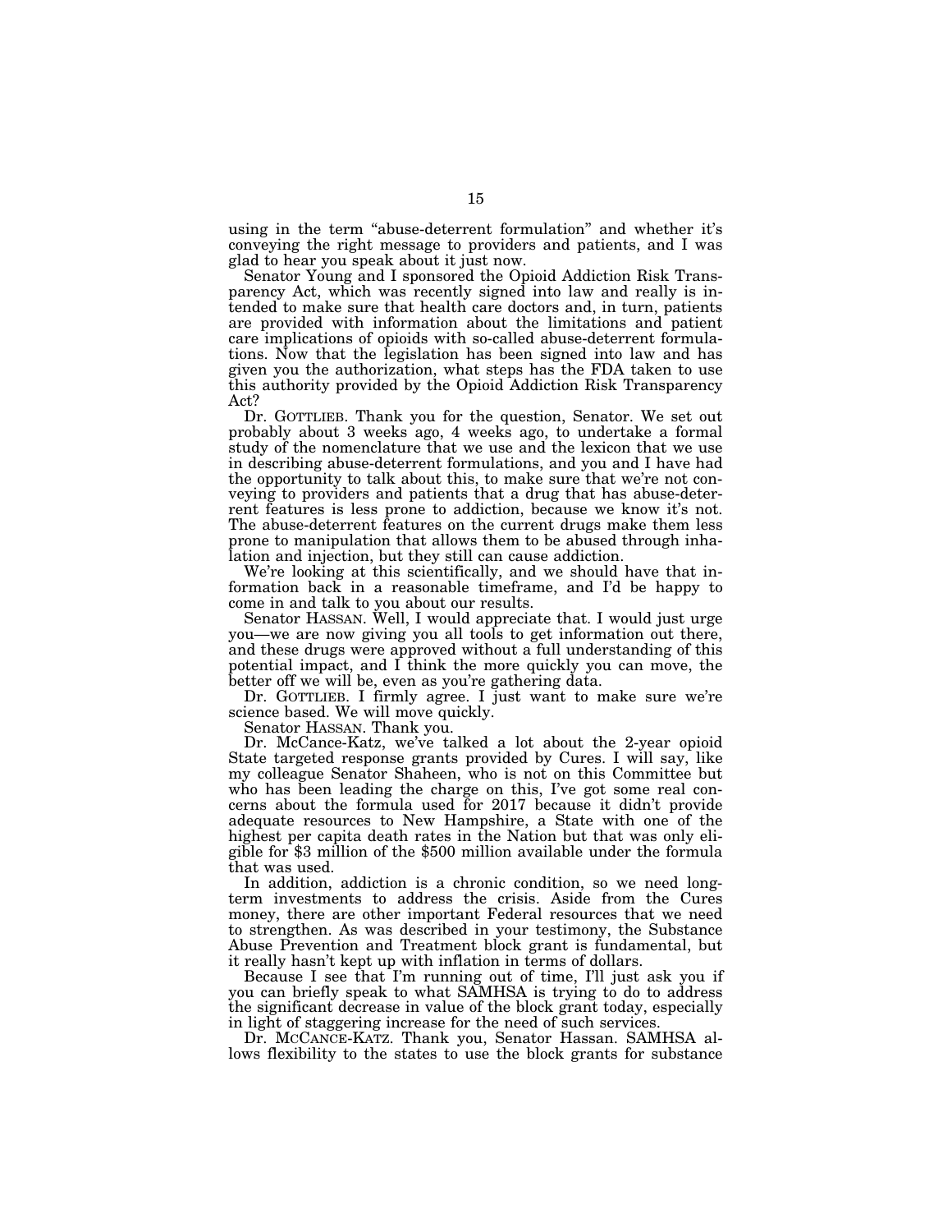using in the term "abuse-deterrent formulation" and whether it's conveying the right message to providers and patients, and I was glad to hear you speak about it just now.

Senator Young and I sponsored the Opioid Addiction Risk Transparency Act, which was recently signed into law and really is intended to make sure that health care doctors and, in turn, patients are provided with information about the limitations and patient care implications of opioids with so-called abuse-deterrent formulations. Now that the legislation has been signed into law and has given you the authorization, what steps has the FDA taken to use this authority provided by the Opioid Addiction Risk Transparency Act?

Dr. GOTTLIEB. Thank you for the question, Senator. We set out probably about 3 weeks ago, 4 weeks ago, to undertake a formal study of the nomenclature that we use and the lexicon that we use in describing abuse-deterrent formulations, and you and I have had the opportunity to talk about this, to make sure that we're not conveying to providers and patients that a drug that has abuse-deterrent features is less prone to addiction, because we know it's not. The abuse-deterrent features on the current drugs make them less prone to manipulation that allows them to be abused through inhalation and injection, but they still can cause addiction.

We're looking at this scientifically, and we should have that information back in a reasonable timeframe, and I'd be happy to come in and talk to you about our results.

Senator HASSAN. Well, I would appreciate that. I would just urge you—we are now giving you all tools to get information out there, and these drugs were approved without a full understanding of this potential impact, and I think the more quickly you can move, the better off we will be, even as you're gathering data.

Dr. GOTTLIEB. I firmly agree. I just want to make sure we're science based. We will move quickly.

Senator HASSAN. Thank you.

Dr. McCance-Katz, we've talked a lot about the 2-year opioid State targeted response grants provided by Cures. I will say, like my colleague Senator Shaheen, who is not on this Committee but who has been leading the charge on this, I've got some real concerns about the formula used for 2017 because it didn't provide adequate resources to New Hampshire, a State with one of the highest per capita death rates in the Nation but that was only eligible for $3 million of the $500 million available under the formula that was used.

In addition, addiction is a chronic condition, so we need long-term investments to address the crisis. Aside from the Cures money, there are other important Federal resources that we need to strengthen. As was described in your testimony, the Substance Abuse Prevention and Treatment block grant is fundamental, but it really hasn't kept up with inflation in terms of dollars.

Because I see that I'm running out of time, I'll just ask you if you can briefly speak to what SAMHSA is trying to do to address the significant decrease in value of the block grant today, especially in light of staggering increase for the need of such services.

Dr. MCCANCE-KATZ. Thank you, Senator Hassan. SAMHSA allows flexibility to the states to use the block grants for substance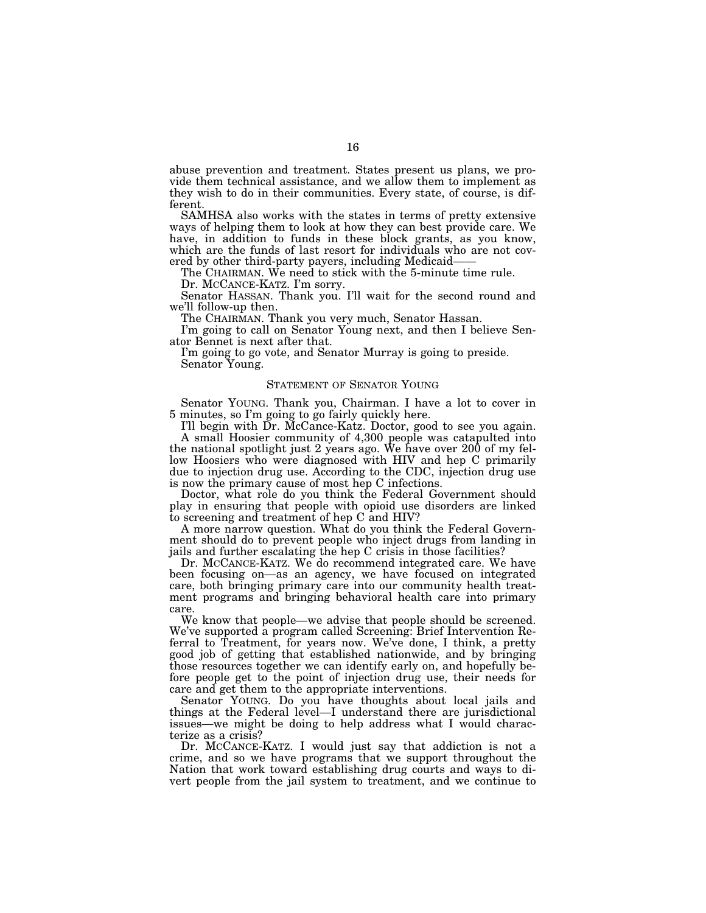abuse prevention and treatment. States present us plans, we provide them technical assistance, and we allow them to implement as they wish to do in their communities. Every state, of course, is different.

SAMHSA also works with the states in terms of pretty extensive ways of helping them to look at how they can best provide care. We have, in addition to funds in these block grants, as you know, which are the funds of last resort for individuals who are not covered by other third-party payers, including Medicaid——

The CHAIRMAN. We need to stick with the 5-minute time rule.

Dr. MCCANCE-KATZ. I'm sorry.

Senator HASSAN. Thank you. I'll wait for the second round and we'll follow-up then.

The CHAIRMAN. Thank you very much, Senator Hassan.

I'm going to call on Senator Young next, and then I believe Senator Bennet is next after that.

I'm going to go vote, and Senator Murray is going to preside.

Senator Young.

## STATEMENT OF SENATOR YOUNG

Senator YOUNG. Thank you, Chairman. I have a lot to cover in 5 minutes, so I'm going to go fairly quickly here.

I'll begin with Dr. McCance-Katz. Doctor, good to see you again.

A small Hoosier community of 4,300 people was catapulted into the national spotlight just 2 years ago. We have over 200 of my fellow Hoosiers who were diagnosed with HIV and hep C primarily due to injection drug use. According to the CDC, injection drug use is now the primary cause of most hep C infections.

Doctor, what role do you think the Federal Government should play in ensuring that people with opioid use disorders are linked to screening and treatment of hep C and HIV?

A more narrow question. What do you think the Federal Government should do to prevent people who inject drugs from landing in jails and further escalating the hep C crisis in those facilities?

Dr. MCCANCE-KATZ. We do recommend integrated care. We have been focusing on—as an agency, we have focused on integrated care, both bringing primary care into our community health treatment programs and bringing behavioral health care into primary care.

We know that people—we advise that people should be screened. We've supported a program called Screening: Brief Intervention Referral to Treatment, for years now. We've done, I think, a pretty good job of getting that established nationwide, and by bringing those resources together we can identify early on, and hopefully before people get to the point of injection drug use, their needs for care and get them to the appropriate interventions.

Senator YOUNG. Do you have thoughts about local jails and things at the Federal level—I understand there are jurisdictional issues—we might be doing to help address what I would characterize as a crisis?

Dr. MCCANCE-KATZ. I would just say that addiction is not a crime, and so we have programs that we support throughout the Nation that work toward establishing drug courts and ways to divert people from the jail system to treatment, and we continue to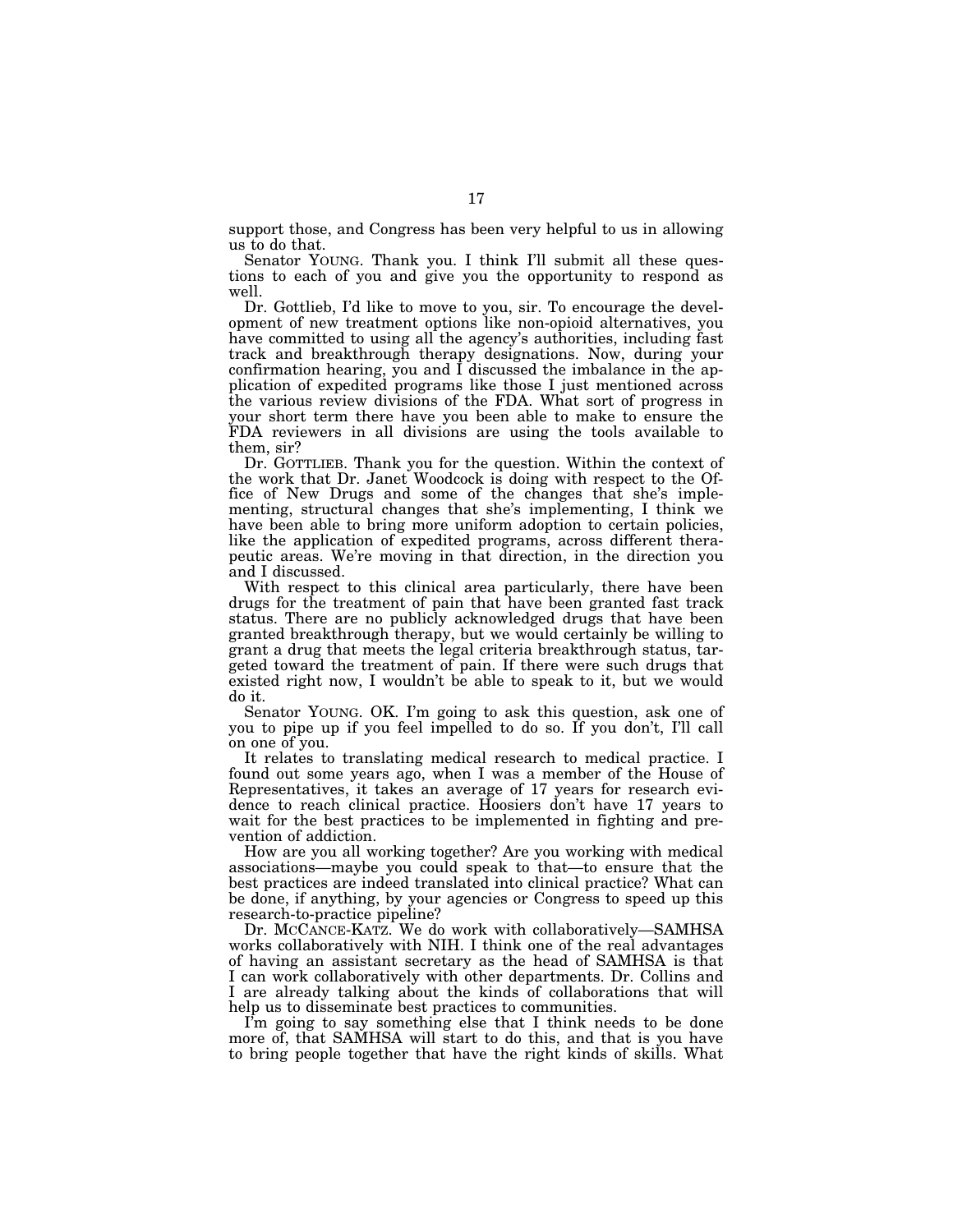support those, and Congress has been very helpful to us in allowing us to do that.

Senator YOUNG. Thank you. I think I'll submit all these questions to each of you and give you the opportunity to respond as well.

Dr. Gottlieb, I'd like to move to you, sir. To encourage the development of new treatment options like non-opioid alternatives, you have committed to using all the agency's authorities, including fast track and breakthrough therapy designations. Now, during your confirmation hearing, you and I discussed the imbalance in the application of expedited programs like those I just mentioned across the various review divisions of the FDA. What sort of progress in your short term there have you been able to make to ensure the FDA reviewers in all divisions are using the tools available to them, sir?

Dr. GOTTLIEB. Thank you for the question. Within the context of the work that Dr. Janet Woodcock is doing with respect to the Office of New Drugs and some of the changes that she's implementing, structural changes that she's implementing, I think we have been able to bring more uniform adoption to certain policies, like the application of expedited programs, across different therapeutic areas. We're moving in that direction, in the direction you and I discussed.

With respect to this clinical area particularly, there have been drugs for the treatment of pain that have been granted fast track status. There are no publicly acknowledged drugs that have been granted breakthrough therapy, but we would certainly be willing to grant a drug that meets the legal criteria breakthrough status, targeted toward the treatment of pain. If there were such drugs that existed right now, I wouldn't be able to speak to it, but we would do it.

Senator YOUNG. OK. I'm going to ask this question, ask one of you to pipe up if you feel impelled to do so. If you don't, I'll call on one of you.

It relates to translating medical research to medical practice. I found out some years ago, when I was a member of the House of Representatives, it takes an average of 17 years for research evidence to reach clinical practice. Hoosiers don't have 17 years to wait for the best practices to be implemented in fighting and prevention of addiction.

How are you all working together? Are you working with medical associations—maybe you could speak to that—to ensure that the best practices are indeed translated into clinical practice? What can be done, if anything, by your agencies or Congress to speed up this research-to-practice pipeline?

Dr. MCCANCE-KATZ. We do work with collaboratively—SAMHSA works collaboratively with NIH. I think one of the real advantages of having an assistant secretary as the head of SAMHSA is that I can work collaboratively with other departments. Dr. Collins and I are already talking about the kinds of collaborations that will help us to disseminate best practices to communities.

I'm going to say something else that I think needs to be done more of, that SAMHSA will start to do this, and that is you have to bring people together that have the right kinds of skills. What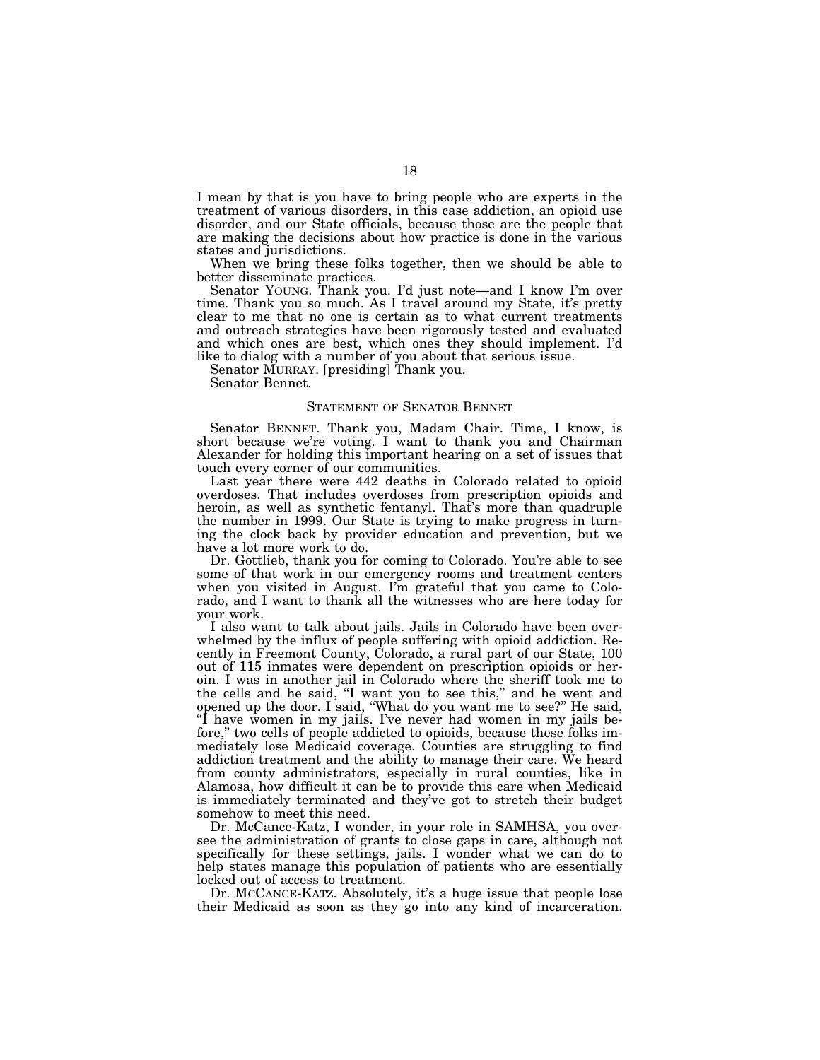I mean by that is you have to bring people who are experts in the treatment of various disorders, in this case addiction, an opioid use disorder, and our State officials, because those are the people that are making the decisions about how practice is done in the various states and jurisdictions.

When we bring these folks together, then we should be able to better disseminate practices.

Senator YOUNG. Thank you. I'd just note—and I know I'm over time. Thank you so much. As I travel around my State, it's pretty clear to me that no one is certain as to what current treatments and outreach strategies have been rigorously tested and evaluated and which ones are best, which ones they should implement. I'd like to dialog with a number of you about that serious issue.

Senator MURRAY. [presiding] Thank you.

Senator Bennet.

## STATEMENT OF SENATOR BENNET

Senator BENNET. Thank you, Madam Chair. Time, I know, is short because we're voting. I want to thank you and Chairman Alexander for holding this important hearing on a set of issues that touch every corner of our communities.

Last year there were 442 deaths in Colorado related to opioid overdoses. That includes overdoses from prescription opioids and heroin, as well as synthetic fentanyl. That's more than quadruple the number in 1999. Our State is trying to make progress in turning the clock back by provider education and prevention, but we have a lot more work to do.

Dr. Gottlieb, thank you for coming to Colorado. You're able to see some of that work in our emergency rooms and treatment centers when you visited in August. I'm grateful that you came to Colorado, and I want to thank all the witnesses who are here today for your work.

I also want to talk about jails. Jails in Colorado have been overwhelmed by the influx of people suffering with opioid addiction. Recently in Freemont County, Colorado, a rural part of our State, 100 out of 115 inmates were dependent on prescription opioids or heroin. I was in another jail in Colorado where the sheriff took me to the cells and he said, "I want you to see this," and he went and opened up the door. I said, "What do you want me to see?" He said, "I have women in my jails. I've never had women in my jails before," two cells of people addicted to opioids, because these folks immediately lose Medicaid coverage. Counties are struggling to find addiction treatment and the ability to manage their care. We heard from county administrators, especially in rural counties, like in Alamosa, how difficult it can be to provide this care when Medicaid is immediately terminated and they've got to stretch their budget somehow to meet this need.

Dr. McCance-Katz, I wonder, in your role in SAMHSA, you oversee the administration of grants to close gaps in care, although not specifically for these settings, jails. I wonder what we can do to help states manage this population of patients who are essentially locked out of access to treatment.

Dr. MCCANCE-KATZ. Absolutely, it's a huge issue that people lose their Medicaid as soon as they go into any kind of incarceration.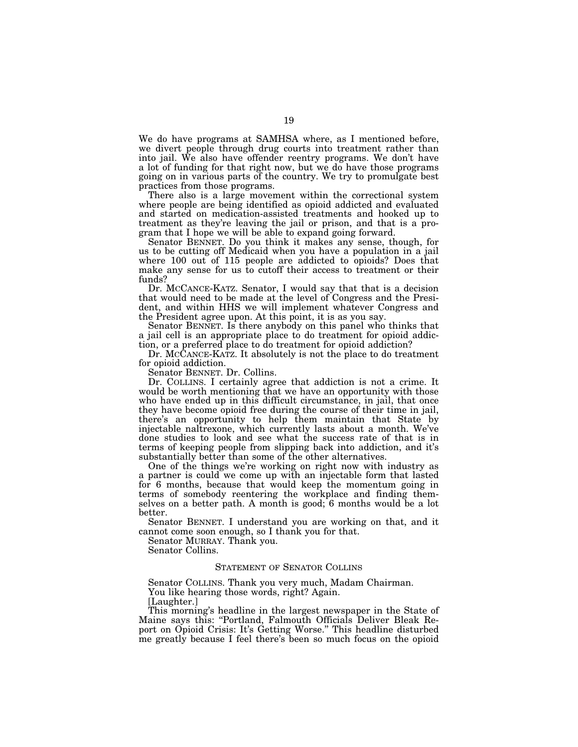We do have programs at SAMHSA where, as I mentioned before, we divert people through drug courts into treatment rather than into jail. We also have offender reentry programs. We don't have a lot of funding for that right now, but we do have those programs going on in various parts of the country. We try to promulgate best practices from those programs.

There also is a large movement within the correctional system where people are being identified as opioid addicted and evaluated and started on medication-assisted treatments and hooked up to treatment as they're leaving the jail or prison, and that is a program that I hope we will be able to expand going forward.

Senator BENNET. Do you think it makes any sense, though, for us to be cutting off Medicaid when you have a population in a jail where 100 out of 115 people are addicted to opioids? Does that make any sense for us to cutoff their access to treatment or their funds?

Dr. MCCANCE-KATZ. Senator, I would say that that is a decision that would need to be made at the level of Congress and the President, and within HHS we will implement whatever Congress and the President agree upon. At this point, it is as you say.

Senator BENNET. Is there anybody on this panel who thinks that a jail cell is an appropriate place to do treatment for opioid addiction, or a preferred place to do treatment for opioid addiction?

Dr. MCCANCE-KATZ. It absolutely is not the place to do treatment for opioid addiction.

Senator BENNET. Dr. Collins.

Dr. COLLINS. I certainly agree that addiction is not a crime. It would be worth mentioning that we have an opportunity with those who have ended up in this difficult circumstance, in jail, that once they have become opioid free during the course of their time in jail, there's an opportunity to help them maintain that State by injectable naltrexone, which currently lasts about a month. We've done studies to look and see what the success rate of that is in terms of keeping people from slipping back into addiction, and it's substantially better than some of the other alternatives.

One of the things we're working on right now with industry as a partner is could we come up with an injectable form that lasted for 6 months, because that would keep the momentum going in terms of somebody reentering the workplace and finding themselves on a better path. A month is good; 6 months would be a lot better.

Senator BENNET. I understand you are working on that, and it cannot come soon enough, so I thank you for that.

Senator MURRAY. Thank you.

Senator Collins.

## STATEMENT OF SENATOR COLLINS

Senator COLLINS. Thank you very much, Madam Chairman.

You like hearing those words, right? Again.

[Laughter.]

This morning's headline in the largest newspaper in the State of Maine says this: "Portland, Falmouth Officials Deliver Bleak Report on Opioid Crisis: It's Getting Worse." This headline disturbed me greatly because I feel there's been so much focus on the opioid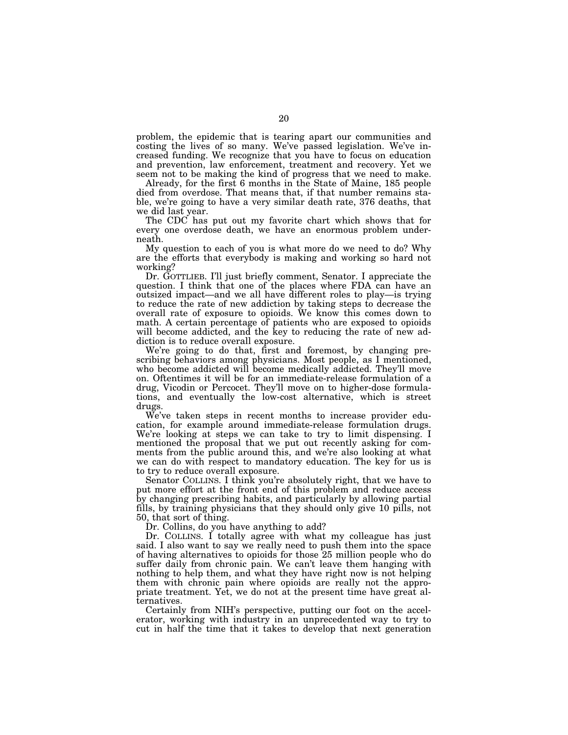problem, the epidemic that is tearing apart our communities and costing the lives of so many. We've passed legislation. We've increased funding. We recognize that you have to focus on education and prevention, law enforcement, treatment and recovery. Yet we seem not to be making the kind of progress that we need to make.

Already, for the first 6 months in the State of Maine, 185 people died from overdose. That means that, if that number remains stable, we're going to have a very similar death rate, 376 deaths, that we did last year.

The CDC has put out my favorite chart which shows that for every one overdose death, we have an enormous problem underneath.

My question to each of you is what more do we need to do? Why are the efforts that everybody is making and working so hard not working?

Dr. GOTTLIEB. I'll just briefly comment, Senator. I appreciate the question. I think that one of the places where FDA can have an outsized impact—and we all have different roles to play—is trying to reduce the rate of new addiction by taking steps to decrease the overall rate of exposure to opioids. We know this comes down to math. A certain percentage of patients who are exposed to opioids will become addicted, and the key to reducing the rate of new addiction is to reduce overall exposure.

We're going to do that, first and foremost, by changing prescribing behaviors among physicians. Most people, as I mentioned, who become addicted will become medically addicted. They'll move on. Oftentimes it will be for an immediate-release formulation of a drug, Vicodin or Percocet. They'll move on to higher-dose formulations, and eventually the low-cost alternative, which is street drugs.

We've taken steps in recent months to increase provider education, for example around immediate-release formulation drugs. We're looking at steps we can take to try to limit dispensing. I mentioned the proposal that we put out recently asking for comments from the public around this, and we're also looking at what we can do with respect to mandatory education. The key for us is to try to reduce overall exposure.

Senator COLLINS. I think you're absolutely right, that we have to put more effort at the front end of this problem and reduce access by changing prescribing habits, and particularly by allowing partial fills, by training physicians that they should only give 10 pills, not 50, that sort of thing.

Dr. Collins, do you have anything to add?

Dr. COLLINS. I totally agree with what my colleague has just said. I also want to say we really need to push them into the space of having alternatives to opioids for those 25 million people who do suffer daily from chronic pain. We can't leave them hanging with nothing to help them, and what they have right now is not helping them with chronic pain where opioids are really not the appropriate treatment. Yet, we do not at the present time have great alternatives.

Certainly from NIH's perspective, putting our foot on the accelerator, working with industry in an unprecedented way to try to cut in half the time that it takes to develop that next generation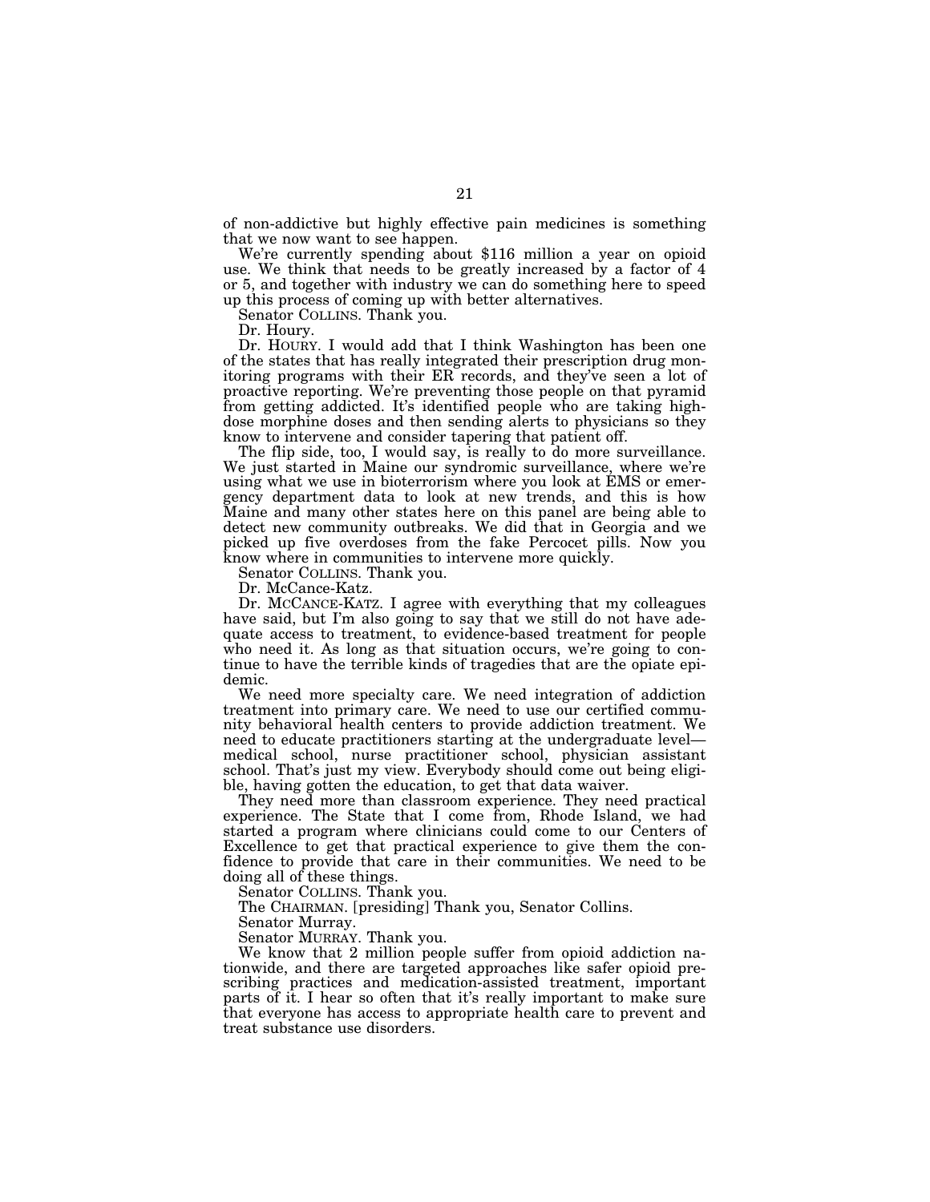of non-addictive but highly effective pain medicines is something that we now want to see happen.

We're currently spending about $116 million a year on opioid use. We think that needs to be greatly increased by a factor of 4 or 5, and together with industry we can do something here to speed up this process of coming up with better alternatives.

Senator COLLINS. Thank you.

Dr. Houry.

Dr. HOURY. I would add that I think Washington has been one of the states that has really integrated their prescription drug monitoring programs with their ER records, and they've seen a lot of proactive reporting. We're preventing those people on that pyramid from getting addicted. It's identified people who are taking high-dose morphine doses and then sending alerts to physicians so they know to intervene and consider tapering that patient off.

The flip side, too, I would say, is really to do more surveillance. We just started in Maine our syndromic surveillance, where we're using what we use in bioterrorism where you look at EMS or emergency department data to look at new trends, and this is how Maine and many other states here on this panel are being able to detect new community outbreaks. We did that in Georgia and we picked up five overdoses from the fake Percocet pills. Now you know where in communities to intervene more quickly.

Senator COLLINS. Thank you.

Dr. McCance-Katz.

Dr. MCCANCE-KATZ. I agree with everything that my colleagues have said, but I'm also going to say that we still do not have adequate access to treatment, to evidence-based treatment for people who need it. As long as that situation occurs, we're going to continue to have the terrible kinds of tragedies that are the opiate epidemic.

We need more specialty care. We need integration of addiction treatment into primary care. We need to use our certified community behavioral health centers to provide addiction treatment. We need to educate practitioners starting at the undergraduate level—medical school, nurse practitioner school, physician assistant school. That's just my view. Everybody should come out being eligible, having gotten the education, to get that data waiver.

They need more than classroom experience. They need practical experience. The State that I come from, Rhode Island, we had started a program where clinicians could come to our Centers of Excellence to get that practical experience to give them the confidence to provide that care in their communities. We need to be doing all of these things.

Senator COLLINS. Thank you.

The CHAIRMAN. [presiding] Thank you, Senator Collins.

Senator Murray.

Senator MURRAY. Thank you.

We know that 2 million people suffer from opioid addiction nationwide, and there are targeted approaches like safer opioid prescribing practices and medication-assisted treatment, important parts of it. I hear so often that it's really important to make sure that everyone has access to appropriate health care to prevent and treat substance use disorders.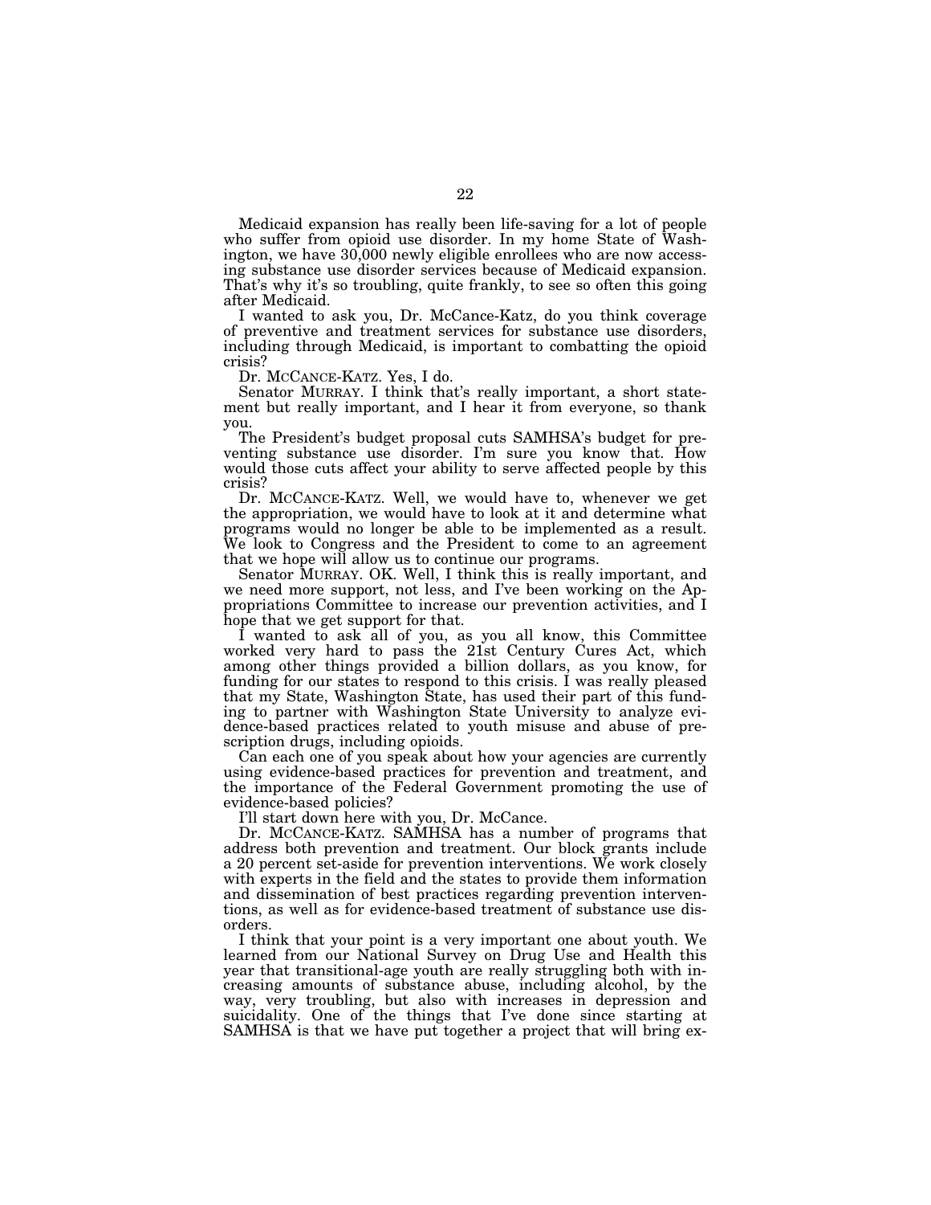Medicaid expansion has really been life-saving for a lot of people who suffer from opioid use disorder. In my home State of Washington, we have 30,000 newly eligible enrollees who are now accessing substance use disorder services because of Medicaid expansion. That's why it's so troubling, quite frankly, to see so often this going after Medicaid.

I wanted to ask you, Dr. McCance-Katz, do you think coverage of preventive and treatment services for substance use disorders, including through Medicaid, is important to combatting the opioid crisis?

Dr. MCCANCE-KATZ. Yes, I do.

Senator MURRAY. I think that's really important, a short statement but really important, and I hear it from everyone, so thank you.

The President's budget proposal cuts SAMHSA's budget for preventing substance use disorder. I'm sure you know that. How would those cuts affect your ability to serve affected people by this crisis?

Dr. MCCANCE-KATZ. Well, we would have to, whenever we get the appropriation, we would have to look at it and determine what programs would no longer be able to be implemented as a result. We look to Congress and the President to come to an agreement that we hope will allow us to continue our programs.

Senator MURRAY. OK. Well, I think this is really important, and we need more support, not less, and I've been working on the Appropriations Committee to increase our prevention activities, and I hope that we get support for that.

I wanted to ask all of you, as you all know, this Committee worked very hard to pass the 21st Century Cures Act, which among other things provided a billion dollars, as you know, for funding for our states to respond to this crisis. I was really pleased that my State, Washington State, has used their part of this funding to partner with Washington State University to analyze evidence-based practices related to youth misuse and abuse of prescription drugs, including opioids.

Can each one of you speak about how your agencies are currently using evidence-based practices for prevention and treatment, and the importance of the Federal Government promoting the use of evidence-based policies?

I'll start down here with you, Dr. McCance.

Dr. MCCANCE-KATZ. SAMHSA has a number of programs that address both prevention and treatment. Our block grants include a 20 percent set-aside for prevention interventions. We work closely with experts in the field and the states to provide them information and dissemination of best practices regarding prevention interventions, as well as for evidence-based treatment of substance use disorders.

I think that your point is a very important one about youth. We learned from our National Survey on Drug Use and Health this year that transitional-age youth are really struggling both with increasing amounts of substance abuse, including alcohol, by the way, very troubling, but also with increases in depression and suicidality. One of the things that I've done since starting at SAMHSA is that we have put together a project that will bring ex-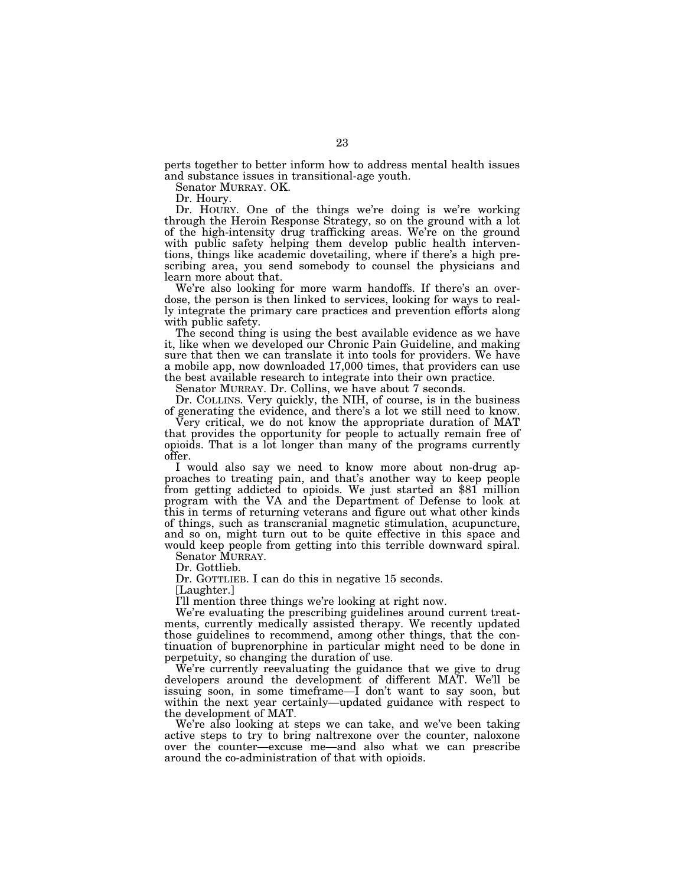perts together to better inform how to address mental health issues and substance issues in transitional-age youth.

Senator MURRAY. OK.

Dr. Houry.

Dr. HOURY. One of the things we're doing is we're working through the Heroin Response Strategy, so on the ground with a lot of the high-intensity drug trafficking areas. We're on the ground with public safety helping them develop public health interventions, things like academic dovetailing, where if there's a high prescribing area, you send somebody to counsel the physicians and learn more about that.

We're also looking for more warm handoffs. If there's an overdose, the person is then linked to services, looking for ways to really integrate the primary care practices and prevention efforts along with public safety.

The second thing is using the best available evidence as we have it, like when we developed our Chronic Pain Guideline, and making sure that then we can translate it into tools for providers. We have a mobile app, now downloaded 17,000 times, that providers can use the best available research to integrate into their own practice.

Senator MURRAY. Dr. Collins, we have about 7 seconds.

Dr. COLLINS. Very quickly, the NIH, of course, is in the business of generating the evidence, and there's a lot we still need to know.

Very critical, we do not know the appropriate duration of MAT that provides the opportunity for people to actually remain free of opioids. That is a lot longer than many of the programs currently offer.

I would also say we need to know more about non-drug approaches to treating pain, and that's another way to keep people from getting addicted to opioids. We just started an $81 million program with the VA and the Department of Defense to look at this in terms of returning veterans and figure out what other kinds of things, such as transcranial magnetic stimulation, acupuncture, and so on, might turn out to be quite effective in this space and would keep people from getting into this terrible downward spiral.

Senator MURRAY.

Dr. Gottlieb.

Dr. GOTTLIEB. I can do this in negative 15 seconds.

[Laughter.]

I'll mention three things we're looking at right now.

We're evaluating the prescribing guidelines around current treatments, currently medically assisted therapy. We recently updated those guidelines to recommend, among other things, that the continuation of buprenorphine in particular might need to be done in perpetuity, so changing the duration of use.

We're currently reevaluating the guidance that we give to drug developers around the development of different MAT. We'll be issuing soon, in some timeframe—I don't want to say soon, but within the next year certainly—updated guidance with respect to the development of MAT.

We're also looking at steps we can take, and we've been taking active steps to try to bring naltrexone over the counter, naloxone over the counter—excuse me—and also what we can prescribe around the co-administration of that with opioids.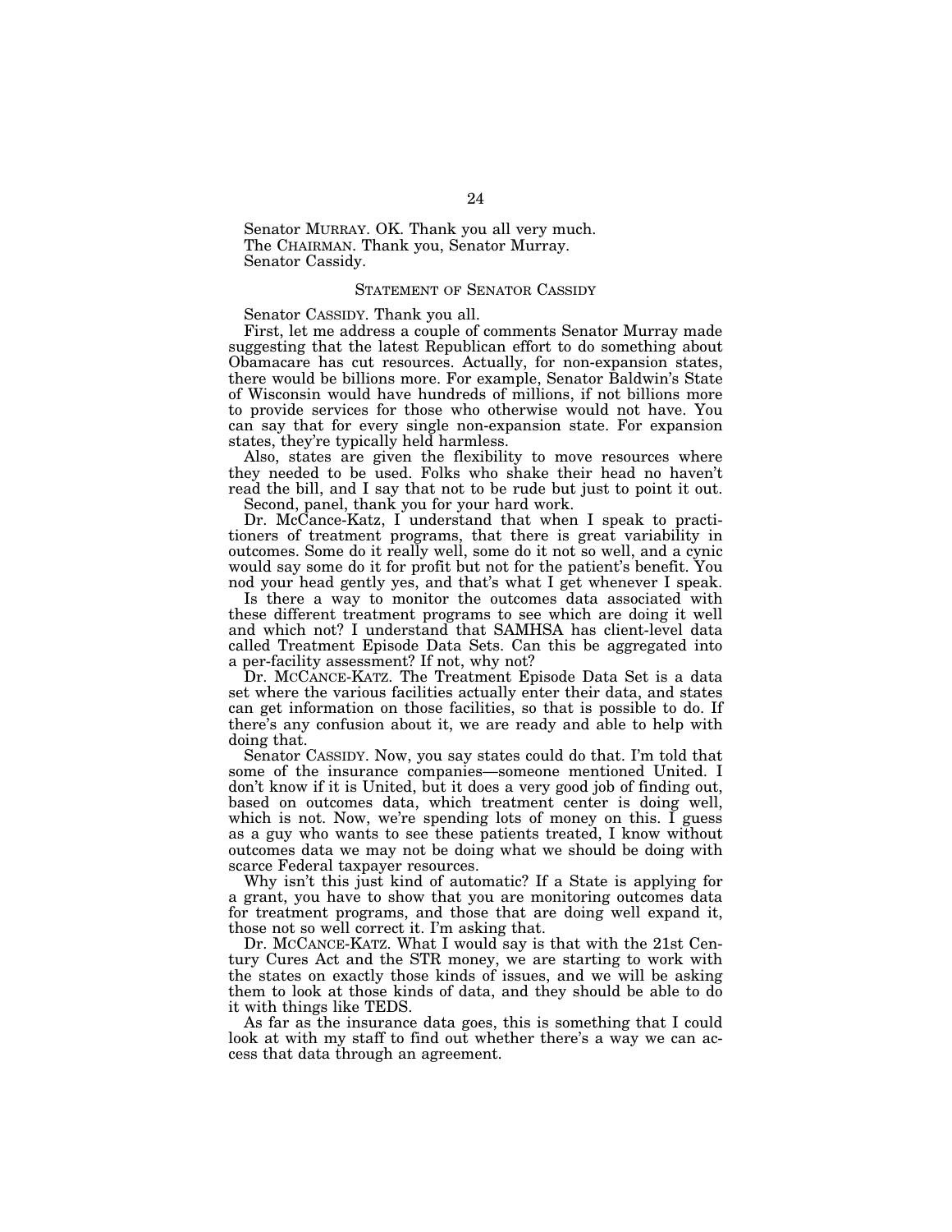Senator MURRAY. OK. Thank you all very much.

The CHAIRMAN. Thank you, Senator Murray.

Senator Cassidy.

## STATEMENT OF SENATOR CASSIDY

Senator CASSIDY. Thank you all.

First, let me address a couple of comments Senator Murray made suggesting that the latest Republican effort to do something about Obamacare has cut resources. Actually, for non-expansion states, there would be billions more. For example, Senator Baldwin's State of Wisconsin would have hundreds of millions, if not billions more to provide services for those who otherwise would not have. You can say that for every single non-expansion state. For expansion states, they're typically held harmless.

Also, states are given the flexibility to move resources where they needed to be used. Folks who shake their head no haven't read the bill, and I say that not to be rude but just to point it out.

Second, panel, thank you for your hard work.

Dr. McCance-Katz, I understand that when I speak to practitioners of treatment programs, that there is great variability in outcomes. Some do it really well, some do it not so well, and a cynic would say some do it for profit but not for the patient's benefit. You nod your head gently yes, and that's what I get whenever I speak.

Is there a way to monitor the outcomes data associated with these different treatment programs to see which are doing it well and which not? I understand that SAMHSA has client-level data called Treatment Episode Data Sets. Can this be aggregated into a per-facility assessment? If not, why not?

Dr. MCCANCE-KATZ. The Treatment Episode Data Set is a data set where the various facilities actually enter their data, and states can get information on those facilities, so that is possible to do. If there's any confusion about it, we are ready and able to help with doing that.

Senator CASSIDY. Now, you say states could do that. I'm told that some of the insurance companies—someone mentioned United. I don't know if it is United, but it does a very good job of finding out, based on outcomes data, which treatment center is doing well, which is not. Now, we're spending lots of money on this. I guess as a guy who wants to see these patients treated, I know without outcomes data we may not be doing what we should be doing with scarce Federal taxpayer resources.

Why isn't this just kind of automatic? If a State is applying for a grant, you have to show that you are monitoring outcomes data for treatment programs, and those that are doing well expand it, those not so well correct it. I'm asking that.

Dr. MCCANCE-KATZ. What I would say is that with the 21st Century Cures Act and the STR money, we are starting to work with the states on exactly those kinds of issues, and we will be asking them to look at those kinds of data, and they should be able to do it with things like TEDS.

As far as the insurance data goes, this is something that I could look at with my staff to find out whether there's a way we can access that data through an agreement.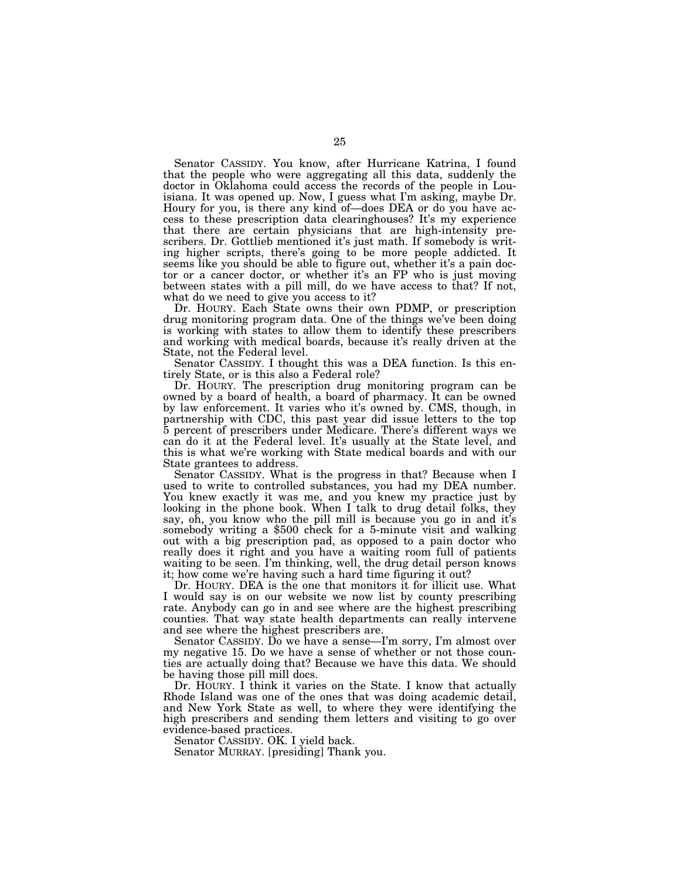Senator CASSIDY. You know, after Hurricane Katrina, I found that the people who were aggregating all this data, suddenly the doctor in Oklahoma could access the records of the people in Louisiana. It was opened up. Now, I guess what I'm asking, maybe Dr. Houry for you, is there any kind of—does DEA or do you have access to these prescription data clearinghouses? It's my experience that there are certain physicians that are high-intensity prescribers. Dr. Gottlieb mentioned it's just math. If somebody is writing higher scripts, there's going to be more people addicted. It seems like you should be able to figure out, whether it's a pain doctor or a cancer doctor, or whether it's an FP who is just moving between states with a pill mill, do we have access to that? If not, what do we need to give you access to it?

Dr. HOURY. Each State owns their own PDMP, or prescription drug monitoring program data. One of the things we've been doing is working with states to allow them to identify these prescribers and working with medical boards, because it's really driven at the State, not the Federal level.

Senator CASSIDY. I thought this was a DEA function. Is this entirely State, or is this also a Federal role?

Dr. HOURY. The prescription drug monitoring program can be owned by a board of health, a board of pharmacy. It can be owned by law enforcement. It varies who it's owned by. CMS, though, in partnership with CDC, this past year did issue letters to the top 5 percent of prescribers under Medicare. There's different ways we can do it at the Federal level. It's usually at the State level, and this is what we're working with State medical boards and with our State grantees to address.

Senator CASSIDY. What is the progress in that? Because when I used to write to controlled substances, you had my DEA number. You knew exactly it was me, and you knew my practice just by looking in the phone book. When I talk to drug detail folks, they say, oh, you know who the pill mill is because you go in and it's somebody writing a $500 check for a 5-minute visit and walking out with a big prescription pad, as opposed to a pain doctor who really does it right and you have a waiting room full of patients waiting to be seen. I'm thinking, well, the drug detail person knows it; how come we're having such a hard time figuring it out?

Dr. HOURY. DEA is the one that monitors it for illicit use. What I would say is on our website we now list by county prescribing rate. Anybody can go in and see where are the highest prescribing counties. That way state health departments can really intervene and see where the highest prescribers are.

Senator CASSIDY. Do we have a sense—I'm sorry, I'm almost over my negative 15. Do we have a sense of whether or not those counties are actually doing that? Because we have this data. We should be having those pill mill docs.

Dr. HOURY. I think it varies on the State. I know that actually Rhode Island was one of the ones that was doing academic detail, and New York State as well, to where they were identifying the high prescribers and sending them letters and visiting to go over evidence-based practices.

Senator CASSIDY. OK. I yield back.

Senator MURRAY. [presiding] Thank you.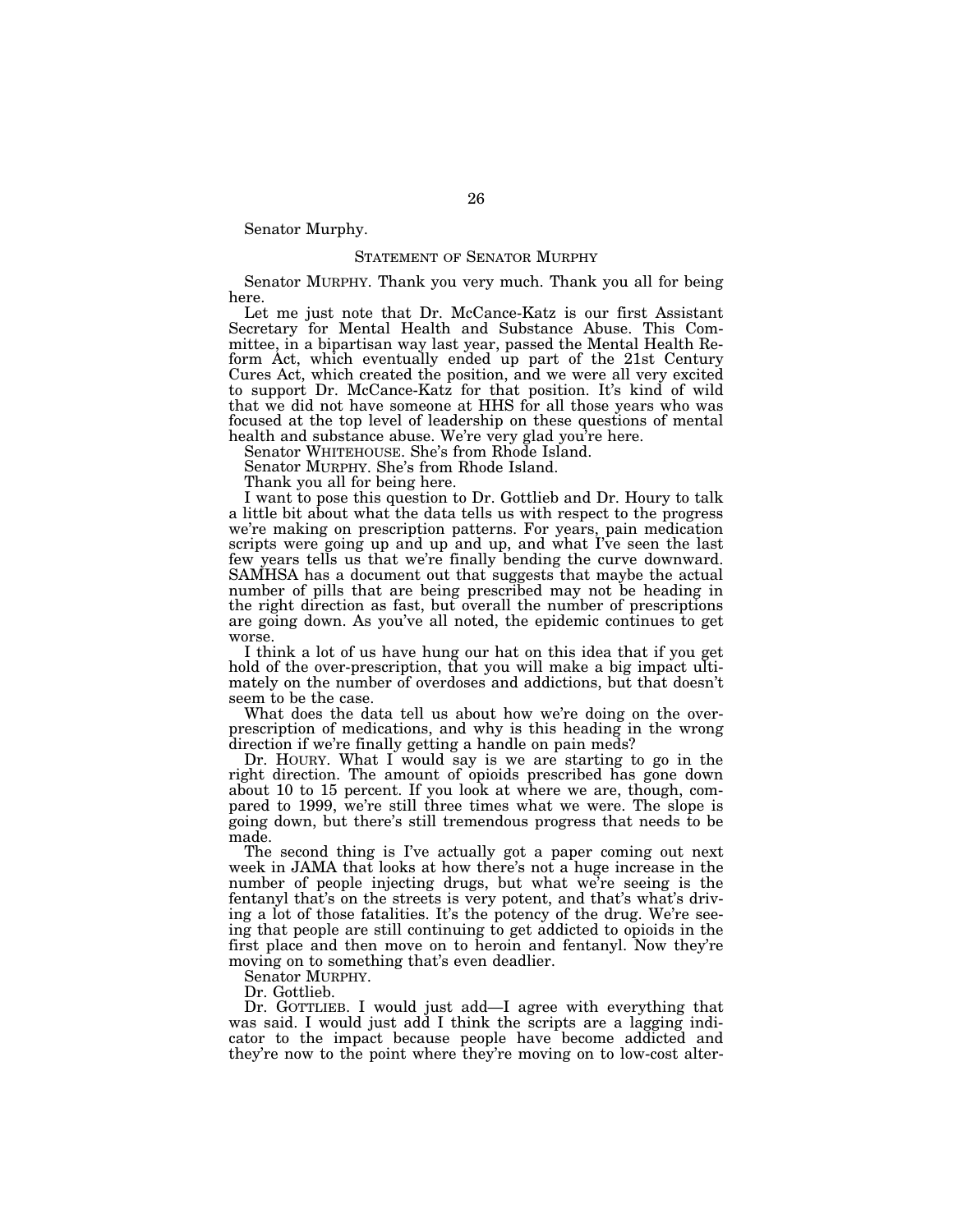Senator Murphy.

## STATEMENT OF SENATOR MURPHY

Senator MURPHY. Thank you very much. Thank you all for being here.

Let me just note that Dr. McCance-Katz is our first Assistant Secretary for Mental Health and Substance Abuse. This Committee, in a bipartisan way last year, passed the Mental Health Reform Act, which eventually ended up part of the 21st Century Cures Act, which created the position, and we were all very excited to support Dr. McCance-Katz for that position. It's kind of wild that we did not have someone at HHS for all those years who was focused at the top level of leadership on these questions of mental health and substance abuse. We're very glad you're here.

Senator WHITEHOUSE. She's from Rhode Island.

Senator MURPHY. She's from Rhode Island.

Thank you all for being here.

I want to pose this question to Dr. Gottlieb and Dr. Houry to talk a little bit about what the data tells us with respect to the progress we're making on prescription patterns. For years, pain medication scripts were going up and up and up, and what I've seen the last few years tells us that we're finally bending the curve downward. SAMHSA has a document out that suggests that maybe the actual number of pills that are being prescribed may not be heading in the right direction as fast, but overall the number of prescriptions are going down. As you've all noted, the epidemic continues to get worse.

I think a lot of us have hung our hat on this idea that if you get hold of the over-prescription, that you will make a big impact ultimately on the number of overdoses and addictions, but that doesn't seem to be the case.

What does the data tell us about how we're doing on the over-prescription of medications, and why is this heading in the wrong direction if we're finally getting a handle on pain meds?

Dr. HOURY. What I would say is we are starting to go in the right direction. The amount of opioids prescribed has gone down about 10 to 15 percent. If you look at where we are, though, compared to 1999, we're still three times what we were. The slope is going down, but there's still tremendous progress that needs to be made.

The second thing is I've actually got a paper coming out next week in JAMA that looks at how there's not a huge increase in the number of people injecting drugs, but what we're seeing is the fentanyl that's on the streets is very potent, and that's what's driving a lot of those fatalities. It's the potency of the drug. We're seeing that people are still continuing to get addicted to opioids in the first place and then move on to heroin and fentanyl. Now they're moving on to something that's even deadlier.

Senator MURPHY.

Dr. Gottlieb.

Dr. GOTTLIEB. I would just add—I agree with everything that was said. I would just add I think the scripts are a lagging indicator to the impact because people have become addicted and they're now to the point where they're moving on to low-cost alter-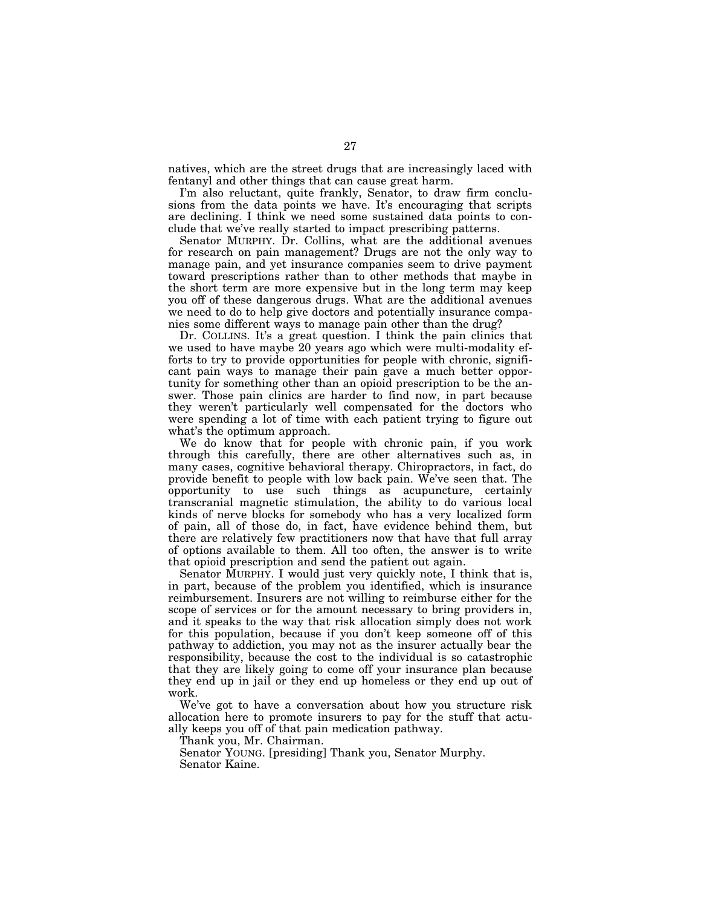natives, which are the street drugs that are increasingly laced with fentanyl and other things that can cause great harm.

I'm also reluctant, quite frankly, Senator, to draw firm conclusions from the data points we have. It's encouraging that scripts are declining. I think we need some sustained data points to conclude that we've really started to impact prescribing patterns.

Senator MURPHY. Dr. Collins, what are the additional avenues for research on pain management? Drugs are not the only way to manage pain, and yet insurance companies seem to drive payment toward prescriptions rather than to other methods that maybe in the short term are more expensive but in the long term may keep you off of these dangerous drugs. What are the additional avenues we need to do to help give doctors and potentially insurance companies some different ways to manage pain other than the drug?

Dr. COLLINS. It's a great question. I think the pain clinics that we used to have maybe 20 years ago which were multi-modality efforts to try to provide opportunities for people with chronic, significant pain ways to manage their pain gave a much better opportunity for something other than an opioid prescription to be the answer. Those pain clinics are harder to find now, in part because they weren't particularly well compensated for the doctors who were spending a lot of time with each patient trying to figure out what's the optimum approach.

We do know that for people with chronic pain, if you work through this carefully, there are other alternatives such as, in many cases, cognitive behavioral therapy. Chiropractors, in fact, do provide benefit to people with low back pain. We've seen that. The opportunity to use such things as acupuncture, certainly transcranial magnetic stimulation, the ability to do various local kinds of nerve blocks for somebody who has a very localized form of pain, all of those do, in fact, have evidence behind them, but there are relatively few practitioners now that have that full array of options available to them. All too often, the answer is to write that opioid prescription and send the patient out again.

Senator MURPHY. I would just very quickly note, I think that is, in part, because of the problem you identified, which is insurance reimbursement. Insurers are not willing to reimburse either for the scope of services or for the amount necessary to bring providers in, and it speaks to the way that risk allocation simply does not work for this population, because if you don't keep someone off of this pathway to addiction, you may not as the insurer actually bear the responsibility, because the cost to the individual is so catastrophic that they are likely going to come off your insurance plan because they end up in jail or they end up homeless or they end up out of work.

We've got to have a conversation about how you structure risk allocation here to promote insurers to pay for the stuff that actually keeps you off of that pain medication pathway.

Thank you, Mr. Chairman.

Senator YOUNG. [presiding] Thank you, Senator Murphy.

Senator Kaine.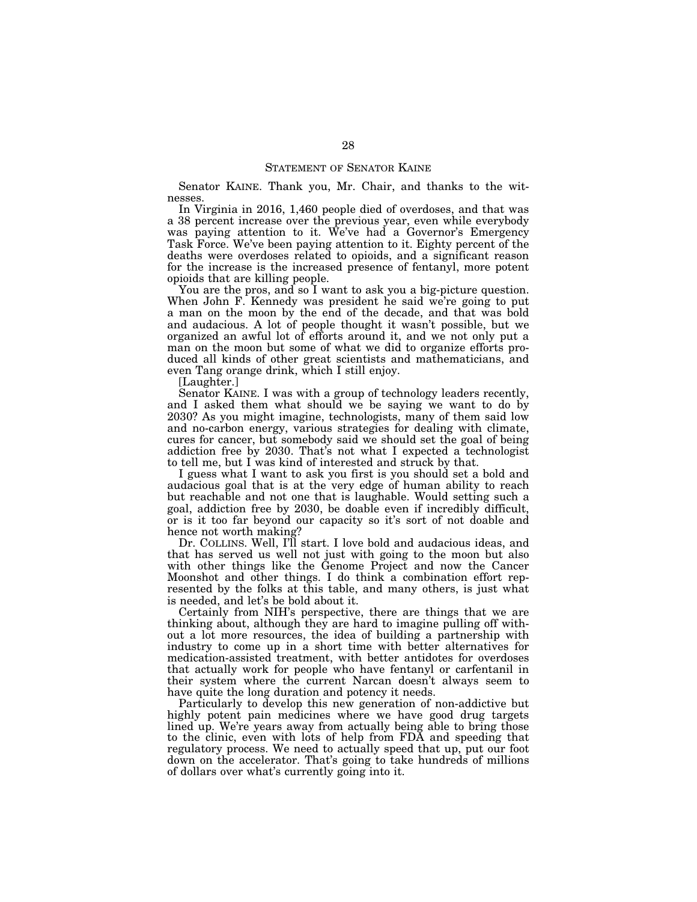## STATEMENT OF SENATOR KAINE

Senator KAINE. Thank you, Mr. Chair, and thanks to the witnesses.

In Virginia in 2016, 1,460 people died of overdoses, and that was a 38 percent increase over the previous year, even while everybody was paying attention to it. We've had a Governor's Emergency Task Force. We've been paying attention to it. Eighty percent of the deaths were overdoses related to opioids, and a significant reason for the increase is the increased presence of fentanyl, more potent opioids that are killing people.

You are the pros, and so I want to ask you a big-picture question. When John F. Kennedy was president he said we're going to put a man on the moon by the end of the decade, and that was bold and audacious. A lot of people thought it wasn't possible, but we organized an awful lot of efforts around it, and we not only put a man on the moon but some of what we did to organize efforts produced all kinds of other great scientists and mathematicians, and even Tang orange drink, which I still enjoy.

[Laughter.]

Senator KAINE. I was with a group of technology leaders recently, and I asked them what should we be saying we want to do by 2030? As you might imagine, technologists, many of them said low and no-carbon energy, various strategies for dealing with climate, cures for cancer, but somebody said we should set the goal of being addiction free by 2030. That's not what I expected a technologist to tell me, but I was kind of interested and struck by that.

I guess what I want to ask you first is you should set a bold and audacious goal that is at the very edge of human ability to reach but reachable and not one that is laughable. Would setting such a goal, addiction free by 2030, be doable even if incredibly difficult, or is it too far beyond our capacity so it's sort of not doable and hence not worth making?

Dr. COLLINS. Well, I'll start. I love bold and audacious ideas, and that has served us well not just with going to the moon but also with other things like the Genome Project and now the Cancer Moonshot and other things. I do think a combination effort represented by the folks at this table, and many others, is just what is needed, and let's be bold about it.

Certainly from NIH's perspective, there are things that we are thinking about, although they are hard to imagine pulling off without a lot more resources, the idea of building a partnership with industry to come up in a short time with better alternatives for medication-assisted treatment, with better antidotes for overdoses that actually work for people who have fentanyl or carfentanil in their system where the current Narcan doesn't always seem to have quite the long duration and potency it needs.

Particularly to develop this new generation of non-addictive but highly potent pain medicines where we have good drug targets lined up. We're years away from actually being able to bring those to the clinic, even with lots of help from FDA and speeding that regulatory process. We need to actually speed that up, put our foot down on the accelerator. That's going to take hundreds of millions of dollars over what's currently going into it.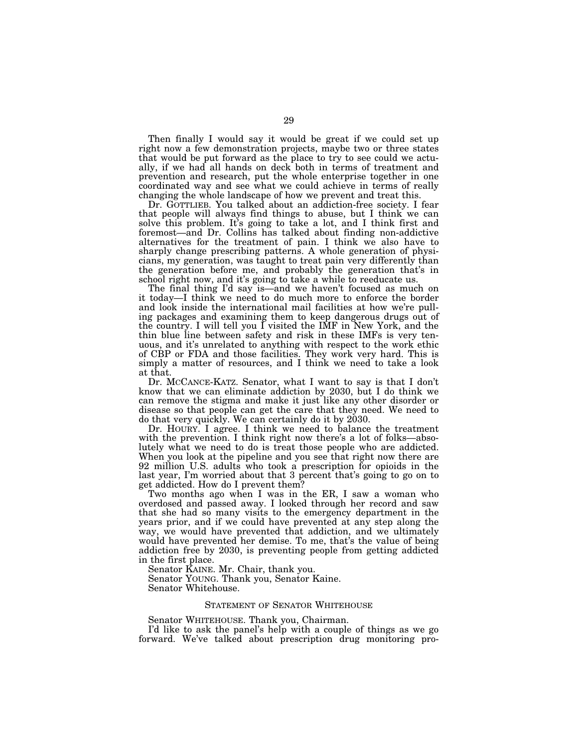Then finally I would say it would be great if we could set up right now a few demonstration projects, maybe two or three states that would be put forward as the place to try to see could we actually, if we had all hands on deck both in terms of treatment and prevention and research, put the whole enterprise together in one coordinated way and see what we could achieve in terms of really changing the whole landscape of how we prevent and treat this.

Dr. GOTTLIEB. You talked about an addiction-free society. I fear that people will always find things to abuse, but I think we can solve this problem. It's going to take a lot, and I think first and foremost—and Dr. Collins has talked about finding non-addictive alternatives for the treatment of pain. I think we also have to sharply change prescribing patterns. A whole generation of physicians, my generation, was taught to treat pain very differently than the generation before me, and probably the generation that's in school right now, and it's going to take a while to reeducate us.

The final thing I'd say is—and we haven't focused as much on it today—I think we need to do much more to enforce the border and look inside the international mail facilities at how we're pulling packages and examining them to keep dangerous drugs out of the country. I will tell you I visited the IMF in New York, and the thin blue line between safety and risk in these IMFs is very tenuous, and it's unrelated to anything with respect to the work ethic of CBP or FDA and those facilities. They work very hard. This is simply a matter of resources, and I think we need to take a look at that.

Dr. MCCANCE-KATZ. Senator, what I want to say is that I don't know that we can eliminate addiction by 2030, but I do think we can remove the stigma and make it just like any other disorder or disease so that people can get the care that they need. We need to do that very quickly. We can certainly do it by 2030.

Dr. HOURY. I agree. I think we need to balance the treatment with the prevention. I think right now there's a lot of folks—absolutely what we need to do is treat those people who are addicted. When you look at the pipeline and you see that right now there are 92 million U.S. adults who took a prescription for opioids in the last year, I'm worried about that 3 percent that's going to go on to get addicted. How do I prevent them?

Two months ago when I was in the ER, I saw a woman who overdosed and passed away. I looked through her record and saw that she had so many visits to the emergency department in the years prior, and if we could have prevented at any step along the way, we would have prevented that addiction, and we ultimately would have prevented her demise. To me, that's the value of being addiction free by 2030, is preventing people from getting addicted in the first place.

Senator KAINE. Mr. Chair, thank you.

Senator YOUNG. Thank you, Senator Kaine.

Senator Whitehouse.

## STATEMENT OF SENATOR WHITEHOUSE

Senator WHITEHOUSE. Thank you, Chairman.

I'd like to ask the panel's help with a couple of things as we go forward. We've talked about prescription drug monitoring pro-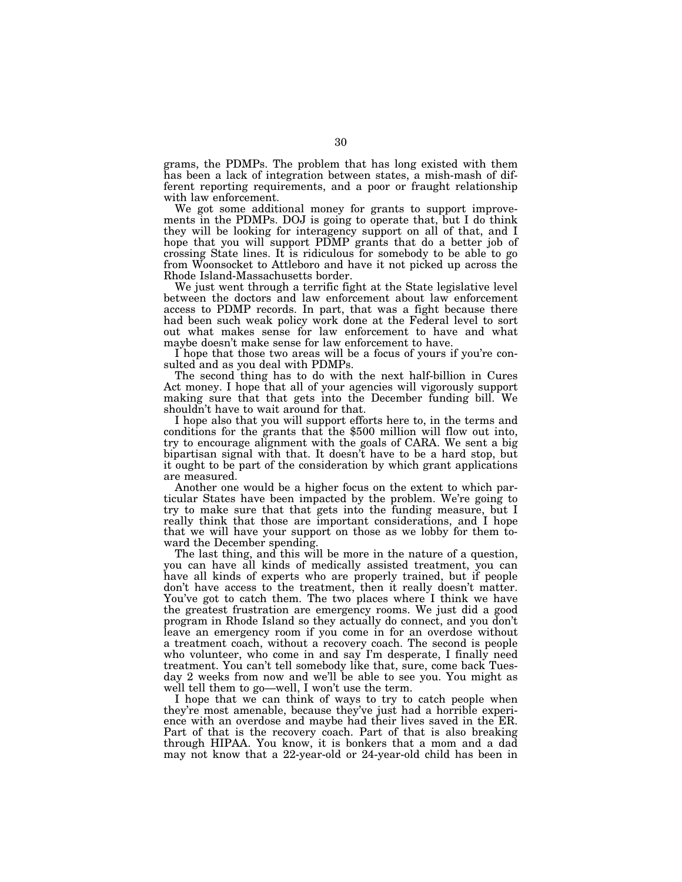grams, the PDMPs. The problem that has long existed with them has been a lack of integration between states, a mish-mash of different reporting requirements, and a poor or fraught relationship with law enforcement.

We got some additional money for grants to support improvements in the PDMPs. DOJ is going to operate that, but I do think they will be looking for interagency support on all of that, and I hope that you will support PDMP grants that do a better job of crossing State lines. It is ridiculous for somebody to be able to go from Woonsocket to Attleboro and have it not picked up across the Rhode Island-Massachusetts border.

We just went through a terrific fight at the State legislative level between the doctors and law enforcement about law enforcement access to PDMP records. In part, that was a fight because there had been such weak policy work done at the Federal level to sort out what makes sense for law enforcement to have and what maybe doesn't make sense for law enforcement to have.

I hope that those two areas will be a focus of yours if you're consulted and as you deal with PDMPs.

The second thing has to do with the next half-billion in Cures Act money. I hope that all of your agencies will vigorously support making sure that that gets into the December funding bill. We shouldn't have to wait around for that.

I hope also that you will support efforts here to, in the terms and conditions for the grants that the $500 million will flow out into, try to encourage alignment with the goals of CARA. We sent a big bipartisan signal with that. It doesn't have to be a hard stop, but it ought to be part of the consideration by which grant applications are measured.

Another one would be a higher focus on the extent to which particular States have been impacted by the problem. We're going to try to make sure that that gets into the funding measure, but I really think that those are important considerations, and I hope that we will have your support on those as we lobby for them toward the December spending.

The last thing, and this will be more in the nature of a question, you can have all kinds of medically assisted treatment, you can have all kinds of experts who are properly trained, but if people don't have access to the treatment, then it really doesn't matter. You've got to catch them. The two places where I think we have the greatest frustration are emergency rooms. We just did a good program in Rhode Island so they actually do connect, and you don't leave an emergency room if you come in for an overdose without a treatment coach, without a recovery coach. The second is people who volunteer, who come in and say I'm desperate, I finally need treatment. You can't tell somebody like that, sure, come back Tuesday 2 weeks from now and we'll be able to see you. You might as well tell them to go—well, I won't use the term.

I hope that we can think of ways to try to catch people when they're most amenable, because they've just had a horrible experience with an overdose and maybe had their lives saved in the ER. Part of that is the recovery coach. Part of that is also breaking through HIPAA. You know, it is bonkers that a mom and a dad may not know that a 22-year-old or 24-year-old child has been in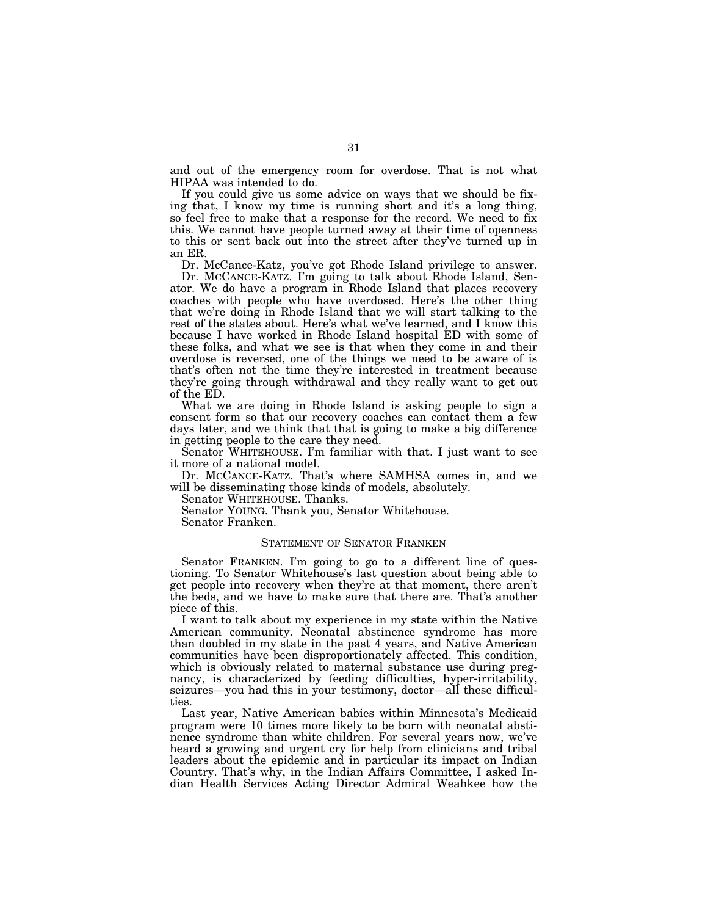and out of the emergency room for overdose. That is not what HIPAA was intended to do.

If you could give us some advice on ways that we should be fixing that, I know my time is running short and it's a long thing, so feel free to make that a response for the record. We need to fix this. We cannot have people turned away at their time of openness to this or sent back out into the street after they've turned up in an ER.

Dr. McCance-Katz, you've got Rhode Island privilege to answer.

Dr. MCCANCE-KATZ. I'm going to talk about Rhode Island, Senator. We do have a program in Rhode Island that places recovery coaches with people who have overdosed. Here's the other thing that we're doing in Rhode Island that we will start talking to the rest of the states about. Here's what we've learned, and I know this because I have worked in Rhode Island hospital ED with some of these folks, and what we see is that when they come in and their overdose is reversed, one of the things we need to be aware of is that's often not the time they're interested in treatment because they're going through withdrawal and they really want to get out of the ED.

What we are doing in Rhode Island is asking people to sign a consent form so that our recovery coaches can contact them a few days later, and we think that that is going to make a big difference in getting people to the care they need.

Senator WHITEHOUSE. I'm familiar with that. I just want to see it more of a national model.

Dr. MCCANCE-KATZ. That's where SAMHSA comes in, and we will be disseminating those kinds of models, absolutely.

Senator WHITEHOUSE. Thanks.

Senator YOUNG. Thank you, Senator Whitehouse.

Senator Franken.

## STATEMENT OF SENATOR FRANKEN

Senator FRANKEN. I'm going to go to a different line of questioning. To Senator Whitehouse's last question about being able to get people into recovery when they're at that moment, there aren't the beds, and we have to make sure that there are. That's another piece of this.

I want to talk about my experience in my state within the Native American community. Neonatal abstinence syndrome has more than doubled in my state in the past 4 years, and Native American communities have been disproportionately affected. This condition, which is obviously related to maternal substance use during pregnancy, is characterized by feeding difficulties, hyper-irritability, seizures—you had this in your testimony, doctor—all these difficulties.

Last year, Native American babies within Minnesota's Medicaid program were 10 times more likely to be born with neonatal abstinence syndrome than white children. For several years now, we've heard a growing and urgent cry for help from clinicians and tribal leaders about the epidemic and in particular its impact on Indian Country. That's why, in the Indian Affairs Committee, I asked Indian Health Services Acting Director Admiral Weahkee how the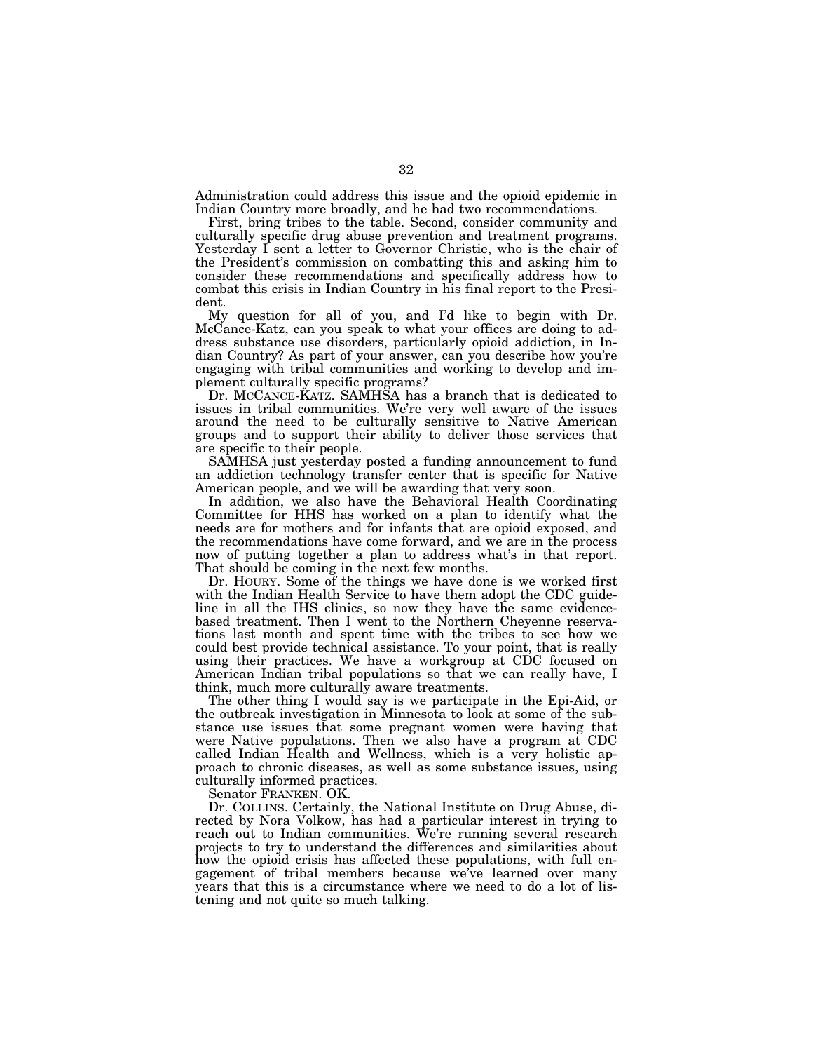Administration could address this issue and the opioid epidemic in Indian Country more broadly, and he had two recommendations.

First, bring tribes to the table. Second, consider community and culturally specific drug abuse prevention and treatment programs. Yesterday I sent a letter to Governor Christie, who is the chair of the President's commission on combatting this and asking him to consider these recommendations and specifically address how to combat this crisis in Indian Country in his final report to the President.

My question for all of you, and I'd like to begin with Dr. McCance-Katz, can you speak to what your offices are doing to address substance use disorders, particularly opioid addiction, in Indian Country? As part of your answer, can you describe how you're engaging with tribal communities and working to develop and implement culturally specific programs?

Dr. McCance-Katz. SAMHSA has a branch that is dedicated to issues in tribal communities. We're very well aware of the issues around the need to be culturally sensitive to Native American groups and to support their ability to deliver those services that are specific to their people.

SAMHSA just yesterday posted a funding announcement to fund an addiction technology transfer center that is specific for Native American people, and we will be awarding that very soon.

In addition, we also have the Behavioral Health Coordinating Committee for HHS has worked on a plan to identify what the needs are for mothers and for infants that are opioid exposed, and the recommendations have come forward, and we are in the process now of putting together a plan to address what's in that report. That should be coming in the next few months.

Dr. Houry. Some of the things we have done is we worked first with the Indian Health Service to have them adopt the CDC guideline in all the IHS clinics, so now they have the same evidence-based treatment. Then I went to the Northern Cheyenne reservations last month and spent time with the tribes to see how we could best provide technical assistance. To your point, that is really using their practices. We have a workgroup at CDC focused on American Indian tribal populations so that we can really have, I think, much more culturally aware treatments.

The other thing I would say is we participate in the Epi-Aid, or the outbreak investigation in Minnesota to look at some of the substance use issues that some pregnant women were having that were Native populations. Then we also have a program at CDC called Indian Health and Wellness, which is a very holistic approach to chronic diseases, as well as some substance issues, using culturally informed practices.

Senator Franken. OK.

Dr. Collins. Certainly, the National Institute on Drug Abuse, directed by Nora Volkow, has had a particular interest in trying to reach out to Indian communities. We're running several research projects to try to understand the differences and similarities about how the opioid crisis has affected these populations, with full engagement of tribal members because we've learned over many years that this is a circumstance where we need to do a lot of listening and not quite so much talking.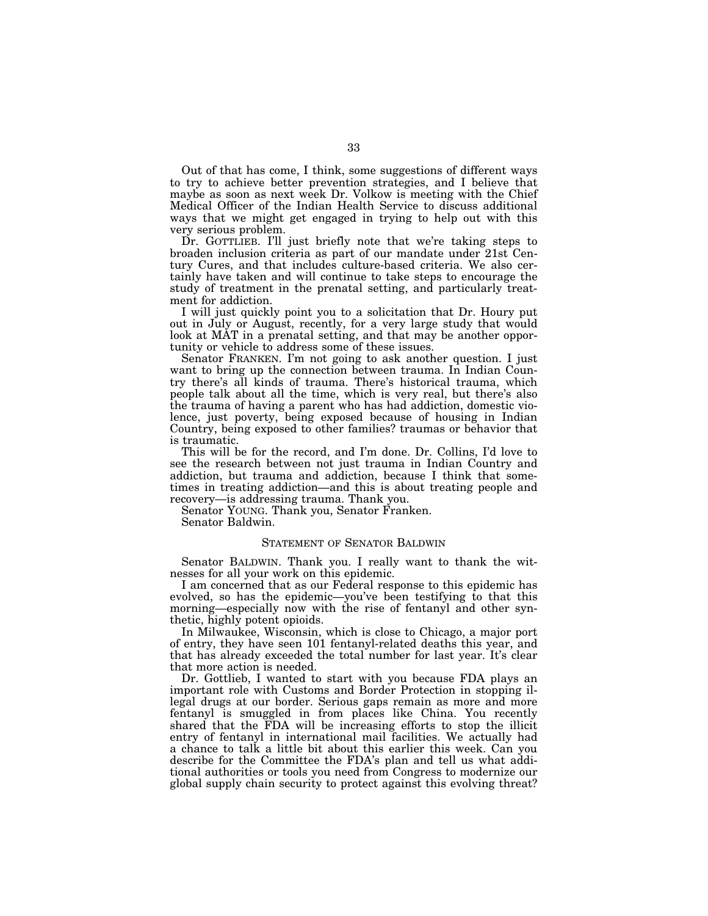Out of that has come, I think, some suggestions of different ways to try to achieve better prevention strategies, and I believe that maybe as soon as next week Dr. Volkow is meeting with the Chief Medical Officer of the Indian Health Service to discuss additional ways that we might get engaged in trying to help out with this very serious problem.

Dr. GOTTLIEB. I'll just briefly note that we're taking steps to broaden inclusion criteria as part of our mandate under 21st Century Cures, and that includes culture-based criteria. We also certainly have taken and will continue to take steps to encourage the study of treatment in the prenatal setting, and particularly treatment for addiction.

I will just quickly point you to a solicitation that Dr. Houry put out in July or August, recently, for a very large study that would look at MAT in a prenatal setting, and that may be another opportunity or vehicle to address some of these issues.

Senator FRANKEN. I'm not going to ask another question. I just want to bring up the connection between trauma. In Indian Country there's all kinds of trauma. There's historical trauma, which people talk about all the time, which is very real, but there's also the trauma of having a parent who has had addiction, domestic violence, just poverty, being exposed because of housing in Indian Country, being exposed to other families? traumas or behavior that is traumatic.

This will be for the record, and I'm done. Dr. Collins, I'd love to see the research between not just trauma in Indian Country and addiction, but trauma and addiction, because I think that sometimes in treating addiction—and this is about treating people and recovery—is addressing trauma. Thank you.

Senator YOUNG. Thank you, Senator Franken.

Senator Baldwin.

## STATEMENT OF SENATOR BALDWIN

Senator BALDWIN. Thank you. I really want to thank the witnesses for all your work on this epidemic.

I am concerned that as our Federal response to this epidemic has evolved, so has the epidemic—you've been testifying to that this morning—especially now with the rise of fentanyl and other synthetic, highly potent opioids.

In Milwaukee, Wisconsin, which is close to Chicago, a major port of entry, they have seen 101 fentanyl-related deaths this year, and that has already exceeded the total number for last year. It's clear that more action is needed.

Dr. Gottlieb, I wanted to start with you because FDA plays an important role with Customs and Border Protection in stopping illegal drugs at our border. Serious gaps remain as more and more fentanyl is smuggled in from places like China. You recently shared that the FDA will be increasing efforts to stop the illicit entry of fentanyl in international mail facilities. We actually had a chance to talk a little bit about this earlier this week. Can you describe for the Committee the FDA's plan and tell us what additional authorities or tools you need from Congress to modernize our global supply chain security to protect against this evolving threat?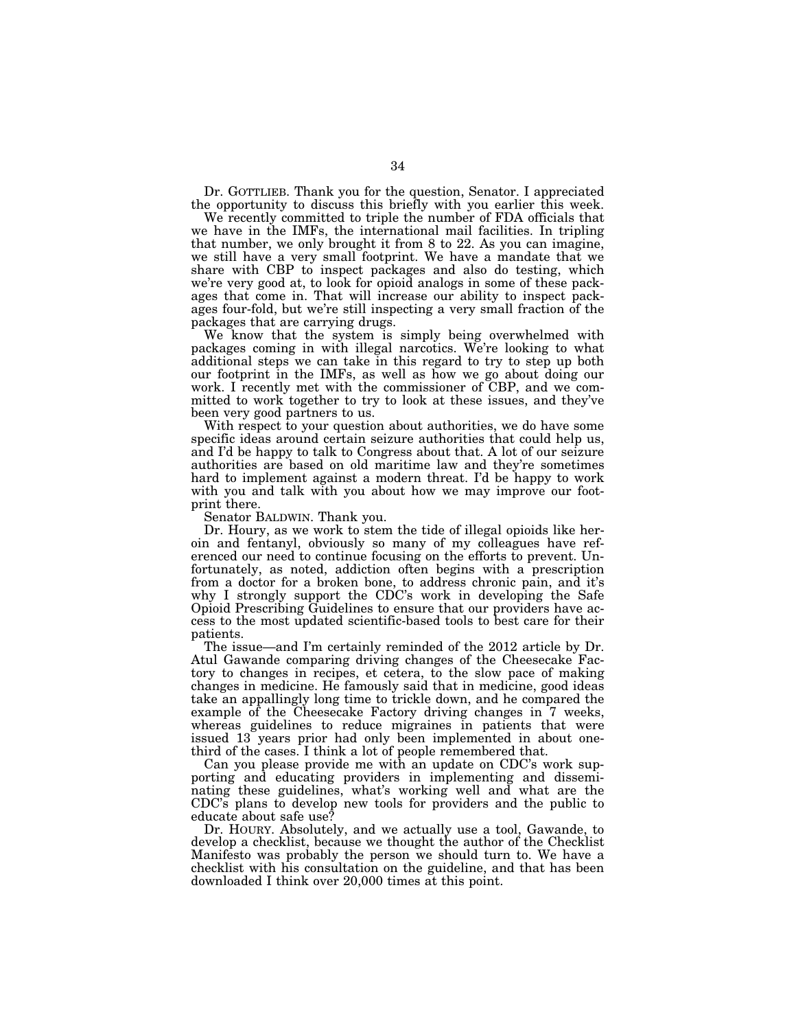Dr. GOTTLIEB. Thank you for the question, Senator. I appreciated the opportunity to discuss this briefly with you earlier this week.

We recently committed to triple the number of FDA officials that we have in the IMFs, the international mail facilities. In tripling that number, we only brought it from 8 to 22. As you can imagine, we still have a very small footprint. We have a mandate that we share with CBP to inspect packages and also do testing, which we're very good at, to look for opioid analogs in some of these packages that come in. That will increase our ability to inspect packages four-fold, but we're still inspecting a very small fraction of the packages that are carrying drugs.

We know that the system is simply being overwhelmed with packages coming in with illegal narcotics. We're looking to what additional steps we can take in this regard to try to step up both our footprint in the IMFs, as well as how we go about doing our work. I recently met with the commissioner of CBP, and we committed to work together to try to look at these issues, and they've been very good partners to us.

With respect to your question about authorities, we do have some specific ideas around certain seizure authorities that could help us, and I'd be happy to talk to Congress about that. A lot of our seizure authorities are based on old maritime law and they're sometimes hard to implement against a modern threat. I'd be happy to work with you and talk with you about how we may improve our footprint there.

Senator BALDWIN. Thank you.

Dr. Houry, as we work to stem the tide of illegal opioids like heroin and fentanyl, obviously so many of my colleagues have referenced our need to continue focusing on the efforts to prevent. Unfortunately, as noted, addiction often begins with a prescription from a doctor for a broken bone, to address chronic pain, and it's why I strongly support the CDC's work in developing the Safe Opioid Prescribing Guidelines to ensure that our providers have access to the most updated scientific-based tools to best care for their patients.

The issue—and I'm certainly reminded of the 2012 article by Dr. Atul Gawande comparing driving changes of the Cheesecake Factory to changes in recipes, et cetera, to the slow pace of making changes in medicine. He famously said that in medicine, good ideas take an appallingly long time to trickle down, and he compared the example of the Cheesecake Factory driving changes in 7 weeks, whereas guidelines to reduce migraines in patients that were issued 13 years prior had only been implemented in about one-third of the cases. I think a lot of people remembered that.

Can you please provide me with an update on CDC's work supporting and educating providers in implementing and disseminating these guidelines, what's working well and what are the CDC's plans to develop new tools for providers and the public to educate about safe use?

Dr. HOURY. Absolutely, and we actually use a tool, Gawande, to develop a checklist, because we thought the author of the Checklist Manifesto was probably the person we should turn to. We have a checklist with his consultation on the guideline, and that has been downloaded I think over 20,000 times at this point.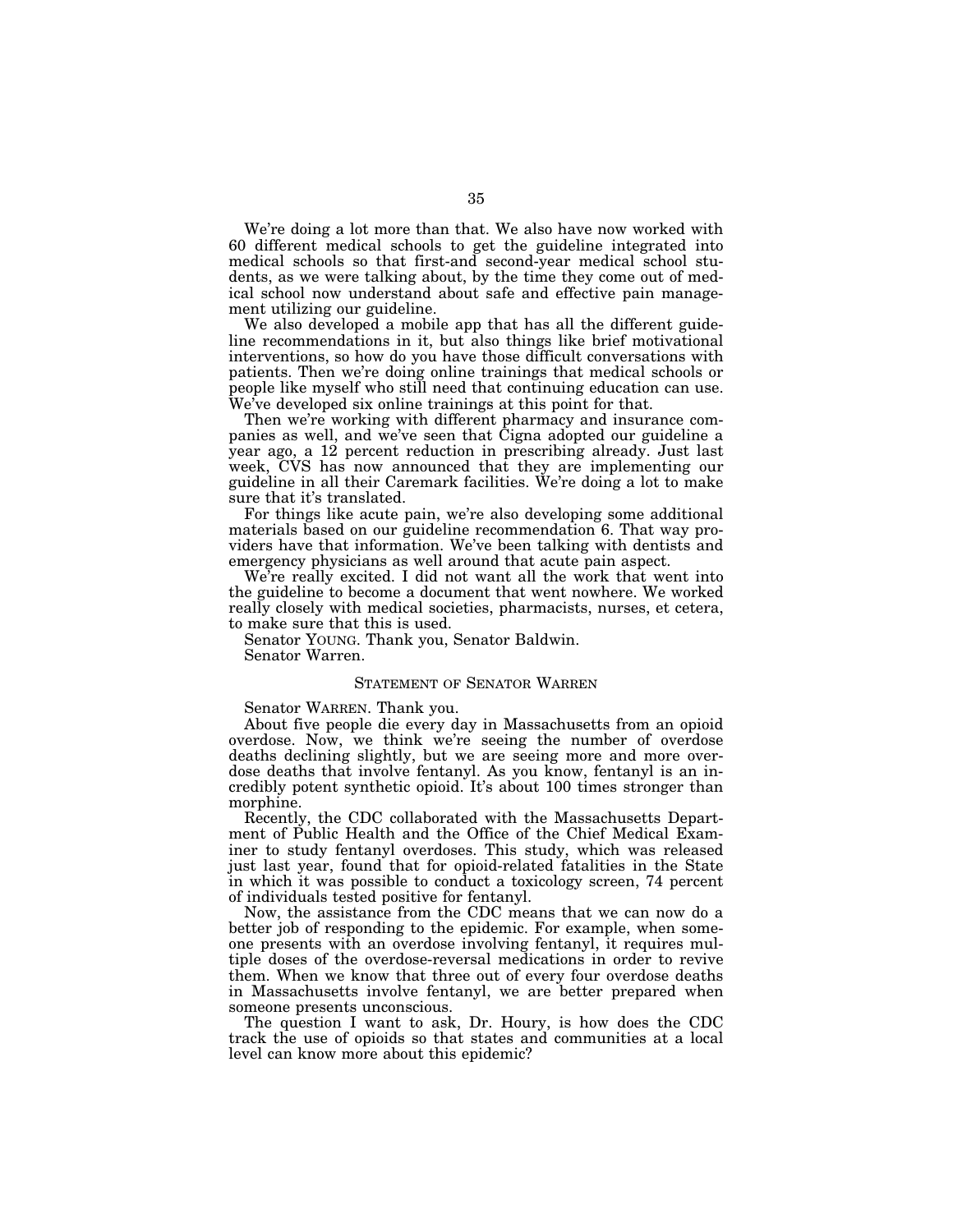We're doing a lot more than that. We also have now worked with 60 different medical schools to get the guideline integrated into medical schools so that first-and second-year medical school students, as we were talking about, by the time they come out of medical school now understand about safe and effective pain management utilizing our guideline.

We also developed a mobile app that has all the different guideline recommendations in it, but also things like brief motivational interventions, so how do you have those difficult conversations with patients. Then we're doing online trainings that medical schools or people like myself who still need that continuing education can use. We've developed six online trainings at this point for that.

Then we're working with different pharmacy and insurance companies as well, and we've seen that Cigna adopted our guideline a year ago, a 12 percent reduction in prescribing already. Just last week, CVS has now announced that they are implementing our guideline in all their Caremark facilities. We're doing a lot to make sure that it's translated.

For things like acute pain, we're also developing some additional materials based on our guideline recommendation 6. That way providers have that information. We've been talking with dentists and emergency physicians as well around that acute pain aspect.

We're really excited. I did not want all the work that went into the guideline to become a document that went nowhere. We worked really closely with medical societies, pharmacists, nurses, et cetera, to make sure that this is used.

Senator YOUNG. Thank you, Senator Baldwin.

Senator Warren.

## STATEMENT OF SENATOR WARREN

Senator WARREN. Thank you.

About five people die every day in Massachusetts from an opioid overdose. Now, we think we're seeing the number of overdose deaths declining slightly, but we are seeing more and more overdose deaths that involve fentanyl. As you know, fentanyl is an incredibly potent synthetic opioid. It's about 100 times stronger than morphine.

Recently, the CDC collaborated with the Massachusetts Department of Public Health and the Office of the Chief Medical Examiner to study fentanyl overdoses. This study, which was released just last year, found that for opioid-related fatalities in the State in which it was possible to conduct a toxicology screen, 74 percent of individuals tested positive for fentanyl.

Now, the assistance from the CDC means that we can now do a better job of responding to the epidemic. For example, when someone presents with an overdose involving fentanyl, it requires multiple doses of the overdose-reversal medications in order to revive them. When we know that three out of every four overdose deaths in Massachusetts involve fentanyl, we are better prepared when someone presents unconscious.

The question I want to ask, Dr. Houry, is how does the CDC track the use of opioids so that states and communities at a local level can know more about this epidemic?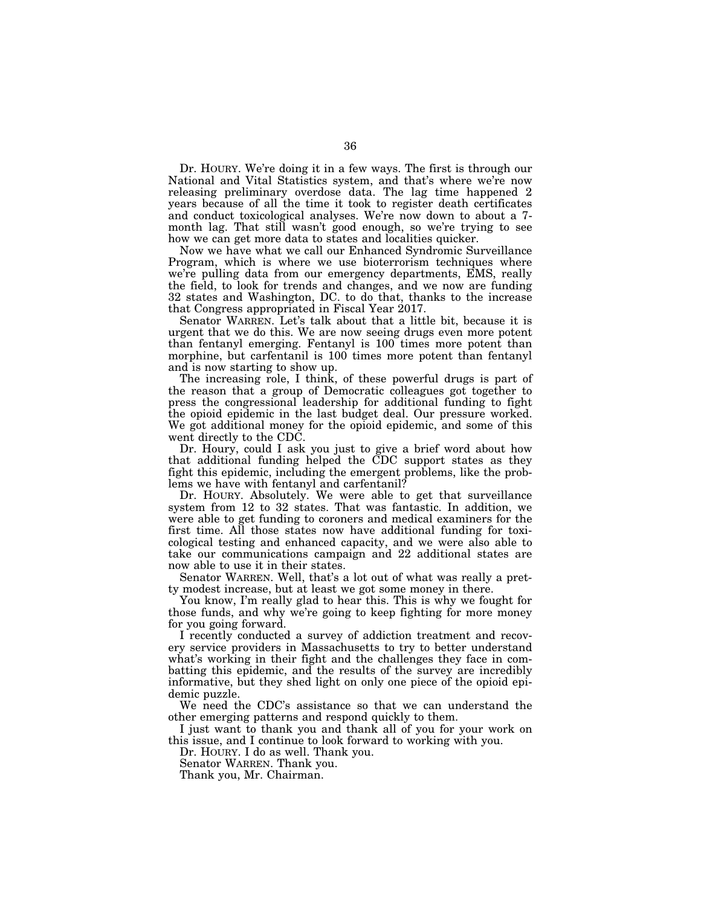Dr. HOURY. We're doing it in a few ways. The first is through our National and Vital Statistics system, and that's where we're now releasing preliminary overdose data. The lag time happened 2 years because of all the time it took to register death certificates and conduct toxicological analyses. We're now down to about a 7-month lag. That still wasn't good enough, so we're trying to see how we can get more data to states and localities quicker.

Now we have what we call our Enhanced Syndromic Surveillance Program, which is where we use bioterrorism techniques where we're pulling data from our emergency departments, EMS, really the field, to look for trends and changes, and we now are funding 32 states and Washington, DC. to do that, thanks to the increase that Congress appropriated in Fiscal Year 2017.

Senator WARREN. Let's talk about that a little bit, because it is urgent that we do this. We are now seeing drugs even more potent than fentanyl emerging. Fentanyl is 100 times more potent than morphine, but carfentanil is 100 times more potent than fentanyl and is now starting to show up.

The increasing role, I think, of these powerful drugs is part of the reason that a group of Democratic colleagues got together to press the congressional leadership for additional funding to fight the opioid epidemic in the last budget deal. Our pressure worked. We got additional money for the opioid epidemic, and some of this went directly to the CDC.

Dr. Houry, could I ask you just to give a brief word about how that additional funding helped the CDC support states as they fight this epidemic, including the emergent problems, like the problems we have with fentanyl and carfentanil?

Dr. HOURY. Absolutely. We were able to get that surveillance system from 12 to 32 states. That was fantastic. In addition, we were able to get funding to coroners and medical examiners for the first time. All those states now have additional funding for toxicological testing and enhanced capacity, and we were also able to take our communications campaign and 22 additional states are now able to use it in their states.

Senator WARREN. Well, that's a lot out of what was really a pretty modest increase, but at least we got some money in there.

You know, I'm really glad to hear this. This is why we fought for those funds, and why we're going to keep fighting for more money for you going forward.

I recently conducted a survey of addiction treatment and recovery service providers in Massachusetts to try to better understand what's working in their fight and the challenges they face in combatting this epidemic, and the results of the survey are incredibly informative, but they shed light on only one piece of the opioid epidemic puzzle.

We need the CDC's assistance so that we can understand the other emerging patterns and respond quickly to them.

I just want to thank you and thank all of you for your work on this issue, and I continue to look forward to working with you.

Dr. HOURY. I do as well. Thank you.

Senator WARREN. Thank you.

Thank you, Mr. Chairman.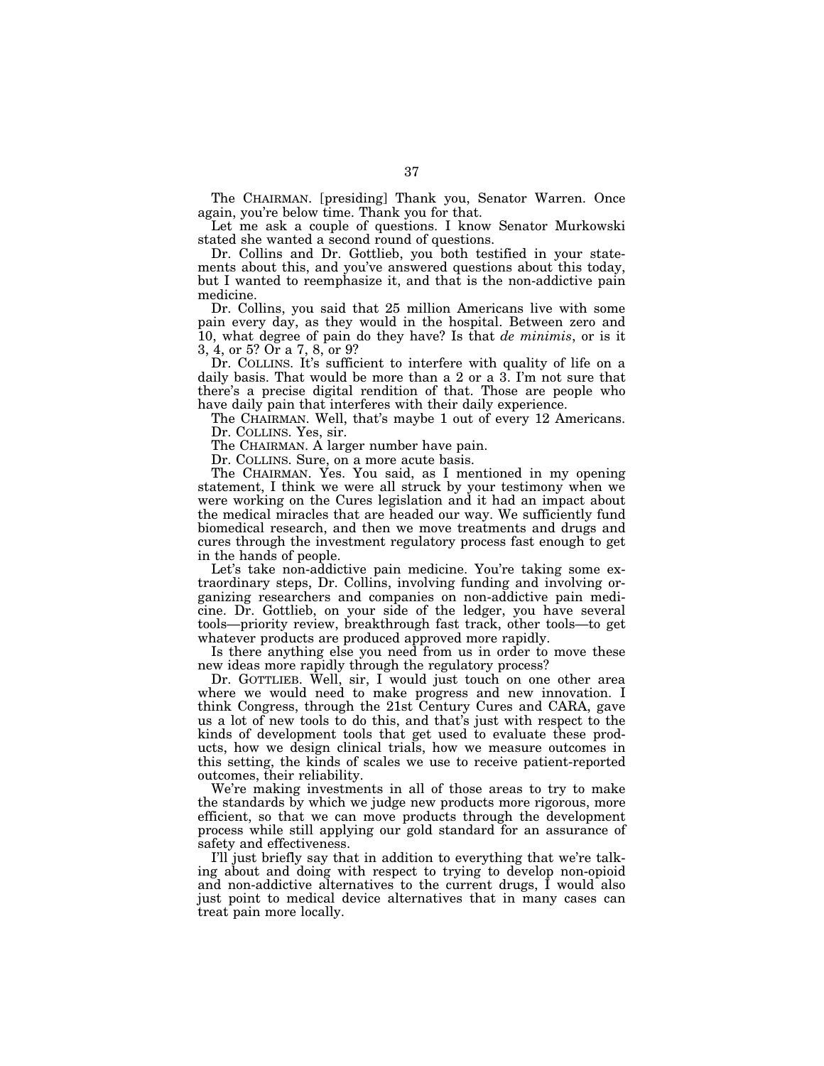The CHAIRMAN. [presiding] Thank you, Senator Warren. Once again, you're below time. Thank you for that.

Let me ask a couple of questions. I know Senator Murkowski stated she wanted a second round of questions.

Dr. Collins and Dr. Gottlieb, you both testified in your statements about this, and you've answered questions about this today, but I wanted to reemphasize it, and that is the non-addictive pain medicine.

Dr. Collins, you said that 25 million Americans live with some pain every day, as they would in the hospital. Between zero and 10, what degree of pain do they have? Is that *de minimis*, or is it 3, 4, or 5? Or a 7, 8, or 9?

Dr. COLLINS. It's sufficient to interfere with quality of life on a daily basis. That would be more than a 2 or a 3. I'm not sure that there's a precise digital rendition of that. Those are people who have daily pain that interferes with their daily experience.

The CHAIRMAN. Well, that's maybe 1 out of every 12 Americans.

Dr. COLLINS. Yes, sir.

The CHAIRMAN. A larger number have pain.

Dr. COLLINS. Sure, on a more acute basis.

The CHAIRMAN. Yes. You said, as I mentioned in my opening statement, I think we were all struck by your testimony when we were working on the Cures legislation and it had an impact about the medical miracles that are headed our way. We sufficiently fund biomedical research, and then we move treatments and drugs and cures through the investment regulatory process fast enough to get in the hands of people.

Let's take non-addictive pain medicine. You're taking some extraordinary steps, Dr. Collins, involving funding and involving organizing researchers and companies on non-addictive pain medicine. Dr. Gottlieb, on your side of the ledger, you have several tools—priority review, breakthrough fast track, other tools—to get whatever products are produced approved more rapidly.

Is there anything else you need from us in order to move these new ideas more rapidly through the regulatory process?

Dr. GOTTLIEB. Well, sir, I would just touch on one other area where we would need to make progress and new innovation. I think Congress, through the 21st Century Cures and CARA, gave us a lot of new tools to do this, and that's just with respect to the kinds of development tools that get used to evaluate these products, how we design clinical trials, how we measure outcomes in this setting, the kinds of scales we use to receive patient-reported outcomes, their reliability.

We're making investments in all of those areas to try to make the standards by which we judge new products more rigorous, more efficient, so that we can move products through the development process while still applying our gold standard for an assurance of safety and effectiveness.

I'll just briefly say that in addition to everything that we're talking about and doing with respect to trying to develop non-opioid and non-addictive alternatives to the current drugs, I would also just point to medical device alternatives that in many cases can treat pain more locally.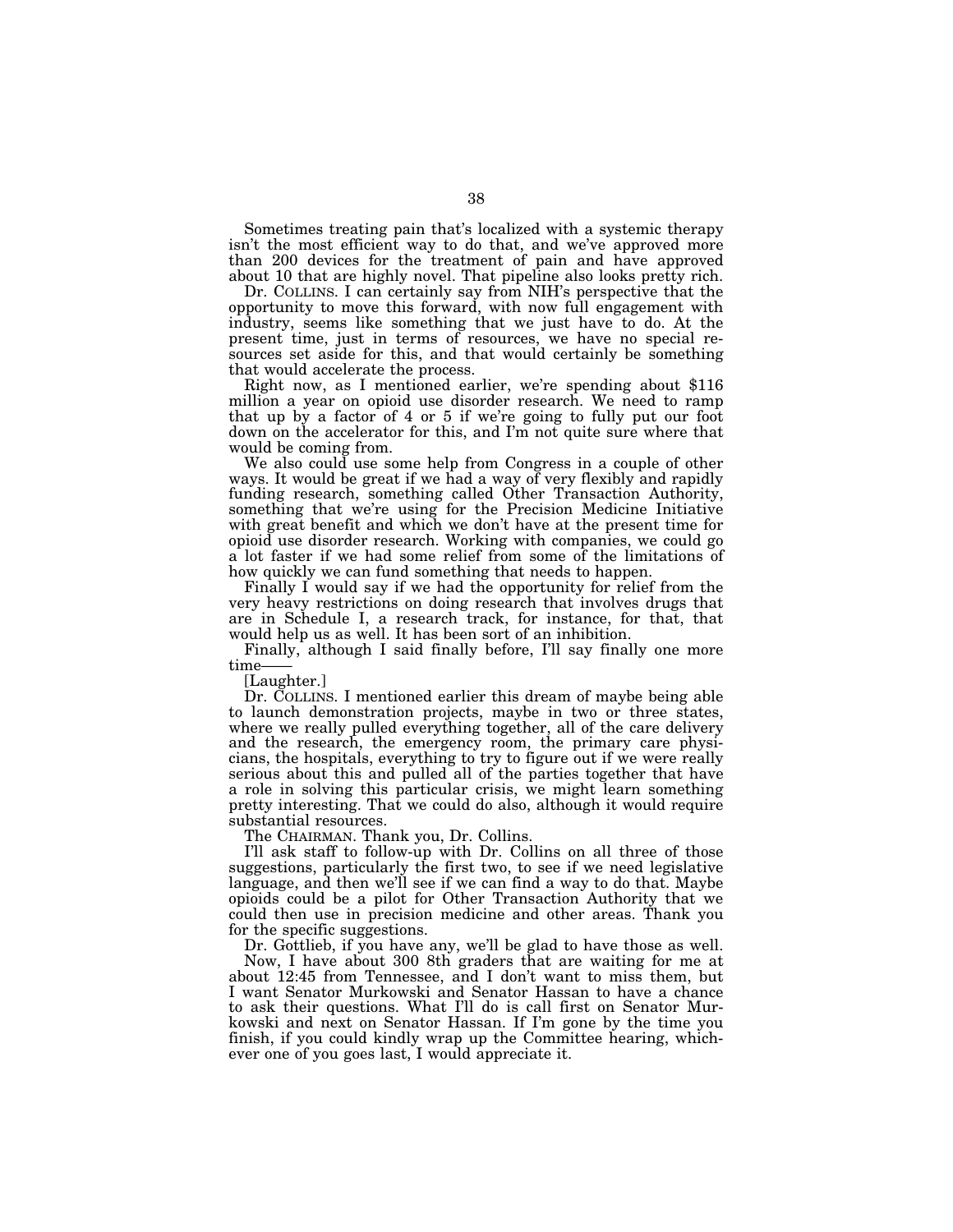Sometimes treating pain that's localized with a systemic therapy isn't the most efficient way to do that, and we've approved more than 200 devices for the treatment of pain and have approved about 10 that are highly novel. That pipeline also looks pretty rich.

Dr. COLLINS. I can certainly say from NIH's perspective that the opportunity to move this forward, with now full engagement with industry, seems like something that we just have to do. At the present time, just in terms of resources, we have no special resources set aside for this, and that would certainly be something that would accelerate the process.

Right now, as I mentioned earlier, we're spending about $116 million a year on opioid use disorder research. We need to ramp that up by a factor of 4 or 5 if we're going to fully put our foot down on the accelerator for this, and I'm not quite sure where that would be coming from.

We also could use some help from Congress in a couple of other ways. It would be great if we had a way of very flexibly and rapidly funding research, something called Other Transaction Authority, something that we're using for the Precision Medicine Initiative with great benefit and which we don't have at the present time for opioid use disorder research. Working with companies, we could go a lot faster if we had some relief from some of the limitations of how quickly we can fund something that needs to happen.

Finally I would say if we had the opportunity for relief from the very heavy restrictions on doing research that involves drugs that are in Schedule I, a research track, for instance, for that, that would help us as well. It has been sort of an inhibition.

Finally, although I said finally before, I'll say finally one more time——

[Laughter.]

Dr. COLLINS. I mentioned earlier this dream of maybe being able to launch demonstration projects, maybe in two or three states, where we really pulled everything together, all of the care delivery and the research, the emergency room, the primary care physicians, the hospitals, everything to try to figure out if we were really serious about this and pulled all of the parties together that have a role in solving this particular crisis, we might learn something pretty interesting. That we could do also, although it would require substantial resources.

The CHAIRMAN. Thank you, Dr. Collins.

I'll ask staff to follow-up with Dr. Collins on all three of those suggestions, particularly the first two, to see if we need legislative language, and then we'll see if we can find a way to do that. Maybe opioids could be a pilot for Other Transaction Authority that we could then use in precision medicine and other areas. Thank you for the specific suggestions.

Dr. Gottlieb, if you have any, we'll be glad to have those as well.

Now, I have about 300 8th graders that are waiting for me at about 12:45 from Tennessee, and I don't want to miss them, but I want Senator Murkowski and Senator Hassan to have a chance to ask their questions. What I'll do is call first on Senator Murkowski and next on Senator Hassan. If I'm gone by the time you finish, if you could kindly wrap up the Committee hearing, whichever one of you goes last, I would appreciate it.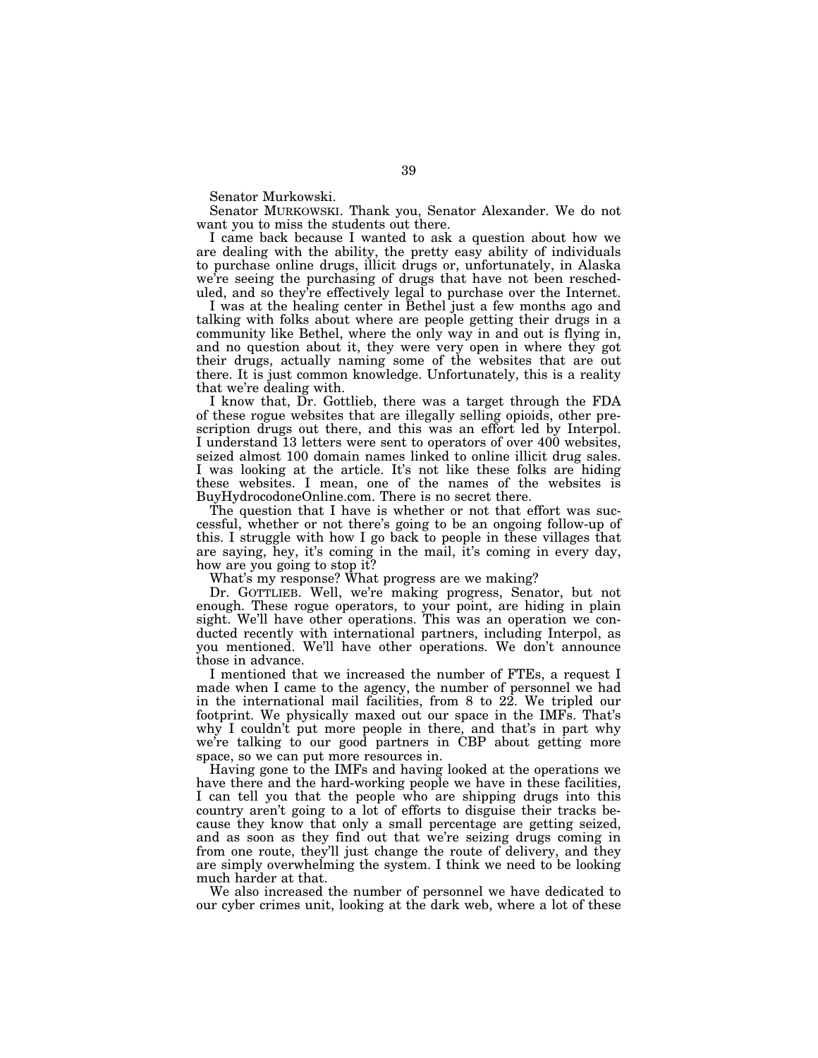Senator Murkowski.

Senator MURKOWSKI. Thank you, Senator Alexander. We do not want you to miss the students out there.

I came back because I wanted to ask a question about how we are dealing with the ability, the pretty easy ability of individuals to purchase online drugs, illicit drugs or, unfortunately, in Alaska we're seeing the purchasing of drugs that have not been rescheduled, and so they're effectively legal to purchase over the Internet.

I was at the healing center in Bethel just a few months ago and talking with folks about where are people getting their drugs in a community like Bethel, where the only way in and out is flying in, and no question about it, they were very open in where they got their drugs, actually naming some of the websites that are out there. It is just common knowledge. Unfortunately, this is a reality that we're dealing with.

I know that, Dr. Gottlieb, there was a target through the FDA of these rogue websites that are illegally selling opioids, other prescription drugs out there, and this was an effort led by Interpol. I understand 13 letters were sent to operators of over 400 websites, seized almost 100 domain names linked to online illicit drug sales. I was looking at the article. It's not like these folks are hiding these websites. I mean, one of the names of the websites is BuyHydrocodoneOnline.com. There is no secret there.

The question that I have is whether or not that effort was successful, whether or not there's going to be an ongoing follow-up of this. I struggle with how I go back to people in these villages that are saying, hey, it's coming in the mail, it's coming in every day, how are you going to stop it?

What's my response? What progress are we making?

Dr. GOTTLIEB. Well, we're making progress, Senator, but not enough. These rogue operators, to your point, are hiding in plain sight. We'll have other operations. This was an operation we conducted recently with international partners, including Interpol, as you mentioned. We'll have other operations. We don't announce those in advance.

I mentioned that we increased the number of FTEs, a request I made when I came to the agency, the number of personnel we had in the international mail facilities, from 8 to 22. We tripled our footprint. We physically maxed out our space in the IMFs. That's why I couldn't put more people in there, and that's in part why we're talking to our good partners in CBP about getting more space, so we can put more resources in.

Having gone to the IMFs and having looked at the operations we have there and the hard-working people we have in these facilities, I can tell you that the people who are shipping drugs into this country aren't going to a lot of efforts to disguise their tracks because they know that only a small percentage are getting seized, and as soon as they find out that we're seizing drugs coming in from one route, they'll just change the route of delivery, and they are simply overwhelming the system. I think we need to be looking much harder at that.

We also increased the number of personnel we have dedicated to our cyber crimes unit, looking at the dark web, where a lot of these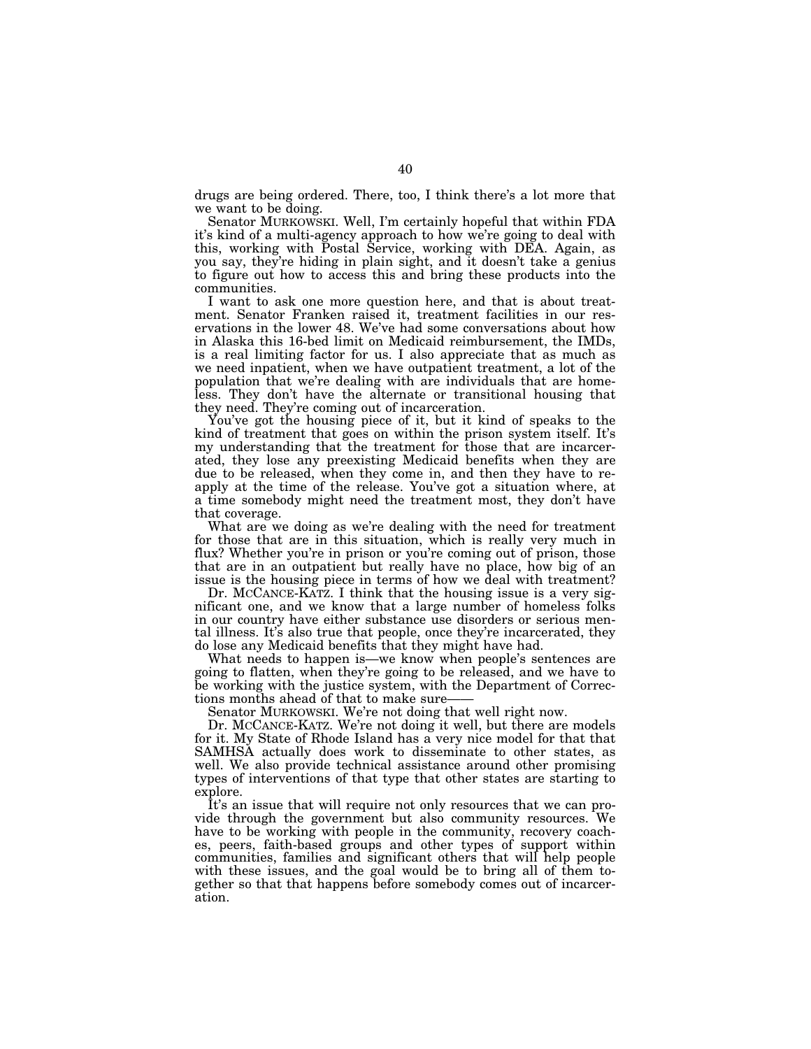drugs are being ordered. There, too, I think there's a lot more that we want to be doing.

Senator MURKOWSKI. Well, I'm certainly hopeful that within FDA it's kind of a multi-agency approach to how we're going to deal with this, working with Postal Service, working with DEA. Again, as you say, they're hiding in plain sight, and it doesn't take a genius to figure out how to access this and bring these products into the communities.

I want to ask one more question here, and that is about treatment. Senator Franken raised it, treatment facilities in our reservations in the lower 48. We've had some conversations about how in Alaska this 16-bed limit on Medicaid reimbursement, the IMDs, is a real limiting factor for us. I also appreciate that as much as we need inpatient, when we have outpatient treatment, a lot of the population that we're dealing with are individuals that are homeless. They don't have the alternate or transitional housing that they need. They're coming out of incarceration.

You've got the housing piece of it, but it kind of speaks to the kind of treatment that goes on within the prison system itself. It's my understanding that the treatment for those that are incarcerated, they lose any preexisting Medicaid benefits when they are due to be released, when they come in, and then they have to reapply at the time of the release. You've got a situation where, at a time somebody might need the treatment most, they don't have that coverage.

What are we doing as we're dealing with the need for treatment for those that are in this situation, which is really very much in flux? Whether you're in prison or you're coming out of prison, those that are in an outpatient but really have no place, how big of an issue is the housing piece in terms of how we deal with treatment?

Dr. MCCANCE-KATZ. I think that the housing issue is a very significant one, and we know that a large number of homeless folks in our country have either substance use disorders or serious mental illness. It's also true that people, once they're incarcerated, they do lose any Medicaid benefits that they might have had.

What needs to happen is—we know when people's sentences are going to flatten, when they're going to be released, and we have to be working with the justice system, with the Department of Corrections months ahead of that to make sure——

Senator MURKOWSKI. We're not doing that well right now.

Dr. MCCANCE-KATZ. We're not doing it well, but there are models for it. My State of Rhode Island has a very nice model for that that SAMHSA actually does work to disseminate to other states, as well. We also provide technical assistance around other promising types of interventions of that type that other states are starting to explore.

It's an issue that will require not only resources that we can provide through the government but also community resources. We have to be working with people in the community, recovery coaches, peers, faith-based groups and other types of support within communities, families and significant others that will help people with these issues, and the goal would be to bring all of them together so that that happens before somebody comes out of incarceration.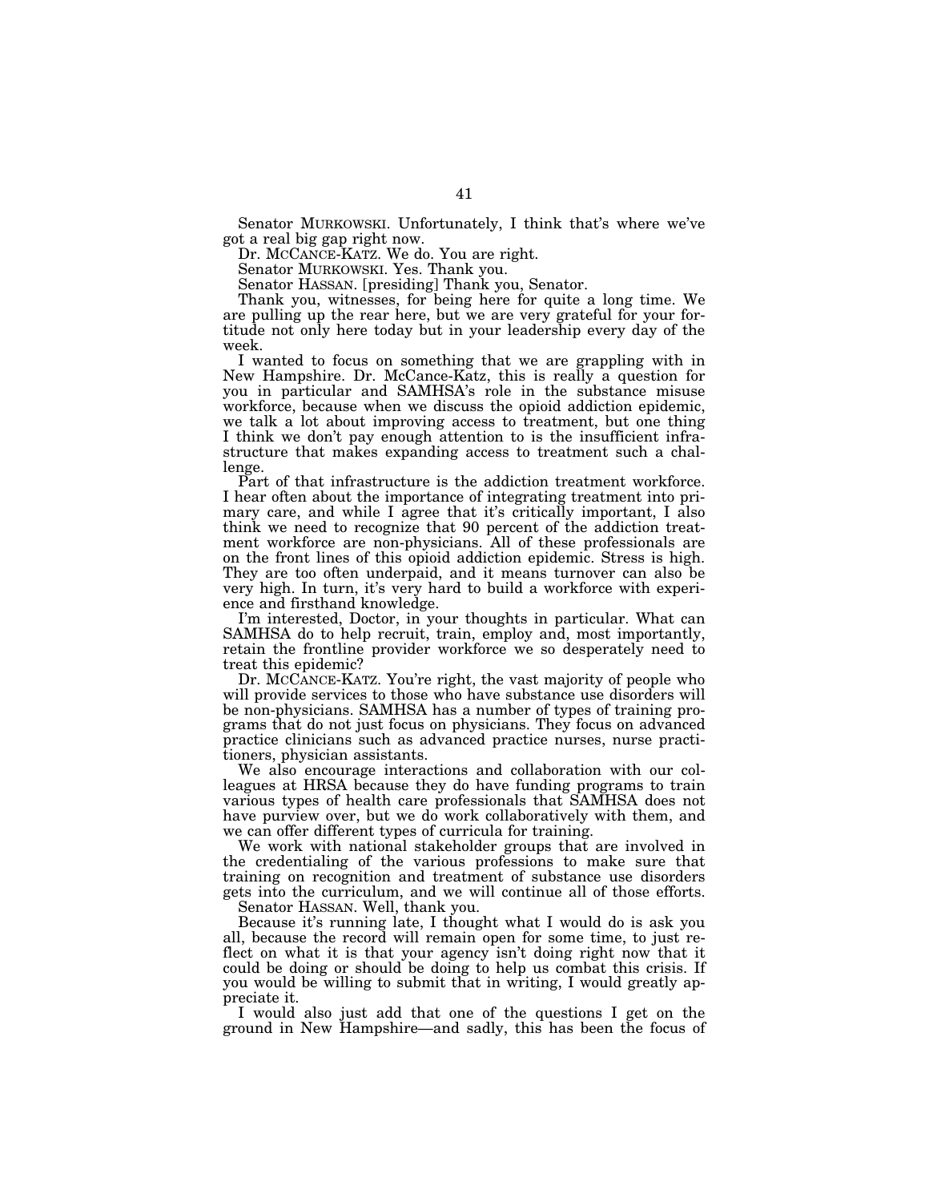Senator MURKOWSKI. Unfortunately, I think that's where we've got a real big gap right now.

Dr. MCCANCE-KATZ. We do. You are right.

Senator MURKOWSKI. Yes. Thank you.

Senator HASSAN. [presiding] Thank you, Senator.

Thank you, witnesses, for being here for quite a long time. We are pulling up the rear here, but we are very grateful for your fortitude not only here today but in your leadership every day of the week.

I wanted to focus on something that we are grappling with in New Hampshire. Dr. McCance-Katz, this is really a question for you in particular and SAMHSA's role in the substance misuse workforce, because when we discuss the opioid addiction epidemic, we talk a lot about improving access to treatment, but one thing I think we don't pay enough attention to is the insufficient infrastructure that makes expanding access to treatment such a challenge.

Part of that infrastructure is the addiction treatment workforce. I hear often about the importance of integrating treatment into primary care, and while I agree that it's critically important, I also think we need to recognize that 90 percent of the addiction treatment workforce are non-physicians. All of these professionals are on the front lines of this opioid addiction epidemic. Stress is high. They are too often underpaid, and it means turnover can also be very high. In turn, it's very hard to build a workforce with experience and firsthand knowledge.

I'm interested, Doctor, in your thoughts in particular. What can SAMHSA do to help recruit, train, employ and, most importantly, retain the frontline provider workforce we so desperately need to treat this epidemic?

Dr. MCCANCE-KATZ. You're right, the vast majority of people who will provide services to those who have substance use disorders will be non-physicians. SAMHSA has a number of types of training programs that do not just focus on physicians. They focus on advanced practice clinicians such as advanced practice nurses, nurse practitioners, physician assistants.

We also encourage interactions and collaboration with our colleagues at HRSA because they do have funding programs to train various types of health care professionals that SAMHSA does not have purview over, but we do work collaboratively with them, and we can offer different types of curricula for training.

We work with national stakeholder groups that are involved in the credentialing of the various professions to make sure that training on recognition and treatment of substance use disorders gets into the curriculum, and we will continue all of those efforts.

Senator HASSAN. Well, thank you.

Because it's running late, I thought what I would do is ask you all, because the record will remain open for some time, to just reflect on what it is that your agency isn't doing right now that it could be doing or should be doing to help us combat this crisis. If you would be willing to submit that in writing, I would greatly appreciate it.

I would also just add that one of the questions I get on the ground in New Hampshire—and sadly, this has been the focus of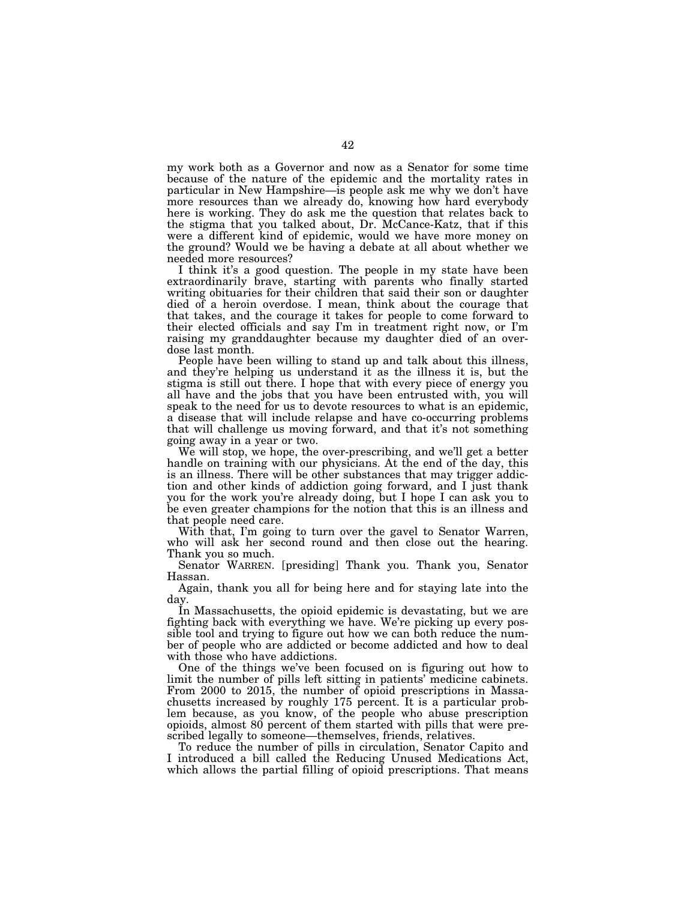my work both as a Governor and now as a Senator for some time because of the nature of the epidemic and the mortality rates in particular in New Hampshire—is people ask me why we don't have more resources than we already do, knowing how hard everybody here is working. They do ask me the question that relates back to the stigma that you talked about, Dr. McCance-Katz, that if this were a different kind of epidemic, would we have more money on the ground? Would we be having a debate at all about whether we needed more resources?

I think it's a good question. The people in my state have been extraordinarily brave, starting with parents who finally started writing obituaries for their children that said their son or daughter died of a heroin overdose. I mean, think about the courage that that takes, and the courage it takes for people to come forward to their elected officials and say I'm in treatment right now, or I'm raising my granddaughter because my daughter died of an overdose last month.

People have been willing to stand up and talk about this illness, and they're helping us understand it as the illness it is, but the stigma is still out there. I hope that with every piece of energy you all have and the jobs that you have been entrusted with, you will speak to the need for us to devote resources to what is an epidemic, a disease that will include relapse and have co-occurring problems that will challenge us moving forward, and that it's not something going away in a year or two.

We will stop, we hope, the over-prescribing, and we'll get a better handle on training with our physicians. At the end of the day, this is an illness. There will be other substances that may trigger addiction and other kinds of addiction going forward, and I just thank you for the work you're already doing, but I hope I can ask you to be even greater champions for the notion that this is an illness and that people need care.

With that, I'm going to turn over the gavel to Senator Warren, who will ask her second round and then close out the hearing. Thank you so much.

Senator WARREN. [presiding] Thank you. Thank you, Senator Hassan.

Again, thank you all for being here and for staying late into the day.

In Massachusetts, the opioid epidemic is devastating, but we are fighting back with everything we have. We're picking up every possible tool and trying to figure out how we can both reduce the number of people who are addicted or become addicted and how to deal with those who have addictions.

One of the things we've been focused on is figuring out how to limit the number of pills left sitting in patients' medicine cabinets. From 2000 to 2015, the number of opioid prescriptions in Massachusetts increased by roughly 175 percent. It is a particular problem because, as you know, of the people who abuse prescription opioids, almost 80 percent of them started with pills that were prescribed legally to someone—themselves, friends, relatives.

To reduce the number of pills in circulation, Senator Capito and I introduced a bill called the Reducing Unused Medications Act, which allows the partial filling of opioid prescriptions. That means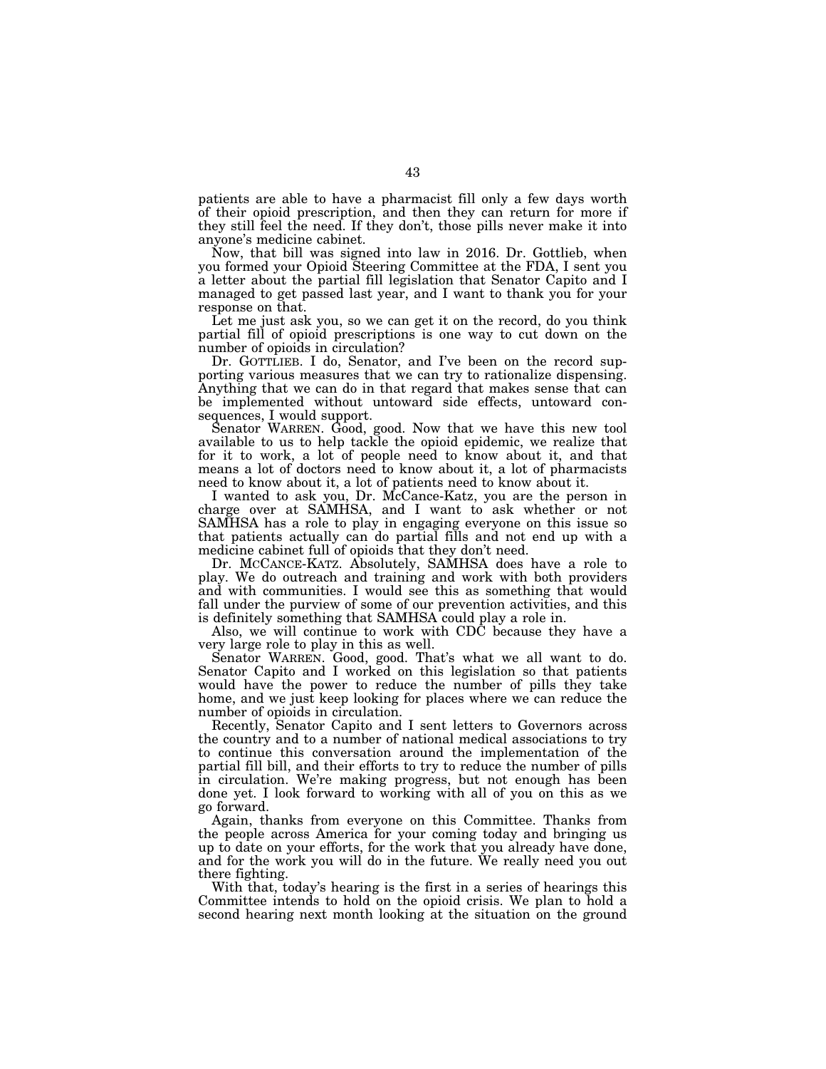patients are able to have a pharmacist fill only a few days worth of their opioid prescription, and then they can return for more if they still feel the need. If they don't, those pills never make it into anyone's medicine cabinet.

Now, that bill was signed into law in 2016. Dr. Gottlieb, when you formed your Opioid Steering Committee at the FDA, I sent you a letter about the partial fill legislation that Senator Capito and I managed to get passed last year, and I want to thank you for your response on that.

Let me just ask you, so we can get it on the record, do you think partial fill of opioid prescriptions is one way to cut down on the number of opioids in circulation?

Dr. GOTTLIEB. I do, Senator, and I've been on the record supporting various measures that we can try to rationalize dispensing. Anything that we can do in that regard that makes sense that can be implemented without untoward side effects, untoward consequences, I would support.

Senator WARREN. Good, good. Now that we have this new tool available to us to help tackle the opioid epidemic, we realize that for it to work, a lot of people need to know about it, and that means a lot of doctors need to know about it, a lot of pharmacists need to know about it, a lot of patients need to know about it.

I wanted to ask you, Dr. McCance-Katz, you are the person in charge over at SAMHSA, and I want to ask whether or not SAMHSA has a role to play in engaging everyone on this issue so that patients actually can do partial fills and not end up with a medicine cabinet full of opioids that they don't need.

Dr. MCCANCE-KATZ. Absolutely, SAMHSA does have a role to play. We do outreach and training and work with both providers and with communities. I would see this as something that would fall under the purview of some of our prevention activities, and this is definitely something that SAMHSA could play a role in.

Also, we will continue to work with CDC because they have a very large role to play in this as well.

Senator WARREN. Good, good. That's what we all want to do. Senator Capito and I worked on this legislation so that patients would have the power to reduce the number of pills they take home, and we just keep looking for places where we can reduce the number of opioids in circulation.

Recently, Senator Capito and I sent letters to Governors across the country and to a number of national medical associations to try to continue this conversation around the implementation of the partial fill bill, and their efforts to try to reduce the number of pills in circulation. We're making progress, but not enough has been done yet. I look forward to working with all of you on this as we go forward.

Again, thanks from everyone on this Committee. Thanks from the people across America for your coming today and bringing us up to date on your efforts, for the work that you already have done, and for the work you will do in the future. We really need you out there fighting.

With that, today's hearing is the first in a series of hearings this Committee intends to hold on the opioid crisis. We plan to hold a second hearing next month looking at the situation on the ground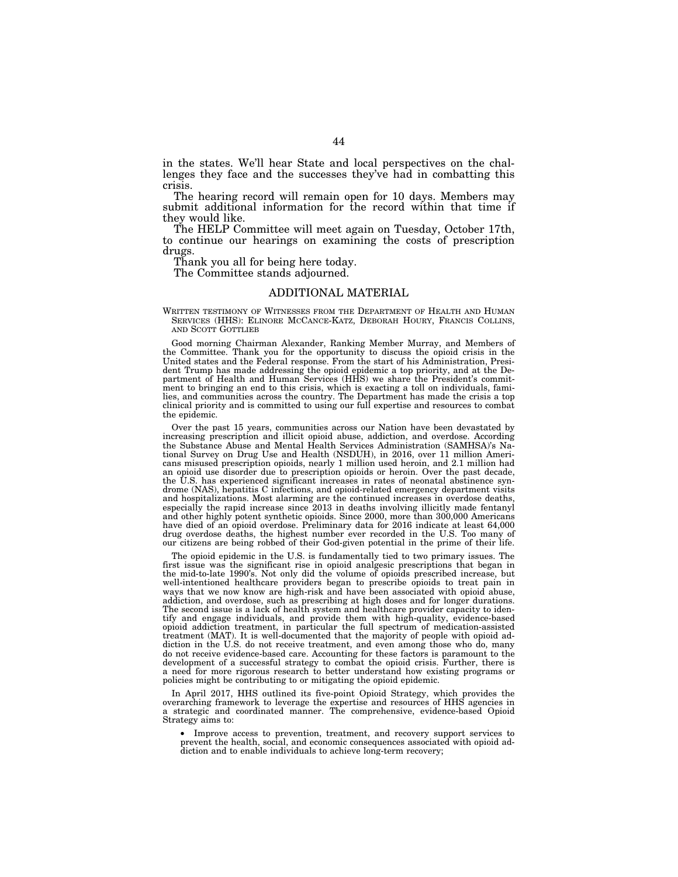in the states. We'll hear State and local perspectives on the challenges they face and the successes they've had in combatting this crisis.

The hearing record will remain open for 10 days. Members may submit additional information for the record within that time if they would like.

The HELP Committee will meet again on Tuesday, October 17th, to continue our hearings on examining the costs of prescription drugs.

Thank you all for being here today.

The Committee stands adjourned.

## ADDITIONAL MATERIAL

WRITTEN TESTIMONY OF WITNESSES FROM THE DEPARTMENT OF HEALTH AND HUMAN SERVICES (HHS): ELINORE MCCANCE-KATZ, DEBORAH HOURY, FRANCIS COLLINS, AND SCOTT GOTTLIEB

Good morning Chairman Alexander, Ranking Member Murray, and Members of the Committee. Thank you for the opportunity to discuss the opioid crisis in the United states and the Federal response. From the start of his Administration, President Trump has made addressing the opioid epidemic a top priority, and at the Department of Health and Human Services (HHS) we share the President's commitment to bringing an end to this crisis, which is exacting a toll on individuals, families, and communities across the country. The Department has made the crisis a top clinical priority and is committed to using our full expertise and resources to combat the epidemic.

Over the past 15 years, communities across our Nation have been devastated by increasing prescription and illicit opioid abuse, addiction, and overdose. According the Substance Abuse and Mental Health Services Administration (SAMHSA)'s National Survey on Drug Use and Health (NSDUH), in 2016, over 11 million Americans misused prescription opioids, nearly 1 million used heroin, and 2.1 million had an opioid use disorder due to prescription opioids or heroin. Over the past decade, the U.S. has experienced significant increases in rates of neonatal abstinence syndrome (NAS), hepatitis C infections, and opioid-related emergency department visits and hospitalizations. Most alarming are the continued increases in overdose deaths, especially the rapid increase since 2013 in deaths involving illicitly made fentanyl and other highly potent synthetic opioids. Since 2000, more than 300,000 Americans have died of an opioid overdose. Preliminary data for 2016 indicate at least 64,000 drug overdose deaths, the highest number ever recorded in the U.S. Too many of our citizens are being robbed of their God-given potential in the prime of their life.

The opioid epidemic in the U.S. is fundamentally tied to two primary issues. The first issue was the significant rise in opioid analgesic prescriptions that began in the mid-to-late 1990's. Not only did the volume of opioids prescribed increase, but well-intentioned healthcare providers began to prescribe opioids to treat pain in ways that we now know are high-risk and have been associated with opioid abuse, addiction, and overdose, such as prescribing at high doses and for longer durations. The second issue is a lack of health system and healthcare provider capacity to identify and engage individuals, and provide them with high-quality, evidence-based opioid addiction treatment, in particular the full spectrum of medication-assisted treatment (MAT). It is well-documented that the majority of people with opioid addiction in the U.S. do not receive treatment, and even among those who do, many do not receive evidence-based care. Accounting for these factors is paramount to the development of a successful strategy to combat the opioid crisis. Further, there is a need for more rigorous research to better understand how existing programs or policies might be contributing to or mitigating the opioid epidemic.

In April 2017, HHS outlined its five-point Opioid Strategy, which provides the overarching framework to leverage the expertise and resources of HHS agencies in a strategic and coordinated manner. The comprehensive, evidence-based Opioid Strategy aims to:

- Improve access to prevention, treatment, and recovery support services to prevent the health, social, and economic consequences associated with opioid addiction and to enable individuals to achieve long-term recovery;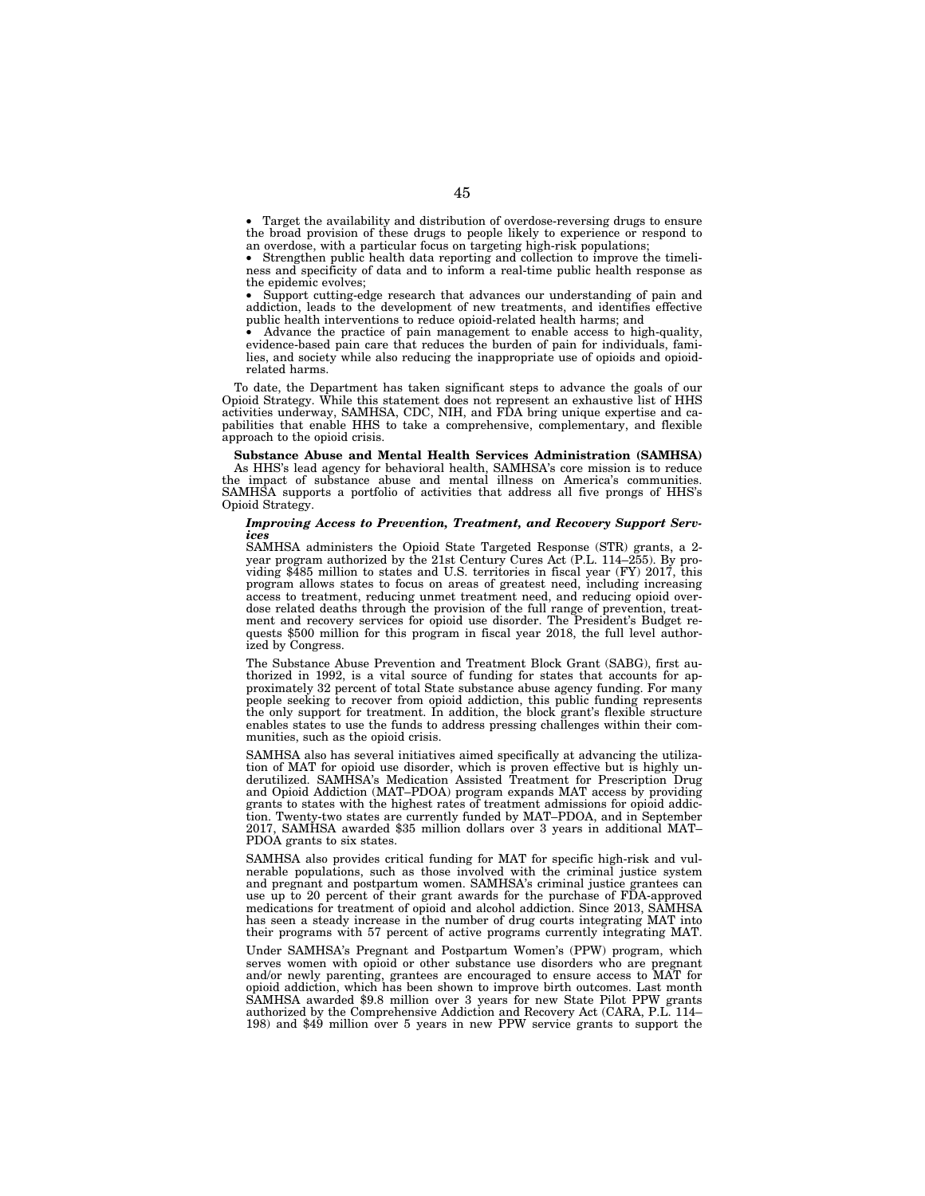- Target the availability and distribution of overdose-reversing drugs to ensure the broad provision of these drugs to people likely to experience or respond to an overdose, with a particular focus on targeting high-risk populations;
- Strengthen public health data reporting and collection to improve the timeliness and specificity of data and to inform a real-time public health response as the epidemic evolves;
- Support cutting-edge research that advances our understanding of pain and addiction, leads to the development of new treatments, and identifies effective public health interventions to reduce opioid-related health harms; and
- Advance the practice of pain management to enable access to high-quality, evidence-based pain care that reduces the burden of pain for individuals, families, and society while also reducing the inappropriate use of opioids and opioid-related harms.

To date, the Department has taken significant steps to advance the goals of our Opioid Strategy. While this statement does not represent an exhaustive list of HHS activities underway, SAMHSA, CDC, NIH, and FDA bring unique expertise and capabilities that enable HHS to take a comprehensive, complementary, and flexible approach to the opioid crisis.

**Substance Abuse and Mental Health Services Administration (SAMHSA)**

As HHS's lead agency for behavioral health, SAMHSA's core mission is to reduce the impact of substance abuse and mental illness on America's communities. SAMHSA supports a portfolio of activities that address all five prongs of HHS's Opioid Strategy.

***Improving Access to Prevention, Treatment, and Recovery Support Services***

SAMHSA administers the Opioid State Targeted Response (STR) grants, a 2-year program authorized by the 21st Century Cures Act (P.L. 114–255). By providing $485 million to states and U.S. territories in fiscal year (FY) 2017, this program allows states to focus on areas of greatest need, including increasing access to treatment, reducing unmet treatment need, and reducing opioid overdose related deaths through the provision of the full range of prevention, treatment and recovery services for opioid use disorder. The President's Budget requests $500 million for this program in fiscal year 2018, the full level authorized by Congress.

The Substance Abuse Prevention and Treatment Block Grant (SABG), first authorized in 1992, is a vital source of funding for states that accounts for approximately 32 percent of total State substance abuse agency funding. For many people seeking to recover from opioid addiction, this public funding represents the only support for treatment. In addition, the block grant's flexible structure enables states to use the funds to address pressing challenges within their communities, such as the opioid crisis.

SAMHSA also has several initiatives aimed specifically at advancing the utilization of MAT for opioid use disorder, which is proven effective but is highly underutilized. SAMHSA's Medication Assisted Treatment for Prescription Drug and Opioid Addiction (MAT–PDOA) program expands MAT access by providing grants to states with the highest rates of treatment admissions for opioid addiction. Twenty-two states are currently funded by MAT–PDOA, and in September 2017, SAMHSA awarded $35 million dollars over 3 years in additional MAT–PDOA grants to six states.

SAMHSA also provides critical funding for MAT for specific high-risk and vulnerable populations, such as those involved with the criminal justice system and pregnant and postpartum women. SAMHSA's criminal justice grantees can use up to 20 percent of their grant awards for the purchase of FDA-approved medications for treatment of opioid and alcohol addiction. Since 2013, SAMHSA has seen a steady increase in the number of drug courts integrating MAT into their programs with 57 percent of active programs currently integrating MAT.

Under SAMHSA's Pregnant and Postpartum Women's (PPW) program, which serves women with opioid or other substance use disorders who are pregnant and/or newly parenting, grantees are encouraged to ensure access to MAT for opioid addiction, which has been shown to improve birth outcomes. Last month SAMHSA awarded $9.8 million over 3 years for new State Pilot PPW grants authorized by the Comprehensive Addiction and Recovery Act (CARA, P.L. 114–198) and $49 million over 5 years in new PPW service grants to support the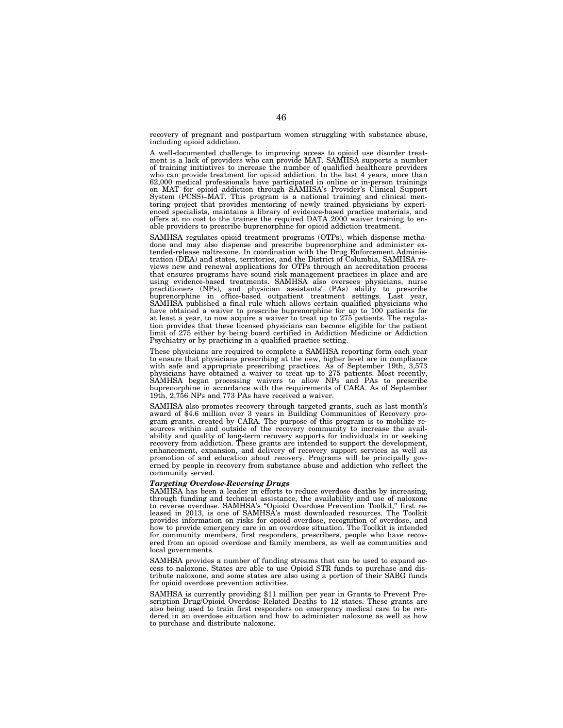recovery of pregnant and postpartum women struggling with substance abuse, including opioid addiction.

A well-documented challenge to improving access to opioid use disorder treatment is a lack of providers who can provide MAT. SAMHSA supports a number of training initiatives to increase the number of qualified healthcare providers who can provide treatment for opioid addiction. In the last 4 years, more than 62,000 medical professionals have participated in online or in-person trainings on MAT for opioid addiction through SAMHSA's Provider's Clinical Support System (PCSS)–MAT. This program is a national training and clinical mentoring project that provides mentoring of newly trained physicians by experienced specialists, maintains a library of evidence-based practice materials, and offers at no cost to the trainee the required DATA 2000 waiver training to enable providers to prescribe buprenorphine for opioid addiction treatment.

SAMHSA regulates opioid treatment programs (OTPs), which dispense methadone and may also dispense and prescribe buprenorphine and administer extended-release naltrexone. In coordination with the Drug Enforcement Administration (DEA) and states, territories, and the District of Columbia, SAMHSA reviews new and renewal applications for OTPs through an accreditation process that ensures programs have sound risk management practices in place and are using evidence-based treatments. SAMHSA also oversees physicians, nurse practitioners (NPs), and physician assistants' (PAs) ability to prescribe buprenorphine in office-based outpatient treatment settings. Last year, SAMHSA published a final rule which allows certain qualified physicians who have obtained a waiver to prescribe buprenorphine for up to 100 patients for at least a year, to now acquire a waiver to treat up to 275 patients. The regulation provides that these licensed physicians can become eligible for the patient limit of 275 either by being board certified in Addiction Medicine or Addiction Psychiatry or by practicing in a qualified practice setting.

These physicians are required to complete a SAMHSA reporting form each year to ensure that physicians prescribing at the new, higher level are in compliance with safe and appropriate prescribing practices. As of September 19th, 3,573 physicians have obtained a waiver to treat up to 275 patients. Most recently, SAMHSA began processing waivers to allow NPs and PAs to prescribe buprenorphine in accordance with the requirements of CARA. As of September 19th, 2,756 NPs and 773 PAs have received a waiver.

SAMHSA also promotes recovery through targeted grants, such as last month's award of $4.6 million over 3 years in Building Communities of Recovery program grants, created by CARA. The purpose of this program is to mobilize resources within and outside of the recovery community to increase the availability and quality of long-term recovery supports for individuals in or seeking recovery from addiction. These grants are intended to support the development, enhancement, expansion, and delivery of recovery support services as well as promotion of and education about recovery. Programs will be principally governed by people in recovery from substance abuse and addiction who reflect the community served.

***Targeting Overdose-Reversing Drugs***

SAMHSA has been a leader in efforts to reduce overdose deaths by increasing, through funding and technical assistance, the availability and use of naloxone to reverse overdose. SAMHSA's "Opioid Overdose Prevention Toolkit," first released in 2013, is one of SAMHSA's most downloaded resources. The Toolkit provides information on risks for opioid overdose, recognition of overdose, and how to provide emergency care in an overdose situation. The Toolkit is intended for community members, first responders, prescribers, people who have recovered from an opioid overdose and family members, as well as communities and local governments.

SAMHSA provides a number of funding streams that can be used to expand access to naloxone. States are able to use Opioid STR funds to purchase and distribute naloxone, and some states are also using a portion of their SABG funds for opioid overdose prevention activities.

SAMHSA is currently providing $11 million per year in Grants to Prevent Prescription Drug/Opioid Overdose Related Deaths to 12 states. These grants are also being used to train first responders on emergency medical care to be rendered in an overdose situation and how to administer naloxone as well as how to purchase and distribute naloxone.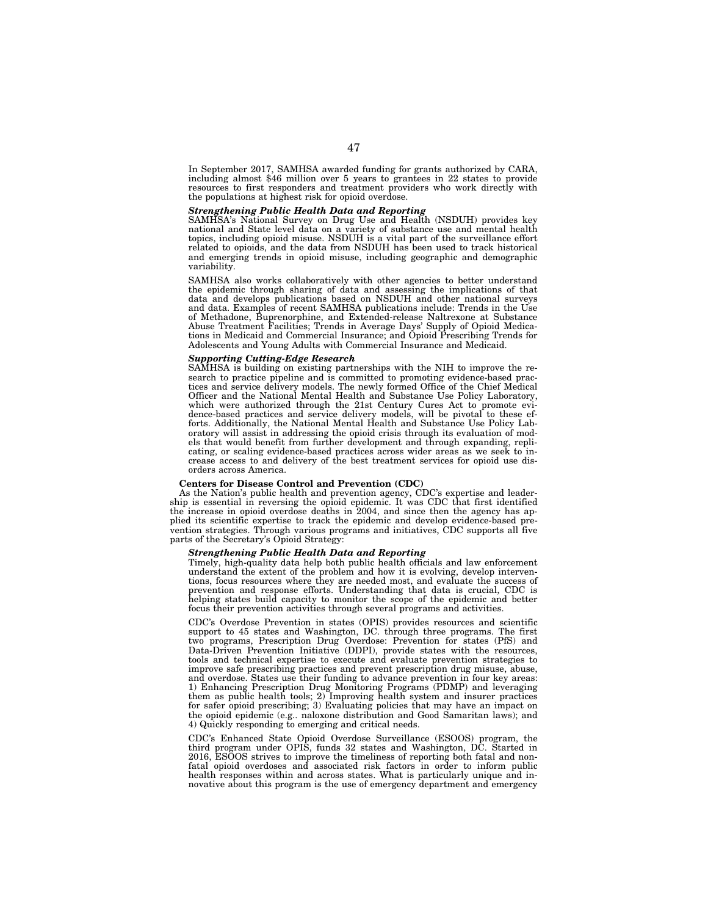In September 2017, SAMHSA awarded funding for grants authorized by CARA, including almost $46 million over 5 years to grantees in 22 states to provide resources to first responders and treatment providers who work directly with the populations at highest risk for opioid overdose.

***Strengthening Public Health Data and Reporting***

SAMHSA's National Survey on Drug Use and Health (NSDUH) provides key national and State level data on a variety of substance use and mental health topics, including opioid misuse. NSDUH is a vital part of the surveillance effort related to opioids, and the data from NSDUH has been used to track historical and emerging trends in opioid misuse, including geographic and demographic variability.

SAMHSA also works collaboratively with other agencies to better understand the epidemic through sharing of data and assessing the implications of that data and develops publications based on NSDUH and other national surveys and data. Examples of recent SAMHSA publications include: Trends in the Use of Methadone, Buprenorphine, and Extended-release Naltrexone at Substance Abuse Treatment Facilities; Trends in Average Days' Supply of Opioid Medications in Medicaid and Commercial Insurance; and Opioid Prescribing Trends for Adolescents and Young Adults with Commercial Insurance and Medicaid.

***Supporting Cutting-Edge Research***

SAMHSA is building on existing partnerships with the NIH to improve the research to practice pipeline and is committed to promoting evidence-based practices and service delivery models. The newly formed Office of the Chief Medical Officer and the National Mental Health and Substance Use Policy Laboratory, which were authorized through the 21st Century Cures Act to promote evidence-based practices and service delivery models, will be pivotal to these efforts. Additionally, the National Mental Health and Substance Use Policy Laboratory will assist in addressing the opioid crisis through its evaluation of models that would benefit from further development and through expanding, replicating, or scaling evidence-based practices across wider areas as we seek to increase access to and delivery of the best treatment services for opioid use disorders across America.

**Centers for Disease Control and Prevention (CDC)**

As the Nation's public health and prevention agency, CDC's expertise and leadership is essential in reversing the opioid epidemic. It was CDC that first identified the increase in opioid overdose deaths in 2004, and since then the agency has applied its scientific expertise to track the epidemic and develop evidence-based prevention strategies. Through various programs and initiatives, CDC supports all five parts of the Secretary's Opioid Strategy:

***Strengthening Public Health Data and Reporting***

Timely, high-quality data help both public health officials and law enforcement understand the extent of the problem and how it is evolving, develop interventions, focus resources where they are needed most, and evaluate the success of prevention and response efforts. Understanding that data is crucial, CDC is helping states build capacity to monitor the scope of the epidemic and better focus their prevention activities through several programs and activities.

CDC's Overdose Prevention in states (OPIS) provides resources and scientific support to 45 states and Washington, DC. through three programs. The first two programs, Prescription Drug Overdose: Prevention for states (PfS) and Data-Driven Prevention Initiative (DDPI), provide states with the resources, tools and technical expertise to execute and evaluate prevention strategies to improve safe prescribing practices and prevent prescription drug misuse, abuse, and overdose. States use their funding to advance prevention in four key areas: 1) Enhancing Prescription Drug Monitoring Programs (PDMP) and leveraging them as public health tools; 2) Improving health system and insurer practices for safer opioid prescribing; 3) Evaluating policies that may have an impact on the opioid epidemic (e.g.. naloxone distribution and Good Samaritan laws); and 4) Quickly responding to emerging and critical needs.

CDC's Enhanced State Opioid Overdose Surveillance (ESOOS) program, the third program under OPIS, funds 32 states and Washington, DC. Started in 2016, ESOOS strives to improve the timeliness of reporting both fatal and nonfatal opioid overdoses and associated risk factors in order to inform public health responses within and across states. What is particularly unique and innovative about this program is the use of emergency department and emergency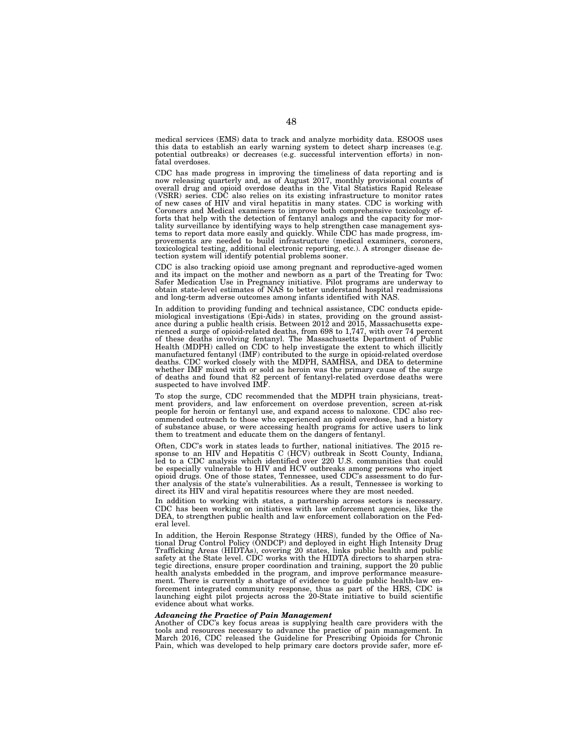medical services (EMS) data to track and analyze morbidity data. ESOOS uses this data to establish an early warning system to detect sharp increases (e.g. potential outbreaks) or decreases (e.g. successful intervention efforts) in non-fatal overdoses.

CDC has made progress in improving the timeliness of data reporting and is now releasing quarterly and, as of August 2017, monthly provisional counts of overall drug and opioid overdose deaths in the Vital Statistics Rapid Release (VSRR) series. CDC also relies on its existing infrastructure to monitor rates of new cases of HIV and viral hepatitis in many states. CDC is working with Coroners and Medical examiners to improve both comprehensive toxicology efforts that help with the detection of fentanyl analogs and the capacity for mortality surveillance by identifying ways to help strengthen case management systems to report data more easily and quickly. While CDC has made progress, improvements are needed to build infrastructure (medical examiners, coroners, toxicological testing, additional electronic reporting, etc.). A stronger disease detection system will identify potential problems sooner.

CDC is also tracking opioid use among pregnant and reproductive-aged women and its impact on the mother and newborn as a part of the Treating for Two: Safer Medication Use in Pregnancy initiative. Pilot programs are underway to obtain state-level estimates of NAS to better understand hospital readmissions and long-term adverse outcomes among infants identified with NAS.

In addition to providing funding and technical assistance, CDC conducts epidemiological investigations (Epi-Aids) in states, providing on the ground assistance during a public health crisis. Between 2012 and 2015, Massachusetts experienced a surge of opioid-related deaths, from 698 to 1,747, with over 74 percent of these deaths involving fentanyl. The Massachusetts Department of Public Health (MDPH) called on CDC to help investigate the extent to which illicitly manufactured fentanyl (IMF) contributed to the surge in opioid-related overdose deaths. CDC worked closely with the MDPH, SAMHSA, and DEA to determine whether IMF mixed with or sold as heroin was the primary cause of the surge of deaths and found that 82 percent of fentanyl-related overdose deaths were suspected to have involved IMF.

To stop the surge, CDC recommended that the MDPH train physicians, treatment providers, and law enforcement on overdose prevention, screen at-risk people for heroin or fentanyl use, and expand access to naloxone. CDC also recommended outreach to those who experienced an opioid overdose, had a history of substance abuse, or were accessing health programs for active users to link them to treatment and educate them on the dangers of fentanyl.

Often, CDC's work in states leads to further, national initiatives. The 2015 response to an HIV and Hepatitis C (HCV) outbreak in Scott County, Indiana, led to a CDC analysis which identified over 220 U.S. communities that could be especially vulnerable to HIV and HCV outbreaks among persons who inject opioid drugs. One of those states, Tennessee, used CDC's assessment to do further analysis of the state's vulnerabilities. As a result, Tennessee is working to direct its HIV and viral hepatitis resources where they are most needed.

In addition to working with states, a partnership across sectors is necessary. CDC has been working on initiatives with law enforcement agencies, like the DEA, to strengthen public health and law enforcement collaboration on the Federal level.

In addition, the Heroin Response Strategy (HRS), funded by the Office of National Drug Control Policy (ONDCP) and deployed in eight High Intensity Drug Trafficking Areas (HIDTAs), covering 20 states, links public health and public safety at the State level. CDC works with the HIDTA directors to sharpen strategic directions, ensure proper coordination and training, support the 20 public health analysts embedded in the program, and improve performance measurement. There is currently a shortage of evidence to guide public health-law enforcement integrated community response, thus as part of the HRS, CDC is launching eight pilot projects across the 20-State initiative to build scientific evidence about what works.

***Advancing the Practice of Pain Management***

Another of CDC's key focus areas is supplying health care providers with the tools and resources necessary to advance the practice of pain management. In March 2016, CDC released the Guideline for Prescribing Opioids for Chronic Pain, which was developed to help primary care doctors provide safer, more ef-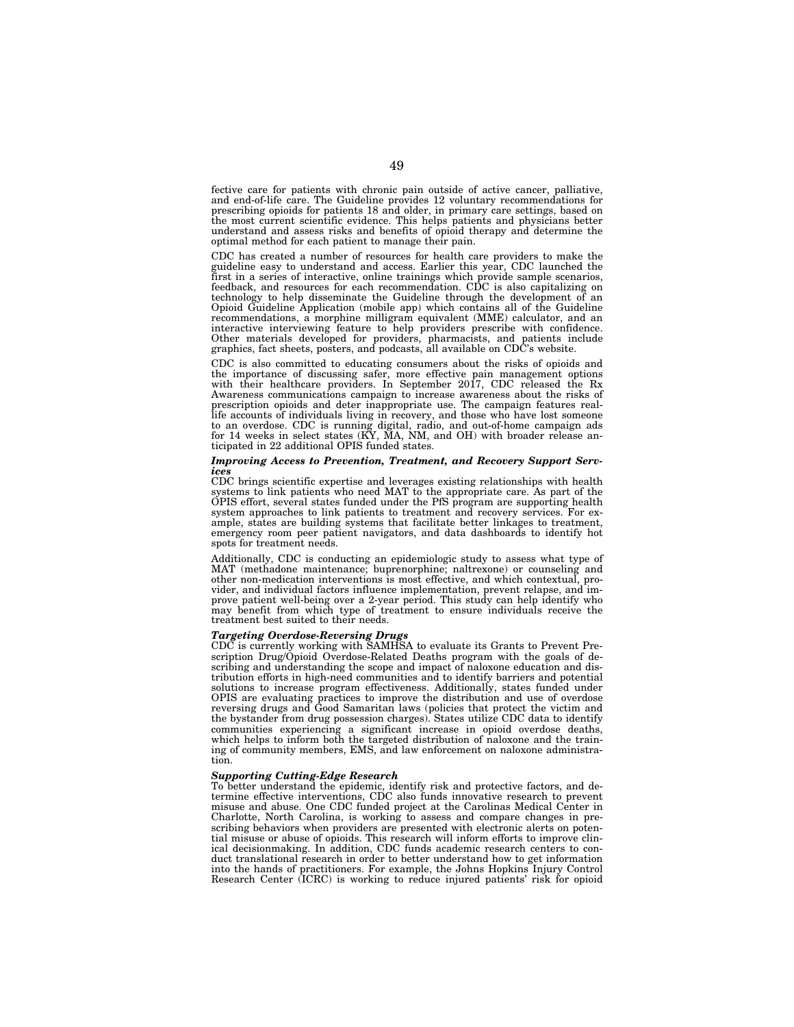fective care for patients with chronic pain outside of active cancer, palliative, and end-of-life care. The Guideline provides 12 voluntary recommendations for prescribing opioids for patients 18 and older, in primary care settings, based on the most current scientific evidence. This helps patients and physicians better understand and assess risks and benefits of opioid therapy and determine the optimal method for each patient to manage their pain.

CDC has created a number of resources for health care providers to make the guideline easy to understand and access. Earlier this year, CDC launched the first in a series of interactive, online trainings which provide sample scenarios, feedback, and resources for each recommendation. CDC is also capitalizing on technology to help disseminate the Guideline through the development of an Opioid Guideline Application (mobile app) which contains all of the Guideline recommendations, a morphine milligram equivalent (MME) calculator, and an interactive interviewing feature to help providers prescribe with confidence. Other materials developed for providers, pharmacists, and patients include graphics, fact sheets, posters, and podcasts, all available on CDC's website.

CDC is also committed to educating consumers about the risks of opioids and the importance of discussing safer, more effective pain management options with their healthcare providers. In September 2017, CDC released the Rx Awareness communications campaign to increase awareness about the risks of prescription opioids and deter inappropriate use. The campaign features real-life accounts of individuals living in recovery, and those who have lost someone to an overdose. CDC is running digital, radio, and out-of-home campaign ads for 14 weeks in select states (KY, MA, NM, and OH) with broader release anticipated in 22 additional OPIS funded states.

***Improving Access to Prevention, Treatment, and Recovery Support Services***

CDC brings scientific expertise and leverages existing relationships with health systems to link patients who need MAT to the appropriate care. As part of the OPIS effort, several states funded under the PfS program are supporting health system approaches to link patients to treatment and recovery services. For example, states are building systems that facilitate better linkages to treatment, emergency room peer patient navigators, and data dashboards to identify hot spots for treatment needs.

Additionally, CDC is conducting an epidemiologic study to assess what type of MAT (methadone maintenance; buprenorphine; naltrexone) or counseling and other non-medication interventions is most effective, and which contextual, provider, and individual factors influence implementation, prevent relapse, and improve patient well-being over a 2-year period. This study can help identify who may benefit from which type of treatment to ensure individuals receive the treatment best suited to their needs.

***Targeting Overdose-Reversing Drugs***

CDC is currently working with SAMHSA to evaluate its Grants to Prevent Prescription Drug/Opioid Overdose-Related Deaths program with the goals of describing and understanding the scope and impact of naloxone education and distribution efforts in high-need communities and to identify barriers and potential solutions to increase program effectiveness. Additionally, states funded under OPIS are evaluating practices to improve the distribution and use of overdose reversing drugs and Good Samaritan laws (policies that protect the victim and the bystander from drug possession charges). States utilize CDC data to identify communities experiencing a significant increase in opioid overdose deaths, which helps to inform both the targeted distribution of naloxone and the training of community members, EMS, and law enforcement on naloxone administration.

***Supporting Cutting-Edge Research***

To better understand the epidemic, identify risk and protective factors, and determine effective interventions, CDC also funds innovative research to prevent misuse and abuse. One CDC funded project at the Carolinas Medical Center in Charlotte, North Carolina, is working to assess and compare changes in prescribing behaviors when providers are presented with electronic alerts on potential misuse or abuse of opioids. This research will inform efforts to improve clinical decisionmaking. In addition, CDC funds academic research centers to conduct translational research in order to better understand how to get information into the hands of practitioners. For example, the Johns Hopkins Injury Control Research Center (ICRC) is working to reduce injured patients' risk for opioid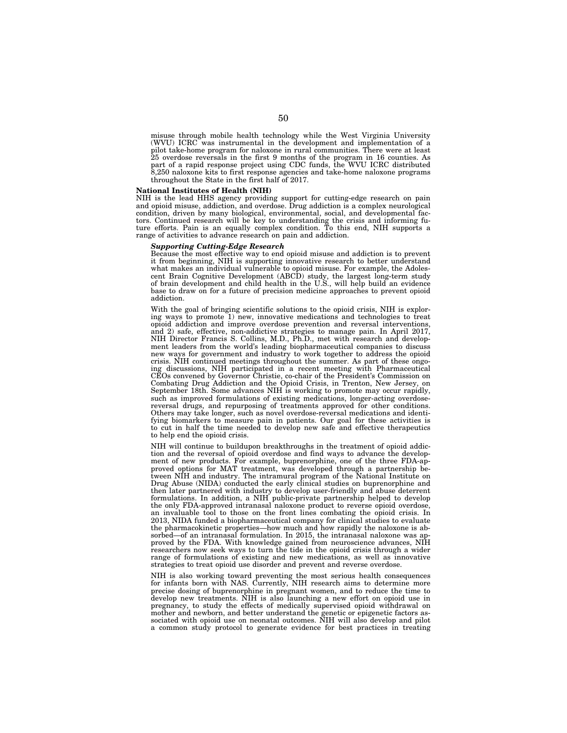misuse through mobile health technology while the West Virginia University (WVU) ICRC was instrumental in the development and implementation of a pilot take-home program for naloxone in rural communities. There were at least 25 overdose reversals in the first 9 months of the program in 16 counties. As part of a rapid response project using CDC funds, the WVU ICRC distributed 8,250 naloxone kits to first response agencies and take-home naloxone programs throughout the State in the first half of 2017.

**National Institutes of Health (NIH)**

NIH is the lead HHS agency providing support for cutting-edge research on pain and opioid misuse, addiction, and overdose. Drug addiction is a complex neurological condition, driven by many biological, environmental, social, and developmental factors. Continued research will be key to understanding the crisis and informing future efforts. Pain is an equally complex condition. To this end, NIH supports a range of activities to advance research on pain and addiction.

***Supporting Cutting-Edge Research***

Because the most effective way to end opioid misuse and addiction is to prevent it from beginning, NIH is supporting innovative research to better understand what makes an individual vulnerable to opioid misuse. For example, the Adolescent Brain Cognitive Development (ABCD) study, the largest long-term study of brain development and child health in the U.S., will help build an evidence base to draw on for a future of precision medicine approaches to prevent opioid addiction.

With the goal of bringing scientific solutions to the opioid crisis, NIH is exploring ways to promote 1) new, innovative medications and technologies to treat opioid addiction and improve overdose prevention and reversal interventions, and 2) safe, effective, non-addictive strategies to manage pain. In April 2017, NIH Director Francis S. Collins, M.D., Ph.D., met with research and development leaders from the world's leading biopharmaceutical companies to discuss new ways for government and industry to work together to address the opioid crisis. NIH continued meetings throughout the summer. As part of these ongoing discussions, NIH participated in a recent meeting with Pharmaceutical CEOs convened by Governor Christie, co-chair of the President's Commission on Combating Drug Addiction and the Opioid Crisis, in Trenton, New Jersey, on September 18th. Some advances NIH is working to promote may occur rapidly, such as improved formulations of existing medications, longer-acting overdose-reversal drugs, and repurposing of treatments approved for other conditions. Others may take longer, such as novel overdose-reversal medications and identifying biomarkers to measure pain in patients. Our goal for these activities is to cut in half the time needed to develop new safe and effective therapeutics to help end the opioid crisis.

NIH will continue to buildupon breakthroughs in the treatment of opioid addiction and the reversal of opioid overdose and find ways to advance the development of new products. For example, buprenorphine, one of the three FDA-approved options for MAT treatment, was developed through a partnership between NIH and industry. The intramural program of the National Institute on Drug Abuse (NIDA) conducted the early clinical studies on buprenorphine and then later partnered with industry to develop user-friendly and abuse deterrent formulations. In addition, a NIH public-private partnership helped to develop the only FDA-approved intranasal naloxone product to reverse opioid overdose, an invaluable tool to those on the front lines combating the opioid crisis. In 2013, NIDA funded a biopharmaceutical company for clinical studies to evaluate the pharmacokinetic properties—how much and how rapidly the naloxone is absorbed—of an intranasal formulation. In 2015, the intranasal naloxone was approved by the FDA. With knowledge gained from neuroscience advances, NIH researchers now seek ways to turn the tide in the opioid crisis through a wider range of formulations of existing and new medications, as well as innovative strategies to treat opioid use disorder and prevent and reverse overdose.

NIH is also working toward preventing the most serious health consequences for infants born with NAS. Currently, NIH research aims to determine more precise dosing of buprenorphine in pregnant women, and to reduce the time to develop new treatments. NIH is also launching a new effort on opioid use in pregnancy, to study the effects of medically supervised opioid withdrawal on mother and newborn, and better understand the genetic or epigenetic factors associated with opioid use on neonatal outcomes. NIH will also develop and pilot a common study protocol to generate evidence for best practices in treating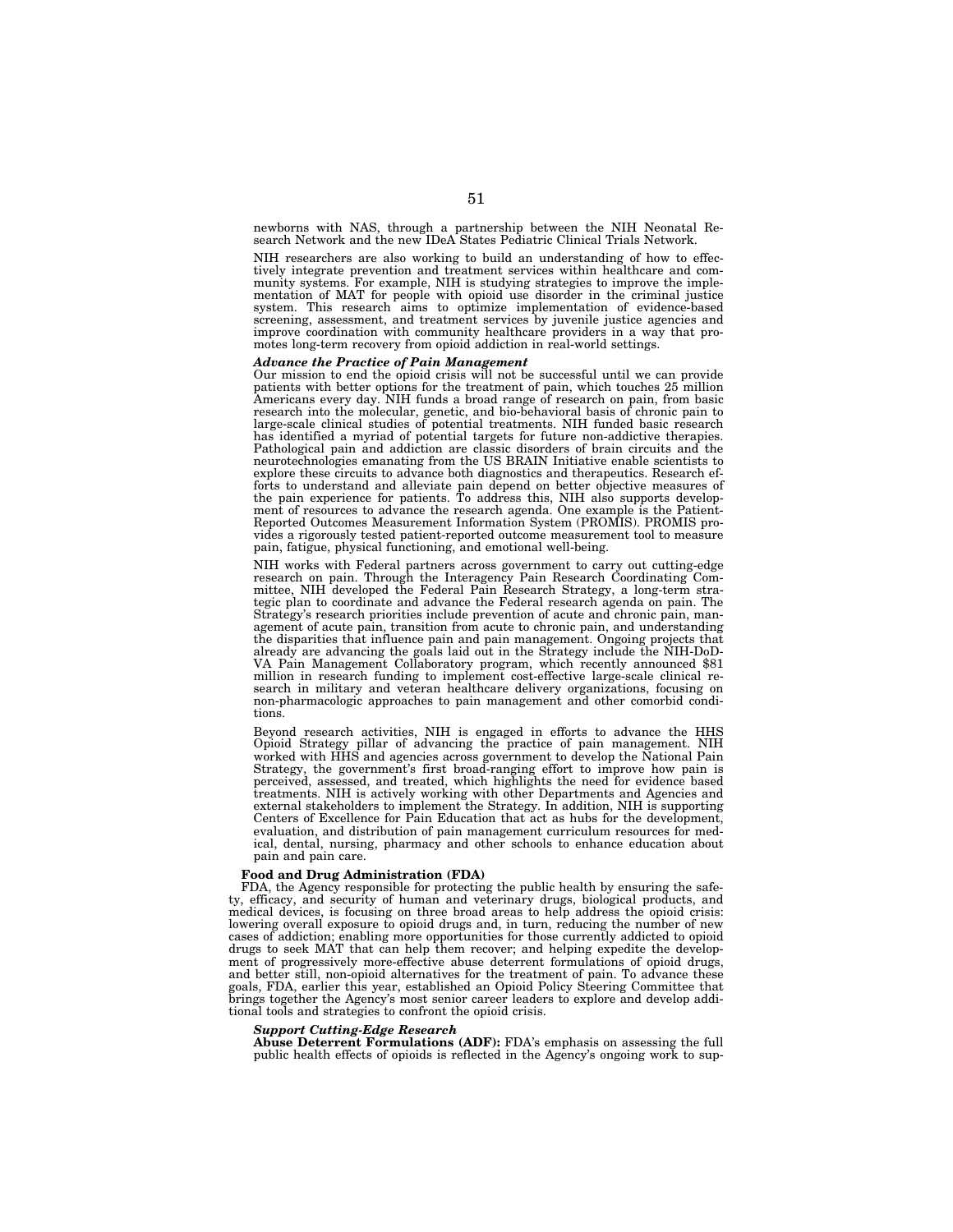newborns with NAS, through a partnership between the NIH Neonatal Research Network and the new IDeA States Pediatric Clinical Trials Network.

NIH researchers are also working to build an understanding of how to effectively integrate prevention and treatment services within healthcare and community systems. For example, NIH is studying strategies to improve the implementation of MAT for people with opioid use disorder in the criminal justice system. This research aims to optimize implementation of evidence-based screening, assessment, and treatment services by juvenile justice agencies and improve coordination with community healthcare providers in a way that promotes long-term recovery from opioid addiction in real-world settings.

***Advance the Practice of Pain Management***

Our mission to end the opioid crisis will not be successful until we can provide patients with better options for the treatment of pain, which touches 25 million Americans every day. NIH funds a broad range of research on pain, from basic research into the molecular, genetic, and bio-behavioral basis of chronic pain to large-scale clinical studies of potential treatments. NIH funded basic research has identified a myriad of potential targets for future non-addictive therapies. Pathological pain and addiction are classic disorders of brain circuits and the neurotechnologies emanating from the US BRAIN Initiative enable scientists to explore these circuits to advance both diagnostics and therapeutics. Research efforts to understand and alleviate pain depend on better objective measures of the pain experience for patients. To address this, NIH also supports development of resources to advance the research agenda. One example is the Patient-Reported Outcomes Measurement Information System (PROMIS). PROMIS provides a rigorously tested patient-reported outcome measurement tool to measure pain, fatigue, physical functioning, and emotional well-being.

NIH works with Federal partners across government to carry out cutting-edge research on pain. Through the Interagency Pain Research Coordinating Committee, NIH developed the Federal Pain Research Strategy, a long-term strategic plan to coordinate and advance the Federal research agenda on pain. The Strategy's research priorities include prevention of acute and chronic pain, management of acute pain, transition from acute to chronic pain, and understanding the disparities that influence pain and pain management. Ongoing projects that already are advancing the goals laid out in the Strategy include the NIH-DoD-VA Pain Management Collaboratory program, which recently announced $81 million in research funding to implement cost-effective large-scale clinical research in military and veteran healthcare delivery organizations, focusing on non-pharmacologic approaches to pain management and other comorbid conditions.

Beyond research activities, NIH is engaged in efforts to advance the HHS Opioid Strategy pillar of advancing the practice of pain management. NIH worked with HHS and agencies across government to develop the National Pain Strategy, the government's first broad-ranging effort to improve how pain is perceived, assessed, and treated, which highlights the need for evidence based treatments. NIH is actively working with other Departments and Agencies and external stakeholders to implement the Strategy. In addition, NIH is supporting Centers of Excellence for Pain Education that act as hubs for the development, evaluation, and distribution of pain management curriculum resources for medical, dental, nursing, pharmacy and other schools to enhance education about pain and pain care.

**Food and Drug Administration (FDA)**

FDA, the Agency responsible for protecting the public health by ensuring the safety, efficacy, and security of human and veterinary drugs, biological products, and medical devices, is focusing on three broad areas to help address the opioid crisis: lowering overall exposure to opioid drugs and, in turn, reducing the number of new cases of addiction; enabling more opportunities for those currently addicted to opioid drugs to seek MAT that can help them recover; and helping expedite the development of progressively more-effective abuse deterrent formulations of opioid drugs, and better still, non-opioid alternatives for the treatment of pain. To advance these goals, FDA, earlier this year, established an Opioid Policy Steering Committee that brings together the Agency's most senior career leaders to explore and develop additional tools and strategies to confront the opioid crisis.

***Support Cutting-Edge Research***

**Abuse Deterrent Formulations (ADF):** FDA's emphasis on assessing the full public health effects of opioids is reflected in the Agency's ongoing work to sup-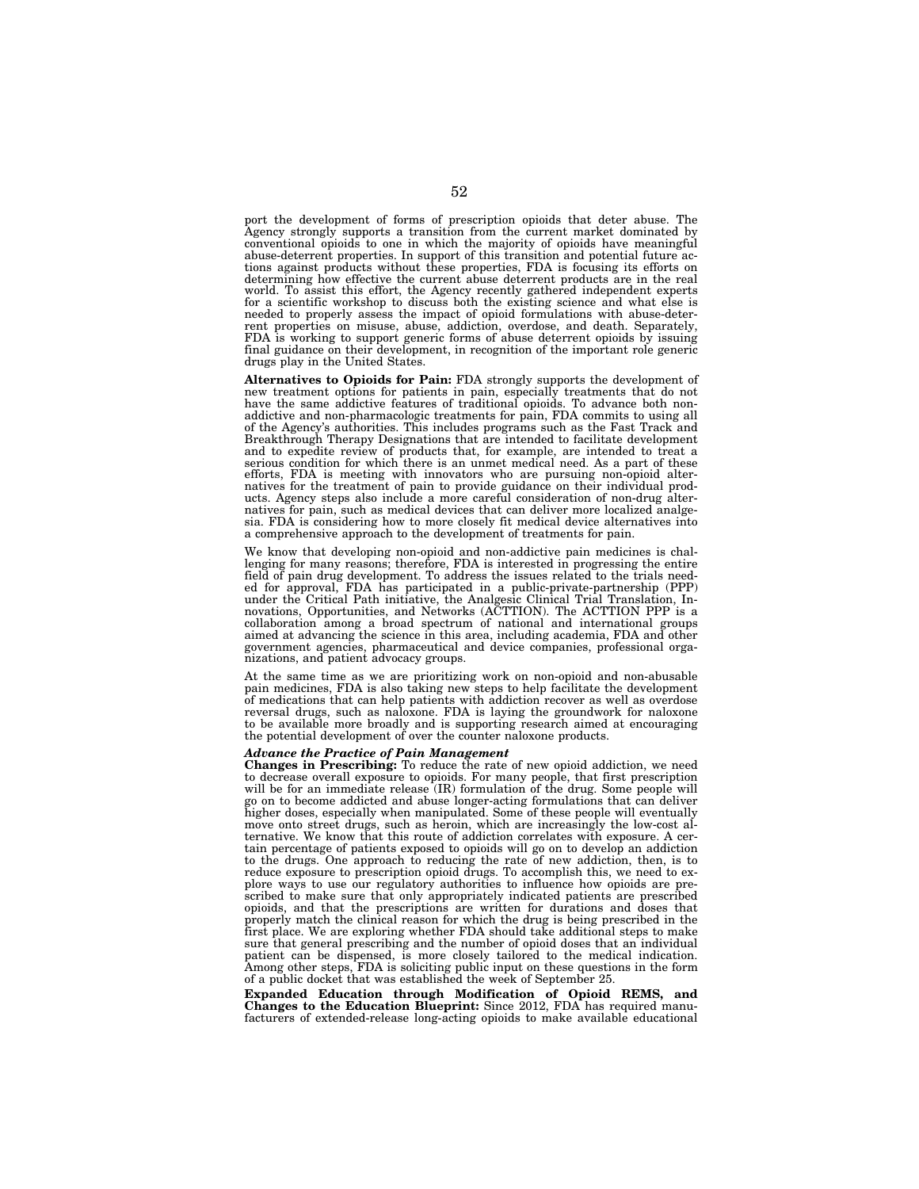port the development of forms of prescription opioids that deter abuse. The Agency strongly supports a transition from the current market dominated by conventional opioids to one in which the majority of opioids have meaningful abuse-deterrent properties. In support of this transition and potential future actions against products without these properties, FDA is focusing its efforts on determining how effective the current abuse deterrent products are in the real world. To assist this effort, the Agency recently gathered independent experts for a scientific workshop to discuss both the existing science and what else is needed to properly assess the impact of opioid formulations with abuse-deterrent properties on misuse, abuse, addiction, overdose, and death. Separately, FDA is working to support generic forms of abuse deterrent opioids by issuing final guidance on their development, in recognition of the important role generic drugs play in the United States.

**Alternatives to Opioids for Pain:** FDA strongly supports the development of new treatment options for patients in pain, especially treatments that do not have the same addictive features of traditional opioids. To advance both non-addictive and non-pharmacologic treatments for pain, FDA commits to using all of the Agency's authorities. This includes programs such as the Fast Track and Breakthrough Therapy Designations that are intended to facilitate development and to expedite review of products that, for example, are intended to treat a serious condition for which there is an unmet medical need. As a part of these efforts, FDA is meeting with innovators who are pursuing non-opioid alternatives for the treatment of pain to provide guidance on their individual products. Agency steps also include a more careful consideration of non-drug alternatives for pain, such as medical devices that can deliver more localized analgesia. FDA is considering how to more closely fit medical device alternatives into a comprehensive approach to the development of treatments for pain.

We know that developing non-opioid and non-addictive pain medicines is challenging for many reasons; therefore, FDA is interested in progressing the entire field of pain drug development. To address the issues related to the trials needed for approval, FDA has participated in a public-private-partnership (PPP) under the Critical Path initiative, the Analgesic Clinical Trial Translation, Innovations, Opportunities, and Networks (ACTTION). The ACTTION PPP is a collaboration among a broad spectrum of national and international groups aimed at advancing the science in this area, including academia, FDA and other government agencies, pharmaceutical and device companies, professional organizations, and patient advocacy groups.

At the same time as we are prioritizing work on non-opioid and non-abusable pain medicines, FDA is also taking new steps to help facilitate the development of medications that can help patients with addiction recover as well as overdose reversal drugs, such as naloxone. FDA is laying the groundwork for naloxone to be available more broadly and is supporting research aimed at encouraging the potential development of over the counter naloxone products.

***Advance the Practice of Pain Management***

**Changes in Prescribing:** To reduce the rate of new opioid addiction, we need to decrease overall exposure to opioids. For many people, that first prescription will be for an immediate release (IR) formulation of the drug. Some people will go on to become addicted and abuse longer-acting formulations that can deliver higher doses, especially when manipulated. Some of these people will eventually move onto street drugs, such as heroin, which are increasingly the low-cost alternative. We know that this route of addiction correlates with exposure. A certain percentage of patients exposed to opioids will go on to develop an addiction to the drugs. One approach to reducing the rate of new addiction, then, is to reduce exposure to prescription opioid drugs. To accomplish this, we need to explore ways to use our regulatory authorities to influence how opioids are prescribed to make sure that only appropriately indicated patients are prescribed opioids, and that the prescriptions are written for durations and doses that properly match the clinical reason for which the drug is being prescribed in the first place. We are exploring whether FDA should take additional steps to make sure that general prescribing and the number of opioid doses that an individual patient can be dispensed, is more closely tailored to the medical indication. Among other steps, FDA is soliciting public input on these questions in the form of a public docket that was established the week of September 25.

**Expanded Education through Modification of Opioid REMS, and Changes to the Education Blueprint:** Since 2012, FDA has required manufacturers of extended-release long-acting opioids to make available educational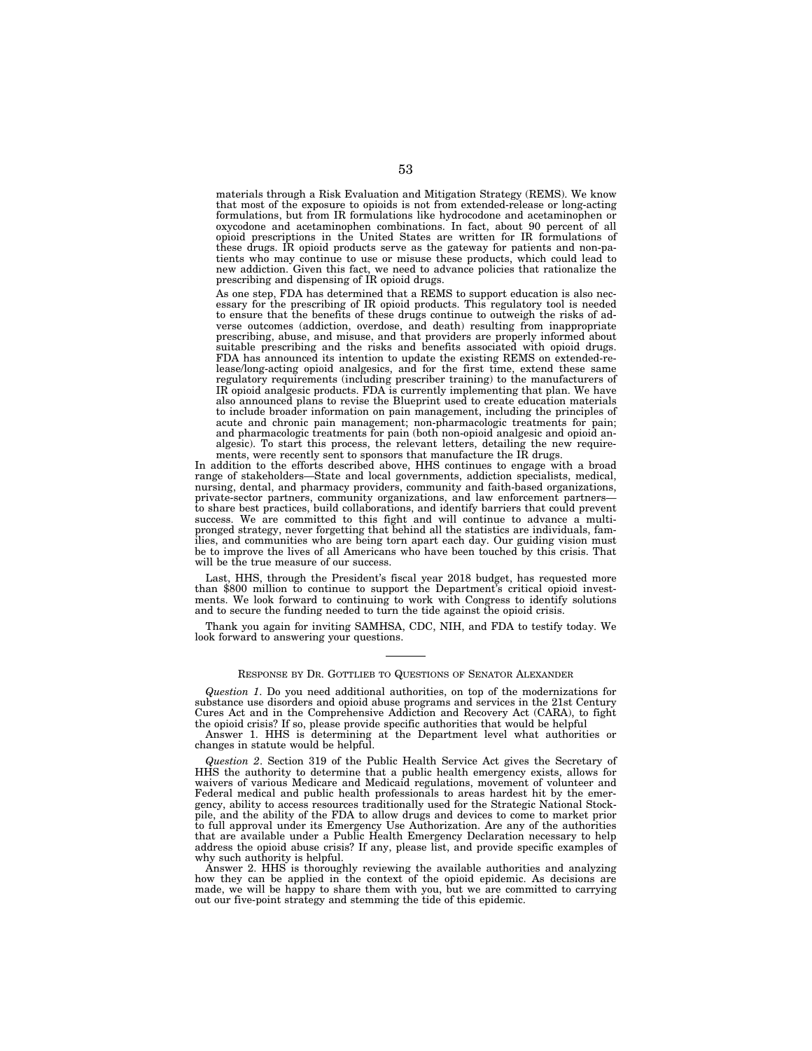materials through a Risk Evaluation and Mitigation Strategy (REMS). We know that most of the exposure to opioids is not from extended-release or long-acting formulations, but from IR formulations like hydrocodone and acetaminophen or oxycodone and acetaminophen combinations. In fact, about 90 percent of all opioid prescriptions in the United States are written for IR formulations of these drugs. IR opioid products serve as the gateway for patients and non-patients who may continue to use or misuse these products, which could lead to new addiction. Given this fact, we need to advance policies that rationalize the prescribing and dispensing of IR opioid drugs.

> As one step, FDA has determined that a REMS to support education is also necessary for the prescribing of IR opioid products. This regulatory tool is needed to ensure that the benefits of these drugs continue to outweigh the risks of adverse outcomes (addiction, overdose, and death) resulting from inappropriate prescribing, abuse, and misuse, and that providers are properly informed about suitable prescribing and the risks and benefits associated with opioid drugs. FDA has announced its intention to update the existing REMS on extended-release/long-acting opioid analgesics, and for the first time, extend these same regulatory requirements (including prescriber training) to the manufacturers of IR opioid analgesic products. FDA is currently implementing that plan. We have also announced plans to revise the Blueprint used to create education materials to include broader information on pain management, including the principles of acute and chronic pain management; non-pharmacologic treatments for pain; and pharmacologic treatments for pain (both non-opioid analgesic and opioid analgesic). To start this process, the relevant letters, detailing the new requirements, were recently sent to sponsors that manufacture the IR drugs.

In addition to the efforts described above, HHS continues to engage with a broad range of stakeholders—State and local governments, addiction specialists, medical, nursing, dental, and pharmacy providers, community and faith-based organizations, private-sector partners, community organizations, and law enforcement partners—to share best practices, build collaborations, and identify barriers that could prevent success. We are committed to this fight and will continue to advance a multi-pronged strategy, never forgetting that behind all the statistics are individuals, families, and communities who are being torn apart each day. Our guiding vision must be to improve the lives of all Americans who have been touched by this crisis. That will be the true measure of our success.

Last, HHS, through the President's fiscal year 2018 budget, has requested more than $800 million to continue to support the Department's critical opioid investments. We look forward to continuing to work with Congress to identify solutions and to secure the funding needed to turn the tide against the opioid crisis.

Thank you again for inviting SAMHSA, CDC, NIH, and FDA to testify today. We look forward to answering your questions.

---

## RESPONSE BY DR. GOTTLIEB TO QUESTIONS OF SENATOR ALEXANDER

*Question 1*. Do you need additional authorities, on top of the modernizations for substance use disorders and opioid abuse programs and services in the 21st Century Cures Act and in the Comprehensive Addiction and Recovery Act (CARA), to fight the opioid crisis? If so, please provide specific authorities that would be helpful

Answer 1. HHS is determining at the Department level what authorities or changes in statute would be helpful.

*Question 2*. Section 319 of the Public Health Service Act gives the Secretary of HHS the authority to determine that a public health emergency exists, allows for waivers of various Medicare and Medicaid regulations, movement of volunteer and Federal medical and public health professionals to areas hardest hit by the emergency, ability to access resources traditionally used for the Strategic National Stockpile, and the ability of the FDA to allow drugs and devices to come to market prior to full approval under its Emergency Use Authorization. Are any of the authorities that are available under a Public Health Emergency Declaration necessary to help address the opioid abuse crisis? If any, please list, and provide specific examples of why such authority is helpful.

Answer 2. HHS is thoroughly reviewing the available authorities and analyzing how they can be applied in the context of the opioid epidemic. As decisions are made, we will be happy to share them with you, but we are committed to carrying out our five-point strategy and stemming the tide of this epidemic.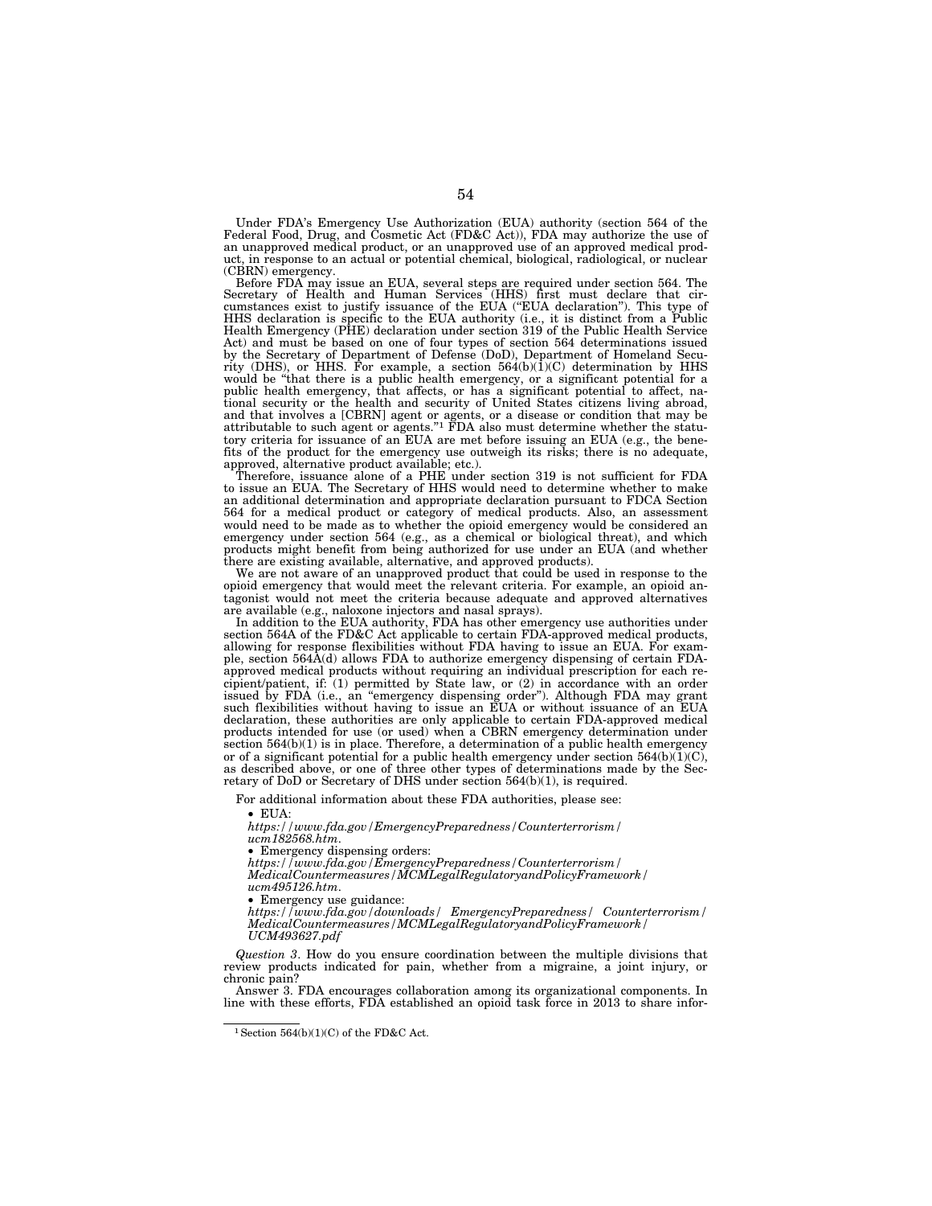Under FDA's Emergency Use Authorization (EUA) authority (section 564 of the Federal Food, Drug, and Cosmetic Act (FD&C Act)), FDA may authorize the use of an unapproved medical product, or an unapproved use of an approved medical product, in response to an actual or potential chemical, biological, radiological, or nuclear (CBRN) emergency.

Before FDA may issue an EUA, several steps are required under section 564. The Secretary of Health and Human Services (HHS) first must declare that circumstances exist to justify issuance of the EUA ("EUA declaration"). This type of HHS declaration is specific to the EUA authority (i.e., it is distinct from a Public Health Emergency (PHE) declaration under section 319 of the Public Health Service Act) and must be based on one of four types of section 564 determinations issued by the Secretary of Department of Defense (DoD), Department of Homeland Security (DHS), or HHS. For example, a section 564(b)(1)(C) determination by HHS would be "that there is a public health emergency, or a significant potential for a public health emergency, that affects, or has a significant potential to affect, national security or the health and security of United States citizens living abroad, and that involves a [CBRN] agent or agents, or a disease or condition that may be attributable to such agent or agents."[1] FDA also must determine whether the statutory criteria for issuance of an EUA are met before issuing an EUA (e.g., the benefits of the product for the emergency use outweigh its risks; there is no adequate, approved, alternative product available; etc.).

Therefore, issuance alone of a PHE under section 319 is not sufficient for FDA to issue an EUA. The Secretary of HHS would need to determine whether to make an additional determination and appropriate declaration pursuant to FDCA Section 564 for a medical product or category of medical products. Also, an assessment would need to be made as to whether the opioid emergency would be considered an emergency under section 564 (e.g., as a chemical or biological threat), and which products might benefit from being authorized for use under an EUA (and whether there are existing available, alternative, and approved products).

We are not aware of an unapproved product that could be used in response to the opioid emergency that would meet the relevant criteria. For example, an opioid antagonist would not meet the criteria because adequate and approved alternatives are available (e.g., naloxone injectors and nasal sprays).

In addition to the EUA authority, FDA has other emergency use authorities under section 564A of the FD&C Act applicable to certain FDA-approved medical products, allowing for response flexibilities without FDA having to issue an EUA. For example, section 564A(d) allows FDA to authorize emergency dispensing of certain FDA-approved medical products without requiring an individual prescription for each recipient/patient, if: (1) permitted by State law, or (2) in accordance with an order issued by FDA (i.e., an "emergency dispensing order"). Although FDA may grant such flexibilities without having to issue an EUA or without issuance of an EUA declaration, these authorities are only applicable to certain FDA-approved medical products intended for use (or used) when a CBRN emergency determination under section 564(b)(1) is in place. Therefore, a determination of a public health emergency or of a significant potential for a public health emergency under section 564(b)(1)(C), as described above, or one of three other types of determinations made by the Secretary of DoD or Secretary of DHS under section 564(b)(1), is required.

For additional information about these FDA authorities, please see:

- EUA:
  *https://www.fda.gov/EmergencyPreparedness/Counterterrorism/ucm182568.htm.*
- Emergency dispensing orders:
  *https://www.fda.gov/EmergencyPreparedness/Counterterrorism/MedicalCountermeasures/MCMLegalRegulatoryandPolicyFramework/ucm495126.htm.*
- Emergency use guidance:
  *https://www.fda.gov/downloads/ EmergencyPreparedness/ Counterterrorism/MedicalCountermeasures/MCMLegalRegulatoryandPolicyFramework/UCM493627.pdf*

*Question 3*. How do you ensure coordination between the multiple divisions that review products indicated for pain, whether from a migraine, a joint injury, or chronic pain?

Answer 3. FDA encourages collaboration among its organizational components. In line with these efforts, FDA established an opioid task force in 2013 to share infor-

[1] Section 564(b)(1)(C) of the FD&C Act.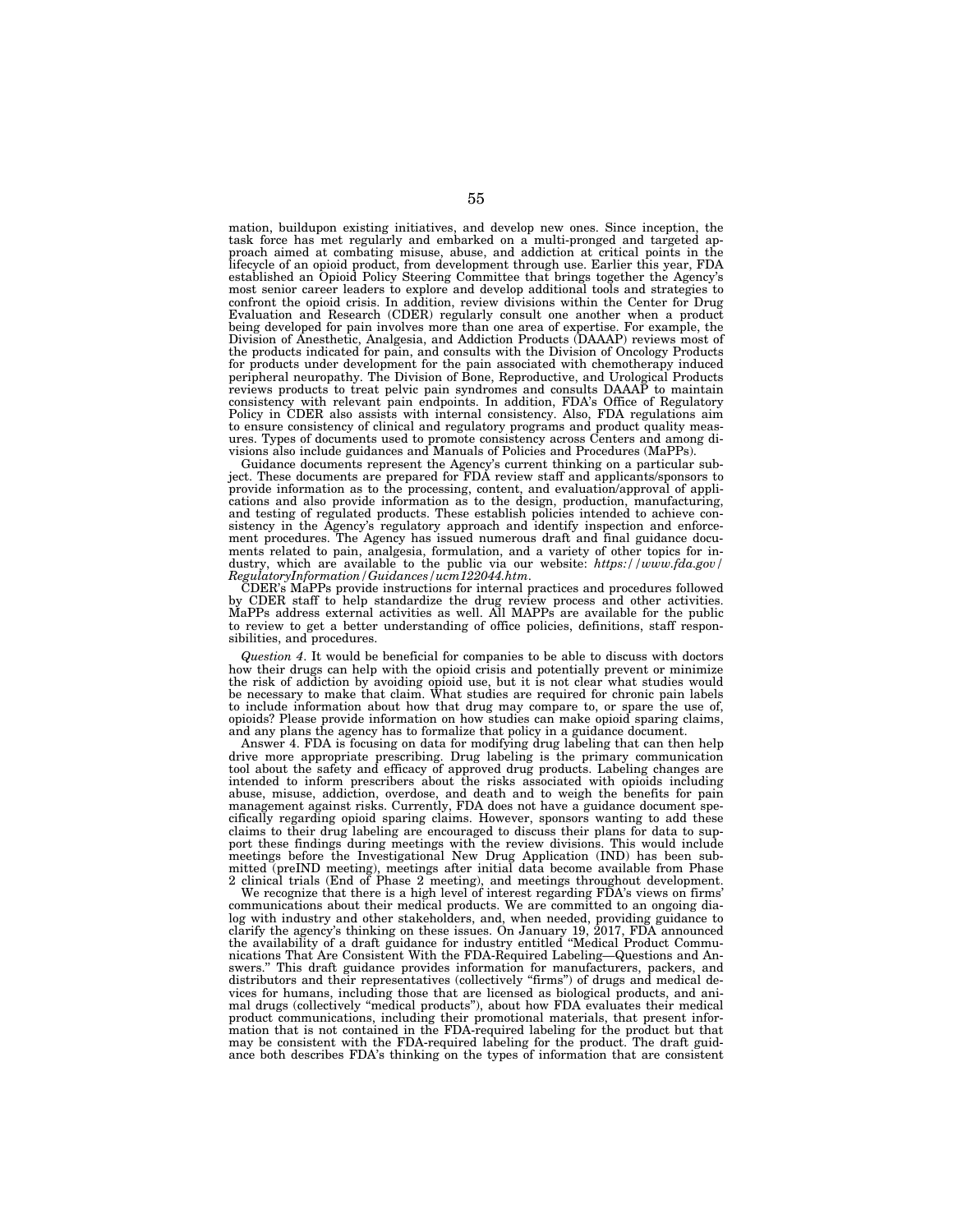mation, buildupon existing initiatives, and develop new ones. Since inception, the task force has met regularly and embarked on a multi-pronged and targeted approach aimed at combating misuse, abuse, and addiction at critical points in the lifecycle of an opioid product, from development through use. Earlier this year, FDA established an Opioid Policy Steering Committee that brings together the Agency's most senior career leaders to explore and develop additional tools and strategies to confront the opioid crisis. In addition, review divisions within the Center for Drug Evaluation and Research (CDER) regularly consult one another when a product being developed for pain involves more than one area of expertise. For example, the Division of Anesthetic, Analgesia, and Addiction Products (DAAAP) reviews most of the products indicated for pain, and consults with the Division of Oncology Products for products under development for the pain associated with chemotherapy induced peripheral neuropathy. The Division of Bone, Reproductive, and Urological Products reviews products to treat pelvic pain syndromes and consults DAAAP to maintain consistency with relevant pain endpoints. In addition, FDA's Office of Regulatory Policy in CDER also assists with internal consistency. Also, FDA regulations aim to ensure consistency of clinical and regulatory programs and product quality measures. Types of documents used to promote consistency across Centers and among divisions also include guidances and Manuals of Policies and Procedures (MaPPs).

Guidance documents represent the Agency's current thinking on a particular subject. These documents are prepared for FDA review staff and applicants/sponsors to provide information as to the processing, content, and evaluation/approval of applications and also provide information as to the design, production, manufacturing, and testing of regulated products. These establish policies intended to achieve consistency in the Agency's regulatory approach and identify inspection and enforcement procedures. The Agency has issued numerous draft and final guidance documents related to pain, analgesia, formulation, and a variety of other topics for industry, which are available to the public via our website: *https://www.fda.gov/RegulatoryInformation/Guidances/ucm122044.htm*.

CDER's MaPPs provide instructions for internal practices and procedures followed by CDER staff to help standardize the drug review process and other activities. MaPPs address external activities as well. All MAPPs are available for the public to review to get a better understanding of office policies, definitions, staff responsibilities, and procedures.

*Question 4*. It would be beneficial for companies to be able to discuss with doctors how their drugs can help with the opioid crisis and potentially prevent or minimize the risk of addiction by avoiding opioid use, but it is not clear what studies would be necessary to make that claim. What studies are required for chronic pain labels to include information about how that drug may compare to, or spare the use of, opioids? Please provide information on how studies can make opioid sparing claims, and any plans the agency has to formalize that policy in a guidance document.

Answer 4. FDA is focusing on data for modifying drug labeling that can then help drive more appropriate prescribing. Drug labeling is the primary communication tool about the safety and efficacy of approved drug products. Labeling changes are intended to inform prescribers about the risks associated with opioids including abuse, misuse, addiction, overdose, and death and to weigh the benefits for pain management against risks. Currently, FDA does not have a guidance document specifically regarding opioid sparing claims. However, sponsors wanting to add these claims to their drug labeling are encouraged to discuss their plans for data to support these findings during meetings with the review divisions. This would include meetings before the Investigational New Drug Application (IND) has been submitted (preIND meeting), meetings after initial data become available from Phase 2 clinical trials (End of Phase 2 meeting), and meetings throughout development.

We recognize that there is a high level of interest regarding FDA's views on firms' communications about their medical products. We are committed to an ongoing dialog with industry and other stakeholders, and, when needed, providing guidance to clarify the agency's thinking on these issues. On January 19, 2017, FDA announced the availability of a draft guidance for industry entitled "Medical Product Communications That Are Consistent With the FDA-Required Labeling—Questions and Answers." This draft guidance provides information for manufacturers, packers, and distributors and their representatives (collectively "firms") of drugs and medical devices for humans, including those that are licensed as biological products, and animal drugs (collectively "medical products"), about how FDA evaluates their medical product communications, including their promotional materials, that present information that is not contained in the FDA-required labeling for the product but that may be consistent with the FDA-required labeling for the product. The draft guidance both describes FDA's thinking on the types of information that are consistent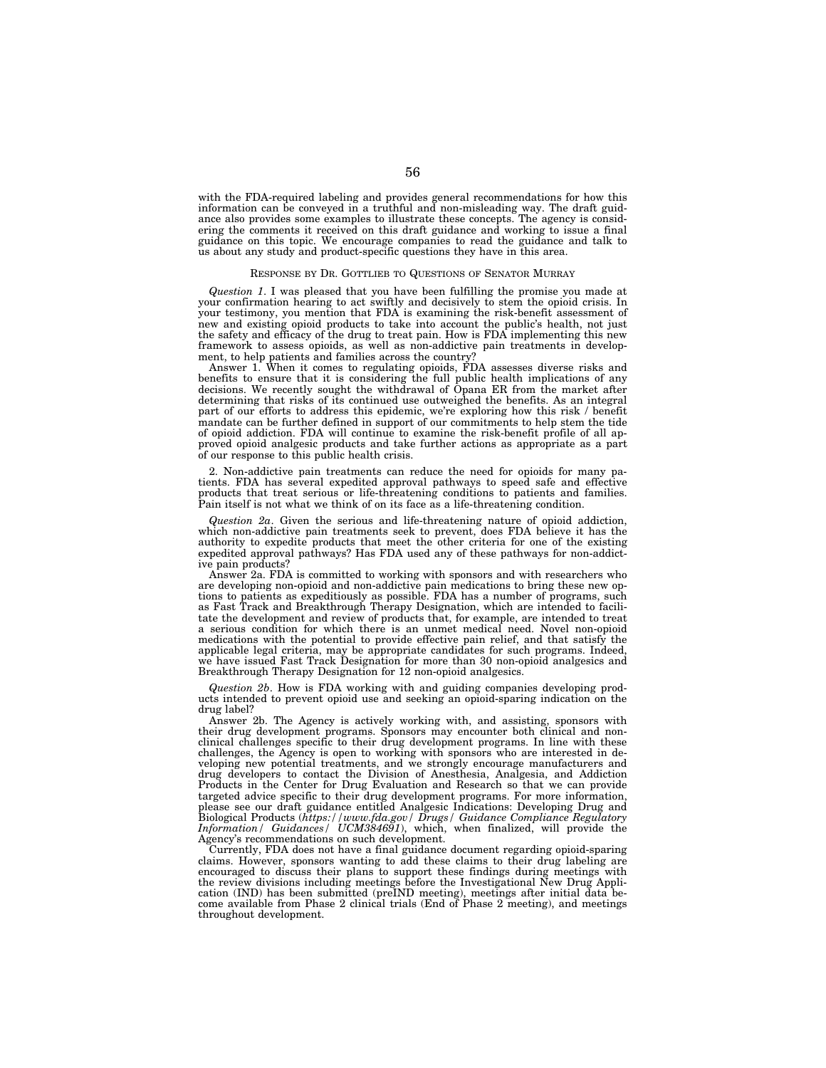with the FDA-required labeling and provides general recommendations for how this information can be conveyed in a truthful and non-misleading way. The draft guidance also provides some examples to illustrate these concepts. The agency is considering the comments it received on this draft guidance and working to issue a final guidance on this topic. We encourage companies to read the guidance and talk to us about any study and product-specific questions they have in this area.

RESPONSE BY DR. GOTTLIEB TO QUESTIONS OF SENATOR MURRAY

*Question 1*. I was pleased that you have been fulfilling the promise you made at your confirmation hearing to act swiftly and decisively to stem the opioid crisis. In your testimony, you mention that FDA is examining the risk-benefit assessment of new and existing opioid products to take into account the public's health, not just the safety and efficacy of the drug to treat pain. How is FDA implementing this new framework to assess opioids, as well as non-addictive pain treatments in development, to help patients and families across the country?

Answer 1. When it comes to regulating opioids, FDA assesses diverse risks and benefits to ensure that it is considering the full public health implications of any decisions. We recently sought the withdrawal of Opana ER from the market after determining that risks of its continued use outweighed the benefits. As an integral part of our efforts to address this epidemic, we're exploring how this risk / benefit mandate can be further defined in support of our commitments to help stem the tide of opioid addiction. FDA will continue to examine the risk-benefit profile of all approved opioid analgesic products and take further actions as appropriate as a part of our response to this public health crisis.

2. Non-addictive pain treatments can reduce the need for opioids for many patients. FDA has several expedited approval pathways to speed safe and effective products that treat serious or life-threatening conditions to patients and families. Pain itself is not what we think of on its face as a life-threatening condition.

*Question 2a*. Given the serious and life-threatening nature of opioid addiction, which non-addictive pain treatments seek to prevent, does FDA believe it has the authority to expedite products that meet the other criteria for one of the existing expedited approval pathways? Has FDA used any of these pathways for non-addictive pain products?

Answer 2a. FDA is committed to working with sponsors and with researchers who are developing non-opioid and non-addictive pain medications to bring these new options to patients as expeditiously as possible. FDA has a number of programs, such as Fast Track and Breakthrough Therapy Designation, which are intended to facilitate the development and review of products that, for example, are intended to treat a serious condition for which there is an unmet medical need. Novel non-opioid medications with the potential to provide effective pain relief, and that satisfy the applicable legal criteria, may be appropriate candidates for such programs. Indeed, we have issued Fast Track Designation for more than 30 non-opioid analgesics and Breakthrough Therapy Designation for 12 non-opioid analgesics.

*Question 2b*. How is FDA working with and guiding companies developing products intended to prevent opioid use and seeking an opioid-sparing indication on the drug label?

Answer 2b. The Agency is actively working with, and assisting, sponsors with their drug development programs. Sponsors may encounter both clinical and nonclinical challenges specific to their drug development programs. In line with these challenges, the Agency is open to working with sponsors who are interested in developing new potential treatments, and we strongly encourage manufacturers and drug developers to contact the Division of Anesthesia, Analgesia, and Addiction Products in the Center for Drug Evaluation and Research so that we can provide targeted advice specific to their drug development programs. For more information, please see our draft guidance entitled Analgesic Indications: Developing Drug and Biological Products (*https://www.fda.gov/ Drugs/ Guidance Compliance Regulatory Information/ Guidances/ UCM384691*), which, when finalized, will provide the Agency's recommendations on such development.

Currently, FDA does not have a final guidance document regarding opioid-sparing claims. However, sponsors wanting to add these claims to their drug labeling are encouraged to discuss their plans to support these findings during meetings with the review divisions including meetings before the Investigational New Drug Application (IND) has been submitted (preIND meeting), meetings after initial data become available from Phase 2 clinical trials (End of Phase 2 meeting), and meetings throughout development.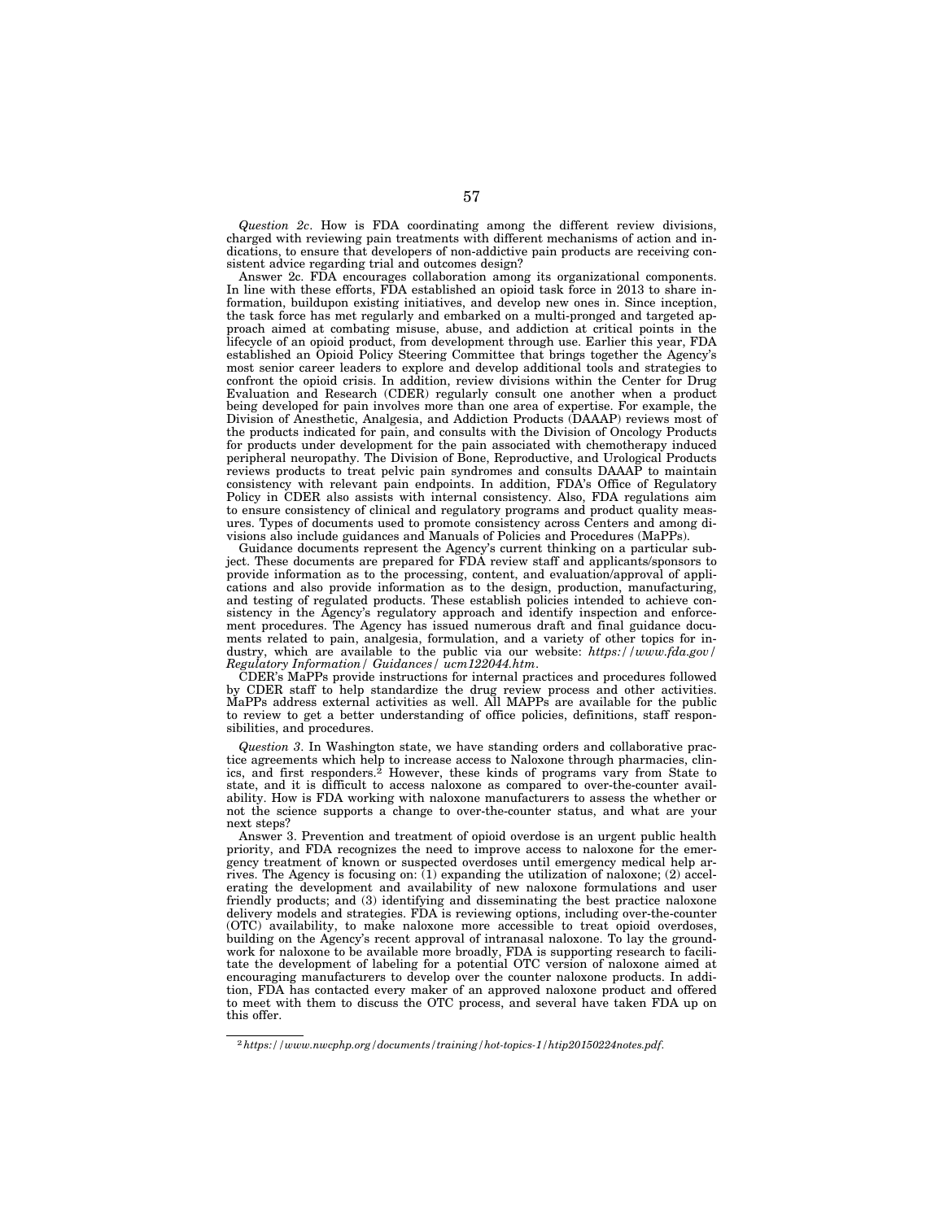*Question 2c*. How is FDA coordinating among the different review divisions, charged with reviewing pain treatments with different mechanisms of action and indications, to ensure that developers of non-addictive pain products are receiving consistent advice regarding trial and outcomes design?

Answer 2c. FDA encourages collaboration among its organizational components. In line with these efforts, FDA established an opioid task force in 2013 to share information, buildupon existing initiatives, and develop new ones in. Since inception, the task force has met regularly and embarked on a multi-pronged and targeted approach aimed at combating misuse, abuse, and addiction at critical points in the lifecycle of an opioid product, from development through use. Earlier this year, FDA established an Opioid Policy Steering Committee that brings together the Agency's most senior career leaders to explore and develop additional tools and strategies to confront the opioid crisis. In addition, review divisions within the Center for Drug Evaluation and Research (CDER) regularly consult one another when a product being developed for pain involves more than one area of expertise. For example, the Division of Anesthetic, Analgesia, and Addiction Products (DAAAP) reviews most of the products indicated for pain, and consults with the Division of Oncology Products for products under development for the pain associated with chemotherapy induced peripheral neuropathy. The Division of Bone, Reproductive, and Urological Products reviews products to treat pelvic pain syndromes and consults DAAAP to maintain consistency with relevant pain endpoints. In addition, FDA's Office of Regulatory Policy in CDER also assists with internal consistency. Also, FDA regulations aim to ensure consistency of clinical and regulatory programs and product quality measures. Types of documents used to promote consistency across Centers and among divisions also include guidances and Manuals of Policies and Procedures (MaPPs).

Guidance documents represent the Agency's current thinking on a particular subject. These documents are prepared for FDA review staff and applicants/sponsors to provide information as to the processing, content, and evaluation/approval of applications and also provide information as to the design, production, manufacturing, and testing of regulated products. These establish policies intended to achieve consistency in the Agency's regulatory approach and identify inspection and enforcement procedures. The Agency has issued numerous draft and final guidance documents related to pain, analgesia, formulation, and a variety of other topics for industry, which are available to the public via our website: *https://www.fda.gov/Regulatory Information/ Guidances/ ucm122044.htm*.

CDER's MaPPs provide instructions for internal practices and procedures followed by CDER staff to help standardize the drug review process and other activities. MaPPs address external activities as well. All MAPPs are available for the public to review to get a better understanding of office policies, definitions, staff responsibilities, and procedures.

*Question 3*. In Washington state, we have standing orders and collaborative practice agreements which help to increase access to Naloxone through pharmacies, clinics, and first responders.[2] However, these kinds of programs vary from State to state, and it is difficult to access naloxone as compared to over-the-counter availability. How is FDA working with naloxone manufacturers to assess the whether or not the science supports a change to over-the-counter status, and what are your next steps?

Answer 3. Prevention and treatment of opioid overdose is an urgent public health priority, and FDA recognizes the need to improve access to naloxone for the emergency treatment of known or suspected overdoses until emergency medical help arrives. The Agency is focusing on: (1) expanding the utilization of naloxone; (2) accelerating the development and availability of new naloxone formulations and user friendly products; and (3) identifying and disseminating the best practice naloxone delivery models and strategies. FDA is reviewing options, including over-the-counter (OTC) availability, to make naloxone more accessible to treat opioid overdoses, building on the Agency's recent approval of intranasal naloxone. To lay the groundwork for naloxone to be available more broadly, FDA is supporting research to facilitate the development of labeling for a potential OTC version of naloxone aimed at encouraging manufacturers to develop over the counter naloxone products. In addition, FDA has contacted every maker of an approved naloxone product and offered to meet with them to discuss the OTC process, and several have taken FDA up on this offer.

[2] *https://www.nwcphp.org/documents/training/hot-topics-1/htip20150224notes.pdf*.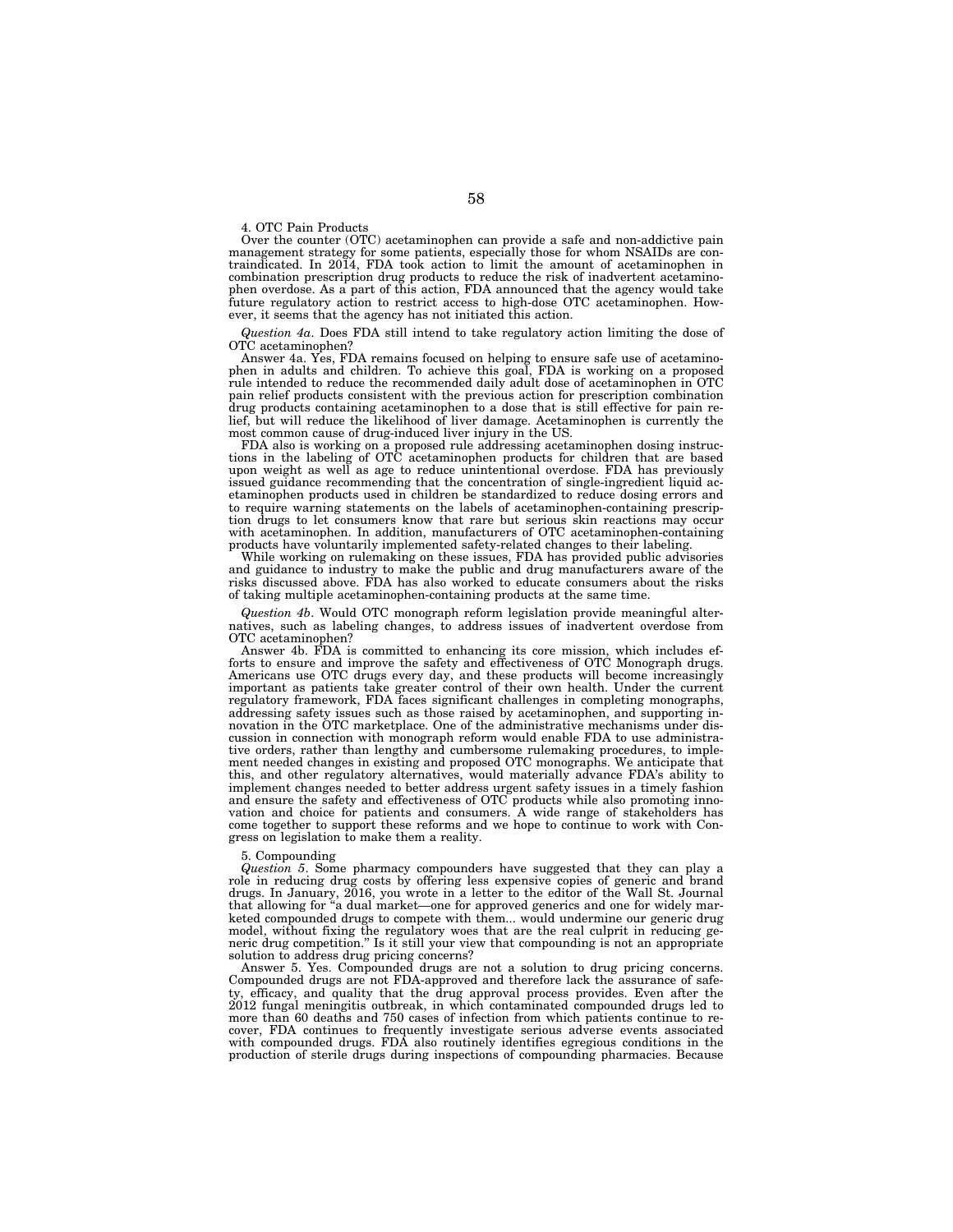4. OTC Pain Products

Over the counter (OTC) acetaminophen can provide a safe and non-addictive pain management strategy for some patients, especially those for whom NSAIDs are contraindicated. In 2014, FDA took action to limit the amount of acetaminophen in combination prescription drug products to reduce the risk of inadvertent acetaminophen overdose. As a part of this action, FDA announced that the agency would take future regulatory action to restrict access to high-dose OTC acetaminophen. However, it seems that the agency has not initiated this action.

*Question 4a*. Does FDA still intend to take regulatory action limiting the dose of OTC acetaminophen?

Answer 4a. Yes, FDA remains focused on helping to ensure safe use of acetaminophen in adults and children. To achieve this goal, FDA is working on a proposed rule intended to reduce the recommended daily adult dose of acetaminophen in OTC pain relief products consistent with the previous action for prescription combination drug products containing acetaminophen to a dose that is still effective for pain relief, but will reduce the likelihood of liver damage. Acetaminophen is currently the most common cause of drug-induced liver injury in the US.

FDA also is working on a proposed rule addressing acetaminophen dosing instructions in the labeling of OTC acetaminophen products for children that are based upon weight as well as age to reduce unintentional overdose. FDA has previously issued guidance recommending that the concentration of single-ingredient liquid acetaminophen products used in children be standardized to reduce dosing errors and to require warning statements on the labels of acetaminophen-containing prescription drugs to let consumers know that rare but serious skin reactions may occur with acetaminophen. In addition, manufacturers of OTC acetaminophen-containing products have voluntarily implemented safety-related changes to their labeling.

While working on rulemaking on these issues, FDA has provided public advisories and guidance to industry to make the public and drug manufacturers aware of the risks discussed above. FDA has also worked to educate consumers about the risks of taking multiple acetaminophen-containing products at the same time.

*Question 4b*. Would OTC monograph reform legislation provide meaningful alternatives, such as labeling changes, to address issues of inadvertent overdose from OTC acetaminophen?

Answer 4b. FDA is committed to enhancing its core mission, which includes efforts to ensure and improve the safety and effectiveness of OTC Monograph drugs. Americans use OTC drugs every day, and these products will become increasingly important as patients take greater control of their own health. Under the current regulatory framework, FDA faces significant challenges in completing monographs, addressing safety issues such as those raised by acetaminophen, and supporting innovation in the OTC marketplace. One of the administrative mechanisms under discussion in connection with monograph reform would enable FDA to use administrative orders, rather than lengthy and cumbersome rulemaking procedures, to implement needed changes in existing and proposed OTC monographs. We anticipate that this, and other regulatory alternatives, would materially advance FDA's ability to implement changes needed to better address urgent safety issues in a timely fashion and ensure the safety and effectiveness of OTC products while also promoting innovation and choice for patients and consumers. A wide range of stakeholders has come together to support these reforms and we hope to continue to work with Congress on legislation to make them a reality.

5. Compounding

*Question 5*. Some pharmacy compounders have suggested that they can play a role in reducing drug costs by offering less expensive copies of generic and brand drugs. In January, 2016, you wrote in a letter to the editor of the Wall St. Journal that allowing for "a dual market—one for approved generics and one for widely marketed compounded drugs to compete with them... would undermine our generic drug model, without fixing the regulatory woes that are the real culprit in reducing generic drug competition." Is it still your view that compounding is not an appropriate solution to address drug pricing concerns?

Answer 5. Yes. Compounded drugs are not a solution to drug pricing concerns. Compounded drugs are not FDA-approved and therefore lack the assurance of safety, efficacy, and quality that the drug approval process provides. Even after the 2012 fungal meningitis outbreak, in which contaminated compounded drugs led to more than 60 deaths and 750 cases of infection from which patients continue to recover, FDA continues to frequently investigate serious adverse events associated with compounded drugs. FDA also routinely identifies egregious conditions in the production of sterile drugs during inspections of compounding pharmacies. Because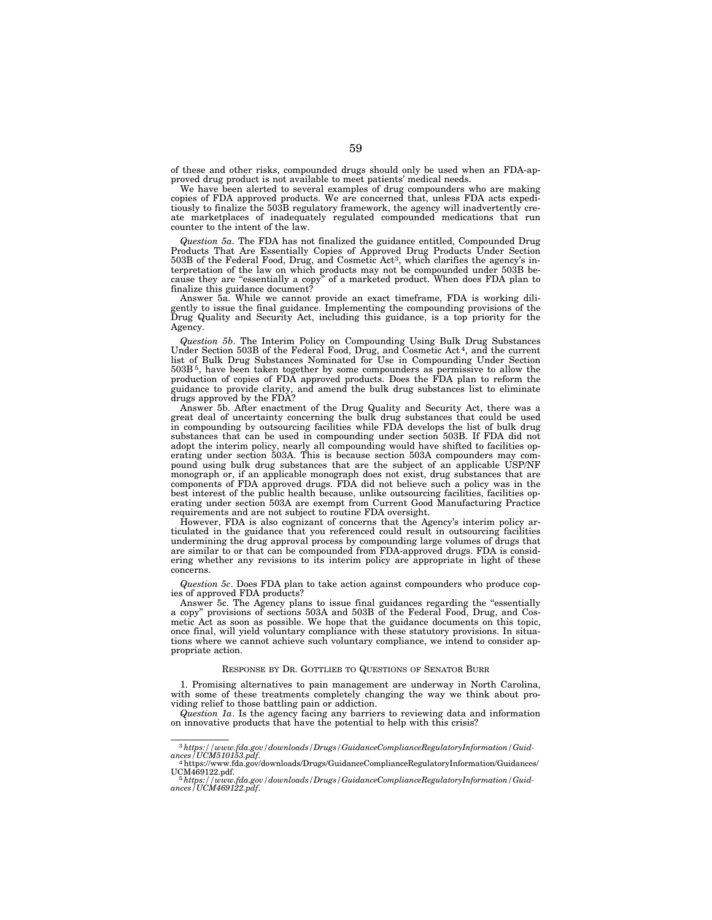of these and other risks, compounded drugs should only be used when an FDA-approved drug product is not available to meet patients' medical needs.

We have been alerted to several examples of drug compounders who are making copies of FDA approved products. We are concerned that, unless FDA acts expeditiously to finalize the 503B regulatory framework, the agency will inadvertently create marketplaces of inadequately regulated compounded medications that run counter to the intent of the law.

*Question 5a*. The FDA has not finalized the guidance entitled, Compounded Drug Products That Are Essentially Copies of Approved Drug Products Under Section 503B of the Federal Food, Drug, and Cosmetic Act[3], which clarifies the agency's interpretation of the law on which products may not be compounded under 503B because they are "essentially a copy" of a marketed product. When does FDA plan to finalize this guidance document?

Answer 5a. While we cannot provide an exact timeframe, FDA is working diligently to issue the final guidance. Implementing the compounding provisions of the Drug Quality and Security Act, including this guidance, is a top priority for the Agency.

*Question 5b*. The Interim Policy on Compounding Using Bulk Drug Substances Under Section 503B of the Federal Food, Drug, and Cosmetic Act[4], and the current list of Bulk Drug Substances Nominated for Use in Compounding Under Section 503B[5], have been taken together by some compounders as permissive to allow the production of copies of FDA approved products. Does the FDA plan to reform the guidance to provide clarity, and amend the bulk drug substances list to eliminate drugs approved by the FDA?

Answer 5b. After enactment of the Drug Quality and Security Act, there was a great deal of uncertainty concerning the bulk drug substances that could be used in compounding by outsourcing facilities while FDA develops the list of bulk drug substances that can be used in compounding under section 503B. If FDA did not adopt the interim policy, nearly all compounding would have shifted to facilities operating under section 503A. This is because section 503A compounders may compound using bulk drug substances that are the subject of an applicable USP/NF monograph or, if an applicable monograph does not exist, drug substances that are components of FDA approved drugs. FDA did not believe such a policy was in the best interest of the public health because, unlike outsourcing facilities, facilities operating under section 503A are exempt from Current Good Manufacturing Practice requirements and are not subject to routine FDA oversight.

However, FDA is also cognizant of concerns that the Agency's interim policy articulated in the guidance that you referenced could result in outsourcing facilities undermining the drug approval process by compounding large volumes of drugs that are similar to or that can be compounded from FDA-approved drugs. FDA is considering whether any revisions to its interim policy are appropriate in light of these concerns.

*Question 5c*. Does FDA plan to take action against compounders who produce copies of approved FDA products?

Answer 5c. The Agency plans to issue final guidances regarding the "essentially a copy" provisions of sections 503A and 503B of the Federal Food, Drug, and Cosmetic Act as soon as possible. We hope that the guidance documents on this topic, once final, will yield voluntary compliance with these statutory provisions. In situations where we cannot achieve such voluntary compliance, we intend to consider appropriate action.

## RESPONSE BY DR. GOTTLIEB TO QUESTIONS OF SENATOR BURR

1. Promising alternatives to pain management are underway in North Carolina, with some of these treatments completely changing the way we think about providing relief to those battling pain or addiction.

*Question 1a*. Is the agency facing any barriers to reviewing data and information on innovative products that have the potential to help with this crisis?

---

[3] *https://www.fda.gov/downloads/Drugs/GuidanceComplianceRegulatoryInformation/Guidances/UCM510153.pdf.*

[4] https://www.fda.gov/downloads/Drugs/GuidanceComplianceRegulatoryInformation/Guidances/UCM469122.pdf.

[5] *https://www.fda.gov/downloads/Drugs/GuidanceComplianceRegulatoryInformation/Guidances/UCM469122.pdf.*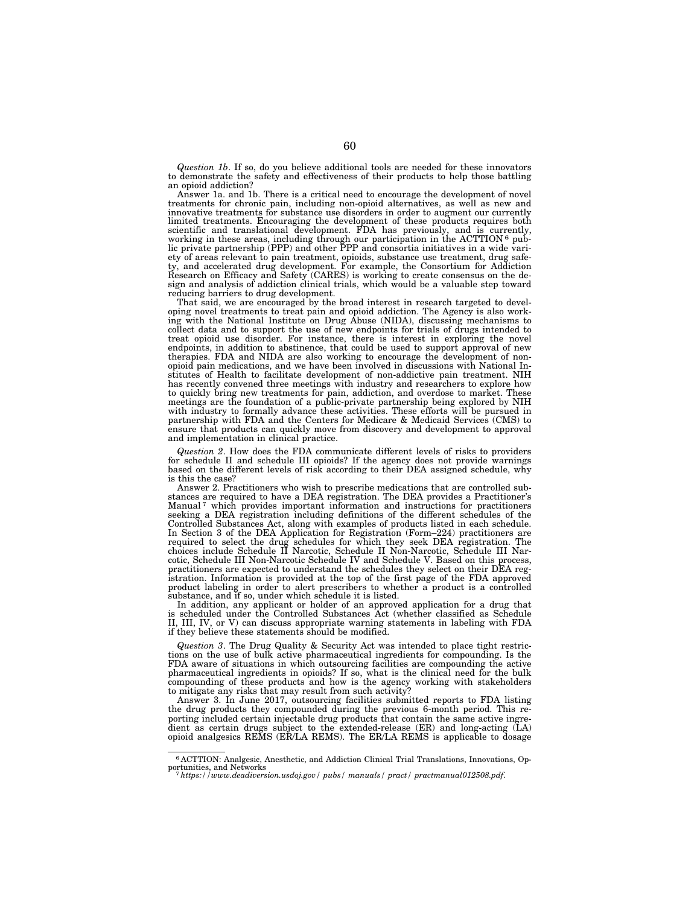*Question 1b*. If so, do you believe additional tools are needed for these innovators to demonstrate the safety and effectiveness of their products to help those battling an opioid addiction?

Answer 1a. and 1b. There is a critical need to encourage the development of novel treatments for chronic pain, including non-opioid alternatives, as well as new and innovative treatments for substance use disorders in order to augment our currently limited treatments. Encouraging the development of these products requires both scientific and translational development. FDA has previously, and is currently, working in these areas, including through our participation in the ACTTION[6] public private partnership (PPP) and other PPP and consortia initiatives in a wide variety of areas relevant to pain treatment, opioids, substance use treatment, drug safety, and accelerated drug development. For example, the Consortium for Addiction Research on Efficacy and Safety (CARES) is working to create consensus on the design and analysis of addiction clinical trials, which would be a valuable step toward reducing barriers to drug development.

That said, we are encouraged by the broad interest in research targeted to developing novel treatments to treat pain and opioid addiction. The Agency is also working with the National Institute on Drug Abuse (NIDA), discussing mechanisms to collect data and to support the use of new endpoints for trials of drugs intended to treat opioid use disorder. For instance, there is interest in exploring the novel endpoints, in addition to abstinence, that could be used to support approval of new therapies. FDA and NIDA are also working to encourage the development of non-opioid pain medications, and we have been involved in discussions with National Institutes of Health to facilitate development of non-addictive pain treatment. NIH has recently convened three meetings with industry and researchers to explore how to quickly bring new treatments for pain, addiction, and overdose to market. These meetings are the foundation of a public-private partnership being explored by NIH with industry to formally advance these activities. These efforts will be pursued in partnership with FDA and the Centers for Medicare & Medicaid Services (CMS) to ensure that products can quickly move from discovery and development to approval and implementation in clinical practice.

*Question 2*. How does the FDA communicate different levels of risks to providers for schedule II and schedule III opioids? If the agency does not provide warnings based on the different levels of risk according to their DEA assigned schedule, why is this the case?

Answer 2. Practitioners who wish to prescribe medications that are controlled substances are required to have a DEA registration. The DEA provides a Practitioner's Manual[7] which provides important information and instructions for practitioners seeking a DEA registration including definitions of the different schedules of the Controlled Substances Act, along with examples of products listed in each schedule. In Section 3 of the DEA Application for Registration (Form–224) practitioners are required to select the drug schedules for which they seek DEA registration. The choices include Schedule II Narcotic, Schedule II Non-Narcotic, Schedule III Narcotic, Schedule III Non-Narcotic Schedule IV and Schedule V. Based on this process, practitioners are expected to understand the schedules they select on their DEA registration. Information is provided at the top of the first page of the FDA approved product labeling in order to alert prescribers to whether a product is a controlled substance, and if so, under which schedule it is listed.

In addition, any applicant or holder of an approved application for a drug that is scheduled under the Controlled Substances Act (whether classified as Schedule II, III, IV, or V) can discuss appropriate warning statements in labeling with FDA if they believe these statements should be modified.

*Question 3*. The Drug Quality & Security Act was intended to place tight restrictions on the use of bulk active pharmaceutical ingredients for compounding. Is the FDA aware of situations in which outsourcing facilities are compounding the active pharmaceutical ingredients in opioids? If so, what is the clinical need for the bulk compounding of these products and how is the agency working with stakeholders to mitigate any risks that may result from such activity?

Answer 3. In June 2017, outsourcing facilities submitted reports to FDA listing the drug products they compounded during the previous 6-month period. This reporting included certain injectable drug products that contain the same active ingredient as certain drugs subject to the extended-release (ER) and long-acting (LA) opioid analgesics REMS (ER/LA REMS). The ER/LA REMS is applicable to dosage

---

[6] ACTTION: Analgesic, Anesthetic, and Addiction Clinical Trial Translations, Innovations, Opportunities, and Networks

[7] *https://www.deadiversion.usdoj.gov/pubs/manuals/pract/practmanual012508.pdf*.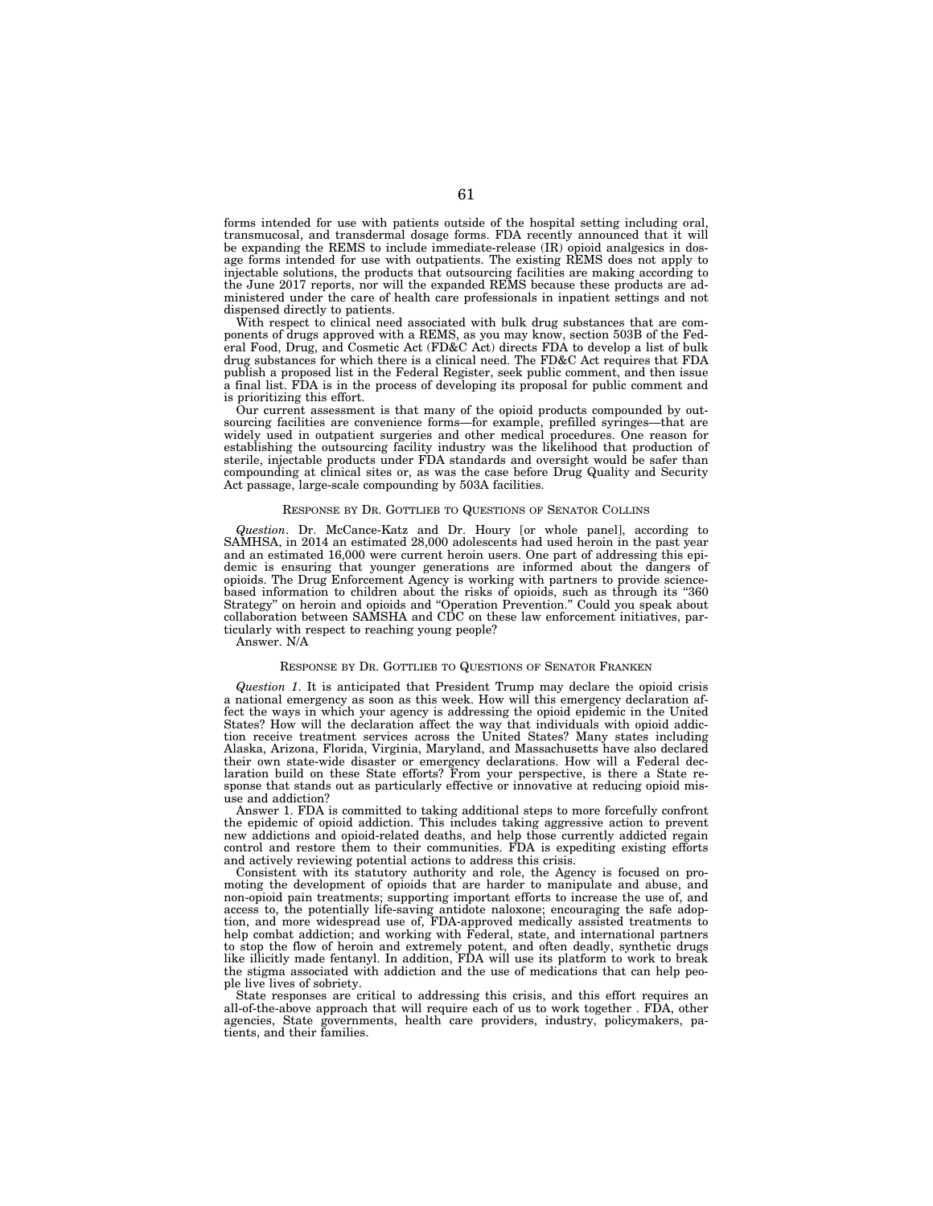forms intended for use with patients outside of the hospital setting including oral, transmucosal, and transdermal dosage forms. FDA recently announced that it will be expanding the REMS to include immediate-release (IR) opioid analgesics in dosage forms intended for use with outpatients. The existing REMS does not apply to injectable solutions, the products that outsourcing facilities are making according to the June 2017 reports, nor will the expanded REMS because these products are administered under the care of health care professionals in inpatient settings and not dispensed directly to patients.

With respect to clinical need associated with bulk drug substances that are components of drugs approved with a REMS, as you may know, section 503B of the Federal Food, Drug, and Cosmetic Act (FD&C Act) directs FDA to develop a list of bulk drug substances for which there is a clinical need. The FD&C Act requires that FDA publish a proposed list in the Federal Register, seek public comment, and then issue a final list. FDA is in the process of developing its proposal for public comment and is prioritizing this effort.

Our current assessment is that many of the opioid products compounded by outsourcing facilities are convenience forms—for example, prefilled syringes—that are widely used in outpatient surgeries and other medical procedures. One reason for establishing the outsourcing facility industry was the likelihood that production of sterile, injectable products under FDA standards and oversight would be safer than compounding at clinical sites or, as was the case before Drug Quality and Security Act passage, large-scale compounding by 503A facilities.

## RESPONSE BY DR. GOTTLIEB TO QUESTIONS OF SENATOR COLLINS

*Question*. Dr. McCance-Katz and Dr. Houry [or whole panel], according to SAMHSA, in 2014 an estimated 28,000 adolescents had used heroin in the past year and an estimated 16,000 were current heroin users. One part of addressing this epidemic is ensuring that younger generations are informed about the dangers of opioids. The Drug Enforcement Agency is working with partners to provide science-based information to children about the risks of opioids, such as through its "360 Strategy" on heroin and opioids and "Operation Prevention." Could you speak about collaboration between SAMSHA and CDC on these law enforcement initiatives, particularly with respect to reaching young people?

Answer. N/A

## RESPONSE BY DR. GOTTLIEB TO QUESTIONS OF SENATOR FRANKEN

*Question 1*. It is anticipated that President Trump may declare the opioid crisis a national emergency as soon as this week. How will this emergency declaration affect the ways in which your agency is addressing the opioid epidemic in the United States? How will the declaration affect the way that individuals with opioid addiction receive treatment services across the United States? Many states including Alaska, Arizona, Florida, Virginia, Maryland, and Massachusetts have also declared their own state-wide disaster or emergency declarations. How will a Federal declaration build on these State efforts? From your perspective, is there a State response that stands out as particularly effective or innovative at reducing opioid misuse and addiction?

Answer 1. FDA is committed to taking additional steps to more forcefully confront the epidemic of opioid addiction. This includes taking aggressive action to prevent new addictions and opioid-related deaths, and help those currently addicted regain control and restore them to their communities. FDA is expediting existing efforts and actively reviewing potential actions to address this crisis.

Consistent with its statutory authority and role, the Agency is focused on promoting the development of opioids that are harder to manipulate and abuse, and non-opioid pain treatments; supporting important efforts to increase the use of, and access to, the potentially life-saving antidote naloxone; encouraging the safe adoption, and more widespread use of, FDA-approved medically assisted treatments to help combat addiction; and working with Federal, state, and international partners to stop the flow of heroin and extremely potent, and often deadly, synthetic drugs like illicitly made fentanyl. In addition, FDA will use its platform to work to break the stigma associated with addiction and the use of medications that can help people live lives of sobriety.

State responses are critical to addressing this crisis, and this effort requires an all-of-the-above approach that will require each of us to work together . FDA, other agencies, State governments, health care providers, industry, policymakers, patients, and their families.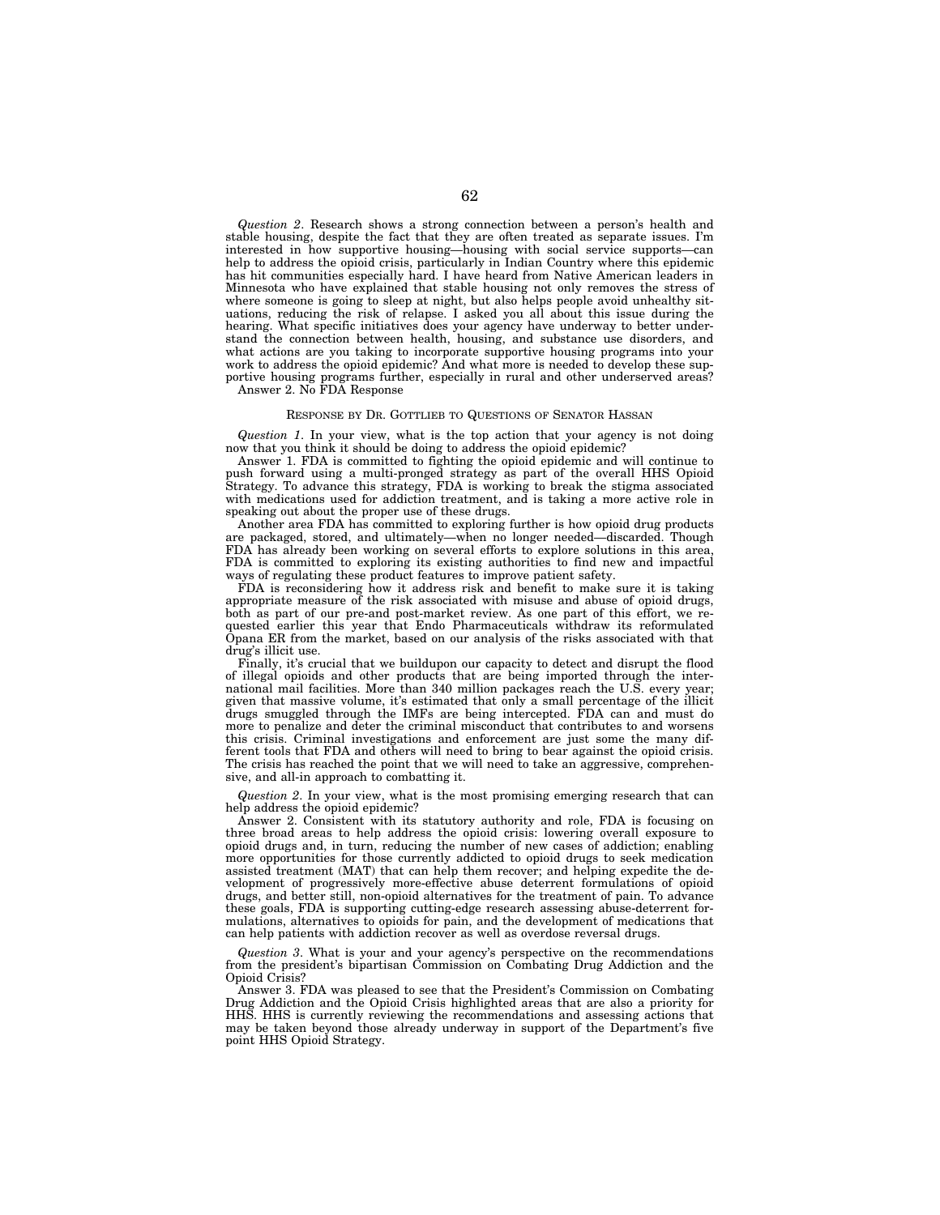*Question 2*. Research shows a strong connection between a person's health and stable housing, despite the fact that they are often treated as separate issues. I'm interested in how supportive housing—housing with social service supports—can help to address the opioid crisis, particularly in Indian Country where this epidemic has hit communities especially hard. I have heard from Native American leaders in Minnesota who have explained that stable housing not only removes the stress of where someone is going to sleep at night, but also helps people avoid unhealthy situations, reducing the risk of relapse. I asked you all about this issue during the hearing. What specific initiatives does your agency have underway to better understand the connection between health, housing, and substance use disorders, and what actions are you taking to incorporate supportive housing programs into your work to address the opioid epidemic? And what more is needed to develop these supportive housing programs further, especially in rural and other underserved areas?

Answer 2. No FDA Response

RESPONSE BY DR. GOTTLIEB TO QUESTIONS OF SENATOR HASSAN

*Question 1*. In your view, what is the top action that your agency is not doing now that you think it should be doing to address the opioid epidemic?

Answer 1. FDA is committed to fighting the opioid epidemic and will continue to push forward using a multi-pronged strategy as part of the overall HHS Opioid Strategy. To advance this strategy, FDA is working to break the stigma associated with medications used for addiction treatment, and is taking a more active role in speaking out about the proper use of these drugs.

Another area FDA has committed to exploring further is how opioid drug products are packaged, stored, and ultimately—when no longer needed—discarded. Though FDA has already been working on several efforts to explore solutions in this area, FDA is committed to exploring its existing authorities to find new and impactful ways of regulating these product features to improve patient safety.

FDA is reconsidering how it address risk and benefit to make sure it is taking appropriate measure of the risk associated with misuse and abuse of opioid drugs, both as part of our pre-and post-market review. As one part of this effort, we requested earlier this year that Endo Pharmaceuticals withdraw its reformulated Opana ER from the market, based on our analysis of the risks associated with that drug's illicit use.

Finally, it's crucial that we buildupon our capacity to detect and disrupt the flood of illegal opioids and other products that are being imported through the international mail facilities. More than 340 million packages reach the U.S. every year; given that massive volume, it's estimated that only a small percentage of the illicit drugs smuggled through the IMFs are being intercepted. FDA can and must do more to penalize and deter the criminal misconduct that contributes to and worsens this crisis. Criminal investigations and enforcement are just some the many different tools that FDA and others will need to bring to bear against the opioid crisis. The crisis has reached the point that we will need to take an aggressive, comprehensive, and all-in approach to combatting it.

*Question 2*. In your view, what is the most promising emerging research that can help address the opioid epidemic?

Answer 2. Consistent with its statutory authority and role, FDA is focusing on three broad areas to help address the opioid crisis: lowering overall exposure to opioid drugs and, in turn, reducing the number of new cases of addiction; enabling more opportunities for those currently addicted to opioid drugs to seek medication assisted treatment (MAT) that can help them recover; and helping expedite the development of progressively more-effective abuse deterrent formulations of opioid drugs, and better still, non-opioid alternatives for the treatment of pain. To advance these goals, FDA is supporting cutting-edge research assessing abuse-deterrent formulations, alternatives to opioids for pain, and the development of medications that can help patients with addiction recover as well as overdose reversal drugs.

*Question 3*. What is your and your agency's perspective on the recommendations from the president's bipartisan Commission on Combating Drug Addiction and the Opioid Crisis?

Answer 3. FDA was pleased to see that the President's Commission on Combating Drug Addiction and the Opioid Crisis highlighted areas that are also a priority for HHS. HHS is currently reviewing the recommendations and assessing actions that may be taken beyond those already underway in support of the Department's five point HHS Opioid Strategy.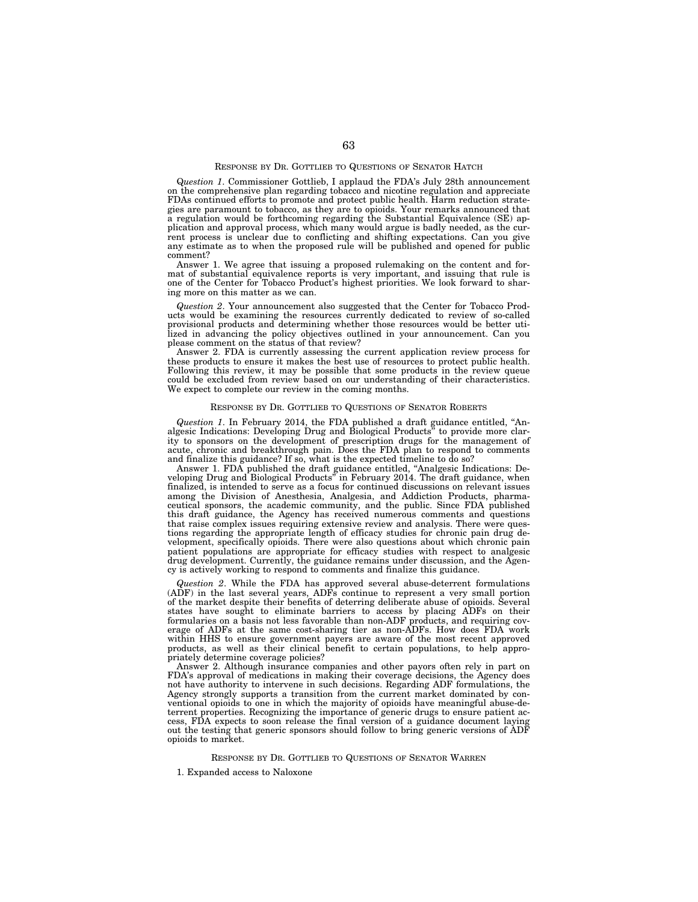RESPONSE BY DR. GOTTLIEB TO QUESTIONS OF SENATOR HATCH

*Question 1*. Commissioner Gottlieb, I applaud the FDA's July 28th announcement on the comprehensive plan regarding tobacco and nicotine regulation and appreciate FDAs continued efforts to promote and protect public health. Harm reduction strategies are paramount to tobacco, as they are to opioids. Your remarks announced that a regulation would be forthcoming regarding the Substantial Equivalence (SE) application and approval process, which many would argue is badly needed, as the current process is unclear due to conflicting and shifting expectations. Can you give any estimate as to when the proposed rule will be published and opened for public comment?

Answer 1. We agree that issuing a proposed rulemaking on the content and format of substantial equivalence reports is very important, and issuing that rule is one of the Center for Tobacco Product's highest priorities. We look forward to sharing more on this matter as we can.

*Question 2*. Your announcement also suggested that the Center for Tobacco Products would be examining the resources currently dedicated to review of so-called provisional products and determining whether those resources would be better utilized in advancing the policy objectives outlined in your announcement. Can you please comment on the status of that review?

Answer 2. FDA is currently assessing the current application review process for these products to ensure it makes the best use of resources to protect public health. Following this review, it may be possible that some products in the review queue could be excluded from review based on our understanding of their characteristics. We expect to complete our review in the coming months.

RESPONSE BY DR. GOTTLIEB TO QUESTIONS OF SENATOR ROBERTS

*Question 1*. In February 2014, the FDA published a draft guidance entitled, "Analgesic Indications: Developing Drug and Biological Products" to provide more clarity to sponsors on the development of prescription drugs for the management of acute, chronic and breakthrough pain. Does the FDA plan to respond to comments and finalize this guidance? If so, what is the expected timeline to do so?

Answer 1. FDA published the draft guidance entitled, "Analgesic Indications: Developing Drug and Biological Products" in February 2014. The draft guidance, when finalized, is intended to serve as a focus for continued discussions on relevant issues among the Division of Anesthesia, Analgesia, and Addiction Products, pharmaceutical sponsors, the academic community, and the public. Since FDA published this draft guidance, the Agency has received numerous comments and questions that raise complex issues requiring extensive review and analysis. There were questions regarding the appropriate length of efficacy studies for chronic pain drug development, specifically opioids. There were also questions about which chronic pain patient populations are appropriate for efficacy studies with respect to analgesic drug development. Currently, the guidance remains under discussion, and the Agency is actively working to respond to comments and finalize this guidance.

*Question 2*. While the FDA has approved several abuse-deterrent formulations (ADF) in the last several years, ADFs continue to represent a very small portion of the market despite their benefits of deterring deliberate abuse of opioids. Several states have sought to eliminate barriers to access by placing ADFs on their formularies on a basis not less favorable than non-ADF products, and requiring coverage of ADFs at the same cost-sharing tier as non-ADFs. How does FDA work within HHS to ensure government payers are aware of the most recent approved products, as well as their clinical benefit to certain populations, to help appropriately determine coverage policies?

Answer 2. Although insurance companies and other payors often rely in part on FDA's approval of medications in making their coverage decisions, the Agency does not have authority to intervene in such decisions. Regarding ADF formulations, the Agency strongly supports a transition from the current market dominated by conventional opioids to one in which the majority of opioids have meaningful abuse-deterrent properties. Recognizing the importance of generic drugs to ensure patient access, FDA expects to soon release the final version of a guidance document laying out the testing that generic sponsors should follow to bring generic versions of ADF opioids to market.

RESPONSE BY DR. GOTTLIEB TO QUESTIONS OF SENATOR WARREN

1. Expanded access to Naloxone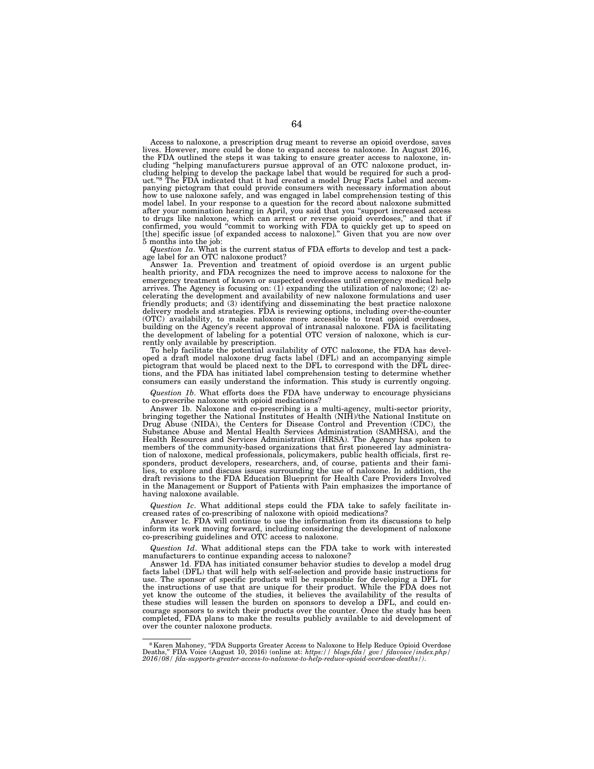Access to naloxone, a prescription drug meant to reverse an opioid overdose, saves lives. However, more could be done to expand access to naloxone. In August 2016, the FDA outlined the steps it was taking to ensure greater access to naloxone, including "helping manufacturers pursue approval of an OTC naloxone product, including helping to develop the package label that would be required for such a product."[8] The FDA indicated that it had created a model Drug Facts Label and accompanying pictogram that could provide consumers with necessary information about how to use naloxone safely, and was engaged in label comprehension testing of this model label. In your response to a question for the record about naloxone submitted after your nomination hearing in April, you said that you "support increased access to drugs like naloxone, which can arrest or reverse opioid overdoses," and that if confirmed, you would "commit to working with FDA to quickly get up to speed on [the] specific issue [of expanded access to naloxone]." Given that you are now over 5 months into the job:

*Question 1a*. What is the current status of FDA efforts to develop and test a package label for an OTC naloxone product?

Answer 1a. Prevention and treatment of opioid overdose is an urgent public health priority, and FDA recognizes the need to improve access to naloxone for the emergency treatment of known or suspected overdoses until emergency medical help arrives. The Agency is focusing on: (1) expanding the utilization of naloxone; (2) accelerating the development and availability of new naloxone formulations and user friendly products; and (3) identifying and disseminating the best practice naloxone delivery models and strategies. FDA is reviewing options, including over-the-counter (OTC) availability, to make naloxone more accessible to treat opioid overdoses, building on the Agency's recent approval of intranasal naloxone. FDA is facilitating the development of labeling for a potential OTC version of naloxone, which is currently only available by prescription.

To help facilitate the potential availability of OTC naloxone, the FDA has developed a draft model naloxone drug facts label (DFL) and an accompanying simple pictogram that would be placed next to the DFL to correspond with the DFL directions, and the FDA has initiated label comprehension testing to determine whether consumers can easily understand the information. This study is currently ongoing.

*Question 1b*. What efforts does the FDA have underway to encourage physicians to co-prescribe naloxone with opioid medications?

Answer 1b. Naloxone and co-prescribing is a multi-agency, multi-sector priority, bringing together the National Institutes of Health (NIH)/the National Institute on Drug Abuse (NIDA), the Centers for Disease Control and Prevention (CDC), the Substance Abuse and Mental Health Services Administration (SAMHSA), and the Health Resources and Services Administration (HRSA). The Agency has spoken to members of the community-based organizations that first pioneered lay administration of naloxone, medical professionals, policymakers, public health officials, first responders, product developers, researchers, and, of course, patients and their families, to explore and discuss issues surrounding the use of naloxone. In addition, the draft revisions to the FDA Education Blueprint for Health Care Providers Involved in the Management or Support of Patients with Pain emphasizes the importance of having naloxone available.

*Question 1c*. What additional steps could the FDA take to safely facilitate increased rates of co-prescribing of naloxone with opioid medications?

Answer 1c. FDA will continue to use the information from its discussions to help inform its work moving forward, including considering the development of naloxone co-prescribing guidelines and OTC access to naloxone.

*Question 1d*. What additional steps can the FDA take to work with interested manufacturers to continue expanding access to naloxone?

Answer 1d. FDA has initiated consumer behavior studies to develop a model drug facts label (DFL) that will help with self-selection and provide basic instructions for use. The sponsor of specific products will be responsible for developing a DFL for the instructions of use that are unique for their product. While the FDA does not yet know the outcome of the studies, it believes the availability of the results of these studies will lessen the burden on sponsors to develop a DFL, and could encourage sponsors to switch their products over the counter. Once the study has been completed, FDA plans to make the results publicly available to aid development of over the counter naloxone products.

---

[8] Karen Mahoney, "FDA Supports Greater Access to Naloxone to Help Reduce Opioid Overdose Deaths," FDA Voice (August 10, 2016) (online at: *https://blogs.fda/gov/fdavoice/index.php/2016/08/fda-supports-greater-access-to-naloxone-to-help-reduce-opioid-overdose-deaths/*).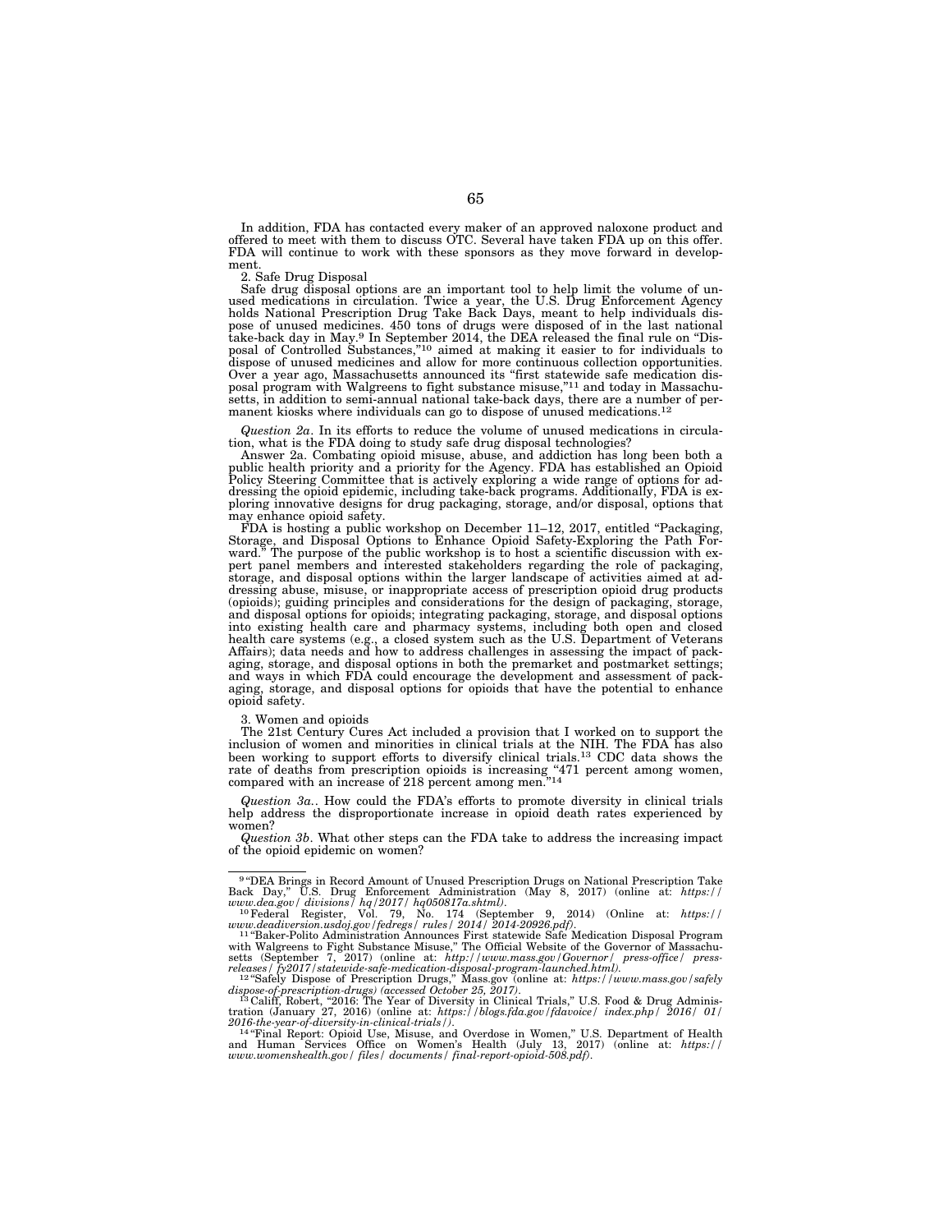In addition, FDA has contacted every maker of an approved naloxone product and offered to meet with them to discuss OTC. Several have taken FDA up on this offer. FDA will continue to work with these sponsors as they move forward in development.

2. Safe Drug Disposal

Safe drug disposal options are an important tool to help limit the volume of unused medications in circulation. Twice a year, the U.S. Drug Enforcement Agency holds National Prescription Drug Take Back Days, meant to help individuals dispose of unused medicines. 450 tons of drugs were disposed of in the last national take-back day in May.[9] In September 2014, the DEA released the final rule on "Disposal of Controlled Substances,"[10] aimed at making it easier to for individuals to dispose of unused medicines and allow for more continuous collection opportunities. Over a year ago, Massachusetts announced its "first statewide safe medication disposal program with Walgreens to fight substance misuse,"[11] and today in Massachusetts, in addition to semi-annual national take-back days, there are a number of permanent kiosks where individuals can go to dispose of unused medications.[12]

*Question 2a*. In its efforts to reduce the volume of unused medications in circulation, what is the FDA doing to study safe drug disposal technologies?

Answer 2a. Combating opioid misuse, abuse, and addiction has long been both a public health priority and a priority for the Agency. FDA has established an Opioid Policy Steering Committee that is actively exploring a wide range of options for addressing the opioid epidemic, including take-back programs. Additionally, FDA is exploring innovative designs for drug packaging, storage, and/or disposal, options that may enhance opioid safety.

FDA is hosting a public workshop on December 11–12, 2017, entitled "Packaging, Storage, and Disposal Options to Enhance Opioid Safety-Exploring the Path Forward." The purpose of the public workshop is to host a scientific discussion with expert panel members and interested stakeholders regarding the role of packaging, storage, and disposal options within the larger landscape of activities aimed at addressing abuse, misuse, or inappropriate access of prescription opioid drug products (opioids); guiding principles and considerations for the design of packaging, storage, and disposal options for opioids; integrating packaging, storage, and disposal options into existing health care and pharmacy systems, including both open and closed health care systems (e.g., a closed system such as the U.S. Department of Veterans Affairs); data needs and how to address challenges in assessing the impact of packaging, storage, and disposal options in both the premarket and postmarket settings; and ways in which FDA could encourage the development and assessment of packaging, storage, and disposal options for opioids that have the potential to enhance opioid safety.

3. Women and opioids

The 21st Century Cures Act included a provision that I worked on to support the inclusion of women and minorities in clinical trials at the NIH. The FDA has also been working to support efforts to diversify clinical trials.[13] CDC data shows the rate of deaths from prescription opioids is increasing "471 percent among women, compared with an increase of 218 percent among men."[14]

*Question 3a.*. How could the FDA's efforts to promote diversity in clinical trials help address the disproportionate increase in opioid death rates experienced by women?

*Question 3b*. What other steps can the FDA take to address the increasing impact of the opioid epidemic on women?

---

[9] "DEA Brings in Record Amount of Unused Prescription Drugs on National Prescription Take Back Day," U.S. Drug Enforcement Administration (May 8, 2017) (online at: *https://www.dea.gov/ divisions/ hq/2017/ hq050817a.shtml)*.

[10] Federal Register, Vol. 79, No. 174 (September 9, 2014) (Online at: *https://www.deadiversion.usdoj.gov/fedregs/ rules/ 2014/ 2014-20926.pdf)*.

[11] "Baker-Polito Administration Announces First statewide Safe Medication Disposal Program with Walgreens to Fight Substance Misuse," The Official Website of the Governor of Massachusetts (September 7, 2017) (online at: *http://www.mass.gov/Governor/ press-office/ press-releases/ fy2017/statewide-safe-medication-disposal-program-launched.html)*.

[12] "Safely Dispose of Prescription Drugs," Mass.gov (online at: *https://www.mass.gov/safely dispose-of-prescription-drugs) (accessed October 25, 2017)*.

[13] Califf, Robert, "2016: The Year of Diversity in Clinical Trials," U.S. Food & Drug Administration (January 27, 2016) (online at: *https://blogs.fda.gov/fdavoice/ index.php/ 2016/ 01/ 2016-the-year-of-diversity-in-clinical-trials/)*.

[14] "Final Report: Opioid Use, Misuse, and Overdose in Women," U.S. Department of Health and Human Services Office on Women's Health (July 13, 2017) (online at: *https://www.womenshealth.gov/ files/ documents/ final-report-opioid-508.pdf)*.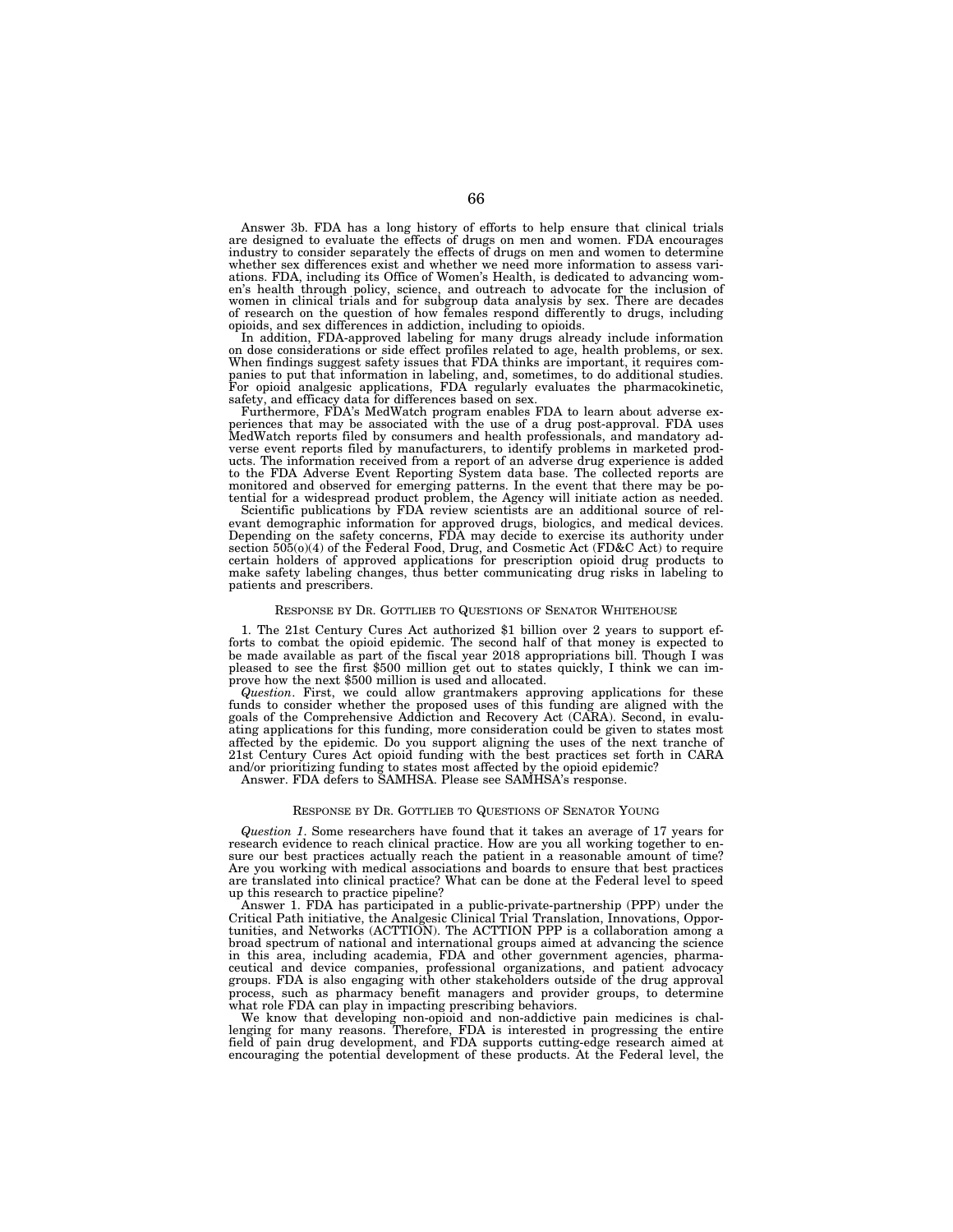Answer 3b. FDA has a long history of efforts to help ensure that clinical trials are designed to evaluate the effects of drugs on men and women. FDA encourages industry to consider separately the effects of drugs on men and women to determine whether sex differences exist and whether we need more information to assess variations. FDA, including its Office of Women's Health, is dedicated to advancing women's health through policy, science, and outreach to advocate for the inclusion of women in clinical trials and for subgroup data analysis by sex. There are decades of research on the question of how females respond differently to drugs, including opioids, and sex differences in addiction, including to opioids.

In addition, FDA-approved labeling for many drugs already include information on dose considerations or side effect profiles related to age, health problems, or sex. When findings suggest safety issues that FDA thinks are important, it requires companies to put that information in labeling, and, sometimes, to do additional studies. For opioid analgesic applications, FDA regularly evaluates the pharmacokinetic, safety, and efficacy data for differences based on sex.

Furthermore, FDA's MedWatch program enables FDA to learn about adverse experiences that may be associated with the use of a drug post-approval. FDA uses MedWatch reports filed by consumers and health professionals, and mandatory adverse event reports filed by manufacturers, to identify problems in marketed products. The information received from a report of an adverse drug experience is added to the FDA Adverse Event Reporting System data base. The collected reports are monitored and observed for emerging patterns. In the event that there may be potential for a widespread product problem, the Agency will initiate action as needed.

Scientific publications by FDA review scientists are an additional source of relevant demographic information for approved drugs, biologics, and medical devices. Depending on the safety concerns, FDA may decide to exercise its authority under section 505(o)(4) of the Federal Food, Drug, and Cosmetic Act (FD&C Act) to require certain holders of approved applications for prescription opioid drug products to make safety labeling changes, thus better communicating drug risks in labeling to patients and prescribers.

## Response by Dr. Gottlieb to Questions of Senator Whitehouse

1. The 21st Century Cures Act authorized $1 billion over 2 years to support efforts to combat the opioid epidemic. The second half of that money is expected to be made available as part of the fiscal year 2018 appropriations bill. Though I was pleased to see the first $500 million get out to states quickly, I think we can improve how the next $500 million is used and allocated.

*Question*. First, we could allow grantmakers approving applications for these funds to consider whether the proposed uses of this funding are aligned with the goals of the Comprehensive Addiction and Recovery Act (CARA). Second, in evaluating applications for this funding, more consideration could be given to states most affected by the epidemic. Do you support aligning the uses of the next tranche of 21st Century Cures Act opioid funding with the best practices set forth in CARA and/or prioritizing funding to states most affected by the opioid epidemic?

Answer. FDA defers to SAMHSA. Please see SAMHSA's response.

## Response by Dr. Gottlieb to Questions of Senator Young

*Question 1*. Some researchers have found that it takes an average of 17 years for research evidence to reach clinical practice. How are you all working together to ensure our best practices actually reach the patient in a reasonable amount of time? Are you working with medical associations and boards to ensure that best practices are translated into clinical practice? What can be done at the Federal level to speed up this research to practice pipeline?

Answer 1. FDA has participated in a public-private-partnership (PPP) under the Critical Path initiative, the Analgesic Clinical Trial Translation, Innovations, Opportunities, and Networks (ACTTION). The ACTTION PPP is a collaboration among a broad spectrum of national and international groups aimed at advancing the science in this area, including academia, FDA and other government agencies, pharmaceutical and device companies, professional organizations, and patient advocacy groups. FDA is also engaging with other stakeholders outside of the drug approval process, such as pharmacy benefit managers and provider groups, to determine what role FDA can play in impacting prescribing behaviors.

We know that developing non-opioid and non-addictive pain medicines is challenging for many reasons. Therefore, FDA is interested in progressing the entire field of pain drug development, and FDA supports cutting-edge research aimed at encouraging the potential development of these products. At the Federal level, the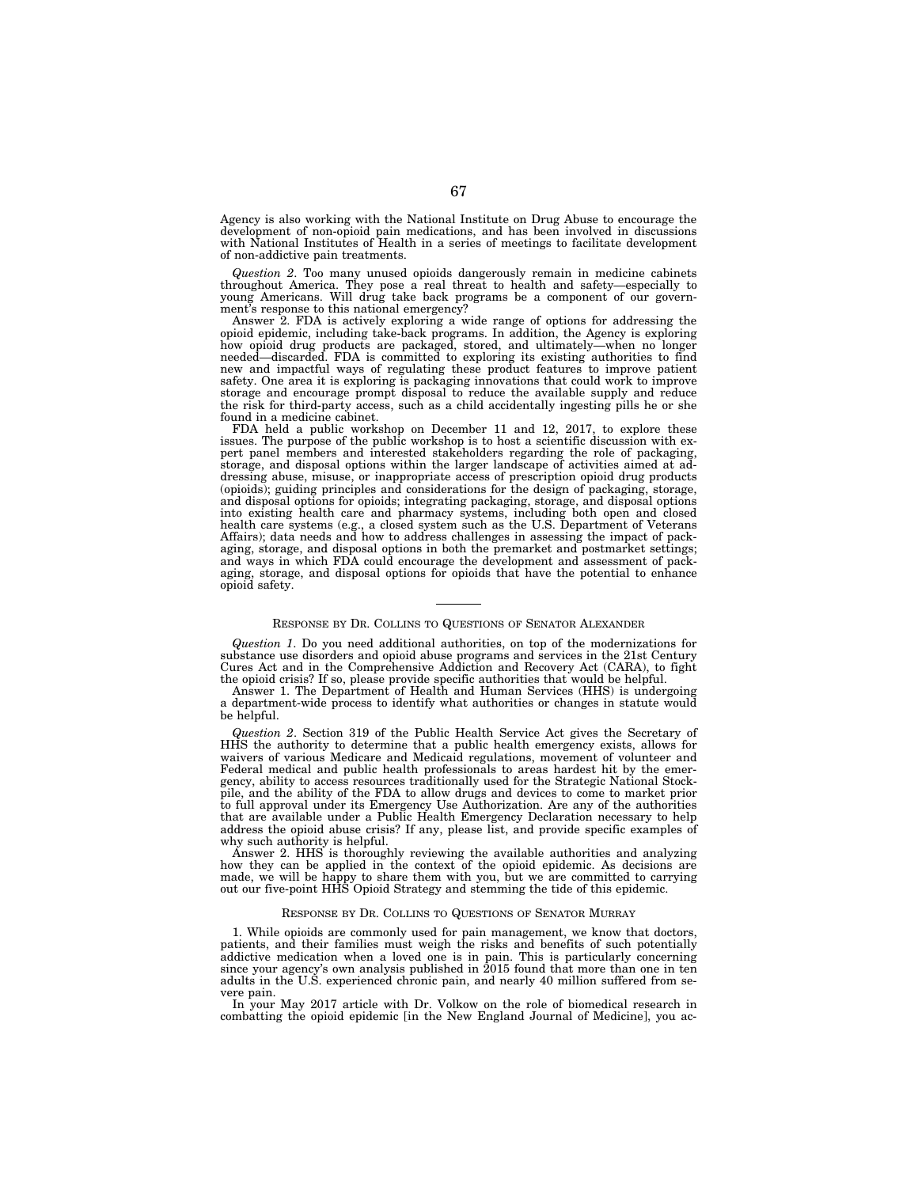Agency is also working with the National Institute on Drug Abuse to encourage the development of non-opioid pain medications, and has been involved in discussions with National Institutes of Health in a series of meetings to facilitate development of non-addictive pain treatments.

*Question 2*. Too many unused opioids dangerously remain in medicine cabinets throughout America. They pose a real threat to health and safety—especially to young Americans. Will drug take back programs be a component of our government's response to this national emergency?

Answer 2. FDA is actively exploring a wide range of options for addressing the opioid epidemic, including take-back programs. In addition, the Agency is exploring how opioid drug products are packaged, stored, and ultimately—when no longer needed—discarded. FDA is committed to exploring its existing authorities to find new and impactful ways of regulating these product features to improve patient safety. One area it is exploring is packaging innovations that could work to improve storage and encourage prompt disposal to reduce the available supply and reduce the risk for third-party access, such as a child accidentally ingesting pills he or she found in a medicine cabinet.

FDA held a public workshop on December 11 and 12, 2017, to explore these issues. The purpose of the public workshop is to host a scientific discussion with expert panel members and interested stakeholders regarding the role of packaging, storage, and disposal options within the larger landscape of activities aimed at addressing abuse, misuse, or inappropriate access of prescription opioid drug products (opioids); guiding principles and considerations for the design of packaging, storage, and disposal options for opioids; integrating packaging, storage, and disposal options into existing health care and pharmacy systems, including both open and closed health care systems (e.g., a closed system such as the U.S. Department of Veterans Affairs); data needs and how to address challenges in assessing the impact of packaging, storage, and disposal options in both the premarket and postmarket settings; and ways in which FDA could encourage the development and assessment of packaging, storage, and disposal options for opioids that have the potential to enhance opioid safety.

---

## RESPONSE BY DR. COLLINS TO QUESTIONS OF SENATOR ALEXANDER

*Question 1*. Do you need additional authorities, on top of the modernizations for substance use disorders and opioid abuse programs and services in the 21st Century Cures Act and in the Comprehensive Addiction and Recovery Act (CARA), to fight the opioid crisis? If so, please provide specific authorities that would be helpful.

Answer 1. The Department of Health and Human Services (HHS) is undergoing a department-wide process to identify what authorities or changes in statute would be helpful.

*Question 2*. Section 319 of the Public Health Service Act gives the Secretary of HHS the authority to determine that a public health emergency exists, allows for waivers of various Medicare and Medicaid regulations, movement of volunteer and Federal medical and public health professionals to areas hardest hit by the emergency, ability to access resources traditionally used for the Strategic National Stockpile, and the ability of the FDA to allow drugs and devices to come to market prior to full approval under its Emergency Use Authorization. Are any of the authorities that are available under a Public Health Emergency Declaration necessary to help address the opioid abuse crisis? If any, please list, and provide specific examples of why such authority is helpful.

Answer 2. HHS is thoroughly reviewing the available authorities and analyzing how they can be applied in the context of the opioid epidemic. As decisions are made, we will be happy to share them with you, but we are committed to carrying out our five-point HHS Opioid Strategy and stemming the tide of this epidemic.

## RESPONSE BY DR. COLLINS TO QUESTIONS OF SENATOR MURRAY

1. While opioids are commonly used for pain management, we know that doctors, patients, and their families must weigh the risks and benefits of such potentially addictive medication when a loved one is in pain. This is particularly concerning since your agency's own analysis published in 2015 found that more than one in ten adults in the U.S. experienced chronic pain, and nearly 40 million suffered from severe pain.

In your May 2017 article with Dr. Volkow on the role of biomedical research in combatting the opioid epidemic [in the New England Journal of Medicine], you ac-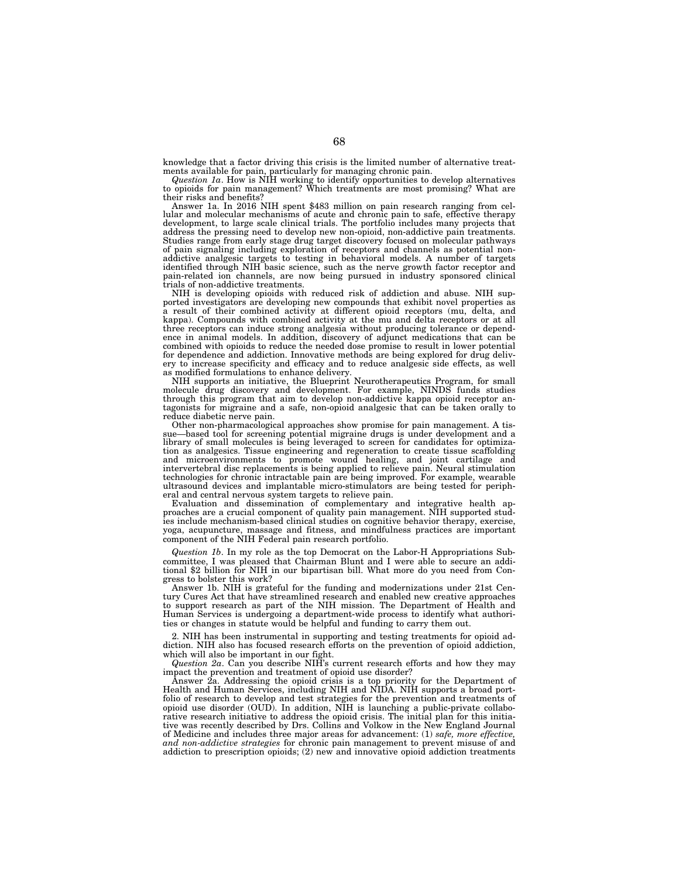knowledge that a factor driving this crisis is the limited number of alternative treatments available for pain, particularly for managing chronic pain.

*Question 1a*. How is NIH working to identify opportunities to develop alternatives to opioids for pain management? Which treatments are most promising? What are their risks and benefits?

Answer 1a. In 2016 NIH spent $483 million on pain research ranging from cellular and molecular mechanisms of acute and chronic pain to safe, effective therapy development, to large scale clinical trials. The portfolio includes many projects that address the pressing need to develop new non-opioid, non-addictive pain treatments. Studies range from early stage drug target discovery focused on molecular pathways of pain signaling including exploration of receptors and channels as potential non-addictive analgesic targets to testing in behavioral models. A number of targets identified through NIH basic science, such as the nerve growth factor receptor and pain-related ion channels, are now being pursued in industry sponsored clinical trials of non-addictive treatments.

NIH is developing opioids with reduced risk of addiction and abuse. NIH supported investigators are developing new compounds that exhibit novel properties as a result of their combined activity at different opioid receptors (mu, delta, and kappa). Compounds with combined activity at the mu and delta receptors or at all three receptors can induce strong analgesia without producing tolerance or dependence in animal models. In addition, discovery of adjunct medications that can be combined with opioids to reduce the needed dose promise to result in lower potential for dependence and addiction. Innovative methods are being explored for drug delivery to increase specificity and efficacy and to reduce analgesic side effects, as well as modified formulations to enhance delivery.

NIH supports an initiative, the Blueprint Neurotherapeutics Program, for small molecule drug discovery and development. For example, NINDS funds studies through this program that aim to develop non-addictive kappa opioid receptor antagonists for migraine and a safe, non-opioid analgesic that can be taken orally to reduce diabetic nerve pain.

Other non-pharmacological approaches show promise for pain management. A tissue—based tool for screening potential migraine drugs is under development and a library of small molecules is being leveraged to screen for candidates for optimization as analgesics. Tissue engineering and regeneration to create tissue scaffolding and microenvironments to promote wound healing, and joint cartilage and intervertebral disc replacements is being applied to relieve pain. Neural stimulation technologies for chronic intractable pain are being improved. For example, wearable ultrasound devices and implantable micro-stimulators are being tested for peripheral and central nervous system targets to relieve pain.

Evaluation and dissemination of complementary and integrative health approaches are a crucial component of quality pain management. NIH supported studies include mechanism-based clinical studies on cognitive behavior therapy, exercise, yoga, acupuncture, massage and fitness, and mindfulness practices are important component of the NIH Federal pain research portfolio.

*Question 1b*. In my role as the top Democrat on the Labor-H Appropriations Subcommittee, I was pleased that Chairman Blunt and I were able to secure an additional $2 billion for NIH in our bipartisan bill. What more do you need from Congress to bolster this work?

Answer 1b. NIH is grateful for the funding and modernizations under 21st Century Cures Act that have streamlined research and enabled new creative approaches to support research as part of the NIH mission. The Department of Health and Human Services is undergoing a department-wide process to identify what authorities or changes in statute would be helpful and funding to carry them out.

2. NIH has been instrumental in supporting and testing treatments for opioid addiction. NIH also has focused research efforts on the prevention of opioid addiction, which will also be important in our fight.

*Question 2a*. Can you describe NIH's current research efforts and how they may impact the prevention and treatment of opioid use disorder?

Answer 2a. Addressing the opioid crisis is a top priority for the Department of Health and Human Services, including NIH and NIDA. NIH supports a broad portfolio of research to develop and test strategies for the prevention and treatments of opioid use disorder (OUD). In addition, NIH is launching a public-private collaborative research initiative to address the opioid crisis. The initial plan for this initiative was recently described by Drs. Collins and Volkow in the New England Journal of Medicine and includes three major areas for advancement: (1) *safe, more effective, and non-addictive strategies* for chronic pain management to prevent misuse of and addiction to prescription opioids; (2) new and innovative opioid addiction treatments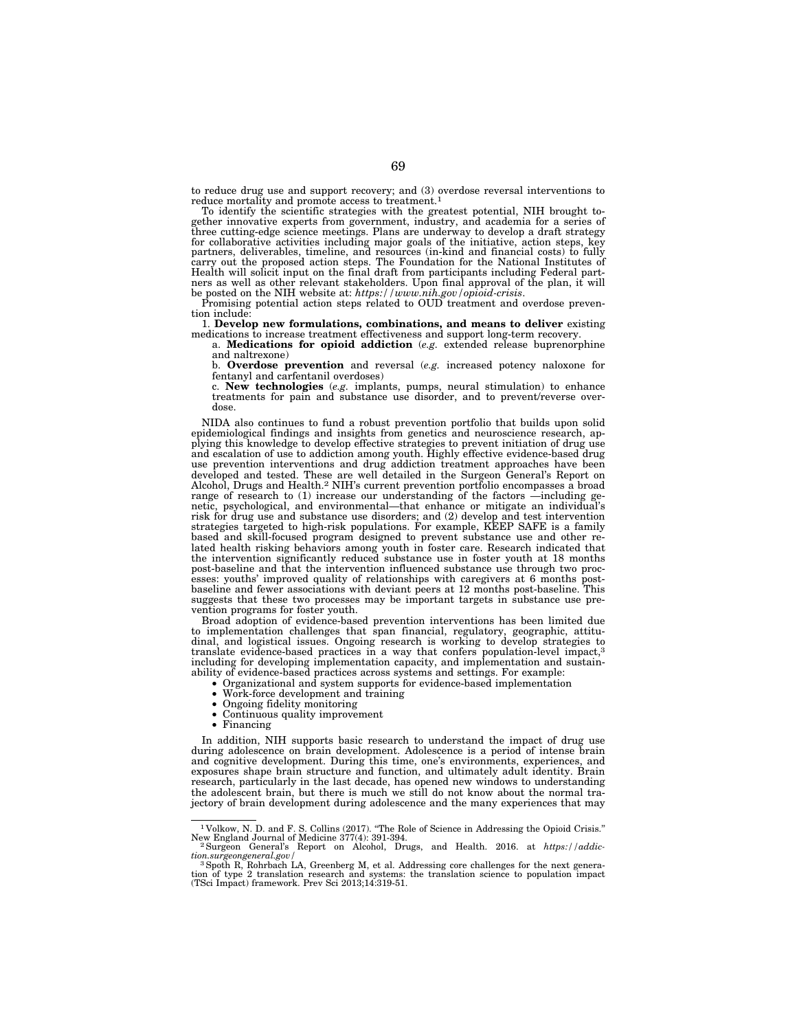to reduce drug use and support recovery; and (3) overdose reversal interventions to reduce mortality and promote access to treatment.[1]

To identify the scientific strategies with the greatest potential, NIH brought together innovative experts from government, industry, and academia for a series of three cutting-edge science meetings. Plans are underway to develop a draft strategy for collaborative activities including major goals of the initiative, action steps, key partners, deliverables, timeline, and resources (in-kind and financial costs) to fully carry out the proposed action steps. The Foundation for the National Institutes of Health will solicit input on the final draft from participants including Federal partners as well as other relevant stakeholders. Upon final approval of the plan, it will be posted on the NIH website at: *https://www.nih.gov/opioid-crisis*.

Promising potential action steps related to OUD treatment and overdose prevention include:

1. **Develop new formulations, combinations, and means to deliver** existing medications to increase treatment effectiveness and support long-term recovery.
   a. **Medications for opioid addiction** (*e.g.* extended release buprenorphine and naltrexone)
   b. **Overdose prevention** and reversal (*e.g.* increased potency naloxone for fentanyl and carfentanil overdoses)
   c. **New technologies** (*e.g.* implants, pumps, neural stimulation) to enhance treatments for pain and substance use disorder, and to prevent/reverse overdose.

NIDA also continues to fund a robust prevention portfolio that builds upon solid epidemiological findings and insights from genetics and neuroscience research, applying this knowledge to develop effective strategies to prevent initiation of drug use and escalation of use to addiction among youth. Highly effective evidence-based drug use prevention interventions and drug addiction treatment approaches have been developed and tested. These are well detailed in the Surgeon General's Report on Alcohol, Drugs and Health.[2] NIH's current prevention portfolio encompasses a broad range of research to (1) increase our understanding of the factors —including genetic, psychological, and environmental—that enhance or mitigate an individual's risk for drug use and substance use disorders; and (2) develop and test intervention strategies targeted to high-risk populations. For example, KEEP SAFE is a family based and skill-focused program designed to prevent substance use and other related health risking behaviors among youth in foster care. Research indicated that the intervention significantly reduced substance use in foster youth at 18 months post-baseline and that the intervention influenced substance use through two processes: youths' improved quality of relationships with caregivers at 6 months post-baseline and fewer associations with deviant peers at 12 months post-baseline. This suggests that these two processes may be important targets in substance use prevention programs for foster youth.

Broad adoption of evidence-based prevention interventions has been limited due to implementation challenges that span financial, regulatory, geographic, attitudinal, and logistical issues. Ongoing research is working to develop strategies to translate evidence-based practices in a way that confers population-level impact,[3] including for developing implementation capacity, and implementation and sustainability of evidence-based practices across systems and settings. For example:

- Organizational and system supports for evidence-based implementation
- Work-force development and training
- Ongoing fidelity monitoring
- Continuous quality improvement
- Financing

In addition, NIH supports basic research to understand the impact of drug use during adolescence on brain development. Adolescence is a period of intense brain and cognitive development. During this time, one's environments, experiences, and exposures shape brain structure and function, and ultimately adult identity. Brain research, particularly in the last decade, has opened new windows to understanding the adolescent brain, but there is much we still do not know about the normal trajectory of brain development during adolescence and the many experiences that may

---

[1] Volkow, N. D. and F. S. Collins (2017). "The Role of Science in Addressing the Opioid Crisis." New England Journal of Medicine 377(4): 391-394.

[2] Surgeon General's Report on Alcohol, Drugs, and Health. 2016. at *https://addiction.surgeongeneral.gov/*

[3] Spoth R, Rohrbach LA, Greenberg M, et al. Addressing core challenges for the next generation of type 2 translation research and systems: the translation science to population impact (TSci Impact) framework. Prev Sci 2013;14:319-51.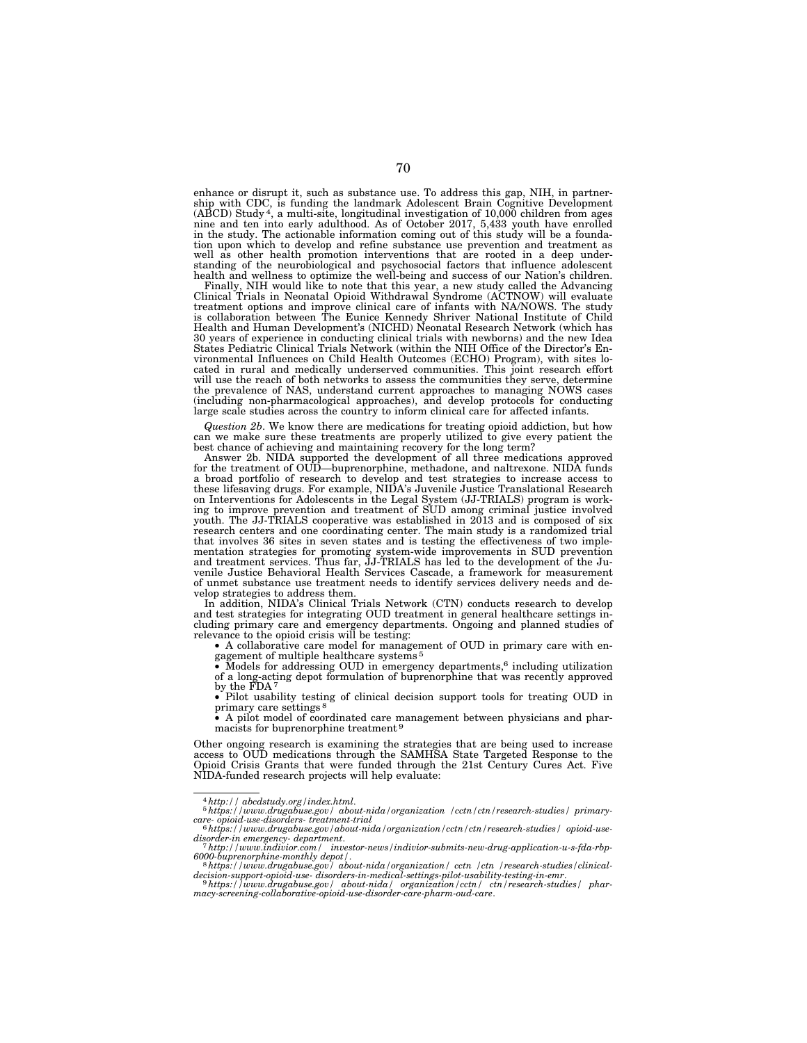enhance or disrupt it, such as substance use. To address this gap, NIH, in partnership with CDC, is funding the landmark Adolescent Brain Cognitive Development (ABCD) Study[4], a multi-site, longitudinal investigation of 10,000 children from ages nine and ten into early adulthood. As of October 2017, 5,433 youth have enrolled in the study. The actionable information coming out of this study will be a foundation upon which to develop and refine substance use prevention and treatment as well as other health promotion interventions that are rooted in a deep understanding of the neurobiological and psychosocial factors that influence adolescent health and wellness to optimize the well-being and success of our Nation's children.

Finally, NIH would like to note that this year, a new study called the Advancing Clinical Trials in Neonatal Opioid Withdrawal Syndrome (ACTNOW) will evaluate treatment options and improve clinical care of infants with NA/NOWS. The study is collaboration between The Eunice Kennedy Shriver National Institute of Child Health and Human Development's (NICHD) Neonatal Research Network (which has 30 years of experience in conducting clinical trials with newborns) and the new Idea States Pediatric Clinical Trials Network (within the NIH Office of the Director's Environmental Influences on Child Health Outcomes (ECHO) Program), with sites located in rural and medically underserved communities. This joint research effort will use the reach of both networks to assess the communities they serve, determine the prevalence of NAS, understand current approaches to managing NOWS cases (including non-pharmacological approaches), and develop protocols for conducting large scale studies across the country to inform clinical care for affected infants.

*Question 2b*. We know there are medications for treating opioid addiction, but how can we make sure these treatments are properly utilized to give every patient the best chance of achieving and maintaining recovery for the long term?

Answer 2b. NIDA supported the development of all three medications approved for the treatment of OUD—buprenorphine, methadone, and naltrexone. NIDA funds a broad portfolio of research to develop and test strategies to increase access to these lifesaving drugs. For example, NIDA's Juvenile Justice Translational Research on Interventions for Adolescents in the Legal System (JJ-TRIALS) program is working to improve prevention and treatment of SUD among criminal justice involved youth. The JJ-TRIALS cooperative was established in 2013 and is composed of six research centers and one coordinating center. The main study is a randomized trial that involves 36 sites in seven states and is testing the effectiveness of two implementation strategies for promoting system-wide improvements in SUD prevention and treatment services. Thus far, JJ-TRIALS has led to the development of the Juvenile Justice Behavioral Health Services Cascade, a framework for measurement of unmet substance use treatment needs to identify services delivery needs and develop strategies to address them.

In addition, NIDA's Clinical Trials Network (CTN) conducts research to develop and test strategies for integrating OUD treatment in general healthcare settings including primary care and emergency departments. Ongoing and planned studies of relevance to the opioid crisis will be testing:

- A collaborative care model for management of OUD in primary care with engagement of multiple healthcare systems[5]
- Models for addressing OUD in emergency departments,[6] including utilization of a long-acting depot formulation of buprenorphine that was recently approved by the FDA[7]
- Pilot usability testing of clinical decision support tools for treating OUD in primary care settings[8]
- A pilot model of coordinated care management between physicians and pharmacists for buprenorphine treatment[9]

Other ongoing research is examining the strategies that are being used to increase access to OUD medications through the SAMHSA State Targeted Response to the Opioid Crisis Grants that were funded through the 21st Century Cures Act. Five NIDA-funded research projects will help evaluate:

---

[4] *http:// abcdstudy.org/index.html.*

[5] *https://www.drugabuse.gov/ about-nida/organization /cctn/ctn/research-studies/ primary-care- opioid-use-disorders- treatment-trial*

[6] *https://www.drugabuse.gov/about-nida/organization/cctn/ctn/research-studies/ opioid-use-disorder-in emergency- department.*

[7] *http://www.indivior.com/ investor-news/indivior-submits-new-drug-application-u-s-fda-rbp-6000-buprenorphine-monthly depot/.*

[8] *https://www.drugabuse.gov/ about-nida/organization/ cctn /ctn /research-studies/clinical-decision-support-opioid-use- disorders-in-medical-settings-pilot-usability-testing-in-emr.*

[9] *https://www.drugabuse.gov/ about-nida/ organization/cctn/ ctn/research-studies/ pharmacy-screening-collaborative-opioid-use-disorder-care-pharm-oud-care.*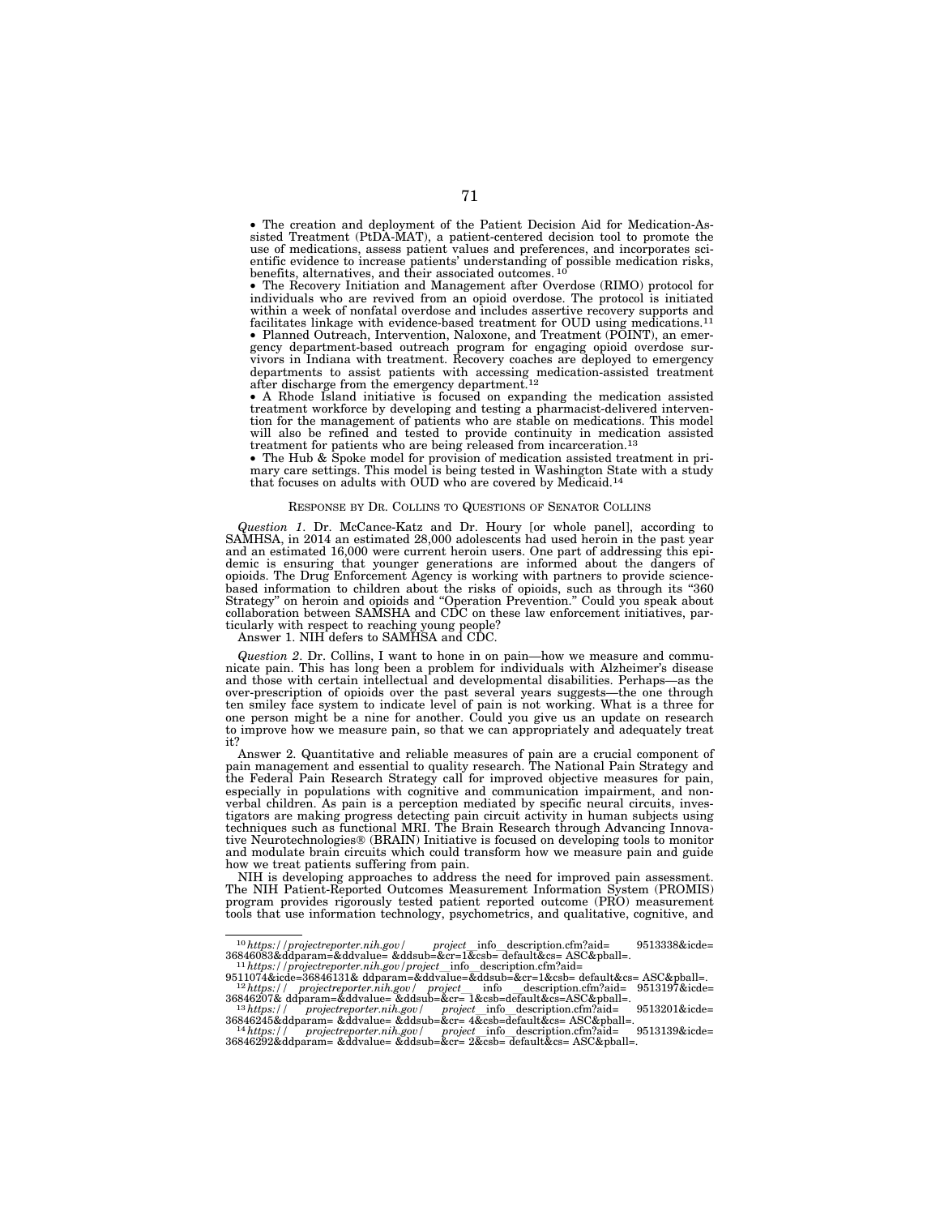• The creation and deployment of the Patient Decision Aid for Medication-Assisted Treatment (PtDA-MAT), a patient-centered decision tool to promote the use of medications, assess patient values and preferences, and incorporates scientific evidence to increase patients' understanding of possible medication risks, benefits, alternatives, and their associated outcomes.[10]

• The Recovery Initiation and Management after Overdose (RIMO) protocol for individuals who are revived from an opioid overdose. The protocol is initiated within a week of nonfatal overdose and includes assertive recovery supports and facilitates linkage with evidence-based treatment for OUD using medications.[11]

• Planned Outreach, Intervention, Naloxone, and Treatment (POINT), an emergency department-based outreach program for engaging opioid overdose survivors in Indiana with treatment. Recovery coaches are deployed to emergency departments to assist patients with accessing medication-assisted treatment after discharge from the emergency department.[12]

• A Rhode Island initiative is focused on expanding the medication assisted treatment workforce by developing and testing a pharmacist-delivered intervention for the management of patients who are stable on medications. This model will also be refined and tested to provide continuity in medication assisted treatment for patients who are being released from incarceration.[13]

• The Hub & Spoke model for provision of medication assisted treatment in primary care settings. This model is being tested in Washington State with a study that focuses on adults with OUD who are covered by Medicaid.[14]

RESPONSE BY DR. COLLINS TO QUESTIONS OF SENATOR COLLINS

*Question 1*. Dr. McCance-Katz and Dr. Houry [or whole panel], according to SAMHSA, in 2014 an estimated 28,000 adolescents had used heroin in the past year and an estimated 16,000 were current heroin users. One part of addressing this epidemic is ensuring that younger generations are informed about the dangers of opioids. The Drug Enforcement Agency is working with partners to provide science-based information to children about the risks of opioids, such as through its "360 Strategy" on heroin and opioids and "Operation Prevention." Could you speak about collaboration between SAMSHA and CDC on these law enforcement initiatives, particularly with respect to reaching young people?

Answer 1. NIH defers to SAMHSA and CDC.

*Question 2*. Dr. Collins, I want to hone in on pain—how we measure and communicate pain. This has long been a problem for individuals with Alzheimer's disease and those with certain intellectual and developmental disabilities. Perhaps—as the over-prescription of opioids over the past several years suggests—the one through ten smiley face system to indicate level of pain is not working. What is a three for one person might be a nine for another. Could you give us an update on research to improve how we measure pain, so that we can appropriately and adequately treat it?

Answer 2. Quantitative and reliable measures of pain are a crucial component of pain management and essential to quality research. The National Pain Strategy and the Federal Pain Research Strategy call for improved objective measures for pain, especially in populations with cognitive and communication impairment, and nonverbal children. As pain is a perception mediated by specific neural circuits, investigators are making progress detecting pain circuit activity in human subjects using techniques such as functional MRI. The Brain Research through Advancing Innovative Neurotechnologies® (BRAIN) Initiative is focused on developing tools to monitor and modulate brain circuits which could transform how we measure pain and guide how we treat patients suffering from pain.

NIH is developing approaches to address the need for improved pain assessment. The NIH Patient-Reported Outcomes Measurement Information System (PROMIS) program provides rigorously tested patient reported outcome (PRO) measurement tools that use information technology, psychometrics, and qualitative, cognitive, and

---

[10] *https://projectreporter.nih.gov/project_info_description.cfm?aid=9513338&icde=36846083&ddparam=&ddvalue=&ddsub=&cr=1&csb=default&cs=ASC&pball=.*

[11] *https://projectreporter.nih.gov/project_info_description.cfm?aid=9511074&icde=36846131&ddparam=&ddvalue=&ddsub=&cr=1&csb=default&cs=ASC&pball=.*

[12] *https://projectreporter.nih.gov/project_info_description.cfm?aid=9513197&icde=36846207&ddparam=&ddvalue=&ddsub=&cr=1&csb=default&cs=ASC&pball=.*

[13] *https://projectreporter.nih.gov/project_info_description.cfm?aid=9513201&icde=36846245&ddparam=&ddvalue=&ddsub=&cr=4&csb=default&cs=ASC&pball=.*

[14] *https://projectreporter.nih.gov/project_info_description.cfm?aid=9513139&icde=36846292&ddparam=&ddvalue=&ddsub=&cr=2&csb=default&cs=ASC&pball=.*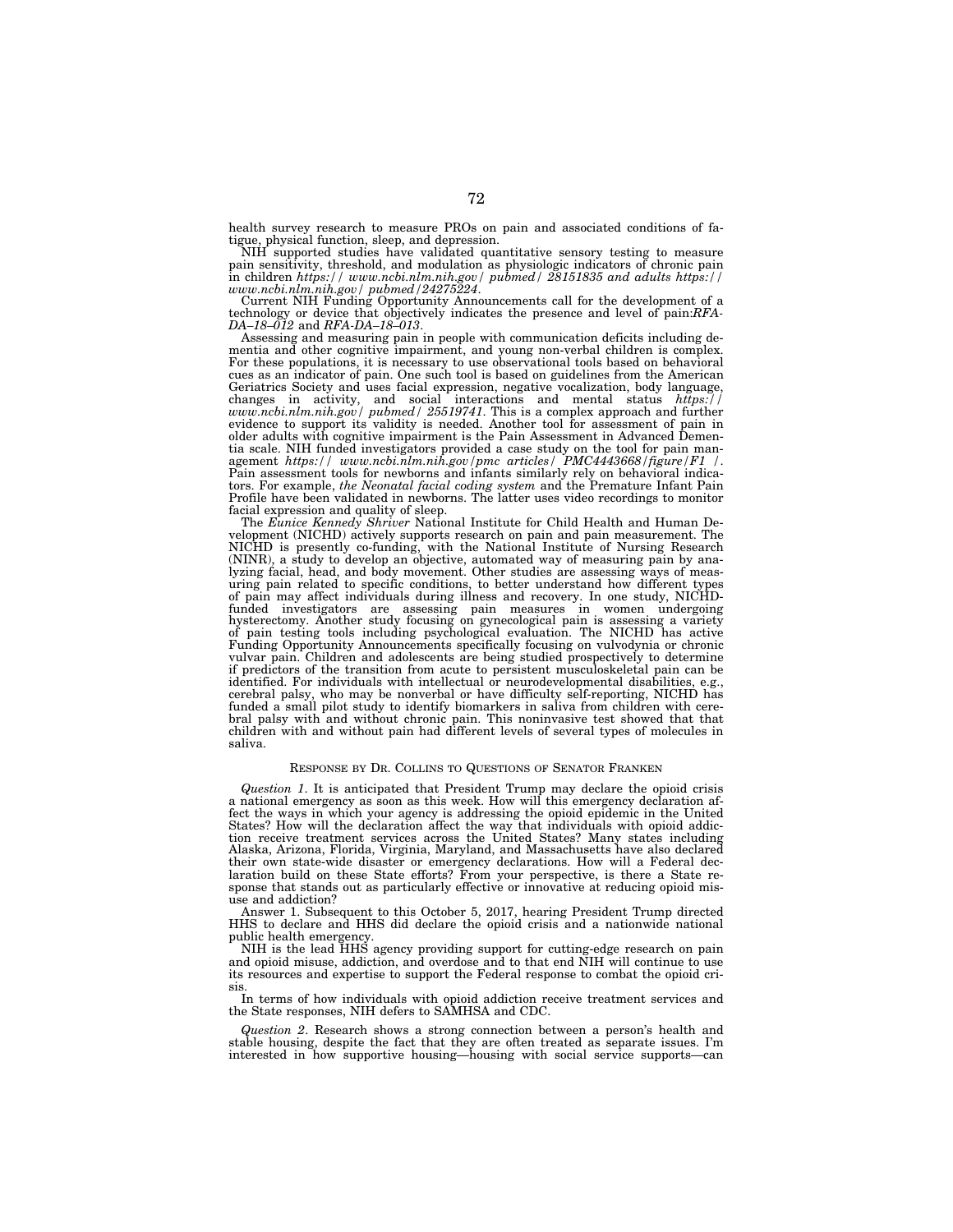health survey research to measure PROs on pain and associated conditions of fatigue, physical function, sleep, and depression.

NIH supported studies have validated quantitative sensory testing to measure pain sensitivity, threshold, and modulation as physiologic indicators of chronic pain in children *https:// www.ncbi.nlm.nih.gov/ pubmed/ 28151835 and adults https:// www.ncbi.nlm.nih.gov/ pubmed/24275224*.

Current NIH Funding Opportunity Announcements call for the development of a technology or device that objectively indicates the presence and level of pain:*RFA-DA–18–012* and *RFA-DA–18–013*.

Assessing and measuring pain in people with communication deficits including dementia and other cognitive impairment, and young non-verbal children is complex. For these populations, it is necessary to use observational tools based on behavioral cues as an indicator of pain. One such tool is based on guidelines from the American Geriatrics Society and uses facial expression, negative vocalization, body language, changes in activity, and social interactions and mental status *https:// www.ncbi.nlm.nih.gov/ pubmed/ 25519741*. This is a complex approach and further evidence to support its validity is needed. Another tool for assessment of pain in older adults with cognitive impairment is the Pain Assessment in Advanced Dementia scale. NIH funded investigators provided a case study on the tool for pain management *https:// www.ncbi.nlm.nih.gov/pmc articles/ PMC4443668/figure/F1 /*. Pain assessment tools for newborns and infants similarly rely on behavioral indicators. For example, *the Neonatal facial coding system* and the Premature Infant Pain Profile have been validated in newborns. The latter uses video recordings to monitor facial expression and quality of sleep.

The *Eunice Kennedy Shriver* National Institute for Child Health and Human Development (NICHD) actively supports research on pain and pain measurement. The NICHD is presently co-funding, with the National Institute of Nursing Research (NINR), a study to develop an objective, automated way of measuring pain by analyzing facial, head, and body movement. Other studies are assessing ways of measuring pain related to specific conditions, to better understand how different types of pain may affect individuals during illness and recovery. In one study, NICHD-funded investigators are assessing pain measures in women undergoing hysterectomy. Another study focusing on gynecological pain is assessing a variety of pain testing tools including psychological evaluation. The NICHD has active Funding Opportunity Announcements specifically focusing on vulvodynia or chronic vulvar pain. Children and adolescents are being studied prospectively to determine if predictors of the transition from acute to persistent musculoskeletal pain can be identified. For individuals with intellectual or neurodevelopmental disabilities, e.g., cerebral palsy, who may be nonverbal or have difficulty self-reporting, NICHD has funded a small pilot study to identify biomarkers in saliva from children with cerebral palsy with and without chronic pain. This noninvasive test showed that that children with and without pain had different levels of several types of molecules in saliva.

## RESPONSE BY DR. COLLINS TO QUESTIONS OF SENATOR FRANKEN

*Question 1*. It is anticipated that President Trump may declare the opioid crisis a national emergency as soon as this week. How will this emergency declaration affect the ways in which your agency is addressing the opioid epidemic in the United States? How will the declaration affect the way that individuals with opioid addiction receive treatment services across the United States? Many states including Alaska, Arizona, Florida, Virginia, Maryland, and Massachusetts have also declared their own state-wide disaster or emergency declarations. How will a Federal declaration build on these State efforts? From your perspective, is there a State response that stands out as particularly effective or innovative at reducing opioid misuse and addiction?

Answer 1. Subsequent to this October 5, 2017, hearing President Trump directed HHS to declare and HHS did declare the opioid crisis and a nationwide national public health emergency.

NIH is the lead HHS agency providing support for cutting-edge research on pain and opioid misuse, addiction, and overdose and to that end NIH will continue to use its resources and expertise to support the Federal response to combat the opioid crisis.

In terms of how individuals with opioid addiction receive treatment services and the State responses, NIH defers to SAMHSA and CDC.

*Question 2*. Research shows a strong connection between a person's health and stable housing, despite the fact that they are often treated as separate issues. I'm interested in how supportive housing—housing with social service supports—can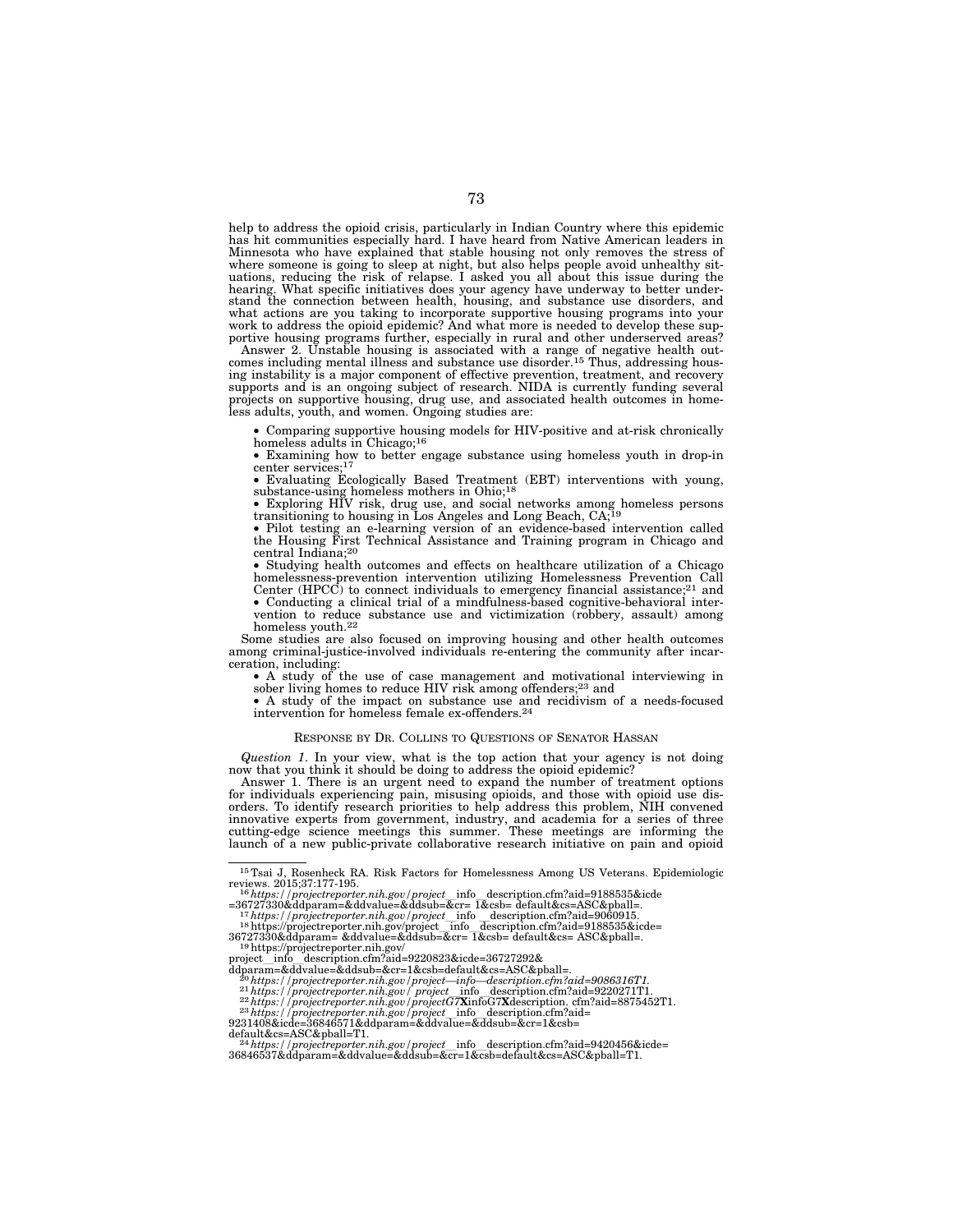help to address the opioid crisis, particularly in Indian Country where this epidemic has hit communities especially hard. I have heard from Native American leaders in Minnesota who have explained that stable housing not only removes the stress of where someone is going to sleep at night, but also helps people avoid unhealthy situations, reducing the risk of relapse. I asked you all about this issue during the hearing. What specific initiatives does your agency have underway to better understand the connection between health, housing, and substance use disorders, and what actions are you taking to incorporate supportive housing programs into your work to address the opioid epidemic? And what more is needed to develop these supportive housing programs further, especially in rural and other underserved areas?

Answer 2. Unstable housing is associated with a range of negative health outcomes including mental illness and substance use disorder.[15] Thus, addressing housing instability is a major component of effective prevention, treatment, and recovery supports and is an ongoing subject of research. NIDA is currently funding several projects on supportive housing, drug use, and associated health outcomes in homeless adults, youth, and women. Ongoing studies are:

- Comparing supportive housing models for HIV-positive and at-risk chronically homeless adults in Chicago;[16]
- Examining how to better engage substance using homeless youth in drop-in center services;[17]
- Evaluating Ecologically Based Treatment (EBT) interventions with young, substance-using homeless mothers in Ohio;[18]
- Exploring HIV risk, drug use, and social networks among homeless persons transitioning to housing in Los Angeles and Long Beach, CA;[19]
- Pilot testing an e-learning version of an evidence-based intervention called the Housing First Technical Assistance and Training program in Chicago and central Indiana;[20]
- Studying health outcomes and effects on healthcare utilization of a Chicago homelessness-prevention intervention utilizing Homelessness Prevention Call Center (HPCC) to connect individuals to emergency financial assistance;[21] and
- Conducting a clinical trial of a mindfulness-based cognitive-behavioral intervention to reduce substance use and victimization (robbery, assault) among homeless youth.[22]

Some studies are also focused on improving housing and other health outcomes among criminal-justice-involved individuals re-entering the community after incarceration, including:

- A study of the use of case management and motivational interviewing in sober living homes to reduce HIV risk among offenders;[23] and
- A study of the impact on substance use and recidivism of a needs-focused intervention for homeless female ex-offenders.[24]

## RESPONSE BY DR. COLLINS TO QUESTIONS OF SENATOR HASSAN

*Question 1.* In your view, what is the top action that your agency is not doing now that you think it should be doing to address the opioid epidemic?

Answer 1. There is an urgent need to expand the number of treatment options for individuals experiencing pain, misusing opioids, and those with opioid use disorders. To identify research priorities to help address this problem, NIH convened innovative experts from government, industry, and academia for a series of three cutting-edge science meetings this summer. These meetings are informing the launch of a new public-private collaborative research initiative on pain and opioid

---

[15] Tsai J, Rosenheck RA. Risk Factors for Homelessness Among US Veterans. Epidemiologic reviews. 2015;37:177-195.

[16] *https://projectreporter.nih.gov/project__info__description.cfm?aid=9188535&icde=36727330&ddparam=&ddvalue=&ddsub=&cr= 1&csb= default&cs=ASC&pball=.*

[17] *https://projectreporter.nih.gov/project__info__description.cfm?aid=9060915.*

[18] https://projectreporter.nih.gov/project__info__description.cfm?aid=9188535&icde=36727330&ddparam= &ddvalue=&ddsub=&cr= 1&csb= default&cs= ASC&pball=.

[19] https://projectreporter.nih.gov/project__info__description.cfm?aid=9220823&icde=36727292&ddparam=&ddvalue=&ddsub=&cr=1&csb=default&cs=ASC&pball=.

[20] *https://projectreporter.nih.gov/project—info—description.cfm?aid=9086316T1.*

[21] *https://projectreporter.nih.gov/ project__info__description.cfm?aid=9220271T1.*

[22] *https://projectreporter.nih.gov/projectG7XinfoG7Xdescription. cfm?aid=8875452T1.*

[23] *https://projectreporter.nih.gov/project__info__description.cfm?aid=9231408&icde=36846571&ddparam=&ddvalue=&ddsub=&cr=1&csb=default&cs=ASC&pball=T1.*

[24] *https://projectreporter.nih.gov/project__info__description.cfm?aid=9420456&icde=36846537&ddparam=&ddvalue=&ddsub=&cr=1&csb=default&cs=ASC&pball=T1.*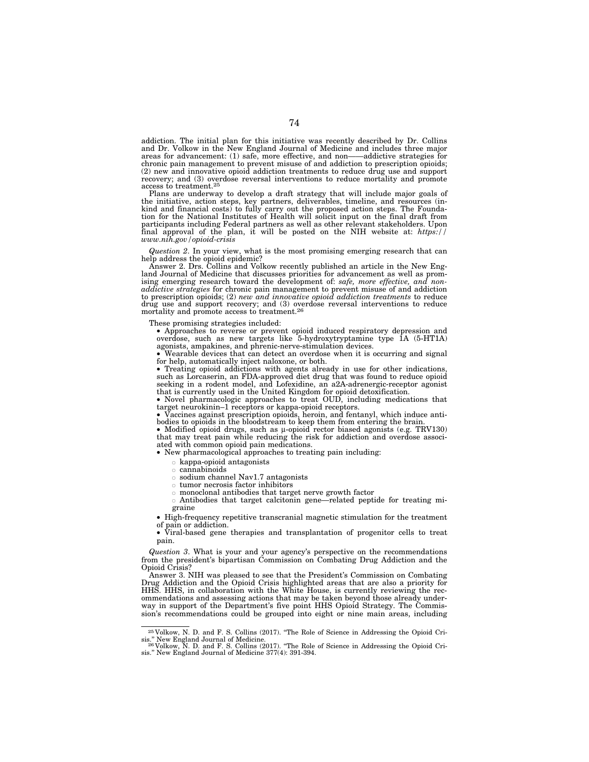addiction. The initial plan for this initiative was recently described by Dr. Collins and Dr. Volkow in the New England Journal of Medicine and includes three major areas for advancement: (1) safe, more effective, and non——addictive strategies for chronic pain management to prevent misuse of and addiction to prescription opioids; (2) new and innovative opioid addiction treatments to reduce drug use and support recovery; and (3) overdose reversal interventions to reduce mortality and promote access to treatment.[25]

Plans are underway to develop a draft strategy that will include major goals of the initiative, action steps, key partners, deliverables, timeline, and resources (in-kind and financial costs) to fully carry out the proposed action steps. The Foundation for the National Institutes of Health will solicit input on the final draft from participants including Federal partners as well as other relevant stakeholders. Upon final approval of the plan, it will be posted on the NIH website at: *https://www.nih.gov/opioid-crisis*

*Question 2*. In your view, what is the most promising emerging research that can help address the opioid epidemic?

Answer 2. Drs. Collins and Volkow recently published an article in the New England Journal of Medicine that discusses priorities for advancement as well as promising emerging research toward the development of: *safe, more effective, and non-addictive strategies* for chronic pain management to prevent misuse of and addiction to prescription opioids; (2) *new and innovative opioid addiction treatments* to reduce drug use and support recovery; and (3) overdose reversal interventions to reduce mortality and promote access to treatment.[26]

These promising strategies included:

- Approaches to reverse or prevent opioid induced respiratory depression and overdose, such as new targets like 5-hydroxytryptamine type 1A (5-HT1A) agonists, ampakines, and phrenic-nerve-stimulation devices.
- Wearable devices that can detect an overdose when it is occurring and signal for help, automatically inject naloxone, or both.
- Treating opioid addictions with agents already in use for other indications, such as Lorcaserin, an FDA-approved diet drug that was found to reduce opioid seeking in a rodent model, and Lofexidine, an a2A-adrenergic-receptor agonist that is currently used in the United Kingdom for opioid detoxification.
- Novel pharmacologic approaches to treat OUD, including medications that target neurokinin–1 receptors or kappa-opioid receptors.
- Vaccines against prescription opioids, heroin, and fentanyl, which induce antibodies to opioids in the bloodstream to keep them from entering the brain.
- Modified opioid drugs, such as μ-opioid rector biased agonists (e.g. TRV130) that may treat pain while reducing the risk for addiction and overdose associated with common opioid pain medications.
- New pharmacological approaches to treating pain including:
  - kappa-opioid antagonists
  - cannabinoids
  - sodium channel Nav1.7 antagonists
  - tumor necrosis factor inhibitors
  - monoclonal antibodies that target nerve growth factor
  - Antibodies that target calcitonin gene—related peptide for treating migraine
- High-frequency repetitive transcranial magnetic stimulation for the treatment of pain or addiction.
- Viral-based gene therapies and transplantation of progenitor cells to treat pain.

*Question 3*. What is your and your agency's perspective on the recommendations from the president's bipartisan Commission on Combating Drug Addiction and the Opioid Crisis?

Answer 3. NIH was pleased to see that the President's Commission on Combating Drug Addiction and the Opioid Crisis highlighted areas that are also a priority for HHS. HHS, in collaboration with the White House, is currently reviewing the recommendations and assessing actions that may be taken beyond those already underway in support of the Department's five point HHS Opioid Strategy. The Commission's recommendations could be grouped into eight or nine main areas, including

---

[25] Volkow, N. D. and F. S. Collins (2017). "The Role of Science in Addressing the Opioid Crisis." New England Journal of Medicine.

[26] Volkow, N. D. and F. S. Collins (2017). "The Role of Science in Addressing the Opioid Crisis." New England Journal of Medicine 377(4): 391-394.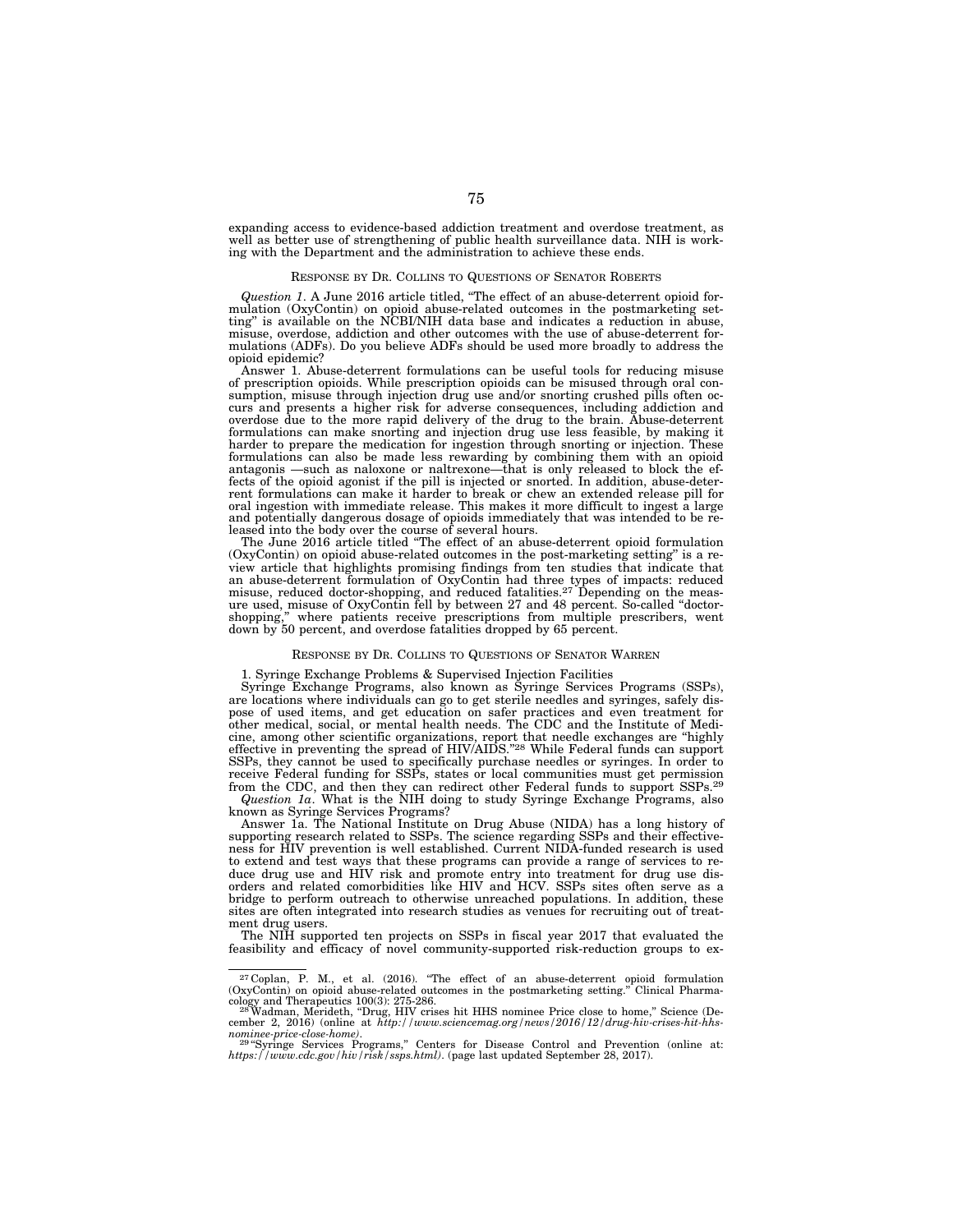expanding access to evidence-based addiction treatment and overdose treatment, as well as better use of strengthening of public health surveillance data. NIH is working with the Department and the administration to achieve these ends.

### RESPONSE BY DR. COLLINS TO QUESTIONS OF SENATOR ROBERTS

*Question 1*. A June 2016 article titled, "The effect of an abuse-deterrent opioid formulation (OxyContin) on opioid abuse-related outcomes in the postmarketing setting" is available on the NCBI/NIH data base and indicates a reduction in abuse, misuse, overdose, addiction and other outcomes with the use of abuse-deterrent formulations (ADFs). Do you believe ADFs should be used more broadly to address the opioid epidemic?

Answer 1. Abuse-deterrent formulations can be useful tools for reducing misuse of prescription opioids. While prescription opioids can be misused through oral consumption, misuse through injection drug use and/or snorting crushed pills often occurs and presents a higher risk for adverse consequences, including addiction and overdose due to the more rapid delivery of the drug to the brain. Abuse-deterrent formulations can make snorting and injection drug use less feasible, by making it harder to prepare the medication for ingestion through snorting or injection. These formulations can also be made less rewarding by combining them with an opioid antagonis —such as naloxone or naltrexone—that is only released to block the effects of the opioid agonist if the pill is injected or snorted. In addition, abuse-deterrent formulations can make it harder to break or chew an extended release pill for oral ingestion with immediate release. This makes it more difficult to ingest a large and potentially dangerous dosage of opioids immediately that was intended to be released into the body over the course of several hours.

The June 2016 article titled "The effect of an abuse-deterrent opioid formulation (OxyContin) on opioid abuse-related outcomes in the post-marketing setting" is a review article that highlights promising findings from ten studies that indicate that an abuse-deterrent formulation of OxyContin had three types of impacts: reduced misuse, reduced doctor-shopping, and reduced fatalities.[27] Depending on the measure used, misuse of OxyContin fell by between 27 and 48 percent. So-called "doctor-shopping," where patients receive prescriptions from multiple prescribers, went down by 50 percent, and overdose fatalities dropped by 65 percent.

### RESPONSE BY DR. COLLINS TO QUESTIONS OF SENATOR WARREN

1. Syringe Exchange Problems & Supervised Injection Facilities

Syringe Exchange Programs, also known as Syringe Services Programs (SSPs), are locations where individuals can go to get sterile needles and syringes, safely dispose of used items, and get education on safer practices and even treatment for other medical, social, or mental health needs. The CDC and the Institute of Medicine, among other scientific organizations, report that needle exchanges are "highly effective in preventing the spread of HIV/AIDS."[28] While Federal funds can support SSPs, they cannot be used to specifically purchase needles or syringes. In order to receive Federal funding for SSPs, states or local communities must get permission from the CDC, and then they can redirect other Federal funds to support SSPs.[29]

*Question 1a*. What is the NIH doing to study Syringe Exchange Programs, also known as Syringe Services Programs?

Answer 1a. The National Institute on Drug Abuse (NIDA) has a long history of supporting research related to SSPs. The science regarding SSPs and their effectiveness for HIV prevention is well established. Current NIDA-funded research is used to extend and test ways that these programs can provide a range of services to reduce drug use and HIV risk and promote entry into treatment for drug use disorders and related comorbidities like HIV and HCV. SSPs sites often serve as a bridge to perform outreach to otherwise unreached populations. In addition, these sites are often integrated into research studies as venues for recruiting out of treatment drug users.

The NIH supported ten projects on SSPs in fiscal year 2017 that evaluated the feasibility and efficacy of novel community-supported risk-reduction groups to ex-

---

[27] Coplan, P. M., et al. (2016). "The effect of an abuse-deterrent opioid formulation (OxyContin) on opioid abuse-related outcomes in the postmarketing setting." Clinical Pharmacology and Therapeutics 100(3): 275-286.

[28] Wadman, Merideth, "Drug, HIV crises hit HHS nominee Price close to home," Science (December 2, 2016) (online at *http://www.sciencemag.org/news/2016/12/drug-hiv-crises-hit-hhs-nominee-price-close-home*).

[29] "Syringe Services Programs," Centers for Disease Control and Prevention (online at: *https://www.cdc.gov/hiv/risk/ssps.html*). (page last updated September 28, 2017).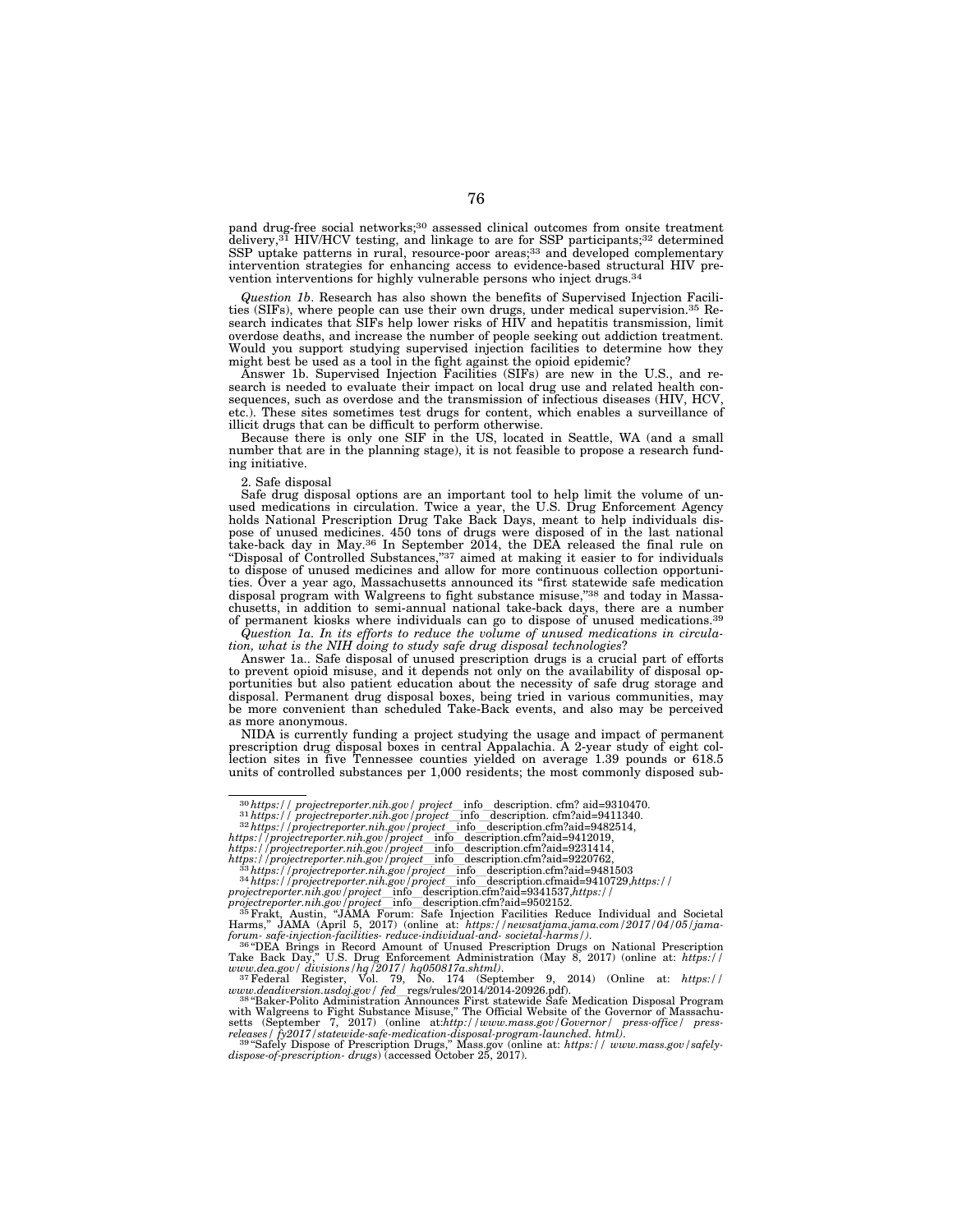pand drug-free social networks;[30] assessed clinical outcomes from onsite treatment delivery,[31] HIV/HCV testing, and linkage to are for SSP participants;[32] determined SSP uptake patterns in rural, resource-poor areas;[33] and developed complementary intervention strategies for enhancing access to evidence-based structural HIV prevention interventions for highly vulnerable persons who inject drugs.[34]

*Question 1b*. Research has also shown the benefits of Supervised Injection Facilities (SIFs), where people can use their own drugs, under medical supervision.[35] Research indicates that SIFs help lower risks of HIV and hepatitis transmission, limit overdose deaths, and increase the number of people seeking out addiction treatment. Would you support studying supervised injection facilities to determine how they might best be used as a tool in the fight against the opioid epidemic?

Answer 1b. Supervised Injection Facilities (SIFs) are new in the U.S., and research is needed to evaluate their impact on local drug use and related health consequences, such as overdose and the transmission of infectious diseases (HIV, HCV, etc.). These sites sometimes test drugs for content, which enables a surveillance of illicit drugs that can be difficult to perform otherwise.

Because there is only one SIF in the US, located in Seattle, WA (and a small number that are in the planning stage), it is not feasible to propose a research funding initiative.

2. Safe disposal

Safe drug disposal options are an important tool to help limit the volume of unused medications in circulation. Twice a year, the U.S. Drug Enforcement Agency holds National Prescription Drug Take Back Days, meant to help individuals dispose of unused medicines. 450 tons of drugs were disposed of in the last national take-back day in May.[36] In September 2014, the DEA released the final rule on "Disposal of Controlled Substances,"[37] aimed at making it easier to for individuals to dispose of unused medicines and allow for more continuous collection opportunities. Over a year ago, Massachusetts announced its "first statewide safe medication disposal program with Walgreens to fight substance misuse,"[38] and today in Massachusetts, in addition to semi-annual national take-back days, there are a number of permanent kiosks where individuals can go to dispose of unused medications.[39]

*Question 1a. In its efforts to reduce the volume of unused medications in circulation, what is the NIH doing to study safe drug disposal technologies*?

Answer 1a.. Safe disposal of unused prescription drugs is a crucial part of efforts to prevent opioid misuse, and it depends not only on the availability of disposal opportunities but also patient education about the necessity of safe drug storage and disposal. Permanent drug disposal boxes, being tried in various communities, may be more convenient than scheduled Take-Back events, and also may be perceived as more anonymous.

NIDA is currently funding a project studying the usage and impact of permanent prescription drug disposal boxes in central Appalachia. A 2-year study of eight collection sites in five Tennessee counties yielded on average 1.39 pounds or 618.5 units of controlled substances per 1,000 residents; the most commonly disposed sub-

---

[30] *https:// projectreporter.nih.gov/ project*__info__description. cfm? aid=9310470.

[31] *https:// projectreporter.nih.gov/project*__info__description. cfm?aid=9411340.

[32] *https://projectreporter.nih.gov/project*__info__description.cfm?aid=9482514, *https://projectreporter.nih.gov/project*__info__description.cfm?aid=9412019, *https://projectreporter.nih.gov/project*__info__description.cfm?aid=9231414, *https://projectreporter.nih.gov/project*__info__description.cfm?aid=9220762,

[33] *https://projectreporter.nih.gov/project*__info__description.cfm?aid=9481503

[34] *https://projectreporter.nih.gov/project*__info__description.cfmaid=9410729,*https:// projectreporter.nih.gov/project*__info__description.cfm?aid=9341537,*https:// projectreporter.nih.gov/project*__info__description.cfm?aid=9502152.

[35] Frakt, Austin, "JAMA Forum: Safe Injection Facilities Reduce Individual and Societal Harms," JAMA (April 5, 2017) (online at: *https://newsatjama.jama.com/2017/04/05/jama-forum- safe-injection-facilities- reduce-individual-and- societal-harms/)*.

[36] "DEA Brings in Record Amount of Unused Prescription Drugs on National Prescription Take Back Day," U.S. Drug Enforcement Administration (May 8, 2017) (online at: *https:// www.dea.gov/ divisions/hq/2017/ hq050817a.shtml)*.

[37] Federal Register, Vol. 79, No. 174 (September 9, 2014) (Online at: *https:// www.deadiversion.usdoj.gov/ fed*__regs/rules/2014/2014-20926.pdf).

[38] "Baker-Polito Administration Announces First statewide Safe Medication Disposal Program with Walgreens to Fight Substance Misuse," The Official Website of the Governor of Massachusetts (September 7, 2017) (online at:*http://www.mass.gov/Governor/ press-office/ press-releases/ fy2017/statewide-safe-medication-disposal-program-launched. html)*.

[39] "Safely Dispose of Prescription Drugs," Mass.gov (online at: *https:// www.mass.gov/safely-dispose-of-prescription- drugs*) (accessed October 25, 2017).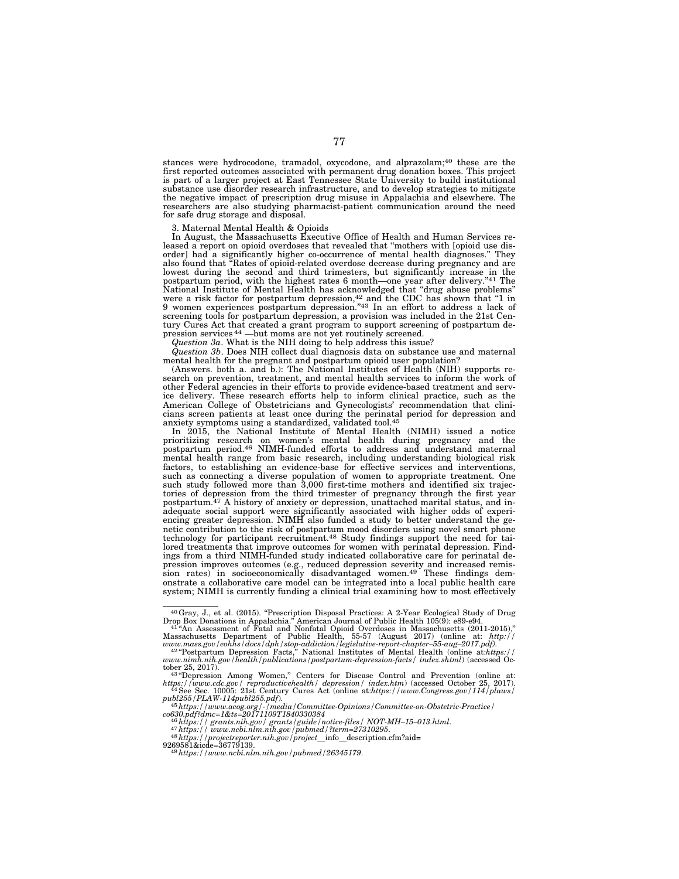stances were hydrocodone, tramadol, oxycodone, and alprazolam;[40] these are the first reported outcomes associated with permanent drug donation boxes. This project is part of a larger project at East Tennessee State University to build institutional substance use disorder research infrastructure, and to develop strategies to mitigate the negative impact of prescription drug misuse in Appalachia and elsewhere. The researchers are also studying pharmacist-patient communication around the need for safe drug storage and disposal.

3. Maternal Mental Health & Opioids

In August, the Massachusetts Executive Office of Health and Human Services released a report on opioid overdoses that revealed that "mothers with [opioid use disorder] had a significantly higher co-occurrence of mental health diagnoses." They also found that "Rates of opioid-related overdose decrease during pregnancy and are lowest during the second and third trimesters, but significantly increase in the postpartum period, with the highest rates 6 month—one year after delivery."[41] The National Institute of Mental Health has acknowledged that "drug abuse problems" were a risk factor for postpartum depression,[42] and the CDC has shown that "1 in 9 women experiences postpartum depression."[43] In an effort to address a lack of screening tools for postpartum depression, a provision was included in the 21st Century Cures Act that created a grant program to support screening of postpartum depression services[44] —but moms are not yet routinely screened.

*Question 3a*. What is the NIH doing to help address this issue?

*Question 3b*. Does NIH collect dual diagnosis data on substance use and maternal mental health for the pregnant and postpartum opioid user population?

(Answers. both a. and b.): The National Institutes of Health (NIH) supports research on prevention, treatment, and mental health services to inform the work of other Federal agencies in their efforts to provide evidence-based treatment and service delivery. These research efforts help to inform clinical practice, such as the American College of Obstetricians and Gynecologists' recommendation that clinicians screen patients at least once during the perinatal period for depression and anxiety symptoms using a standardized, validated tool.[45]

In 2015, the National Institute of Mental Health (NIMH) issued a notice prioritizing research on women's mental health during pregnancy and the postpartum period.[46] NIMH-funded efforts to address and understand maternal mental health range from basic research, including understanding biological risk factors, to establishing an evidence-base for effective services and interventions, such as connecting a diverse population of women to appropriate treatment. One such study followed more than 3,000 first-time mothers and identified six trajectories of depression from the third trimester of pregnancy through the first year postpartum.[47] A history of anxiety or depression, unattached marital status, and inadequate social support were significantly associated with higher odds of experiencing greater depression. NIMH also funded a study to better understand the genetic contribution to the risk of postpartum mood disorders using novel smart phone technology for participant recruitment.[48] Study findings support the need for tailored treatments that improve outcomes for women with perinatal depression. Findings from a third NIMH-funded study indicated collaborative care for perinatal depression improves outcomes (e.g., reduced depression severity and increased remission rates) in socioeconomically disadvantaged women.[49] These findings demonstrate a collaborative care model can be integrated into a local public health care system; NIMH is currently funding a clinical trial examining how to most effectively

---

[40] Gray, J., et al. (2015). "Prescription Disposal Practices: A 2-Year Ecological Study of Drug Drop Box Donations in Appalachia." American Journal of Public Health 105(9): e89-e94.

[41] "An Assessment of Fatal and Nonfatal Opioid Overdoses in Massachusetts (2011-2015)," Massachusetts Department of Public Health, 55-57 (August 2017) (online at: *http://www.mass.gov/eohhs/docs/dph/stop-addiction/legislative-report-chapter–55-aug–2017.pdf*).

[42] "Postpartum Depression Facts," National Institutes of Mental Health (online at:*https://www.nimh.nih.gov/health/publications/postpartum-depression-facts/ index.shtml*) (accessed October 25, 2017).

[43] "Depression Among Women," Centers for Disease Control and Prevention (online at: *https://www.cdc.gov/ reproductivehealth/ depression/ index.htm*) (accessed October 25, 2017).

[44] See Sec. 10005: 21st Century Cures Act (online at:*https://www.Congress.gov/114/plaws/publ255/PLAW-114publ255.pdf*).

[45] *https://www.acog.org/-/media/Committee-Opinions/Committee-on-Obstetric-Practice/co630.pdf?dmc=1&ts=20171109T1840330384*

[46] *https:// grants.nih.gov/ grants/guide/notice-files/ NOT-MH–15–013.html*.

[47] *https:// www.ncbi.nlm.nih.gov/pubmed/?term=27310295*.

[48] *https://projectreporter.nih.gov/project__info__description.cfm?aid=9269581&icde=36779139*.

[49] *https://www.ncbi.nlm.nih.gov/pubmed/26345179*.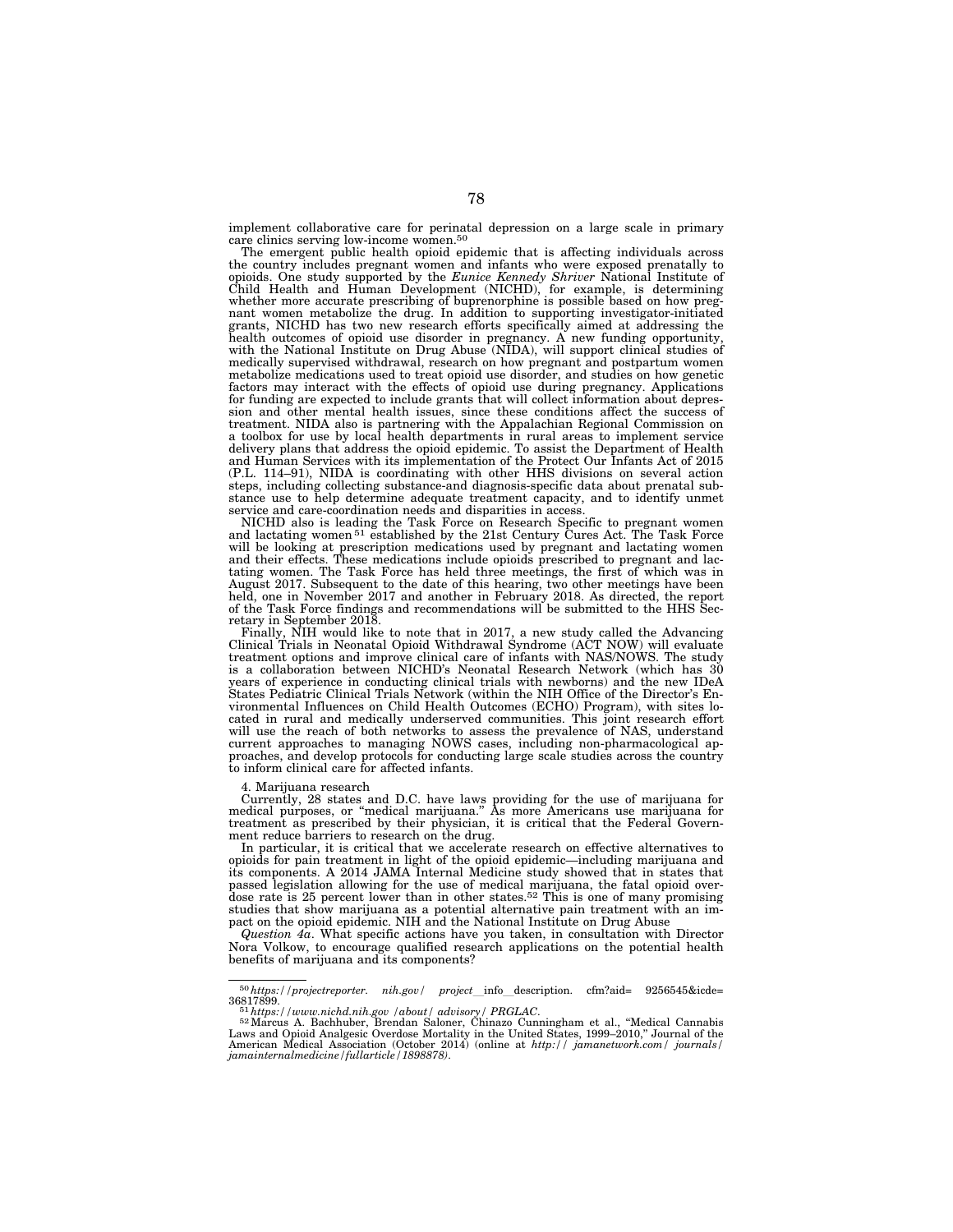implement collaborative care for perinatal depression on a large scale in primary care clinics serving low-income women.[50]

The emergent public health opioid epidemic that is affecting individuals across the country includes pregnant women and infants who were exposed prenatally to opioids. One study supported by the *Eunice Kennedy Shriver* National Institute of Child Health and Human Development (NICHD), for example, is determining whether more accurate prescribing of buprenorphine is possible based on how pregnant women metabolize the drug. In addition to supporting investigator-initiated grants, NICHD has two new research efforts specifically aimed at addressing the health outcomes of opioid use disorder in pregnancy. A new funding opportunity, with the National Institute on Drug Abuse (NIDA), will support clinical studies of medically supervised withdrawal, research on how pregnant and postpartum women metabolize medications used to treat opioid use disorder, and studies on how genetic factors may interact with the effects of opioid use during pregnancy. Applications for funding are expected to include grants that will collect information about depression and other mental health issues, since these conditions affect the success of treatment. NIDA also is partnering with the Appalachian Regional Commission on a toolbox for use by local health departments in rural areas to implement service delivery plans that address the opioid epidemic. To assist the Department of Health and Human Services with its implementation of the Protect Our Infants Act of 2015 (P.L. 114–91), NIDA is coordinating with other HHS divisions on several action steps, including collecting substance-and diagnosis-specific data about prenatal substance use to help determine adequate treatment capacity, and to identify unmet service and care-coordination needs and disparities in access.

NICHD also is leading the Task Force on Research Specific to pregnant women and lactating women[51] established by the 21st Century Cures Act. The Task Force will be looking at prescription medications used by pregnant and lactating women and their effects. These medications include opioids prescribed to pregnant and lactating women. The Task Force has held three meetings, the first of which was in August 2017. Subsequent to the date of this hearing, two other meetings have been held, one in November 2017 and another in February 2018. As directed, the report of the Task Force findings and recommendations will be submitted to the HHS Secretary in September 2018.

Finally, NIH would like to note that in 2017, a new study called the Advancing Clinical Trials in Neonatal Opioid Withdrawal Syndrome (ACT NOW) will evaluate treatment options and improve clinical care of infants with NAS/NOWS. The study is a collaboration between NICHD's Neonatal Research Network (which has 30 years of experience in conducting clinical trials with newborns) and the new IDeA States Pediatric Clinical Trials Network (within the NIH Office of the Director's Environmental Influences on Child Health Outcomes (ECHO) Program), with sites located in rural and medically underserved communities. This joint research effort will use the reach of both networks to assess the prevalence of NAS, understand current approaches to managing NOWS cases, including non-pharmacological approaches, and develop protocols for conducting large scale studies across the country to inform clinical care for affected infants.

4. Marijuana research

Currently, 28 states and D.C. have laws providing for the use of marijuana for medical purposes, or "medical marijuana." As more Americans use marijuana for treatment as prescribed by their physician, it is critical that the Federal Government reduce barriers to research on the drug.

In particular, it is critical that we accelerate research on effective alternatives to opioids for pain treatment in light of the opioid epidemic—including marijuana and its components. A 2014 JAMA Internal Medicine study showed that in states that passed legislation allowing for the use of medical marijuana, the fatal opioid overdose rate is 25 percent lower than in other states.[52] This is one of many promising studies that show marijuana as a potential alternative pain treatment with an impact on the opioid epidemic. NIH and the National Institute on Drug Abuse

*Question 4a*. What specific actions have you taken, in consultation with Director Nora Volkow, to encourage qualified research applications on the potential health benefits of marijuana and its components?

---

[50] *https://projectreporter. nih.gov/ project\_info\_description. cfm?aid= 9256545&icde= 36817899.*

[51] *https://www.nichd.nih.gov /about/ advisory/ PRGLAC.*

[52] Marcus A. Bachhuber, Brendan Saloner, Chinazo Cunningham et al., "Medical Cannabis Laws and Opioid Analgesic Overdose Mortality in the United States, 1999–2010," Journal of the American Medical Association (October 2014) (online at *http:// jamanetwork.com/ journals/ jamainternalmedicine/fullarticle/1898878).*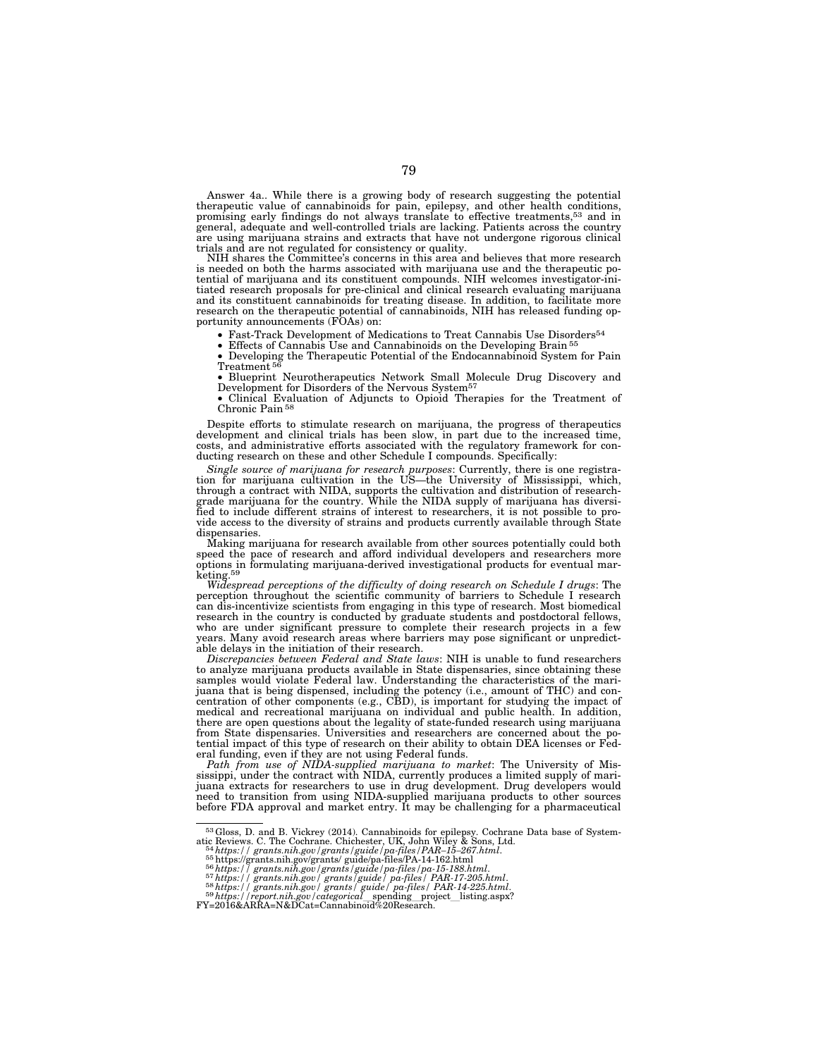Answer 4a.. While there is a growing body of research suggesting the potential therapeutic value of cannabinoids for pain, epilepsy, and other health conditions, promising early findings do not always translate to effective treatments,[53] and in general, adequate and well-controlled trials are lacking. Patients across the country are using marijuana strains and extracts that have not undergone rigorous clinical trials and are not regulated for consistency or quality.

NIH shares the Committee's concerns in this area and believes that more research is needed on both the harms associated with marijuana use and the therapeutic potential of marijuana and its constituent compounds. NIH welcomes investigator-initiated research proposals for pre-clinical and clinical research evaluating marijuana and its constituent cannabinoids for treating disease. In addition, to facilitate more research on the therapeutic potential of cannabinoids, NIH has released funding opportunity announcements (FOAs) on:

- Fast-Track Development of Medications to Treat Cannabis Use Disorders[54]
- Effects of Cannabis Use and Cannabinoids on the Developing Brain[55]
- Developing the Therapeutic Potential of the Endocannabinoid System for Pain Treatment[56]
- Blueprint Neurotherapeutics Network Small Molecule Drug Discovery and Development for Disorders of the Nervous System[57]
- Clinical Evaluation of Adjuncts to Opioid Therapies for the Treatment of Chronic Pain[58]

Despite efforts to stimulate research on marijuana, the progress of therapeutics development and clinical trials has been slow, in part due to the increased time, costs, and administrative efforts associated with the regulatory framework for conducting research on these and other Schedule I compounds. Specifically:

*Single source of marijuana for research purposes*: Currently, there is one registration for marijuana cultivation in the US—the University of Mississippi, which, through a contract with NIDA, supports the cultivation and distribution of research-grade marijuana for the country. While the NIDA supply of marijuana has diversified to include different strains of interest to researchers, it is not possible to provide access to the diversity of strains and products currently available through State dispensaries.

Making marijuana for research available from other sources potentially could both speed the pace of research and afford individual developers and researchers more options in formulating marijuana-derived investigational products for eventual marketing.[59]

*Widespread perceptions of the difficulty of doing research on Schedule I drugs*: The perception throughout the scientific community of barriers to Schedule I research can dis-incentivize scientists from engaging in this type of research. Most biomedical research in the country is conducted by graduate students and postdoctoral fellows, who are under significant pressure to complete their research projects in a few years. Many avoid research areas where barriers may pose significant or unpredictable delays in the initiation of their research.

*Discrepancies between Federal and State laws*: NIH is unable to fund researchers to analyze marijuana products available in State dispensaries, since obtaining these samples would violate Federal law. Understanding the characteristics of the marijuana that is being dispensed, including the potency (i.e., amount of THC) and concentration of other components (e.g., CBD), is important for studying the impact of medical and recreational marijuana on individual and public health. In addition, there are open questions about the legality of state-funded research using marijuana from State dispensaries. Universities and researchers are concerned about the potential impact of this type of research on their ability to obtain DEA licenses or Federal funding, even if they are not using Federal funds.

*Path from use of NIDA-supplied marijuana to market*: The University of Mississippi, under the contract with NIDA, currently produces a limited supply of marijuana extracts for researchers to use in drug development. Drug developers would need to transition from using NIDA-supplied marijuana products to other sources before FDA approval and market entry. It may be challenging for a pharmaceutical

---

[53] Gloss, D. and B. Vickrey (2014). Cannabinoids for epilepsy. Cochrane Data base of Systematic Reviews. C. The Cochrane. Chichester, UK, John Wiley & Sons, Ltd.

[54] *https:// grants.nih.gov/grants/guide/pa-files/PAR–15–267.html.*

[55] https://grants.nih.gov/grants/ guide/pa-files/PA-14-162.html

[56] *https:// grants.nih.gov/grants/guide/pa-files/pa-15-188.html.*

[57] *https:// grants.nih.gov/ grants/guide/ pa-files/ PAR-17-205.html.*

[58] *https:// grants.nih.gov/ grants/ guide/ pa-files/ PAR-14-225.html.*

[59] *https://report.nih.gov/categorical*__spending__project__listing.aspx?FY=2016&ARRA=N&DCat=Cannabinoid%20Research.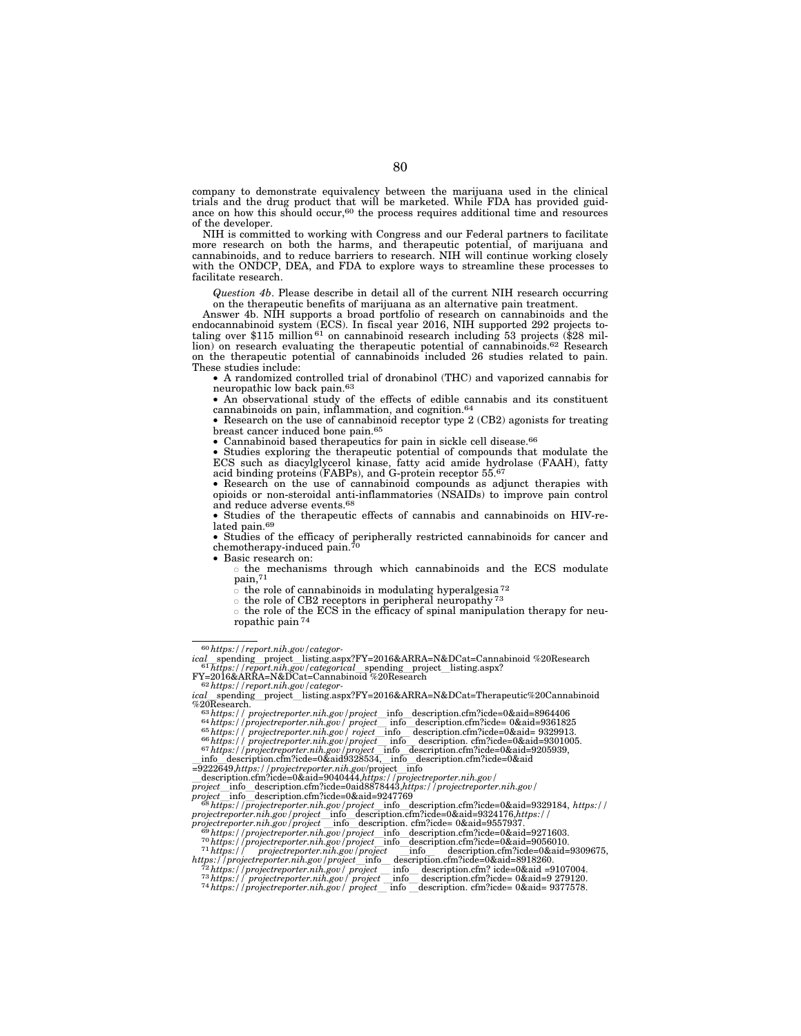company to demonstrate equivalency between the marijuana used in the clinical trials and the drug product that will be marketed. While FDA has provided guidance on how this should occur,[60] the process requires additional time and resources of the developer.

NIH is committed to working with Congress and our Federal partners to facilitate more research on both the harms, and therapeutic potential, of marijuana and cannabinoids, and to reduce barriers to research. NIH will continue working closely with the ONDCP, DEA, and FDA to explore ways to streamline these processes to facilitate research.

*Question 4b*. Please describe in detail all of the current NIH research occurring on the therapeutic benefits of marijuana as an alternative pain treatment.

Answer 4b. NIH supports a broad portfolio of research on cannabinoids and the endocannabinoid system (ECS). In fiscal year 2016, NIH supported 292 projects totaling over $115 million[61] on cannabinoid research including 53 projects ($28 million) on research evaluating the therapeutic potential of cannabinoids.[62] Research on the therapeutic potential of cannabinoids included 26 studies related to pain. These studies include:

- A randomized controlled trial of dronabinol (THC) and vaporized cannabis for neuropathic low back pain.[63]
- An observational study of the effects of edible cannabis and its constituent cannabinoids on pain, inflammation, and cognition.[64]
- Research on the use of cannabinoid receptor type 2 (CB2) agonists for treating breast cancer induced bone pain.[65]
- Cannabinoid based therapeutics for pain in sickle cell disease.[66]
- Studies exploring the therapeutic potential of compounds that modulate the ECS such as diacylglycerol kinase, fatty acid amide hydrolase (FAAH), fatty acid binding proteins (FABPs), and G-protein receptor 55.[67]
- Research on the use of cannabinoid compounds as adjunct therapies with opioids or non-steroidal anti-inflammatories (NSAIDs) to improve pain control and reduce adverse events.[68]
- Studies of the therapeutic effects of cannabis and cannabinoids on HIV-related pain.[69]
- Studies of the efficacy of peripherally restricted cannabinoids for cancer and chemotherapy-induced pain.[70]
- Basic research on:
  - the mechanisms through which cannabinoids and the ECS modulate pain,[71]
  - the role of cannabinoids in modulating hyperalgesia[72]
  - the role of CB2 receptors in peripheral neuropathy[73]
  - the role of the ECS in the efficacy of spinal manipulation therapy for neuropathic pain[74]

---

[60] *https://report.nih.gov/categorical*__spending__project__listing.aspx?FY=2016&ARRA=N&DCat=Cannabinoid %20Research

[61] *https://report.nih.gov/categorical*__spending__project__listing.aspx?FY=2016&ARRA=N&DCat=Cannabinoid %20Research

[62] *https://report.nih.gov/categorical*__spending__project__listing.aspx?FY=2016&ARRA=N&DCat=Therapeutic%20Cannabinoid %20Research.

[63] *https:// projectreporter.nih.gov/project*__info__description.cfm?icde=0&aid=8964406

[64] *https://projectreporter.nih.gov/ project*__ info__description.cfm?icde= 0&aid=9361825

[65] *https:// projectreporter.nih.gov/ roject*__info__ description.cfm?icde=0&aid= 9329913.

[66] *https:// projectreporter.nih.gov/project*__ info__ description. cfm?icde=0&aid=9301005.

[67] *https://projectreporter.nih.gov/project*__info__description.cfm?icde=0&aid=9205939, __info__description.cfm?icde=0&aid9328534, __info__description.cfm?icde=0&aid =9222649,*https://projectreporter.nih.gov*/project__info __description.cfm?icde=0&aid=9040444,*https://projectreporter.nih.gov/ project*__info__description.cfm?icde=0aid8878443,*https://projectreporter.nih.gov/ project*__info__description.cfm?icde=0&aid=9247769

[68] *https://projectreporter.nih.gov/project*__info__description.cfm?icde=0&aid=9329184, *https:// projectreporter.nih.gov/project*__info__description.cfm?icde=0&aid=9324176,*https:// projectreporter.nih.gov/project* __info__description. cfm?icde= 0&aid=9557937.

[69] *https://projectreporter.nih.gov/project*__info__description.cfm?icde=0&aid=9271603.

[70] *https://projectreporter.nih.gov/project*__info__description.cfm?icde=0&aid=9056010.

[71] *https:// projectreporter.nih.gov/project* __info__ description.cfm?icde=0&aid=9309675, *https://projectreporter.nih.gov/project*__info__ description.cfm?icde=0&aid=8918260.

[72] *https://projectreporter.nih.gov/ project* __ info__ description.cfm? icde=0&aid =9107004.

[73] *https:// projectreporter.nih.gov/ project* __info__ description.cfm?icde= 0&aid=9 279120.

[74] *https://projectreporter.nih.gov/ project*__info __description. cfm?icde= 0&aid= 9377578.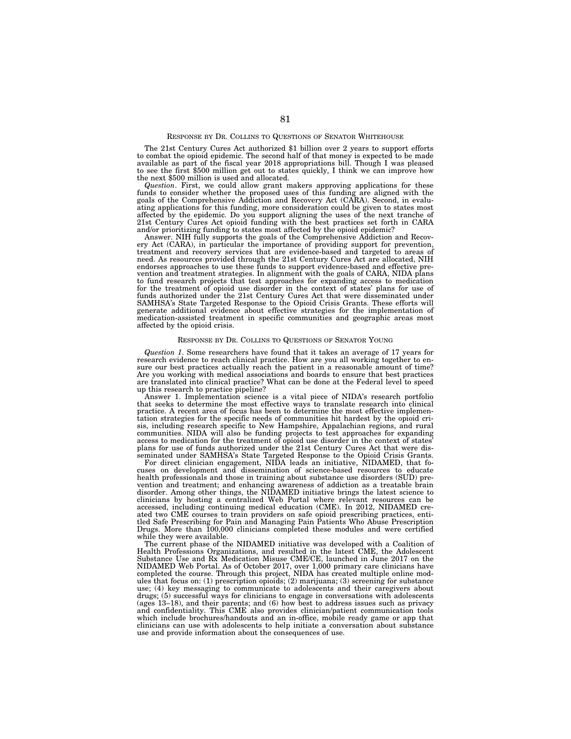RESPONSE BY DR. COLLINS TO QUESTIONS OF SENATOR WHITEHOUSE

The 21st Century Cures Act authorized $1 billion over 2 years to support efforts to combat the opioid epidemic. The second half of that money is expected to be made available as part of the fiscal year 2018 appropriations bill. Though I was pleased to see the first $500 million get out to states quickly, I think we can improve how the next $500 million is used and allocated.

*Question*. First, we could allow grant makers approving applications for these funds to consider whether the proposed uses of this funding are aligned with the goals of the Comprehensive Addiction and Recovery Act (CARA). Second, in evaluating applications for this funding, more consideration could be given to states most affected by the epidemic. Do you support aligning the uses of the next tranche of 21st Century Cures Act opioid funding with the best practices set forth in CARA and/or prioritizing funding to states most affected by the opioid epidemic?

Answer. NIH fully supports the goals of the Comprehensive Addiction and Recovery Act (CARA), in particular the importance of providing support for prevention, treatment and recovery services that are evidence-based and targeted to areas of need. As resources provided through the 21st Century Cures Act are allocated, NIH endorses approaches to use these funds to support evidence-based and effective prevention and treatment strategies. In alignment with the goals of CARA, NIDA plans to fund research projects that test approaches for expanding access to medication for the treatment of opioid use disorder in the context of states' plans for use of funds authorized under the 21st Century Cures Act that were disseminated under SAMHSA's State Targeted Response to the Opioid Crisis Grants. These efforts will generate additional evidence about effective strategies for the implementation of medication-assisted treatment in specific communities and geographic areas most affected by the opioid crisis.

RESPONSE BY DR. COLLINS TO QUESTIONS OF SENATOR YOUNG

*Question 1*. Some researchers have found that it takes an average of 17 years for research evidence to reach clinical practice. How are you all working together to ensure our best practices actually reach the patient in a reasonable amount of time? Are you working with medical associations and boards to ensure that best practices are translated into clinical practice? What can be done at the Federal level to speed up this research to practice pipeline?

Answer 1. Implementation science is a vital piece of NIDA's research portfolio that seeks to determine the most effective ways to translate research into clinical practice. A recent area of focus has been to determine the most effective implementation strategies for the specific needs of communities hit hardest by the opioid crisis, including research specific to New Hampshire, Appalachian regions, and rural communities. NIDA will also be funding projects to test approaches for expanding access to medication for the treatment of opioid use disorder in the context of states' plans for use of funds authorized under the 21st Century Cures Act that were disseminated under SAMHSA's State Targeted Response to the Opioid Crisis Grants.

For direct clinician engagement, NIDA leads an initiative, NIDAMED, that focuses on development and dissemination of science-based resources to educate health professionals and those in training about substance use disorders (SUD) prevention and treatment; and enhancing awareness of addiction as a treatable brain disorder. Among other things, the NIDAMED initiative brings the latest science to clinicians by hosting a centralized Web Portal where relevant resources can be accessed, including continuing medical education (CME). In 2012, NIDAMED created two CME courses to train providers on safe opioid prescribing practices, entitled Safe Prescribing for Pain and Managing Pain Patients Who Abuse Prescription Drugs. More than 100,000 clinicians completed these modules and were certified while they were available.

The current phase of the NIDAMED initiative was developed with a Coalition of Health Professions Organizations, and resulted in the latest CME, the Adolescent Substance Use and Rx Medication Misuse CME/CE, launched in June 2017 on the NIDAMED Web Portal. As of October 2017, over 1,000 primary care clinicians have completed the course. Through this project, NIDA has created multiple online modules that focus on: (1) prescription opioids; (2) marijuana; (3) screening for substance use; (4) key messaging to communicate to adolescents and their caregivers about drugs; (5) successful ways for clinicians to engage in conversations with adolescents (ages 13–18), and their parents; and (6) how best to address issues such as privacy and confidentiality. This CME also provides clinician/patient communication tools which include brochures/handouts and an in-office, mobile ready game or app that clinicians can use with adolescents to help initiate a conversation about substance use and provide information about the consequences of use.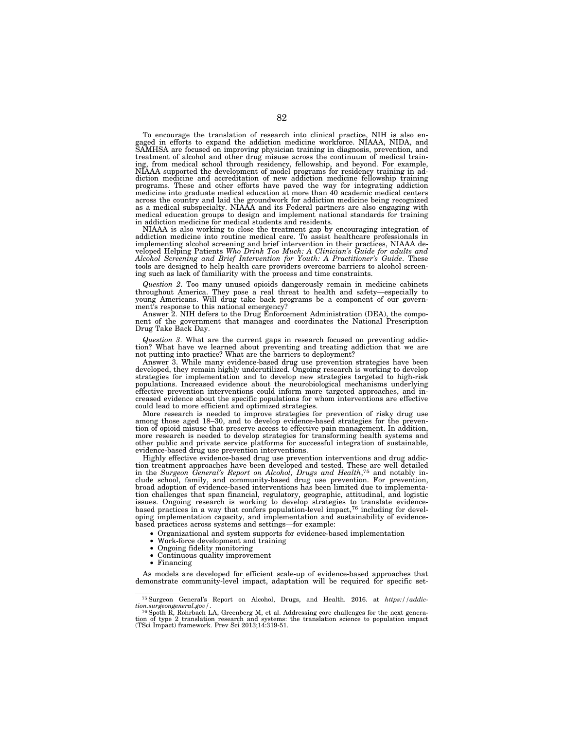To encourage the translation of research into clinical practice, NIH is also engaged in efforts to expand the addiction medicine workforce. NIAAA, NIDA, and SAMHSA are focused on improving physician training in diagnosis, prevention, and treatment of alcohol and other drug misuse across the continuum of medical training, from medical school through residency, fellowship, and beyond. For example, NIAAA supported the development of model programs for residency training in addiction medicine and accreditation of new addiction medicine fellowship training programs. These and other efforts have paved the way for integrating addiction medicine into graduate medical education at more than 40 academic medical centers across the country and laid the groundwork for addiction medicine being recognized as a medical subspecialty. NIAAA and its Federal partners are also engaging with medical education groups to design and implement national standards for training in addiction medicine for medical students and residents.

NIAAA is also working to close the treatment gap by encouraging integration of addiction medicine into routine medical care. To assist healthcare professionals in implementing alcohol screening and brief intervention in their practices, NIAAA developed Helping Patients *Who Drink Too Much: A Clinician's Guide for adults and Alcohol Screening and Brief Intervention for Youth: A Practitioner's Guide*. These tools are designed to help health care providers overcome barriers to alcohol screening such as lack of familiarity with the process and time constraints.

*Question 2*. Too many unused opioids dangerously remain in medicine cabinets throughout America. They pose a real threat to health and safety—especially to young Americans. Will drug take back programs be a component of our government's response to this national emergency?

Answer 2. NIH defers to the Drug Enforcement Administration (DEA), the component of the government that manages and coordinates the National Prescription Drug Take Back Day.

*Question 3*. What are the current gaps in research focused on preventing addiction? What have we learned about preventing and treating addiction that we are not putting into practice? What are the barriers to deployment?

Answer 3. While many evidence-based drug use prevention strategies have been developed, they remain highly underutilized. Ongoing research is working to develop strategies for implementation and to develop new strategies targeted to high-risk populations. Increased evidence about the neurobiological mechanisms underlying effective prevention interventions could inform more targeted approaches, and increased evidence about the specific populations for whom interventions are effective could lead to more efficient and optimized strategies.

More research is needed to improve strategies for prevention of risky drug use among those aged 18–30, and to develop evidence-based strategies for the prevention of opioid misuse that preserve access to effective pain management. In addition, more research is needed to develop strategies for transforming health systems and other public and private service platforms for successful integration of sustainable, evidence-based drug use prevention interventions.

Highly effective evidence-based drug use prevention interventions and drug addiction treatment approaches have been developed and tested. These are well detailed in the *Surgeon General's Report on Alcohol, Drugs and Health*,[75] and notably include school, family, and community-based drug use prevention. For prevention, broad adoption of evidence-based interventions has been limited due to implementation challenges that span financial, regulatory, geographic, attitudinal, and logistic issues. Ongoing research is working to develop strategies to translate evidence-based practices in a way that confers population-level impact,[76] including for developing implementation capacity, and implementation and sustainability of evidence-based practices across systems and settings—for example:

- Organizational and system supports for evidence-based implementation
- Work-force development and training
- Ongoing fidelity monitoring
- Continuous quality improvement
- Financing

As models are developed for efficient scale-up of evidence-based approaches that demonstrate community-level impact, adaptation will be required for specific set-

---

[75] Surgeon General's Report on Alcohol, Drugs, and Health. 2016. at *https://addiction.surgeongeneral.gov/*.

[76] Spoth R, Rohrbach LA, Greenberg M, et al. Addressing core challenges for the next generation of type 2 translation research and systems: the translation science to population impact (TSci Impact) framework. Prev Sci 2013;14:319-51.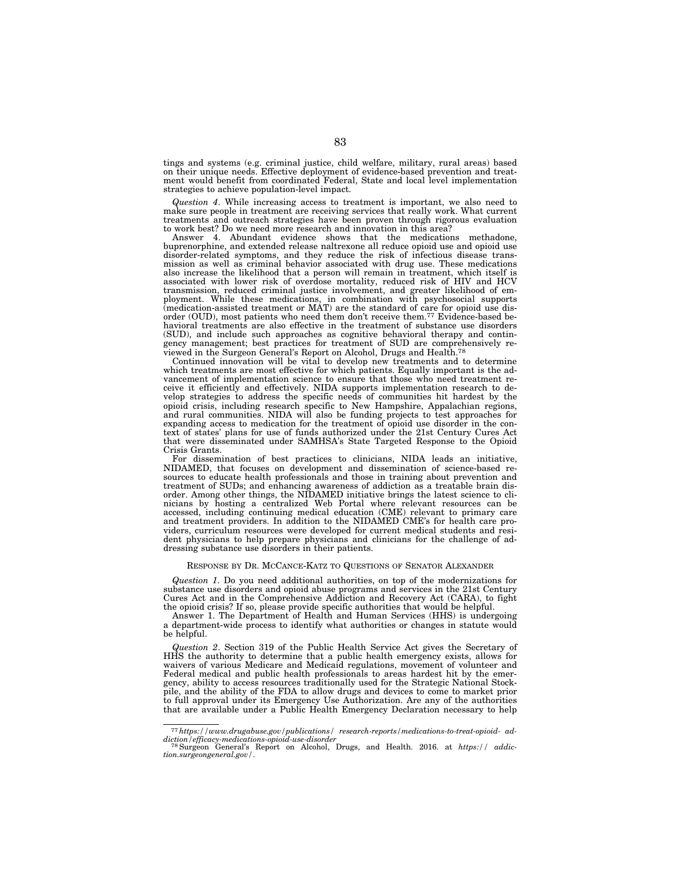tings and systems (e.g. criminal justice, child welfare, military, rural areas) based on their unique needs. Effective deployment of evidence-based prevention and treatment would benefit from coordinated Federal, State and local level implementation strategies to achieve population-level impact.

*Question 4*. While increasing access to treatment is important, we also need to make sure people in treatment are receiving services that really work. What current treatments and outreach strategies have been proven through rigorous evaluation to work best? Do we need more research and innovation in this area?

Answer 4. Abundant evidence shows that the medications methadone, buprenorphine, and extended release naltrexone all reduce opioid use and opioid use disorder-related symptoms, and they reduce the risk of infectious disease transmission as well as criminal behavior associated with drug use. These medications also increase the likelihood that a person will remain in treatment, which itself is associated with lower risk of overdose mortality, reduced risk of HIV and HCV transmission, reduced criminal justice involvement, and greater likelihood of employment. While these medications, in combination with psychosocial supports (medication-assisted treatment or MAT) are the standard of care for opioid use disorder (OUD), most patients who need them don't receive them.[77] Evidence-based behavioral treatments are also effective in the treatment of substance use disorders (SUD), and include such approaches as cognitive behavioral therapy and contingency management; best practices for treatment of SUD are comprehensively reviewed in the Surgeon General's Report on Alcohol, Drugs and Health.[78]

Continued innovation will be vital to develop new treatments and to determine which treatments are most effective for which patients. Equally important is the advancement of implementation science to ensure that those who need treatment receive it efficiently and effectively. NIDA supports implementation research to develop strategies to address the specific needs of communities hit hardest by the opioid crisis, including research specific to New Hampshire, Appalachian regions, and rural communities. NIDA will also be funding projects to test approaches for expanding access to medication for the treatment of opioid use disorder in the context of states' plans for use of funds authorized under the 21st Century Cures Act that were disseminated under SAMHSA's State Targeted Response to the Opioid Crisis Grants.

For dissemination of best practices to clinicians, NIDA leads an initiative, NIDAMED, that focuses on development and dissemination of science-based resources to educate health professionals and those in training about prevention and treatment of SUDs; and enhancing awareness of addiction as a treatable brain disorder. Among other things, the NIDAMED initiative brings the latest science to clinicians by hosting a centralized Web Portal where relevant resources can be accessed, including continuing medical education (CME) relevant to primary care and treatment providers. In addition to the NIDAMED CME's for health care providers, curriculum resources were developed for current medical students and resident physicians to help prepare physicians and clinicians for the challenge of addressing substance use disorders in their patients.

RESPONSE BY DR. MCCANCE-KATZ TO QUESTIONS OF SENATOR ALEXANDER

*Question 1*. Do you need additional authorities, on top of the modernizations for substance use disorders and opioid abuse programs and services in the 21st Century Cures Act and in the Comprehensive Addiction and Recovery Act (CARA), to fight the opioid crisis? If so, please provide specific authorities that would be helpful.

Answer 1. The Department of Health and Human Services (HHS) is undergoing a department-wide process to identify what authorities or changes in statute would be helpful.

*Question 2*. Section 319 of the Public Health Service Act gives the Secretary of HHS the authority to determine that a public health emergency exists, allows for waivers of various Medicare and Medicaid regulations, movement of volunteer and Federal medical and public health professionals to areas hardest hit by the emergency, ability to access resources traditionally used for the Strategic National Stockpile, and the ability of the FDA to allow drugs and devices to come to market prior to full approval under its Emergency Use Authorization. Are any of the authorities that are available under a Public Health Emergency Declaration necessary to help

---

[77] *https://www.drugabuse.gov/publications/ research-reports/medications-to-treat-opioid- addiction/efficacy-medications-opioid-use-disorder*

[78] Surgeon General's Report on Alcohol, Drugs, and Health. 2016. at *https:// addiction.surgeongeneral.gov/*.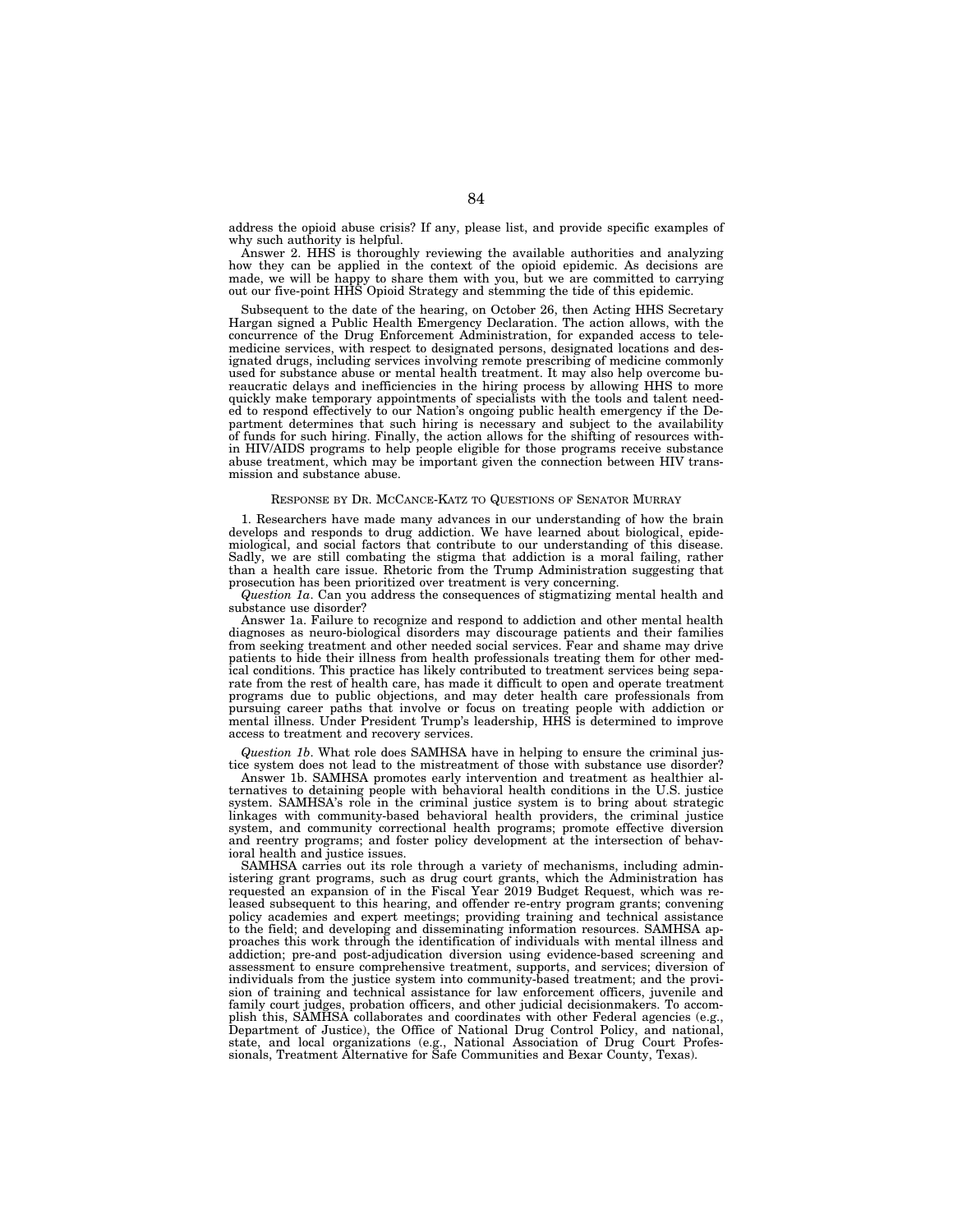address the opioid abuse crisis? If any, please list, and provide specific examples of why such authority is helpful.

Answer 2. HHS is thoroughly reviewing the available authorities and analyzing how they can be applied in the context of the opioid epidemic. As decisions are made, we will be happy to share them with you, but we are committed to carrying out our five-point HHS Opioid Strategy and stemming the tide of this epidemic.

Subsequent to the date of the hearing, on October 26, then Acting HHS Secretary Hargan signed a Public Health Emergency Declaration. The action allows, with the concurrence of the Drug Enforcement Administration, for expanded access to telemedicine services, with respect to designated persons, designated locations and designated drugs, including services involving remote prescribing of medicine commonly used for substance abuse or mental health treatment. It may also help overcome bureaucratic delays and inefficiencies in the hiring process by allowing HHS to more quickly make temporary appointments of specialists with the tools and talent needed to respond effectively to our Nation's ongoing public health emergency if the Department determines that such hiring is necessary and subject to the availability of funds for such hiring. Finally, the action allows for the shifting of resources within HIV/AIDS programs to help people eligible for those programs receive substance abuse treatment, which may be important given the connection between HIV transmission and substance abuse.

RESPONSE BY DR. MCCANCE-KATZ TO QUESTIONS OF SENATOR MURRAY

1. Researchers have made many advances in our understanding of how the brain develops and responds to drug addiction. We have learned about biological, epidemiological, and social factors that contribute to our understanding of this disease. Sadly, we are still combating the stigma that addiction is a moral failing, rather than a health care issue. Rhetoric from the Trump Administration suggesting that prosecution has been prioritized over treatment is very concerning.

*Question 1a*. Can you address the consequences of stigmatizing mental health and substance use disorder?

Answer 1a. Failure to recognize and respond to addiction and other mental health diagnoses as neuro-biological disorders may discourage patients and their families from seeking treatment and other needed social services. Fear and shame may drive patients to hide their illness from health professionals treating them for other medical conditions. This practice has likely contributed to treatment services being separate from the rest of health care, has made it difficult to open and operate treatment programs due to public objections, and may deter health care professionals from pursuing career paths that involve or focus on treating people with addiction or mental illness. Under President Trump's leadership, HHS is determined to improve access to treatment and recovery services.

*Question 1b*. What role does SAMHSA have in helping to ensure the criminal justice system does not lead to the mistreatment of those with substance use disorder?

Answer 1b. SAMHSA promotes early intervention and treatment as healthier alternatives to detaining people with behavioral health conditions in the U.S. justice system. SAMHSA's role in the criminal justice system is to bring about strategic linkages with community-based behavioral health providers, the criminal justice system, and community correctional health programs; promote effective diversion and reentry programs; and foster policy development at the intersection of behavioral health and justice issues.

SAMHSA carries out its role through a variety of mechanisms, including administering grant programs, such as drug court grants, which the Administration has requested an expansion of in the Fiscal Year 2019 Budget Request, which was released subsequent to this hearing, and offender re-entry program grants; convening policy academies and expert meetings; providing training and technical assistance to the field; and developing and disseminating information resources. SAMHSA approaches this work through the identification of individuals with mental illness and addiction; pre-and post-adjudication diversion using evidence-based screening and assessment to ensure comprehensive treatment, supports, and services; diversion of individuals from the justice system into community-based treatment; and the provision of training and technical assistance for law enforcement officers, juvenile and family court judges, probation officers, and other judicial decisionmakers. To accomplish this, SAMHSA collaborates and coordinates with other Federal agencies (e.g., Department of Justice), the Office of National Drug Control Policy, and national, state, and local organizations (e.g., National Association of Drug Court Professionals, Treatment Alternative for Safe Communities and Bexar County, Texas).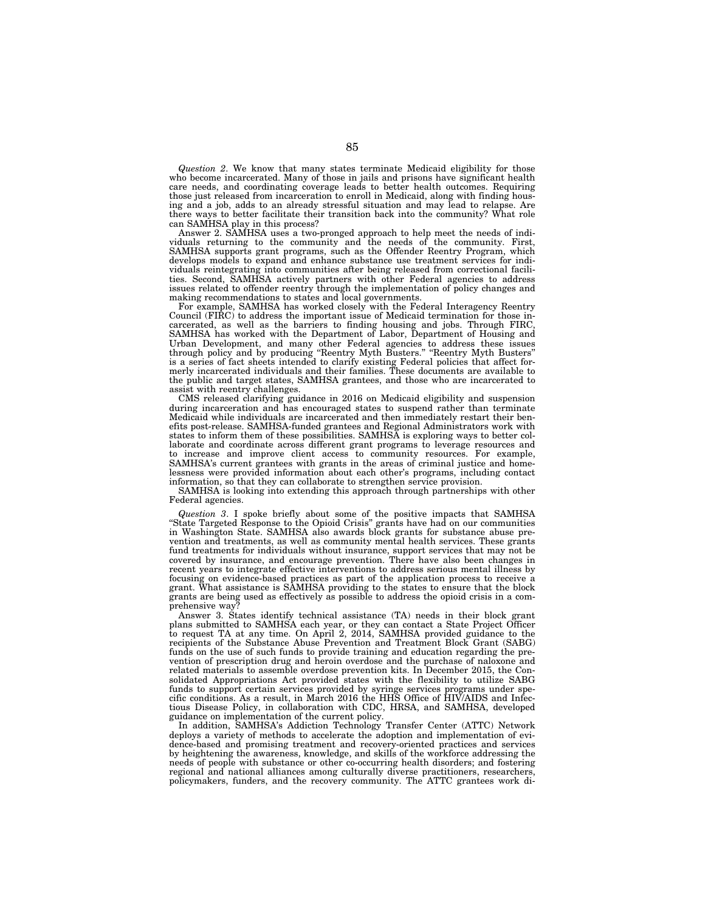*Question 2*. We know that many states terminate Medicaid eligibility for those who become incarcerated. Many of those in jails and prisons have significant health care needs, and coordinating coverage leads to better health outcomes. Requiring those just released from incarceration to enroll in Medicaid, along with finding housing and a job, adds to an already stressful situation and may lead to relapse. Are there ways to better facilitate their transition back into the community? What role can SAMHSA play in this process?

Answer 2. SAMHSA uses a two-pronged approach to help meet the needs of individuals returning to the community and the needs of the community. First, SAMHSA supports grant programs, such as the Offender Reentry Program, which develops models to expand and enhance substance use treatment services for individuals reintegrating into communities after being released from correctional facilities. Second, SAMHSA actively partners with other Federal agencies to address issues related to offender reentry through the implementation of policy changes and making recommendations to states and local governments.

For example, SAMHSA has worked closely with the Federal Interagency Reentry Council (FIRC) to address the important issue of Medicaid termination for those incarcerated, as well as the barriers to finding housing and jobs. Through FIRC, SAMHSA has worked with the Department of Labor, Department of Housing and Urban Development, and many other Federal agencies to address these issues through policy and by producing "Reentry Myth Busters." "Reentry Myth Busters" is a series of fact sheets intended to clarify existing Federal policies that affect formerly incarcerated individuals and their families. These documents are available to the public and target states, SAMHSA grantees, and those who are incarcerated to assist with reentry challenges.

CMS released clarifying guidance in 2016 on Medicaid eligibility and suspension during incarceration and has encouraged states to suspend rather than terminate Medicaid while individuals are incarcerated and then immediately restart their benefits post-release. SAMHSA-funded grantees and Regional Administrators work with states to inform them of these possibilities. SAMHSA is exploring ways to better collaborate and coordinate across different grant programs to leverage resources and to increase and improve client access to community resources. For example, SAMHSA's current grantees with grants in the areas of criminal justice and homelessness were provided information about each other's programs, including contact information, so that they can collaborate to strengthen service provision.

SAMHSA is looking into extending this approach through partnerships with other Federal agencies.

*Question 3*. I spoke briefly about some of the positive impacts that SAMHSA "State Targeted Response to the Opioid Crisis" grants have had on our communities in Washington State. SAMHSA also awards block grants for substance abuse prevention and treatments, as well as community mental health services. These grants fund treatments for individuals without insurance, support services that may not be covered by insurance, and encourage prevention. There have also been changes in recent years to integrate effective interventions to address serious mental illness by focusing on evidence-based practices as part of the application process to receive a grant. What assistance is SAMHSA providing to the states to ensure that the block grants are being used as effectively as possible to address the opioid crisis in a comprehensive way?

Answer 3. States identify technical assistance (TA) needs in their block grant plans submitted to SAMHSA each year, or they can contact a State Project Officer to request TA at any time. On April 2, 2014, SAMHSA provided guidance to the recipients of the Substance Abuse Prevention and Treatment Block Grant (SABG) funds on the use of such funds to provide training and education regarding the prevention of prescription drug and heroin overdose and the purchase of naloxone and related materials to assemble overdose prevention kits. In December 2015, the Consolidated Appropriations Act provided states with the flexibility to utilize SABG funds to support certain services provided by syringe services programs under specific conditions. As a result, in March 2016 the HHS Office of HIV/AIDS and Infectious Disease Policy, in collaboration with CDC, HRSA, and SAMHSA, developed guidance on implementation of the current policy.

In addition, SAMHSA's Addiction Technology Transfer Center (ATTC) Network deploys a variety of methods to accelerate the adoption and implementation of evidence-based and promising treatment and recovery-oriented practices and services by heightening the awareness, knowledge, and skills of the workforce addressing the needs of people with substance or other co-occurring health disorders; and fostering regional and national alliances among culturally diverse practitioners, researchers, policymakers, funders, and the recovery community. The ATTC grantees work di-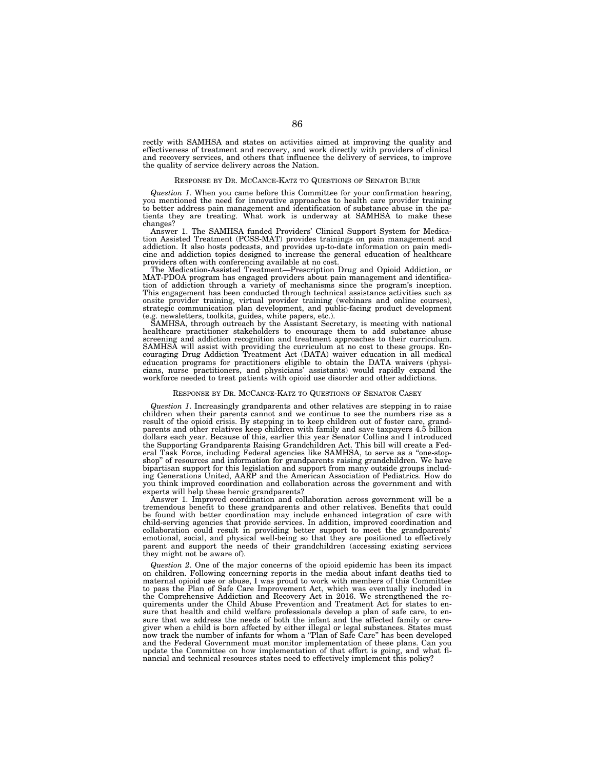rectly with SAMHSA and states on activities aimed at improving the quality and effectiveness of treatment and recovery, and work directly with providers of clinical and recovery services, and others that influence the delivery of services, to improve the quality of service delivery across the Nation.

## RESPONSE BY DR. MCCANCE-KATZ TO QUESTIONS OF SENATOR BURR

*Question 1*. When you came before this Committee for your confirmation hearing, you mentioned the need for innovative approaches to health care provider training to better address pain management and identification of substance abuse in the patients they are treating. What work is underway at SAMHSA to make these changes?

Answer 1. The SAMHSA funded Providers' Clinical Support System for Medication Assisted Treatment (PCSS-MAT) provides trainings on pain management and addiction. It also hosts podcasts, and provides up-to-date information on pain medicine and addiction topics designed to increase the general education of healthcare providers often with conferencing available at no cost.

The Medication-Assisted Treatment—Prescription Drug and Opioid Addiction, or MAT-PDOA program has engaged providers about pain management and identification of addiction through a variety of mechanisms since the program's inception. This engagement has been conducted through technical assistance activities such as onsite provider training, virtual provider training (webinars and online courses), strategic communication plan development, and public-facing product development (e.g. newsletters, toolkits, guides, white papers, etc.).

SAMHSA, through outreach by the Assistant Secretary, is meeting with national healthcare practitioner stakeholders to encourage them to add substance abuse screening and addiction recognition and treatment approaches to their curriculum. SAMHSA will assist with providing the curriculum at no cost to these groups. Encouraging Drug Addiction Treatment Act (DATA) waiver education in all medical education programs for practitioners eligible to obtain the DATA waivers (physicians, nurse practitioners, and physicians' assistants) would rapidly expand the workforce needed to treat patients with opioid use disorder and other addictions.

## RESPONSE BY DR. MCCANCE-KATZ TO QUESTIONS OF SENATOR CASEY

*Question 1*. Increasingly grandparents and other relatives are stepping in to raise children when their parents cannot and we continue to see the numbers rise as a result of the opioid crisis. By stepping in to keep children out of foster care, grandparents and other relatives keep children with family and save taxpayers 4.5 billion dollars each year. Because of this, earlier this year Senator Collins and I introduced the Supporting Grandparents Raising Grandchildren Act. This bill will create a Federal Task Force, including Federal agencies like SAMHSA, to serve as a "one-stop-shop" of resources and information for grandparents raising grandchildren. We have bipartisan support for this legislation and support from many outside groups including Generations United, AARP and the American Association of Pediatrics. How do you think improved coordination and collaboration across the government and with experts will help these heroic grandparents?

Answer 1. Improved coordination and collaboration across government will be a tremendous benefit to these grandparents and other relatives. Benefits that could be found with better coordination may include enhanced integration of care with child-serving agencies that provide services. In addition, improved coordination and collaboration could result in providing better support to meet the grandparents' emotional, social, and physical well-being so that they are positioned to effectively parent and support the needs of their grandchildren (accessing existing services they might not be aware of).

*Question 2*. One of the major concerns of the opioid epidemic has been its impact on children. Following concerning reports in the media about infant deaths tied to maternal opioid use or abuse, I was proud to work with members of this Committee to pass the Plan of Safe Care Improvement Act, which was eventually included in the Comprehensive Addiction and Recovery Act in 2016. We strengthened the requirements under the Child Abuse Prevention and Treatment Act for states to ensure that health and child welfare professionals develop a plan of safe care, to ensure that we address the needs of both the infant and the affected family or caregiver when a child is born affected by either illegal or legal substances. States must now track the number of infants for whom a "Plan of Safe Care" has been developed and the Federal Government must monitor implementation of these plans. Can you update the Committee on how implementation of that effort is going, and what financial and technical resources states need to effectively implement this policy?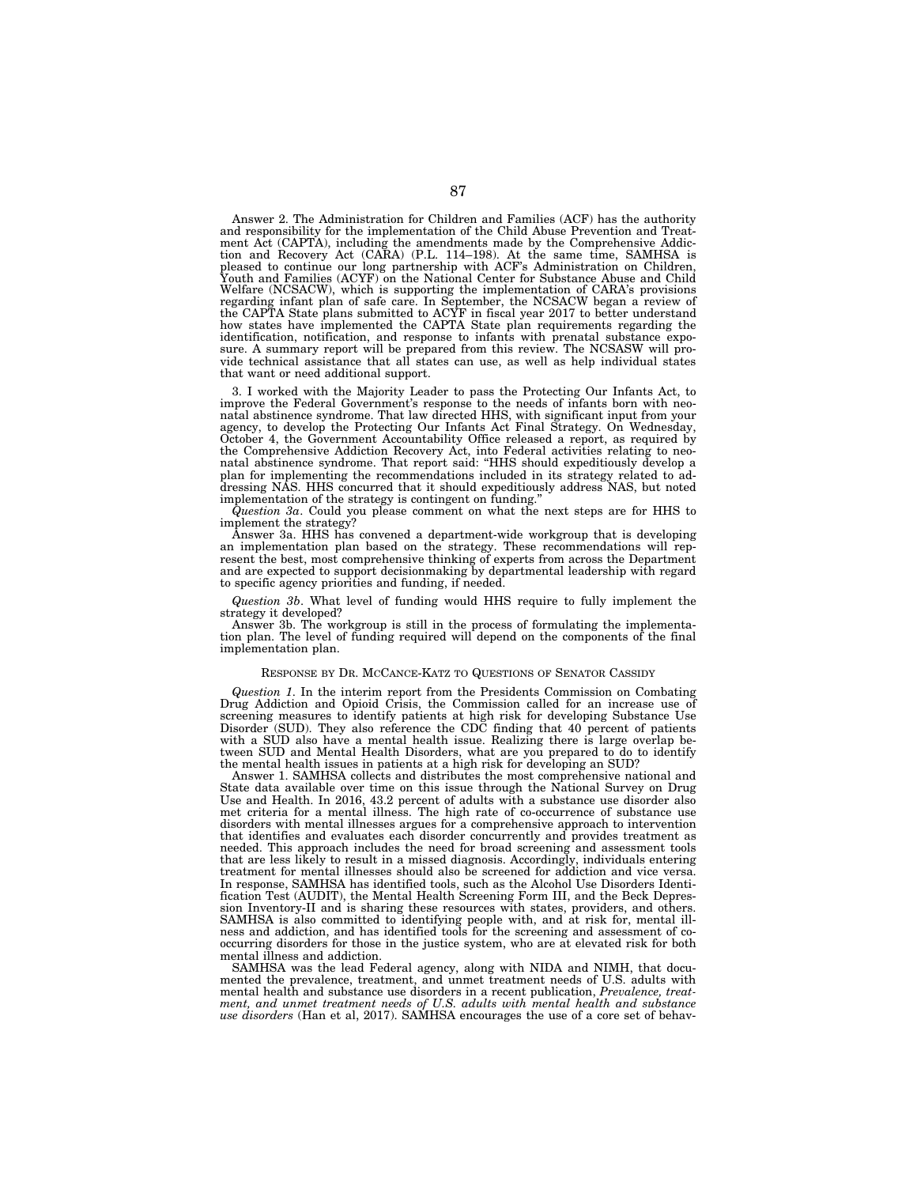Answer 2. The Administration for Children and Families (ACF) has the authority and responsibility for the implementation of the Child Abuse Prevention and Treatment Act (CAPTA), including the amendments made by the Comprehensive Addiction and Recovery Act (CARA) (P.L. 114–198). At the same time, SAMHSA is pleased to continue our long partnership with ACF's Administration on Children, Youth and Families (ACYF) on the National Center for Substance Abuse and Child Welfare (NCSACW), which is supporting the implementation of CARA's provisions regarding infant plan of safe care. In September, the NCSACW began a review of the CAPTA State plans submitted to ACYF in fiscal year 2017 to better understand how states have implemented the CAPTA State plan requirements regarding the identification, notification, and response to infants with prenatal substance exposure. A summary report will be prepared from this review. The NCSASW will provide technical assistance that all states can use, as well as help individual states that want or need additional support.

3. I worked with the Majority Leader to pass the Protecting Our Infants Act, to improve the Federal Government's response to the needs of infants born with neonatal abstinence syndrome. That law directed HHS, with significant input from your agency, to develop the Protecting Our Infants Act Final Strategy. On Wednesday, October 4, the Government Accountability Office released a report, as required by the Comprehensive Addiction Recovery Act, into Federal activities relating to neonatal abstinence syndrome. That report said: "HHS should expeditiously develop a plan for implementing the recommendations included in its strategy related to addressing NAS. HHS concurred that it should expeditiously address NAS, but noted implementation of the strategy is contingent on funding."

*Question 3a*. Could you please comment on what the next steps are for HHS to implement the strategy?

Answer 3a. HHS has convened a department-wide workgroup that is developing an implementation plan based on the strategy. These recommendations will represent the best, most comprehensive thinking of experts from across the Department and are expected to support decisionmaking by departmental leadership with regard to specific agency priorities and funding, if needed.

*Question 3b*. What level of funding would HHS require to fully implement the strategy it developed?

Answer 3b. The workgroup is still in the process of formulating the implementation plan. The level of funding required will depend on the components of the final implementation plan.

## Response by Dr. McCance-Katz to Questions of Senator Cassidy

*Question 1*. In the interim report from the Presidents Commission on Combating Drug Addiction and Opioid Crisis, the Commission called for an increase use of screening measures to identify patients at high risk for developing Substance Use Disorder (SUD). They also reference the CDC finding that 40 percent of patients with a SUD also have a mental health issue. Realizing there is large overlap between SUD and Mental Health Disorders, what are you prepared to do to identify the mental health issues in patients at a high risk for developing an SUD?

Answer 1. SAMHSA collects and distributes the most comprehensive national and State data available over time on this issue through the National Survey on Drug Use and Health. In 2016, 43.2 percent of adults with a substance use disorder also met criteria for a mental illness. The high rate of co-occurrence of substance use disorders with mental illnesses argues for a comprehensive approach to intervention that identifies and evaluates each disorder concurrently and provides treatment as needed. This approach includes the need for broad screening and assessment tools that are less likely to result in a missed diagnosis. Accordingly, individuals entering treatment for mental illnesses should also be screened for addiction and vice versa. In response, SAMHSA has identified tools, such as the Alcohol Use Disorders Identification Test (AUDIT), the Mental Health Screening Form III, and the Beck Depression Inventory-II and is sharing these resources with states, providers, and others. SAMHSA is also committed to identifying people with, and at risk for, mental illness and addiction, and has identified tools for the screening and assessment of co-occurring disorders for those in the justice system, who are at elevated risk for both mental illness and addiction.

SAMHSA was the lead Federal agency, along with NIDA and NIMH, that documented the prevalence, treatment, and unmet treatment needs of U.S. adults with mental health and substance use disorders in a recent publication, *Prevalence, treatment, and unmet treatment needs of U.S. adults with mental health and substance use disorders* (Han et al, 2017). SAMHSA encourages the use of a core set of behav-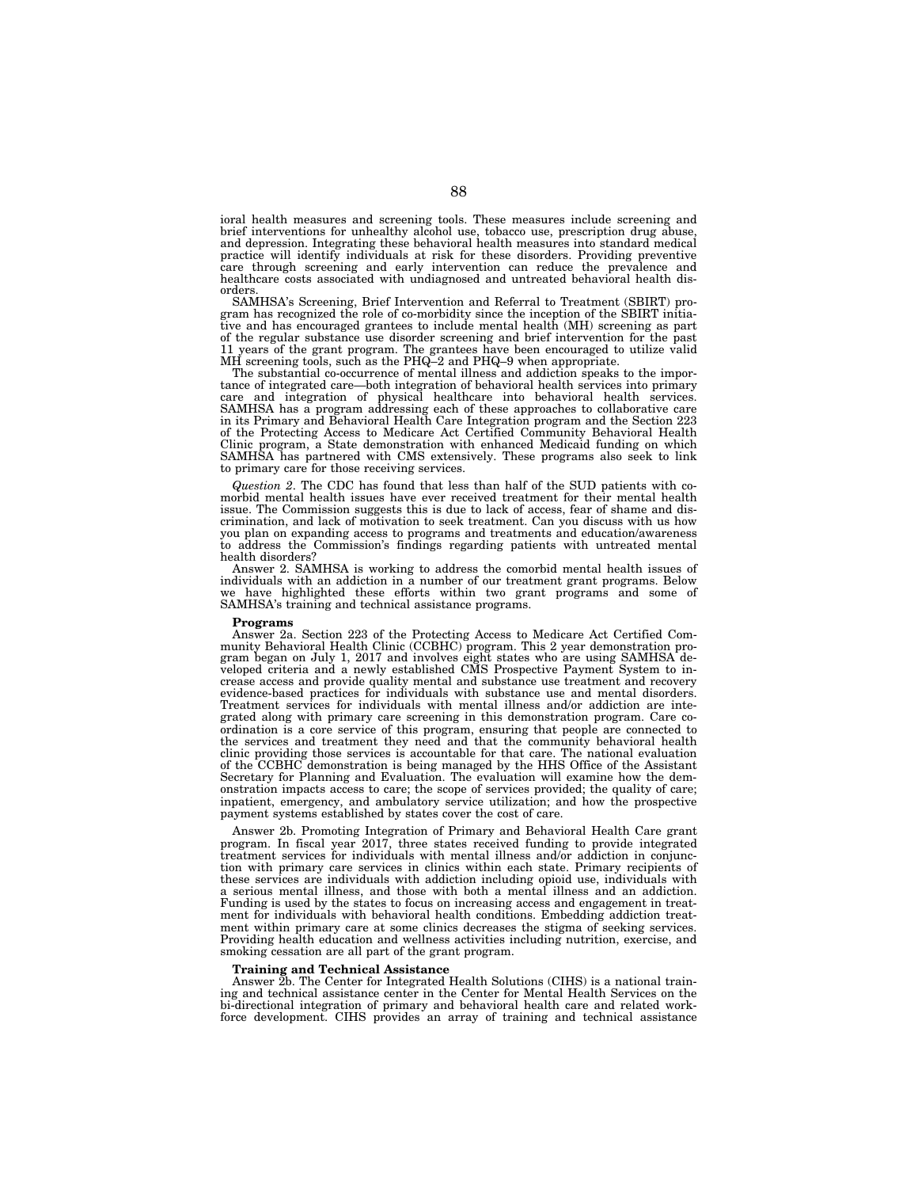ioral health measures and screening tools. These measures include screening and brief interventions for unhealthy alcohol use, tobacco use, prescription drug abuse, and depression. Integrating these behavioral health measures into standard medical practice will identify individuals at risk for these disorders. Providing preventive care through screening and early intervention can reduce the prevalence and healthcare costs associated with undiagnosed and untreated behavioral health disorders.

SAMHSA's Screening, Brief Intervention and Referral to Treatment (SBIRT) program has recognized the role of co-morbidity since the inception of the SBIRT initiative and has encouraged grantees to include mental health (MH) screening as part of the regular substance use disorder screening and brief intervention for the past 11 years of the grant program. The grantees have been encouraged to utilize valid MH screening tools, such as the PHQ–2 and PHQ–9 when appropriate.

The substantial co-occurrence of mental illness and addiction speaks to the importance of integrated care—both integration of behavioral health services into primary care and integration of physical healthcare into behavioral health services. SAMHSA has a program addressing each of these approaches to collaborative care in its Primary and Behavioral Health Care Integration program and the Section 223 of the Protecting Access to Medicare Act Certified Community Behavioral Health Clinic program, a State demonstration with enhanced Medicaid funding on which SAMHSA has partnered with CMS extensively. These programs also seek to link to primary care for those receiving services.

*Question 2*. The CDC has found that less than half of the SUD patients with comorbid mental health issues have ever received treatment for their mental health issue. The Commission suggests this is due to lack of access, fear of shame and discrimination, and lack of motivation to seek treatment. Can you discuss with us how you plan on expanding access to programs and treatments and education/awareness to address the Commission's findings regarding patients with untreated mental health disorders?

Answer 2. SAMHSA is working to address the comorbid mental health issues of individuals with an addiction in a number of our treatment grant programs. Below we have highlighted these efforts within two grant programs and some of SAMHSA's training and technical assistance programs.

**Programs**

Answer 2a. Section 223 of the Protecting Access to Medicare Act Certified Community Behavioral Health Clinic (CCBHC) program. This 2 year demonstration program began on July 1, 2017 and involves eight states who are using SAMHSA developed criteria and a newly established CMS Prospective Payment System to increase access and provide quality mental and substance use treatment and recovery evidence-based practices for individuals with substance use and mental disorders. Treatment services for individuals with mental illness and/or addiction are integrated along with primary care screening in this demonstration program. Care coordination is a core service of this program, ensuring that people are connected to the services and treatment they need and that the community behavioral health clinic providing those services is accountable for that care. The national evaluation of the CCBHC demonstration is being managed by the HHS Office of the Assistant Secretary for Planning and Evaluation. The evaluation will examine how the demonstration impacts access to care; the scope of services provided; the quality of care; inpatient, emergency, and ambulatory service utilization; and how the prospective payment systems established by states cover the cost of care.

Answer 2b. Promoting Integration of Primary and Behavioral Health Care grant program. In fiscal year 2017, three states received funding to provide integrated treatment services for individuals with mental illness and/or addiction in conjunction with primary care services in clinics within each state. Primary recipients of these services are individuals with addiction including opioid use, individuals with a serious mental illness, and those with both a mental illness and an addiction. Funding is used by the states to focus on increasing access and engagement in treatment for individuals with behavioral health conditions. Embedding addiction treatment within primary care at some clinics decreases the stigma of seeking services. Providing health education and wellness activities including nutrition, exercise, and smoking cessation are all part of the grant program.

**Training and Technical Assistance**

Answer 2b. The Center for Integrated Health Solutions (CIHS) is a national training and technical assistance center in the Center for Mental Health Services on the bi-directional integration of primary and behavioral health care and related workforce development. CIHS provides an array of training and technical assistance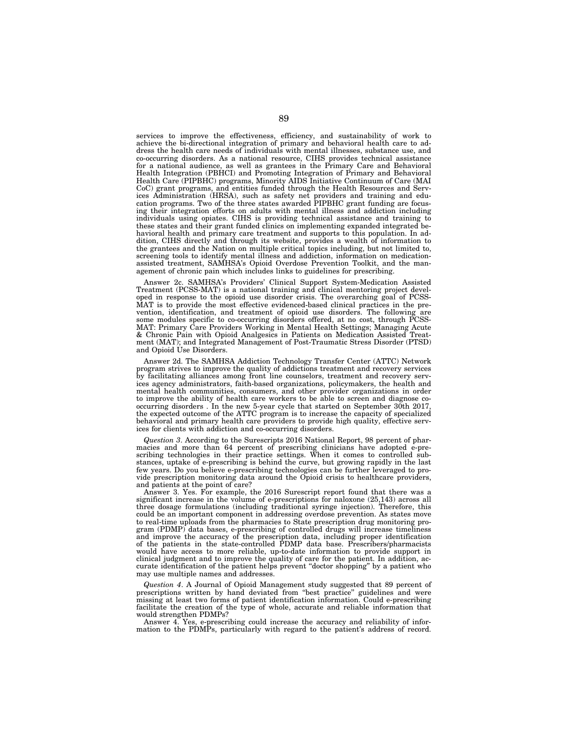services to improve the effectiveness, efficiency, and sustainability of work to achieve the bi-directional integration of primary and behavioral health care to address the health care needs of individuals with mental illnesses, substance use, and co-occurring disorders. As a national resource, CIHS provides technical assistance for a national audience, as well as grantees in the Primary Care and Behavioral Health Integration (PBHCI) and Promoting Integration of Primary and Behavioral Health Care (PIPBHC) programs, Minority AIDS Initiative Continuum of Care (MAI CoC) grant programs, and entities funded through the Health Resources and Services Administration (HRSA), such as safety net providers and training and education programs. Two of the three states awarded PIPBHC grant funding are focusing their integration efforts on adults with mental illness and addiction including individuals using opiates. CIHS is providing technical assistance and training to these states and their grant funded clinics on implementing expanded integrated behavioral health and primary care treatment and supports to this population. In addition, CIHS directly and through its website, provides a wealth of information to the grantees and the Nation on multiple critical topics including, but not limited to, screening tools to identify mental illness and addiction, information on medication-assisted treatment, SAMHSA's Opioid Overdose Prevention Toolkit, and the management of chronic pain which includes links to guidelines for prescribing.

Answer 2c. SAMHSA's Providers' Clinical Support System-Medication Assisted Treatment (PCSS-MAT) is a national training and clinical mentoring project developed in response to the opioid use disorder crisis. The overarching goal of PCSS-MAT is to provide the most effective evidenced-based clinical practices in the prevention, identification, and treatment of opioid use disorders. The following are some modules specific to co-occurring disorders offered, at no cost, through PCSS-MAT: Primary Care Providers Working in Mental Health Settings; Managing Acute & Chronic Pain with Opioid Analgesics in Patients on Medication Assisted Treatment (MAT); and Integrated Management of Post-Traumatic Stress Disorder (PTSD) and Opioid Use Disorders.

Answer 2d. The SAMHSA Addiction Technology Transfer Center (ATTC) Network program strives to improve the quality of addictions treatment and recovery services by facilitating alliances among front line counselors, treatment and recovery services agency administrators, faith-based organizations, policymakers, the health and mental health communities, consumers, and other provider organizations in order to improve the ability of health care workers to be able to screen and diagnose co-occurring disorders . In the new 5-year cycle that started on September 30th 2017, the expected outcome of the ATTC program is to increase the capacity of specialized behavioral and primary health care providers to provide high quality, effective services for clients with addiction and co-occurring disorders.

*Question 3*. According to the Surescripts 2016 National Report, 98 percent of pharmacies and more than 64 percent of prescribing clinicians have adopted e-prescribing technologies in their practice settings. When it comes to controlled substances, uptake of e-prescribing is behind the curve, but growing rapidly in the last few years. Do you believe e-prescribing technologies can be further leveraged to provide prescription monitoring data around the Opioid crisis to healthcare providers, and patients at the point of care?

Answer 3. Yes. For example, the 2016 Surescript report found that there was a significant increase in the volume of e-prescriptions for naloxone (25,143) across all three dosage formulations (including traditional syringe injection). Therefore, this could be an important component in addressing overdose prevention. As states move to real-time uploads from the pharmacies to State prescription drug monitoring program (PDMP) data bases, e-prescribing of controlled drugs will increase timeliness and improve the accuracy of the prescription data, including proper identification of the patients in the state-controlled PDMP data base. Prescribers/pharmacists would have access to more reliable, up-to-date information to provide support in clinical judgment and to improve the quality of care for the patient. In addition, accurate identification of the patient helps prevent "doctor shopping" by a patient who may use multiple names and addresses.

*Question 4*. A Journal of Opioid Management study suggested that 89 percent of prescriptions written by hand deviated from "best practice" guidelines and were missing at least two forms of patient identification information. Could e-prescribing facilitate the creation of the type of whole, accurate and reliable information that would strengthen PDMPs?

Answer 4. Yes, e-prescribing could increase the accuracy and reliability of information to the PDMPs, particularly with regard to the patient's address of record.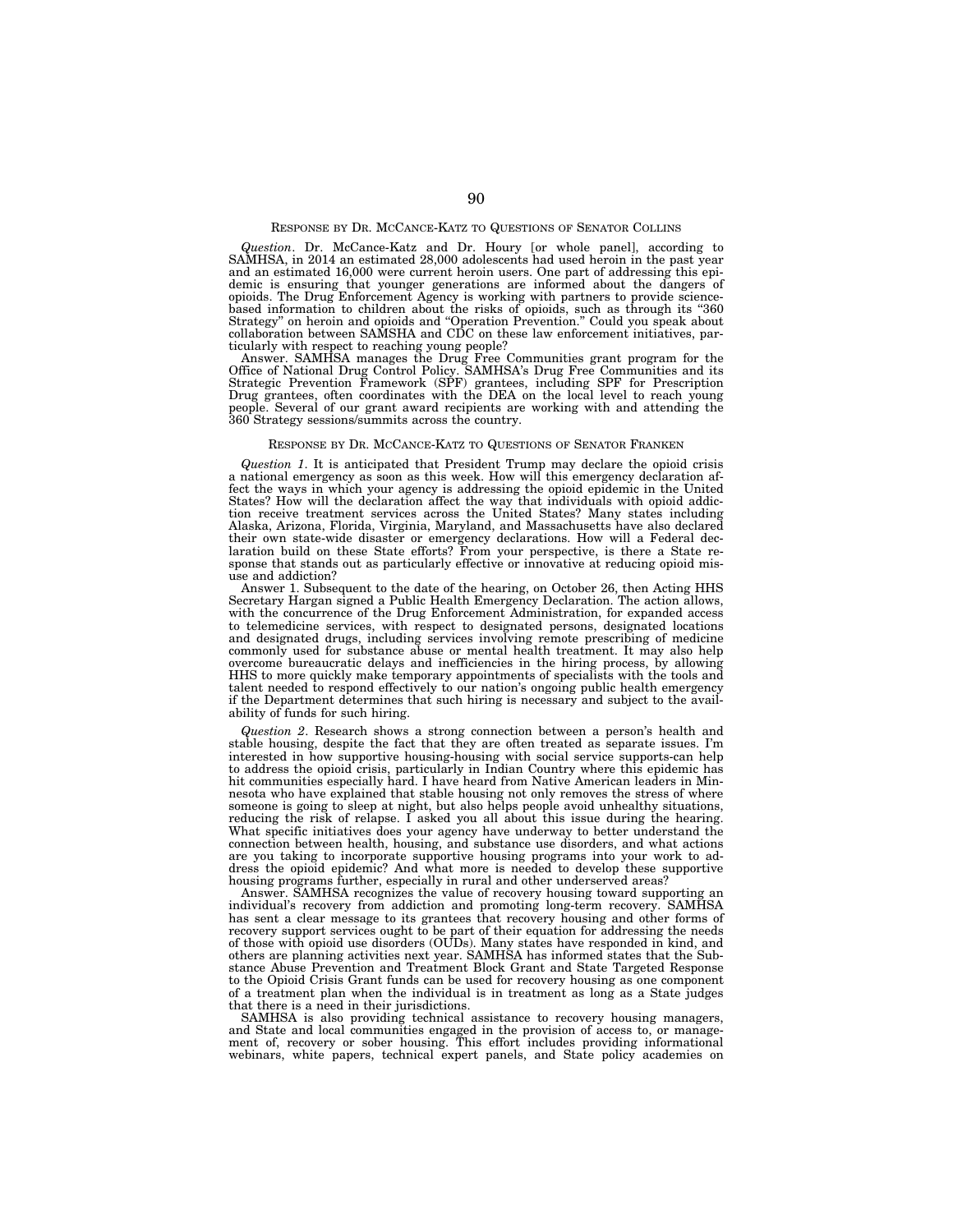## Response by Dr. McCance-Katz to Questions of Senator Collins

*Question*. Dr. McCance-Katz and Dr. Houry [or whole panel], according to SAMHSA, in 2014 an estimated 28,000 adolescents had used heroin in the past year and an estimated 16,000 were current heroin users. One part of addressing this epidemic is ensuring that younger generations are informed about the dangers of opioids. The Drug Enforcement Agency is working with partners to provide science-based information to children about the risks of opioids, such as through its "360 Strategy" on heroin and opioids and "Operation Prevention." Could you speak about collaboration between SAMSHA and CDC on these law enforcement initiatives, particularly with respect to reaching young people?

Answer. SAMHSA manages the Drug Free Communities grant program for the Office of National Drug Control Policy. SAMHSA's Drug Free Communities and its Strategic Prevention Framework (SPF) grantees, including SPF for Prescription Drug grantees, often coordinates with the DEA on the local level to reach young people. Several of our grant award recipients are working with and attending the 360 Strategy sessions/summits across the country.

## Response by Dr. McCance-Katz to Questions of Senator Franken

*Question 1*. It is anticipated that President Trump may declare the opioid crisis a national emergency as soon as this week. How will this emergency declaration affect the ways in which your agency is addressing the opioid epidemic in the United States? How will the declaration affect the way that individuals with opioid addiction receive treatment services across the United States? Many states including Alaska, Arizona, Florida, Virginia, Maryland, and Massachusetts have also declared their own state-wide disaster or emergency declarations. How will a Federal declaration build on these State efforts? From your perspective, is there a State response that stands out as particularly effective or innovative at reducing opioid misuse and addiction?

Answer 1. Subsequent to the date of the hearing, on October 26, then Acting HHS Secretary Hargan signed a Public Health Emergency Declaration. The action allows, with the concurrence of the Drug Enforcement Administration, for expanded access to telemedicine services, with respect to designated persons, designated locations and designated drugs, including services involving remote prescribing of medicine commonly used for substance abuse or mental health treatment. It may also help overcome bureaucratic delays and inefficiencies in the hiring process, by allowing HHS to more quickly make temporary appointments of specialists with the tools and talent needed to respond effectively to our nation's ongoing public health emergency if the Department determines that such hiring is necessary and subject to the availability of funds for such hiring.

*Question 2*. Research shows a strong connection between a person's health and stable housing, despite the fact that they are often treated as separate issues. I'm interested in how supportive housing-housing with social service supports-can help to address the opioid crisis, particularly in Indian Country where this epidemic has hit communities especially hard. I have heard from Native American leaders in Minnesota who have explained that stable housing not only removes the stress of where someone is going to sleep at night, but also helps people avoid unhealthy situations, reducing the risk of relapse. I asked you all about this issue during the hearing. What specific initiatives does your agency have underway to better understand the connection between health, housing, and substance use disorders, and what actions are you taking to incorporate supportive housing programs into your work to address the opioid epidemic? And what more is needed to develop these supportive housing programs further, especially in rural and other underserved areas?

Answer. SAMHSA recognizes the value of recovery housing toward supporting an individual's recovery from addiction and promoting long-term recovery. SAMHSA has sent a clear message to its grantees that recovery housing and other forms of recovery support services ought to be part of their equation for addressing the needs of those with opioid use disorders (OUDs). Many states have responded in kind, and others are planning activities next year. SAMHSA has informed states that the Substance Abuse Prevention and Treatment Block Grant and State Targeted Response to the Opioid Crisis Grant funds can be used for recovery housing as one component of a treatment plan when the individual is in treatment as long as a State judges that there is a need in their jurisdictions.

SAMHSA is also providing technical assistance to recovery housing managers, and State and local communities engaged in the provision of access to, or management of, recovery or sober housing. This effort includes providing informational webinars, white papers, technical expert panels, and State policy academies on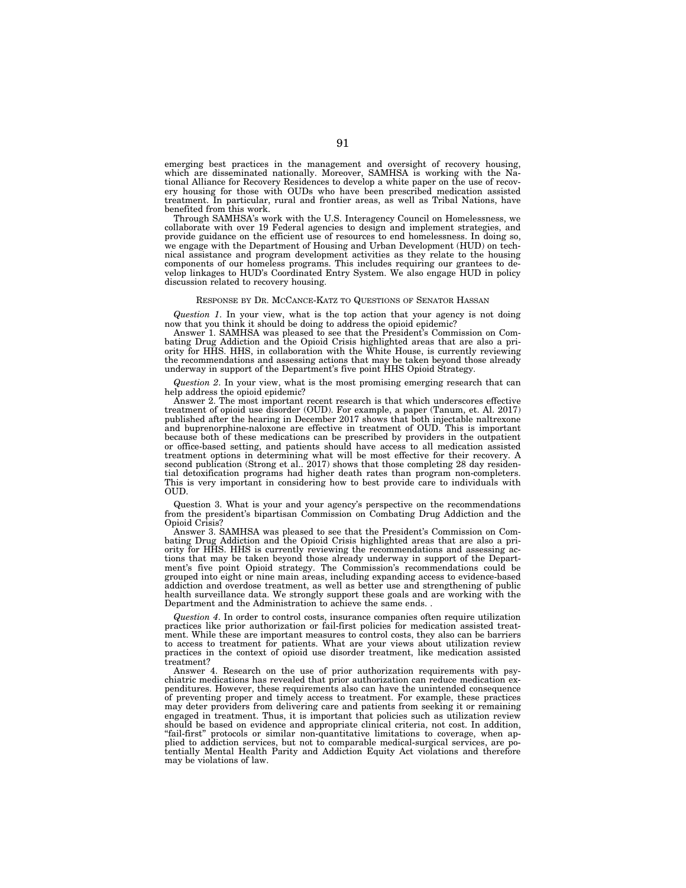emerging best practices in the management and oversight of recovery housing, which are disseminated nationally. Moreover, SAMHSA is working with the National Alliance for Recovery Residences to develop a white paper on the use of recovery housing for those with OUDs who have been prescribed medication assisted treatment. In particular, rural and frontier areas, as well as Tribal Nations, have benefited from this work.

Through SAMHSA's work with the U.S. Interagency Council on Homelessness, we collaborate with over 19 Federal agencies to design and implement strategies, and provide guidance on the efficient use of resources to end homelessness. In doing so, we engage with the Department of Housing and Urban Development (HUD) on technical assistance and program development activities as they relate to the housing components of our homeless programs. This includes requiring our grantees to develop linkages to HUD's Coordinated Entry System. We also engage HUD in policy discussion related to recovery housing.

RESPONSE BY DR. MCCANCE-KATZ TO QUESTIONS OF SENATOR HASSAN

*Question 1*. In your view, what is the top action that your agency is not doing now that you think it should be doing to address the opioid epidemic?

Answer 1. SAMHSA was pleased to see that the President's Commission on Combating Drug Addiction and the Opioid Crisis highlighted areas that are also a priority for HHS. HHS, in collaboration with the White House, is currently reviewing the recommendations and assessing actions that may be taken beyond those already underway in support of the Department's five point HHS Opioid Strategy.

*Question 2*. In your view, what is the most promising emerging research that can help address the opioid epidemic?

Answer 2. The most important recent research is that which underscores effective treatment of opioid use disorder (OUD). For example, a paper (Tanum, et. Al. 2017) published after the hearing in December 2017 shows that both injectable naltrexone and buprenorphine-naloxone are effective in treatment of OUD. This is important because both of these medications can be prescribed by providers in the outpatient or office-based setting, and patients should have access to all medication assisted treatment options in determining what will be most effective for their recovery. A second publication (Strong et al.. 2017) shows that those completing 28 day residential detoxification programs had higher death rates than program non-completers. This is very important in considering how to best provide care to individuals with OUD.

Question 3. What is your and your agency's perspective on the recommendations from the president's bipartisan Commission on Combating Drug Addiction and the Opioid Crisis?

Answer 3. SAMHSA was pleased to see that the President's Commission on Combating Drug Addiction and the Opioid Crisis highlighted areas that are also a priority for HHS. HHS is currently reviewing the recommendations and assessing actions that may be taken beyond those already underway in support of the Department's five point Opioid strategy. The Commission's recommendations could be grouped into eight or nine main areas, including expanding access to evidence-based addiction and overdose treatment, as well as better use and strengthening of public health surveillance data. We strongly support these goals and are working with the Department and the Administration to achieve the same ends. .

*Question 4*. In order to control costs, insurance companies often require utilization practices like prior authorization or fail-first policies for medication assisted treatment. While these are important measures to control costs, they also can be barriers to access to treatment for patients. What are your views about utilization review practices in the context of opioid use disorder treatment, like medication assisted treatment?

Answer 4. Research on the use of prior authorization requirements with psychiatric medications has revealed that prior authorization can reduce medication expenditures. However, these requirements also can have the unintended consequence of preventing proper and timely access to treatment. For example, these practices may deter providers from delivering care and patients from seeking it or remaining engaged in treatment. Thus, it is important that policies such as utilization review should be based on evidence and appropriate clinical criteria, not cost. In addition, "fail-first" protocols or similar non-quantitative limitations to coverage, when applied to addiction services, but not to comparable medical-surgical services, are potentially Mental Health Parity and Addiction Equity Act violations and therefore may be violations of law.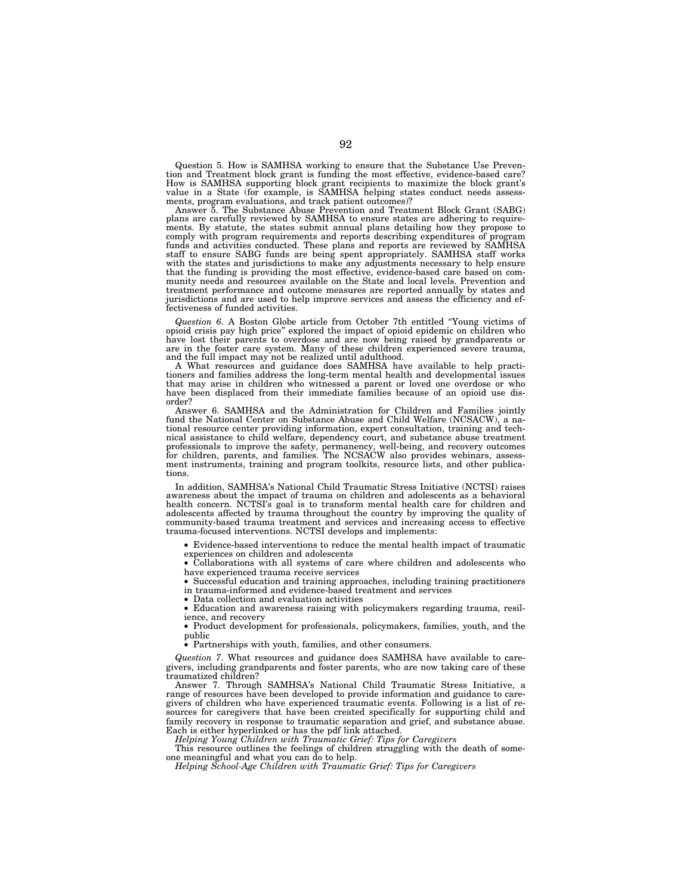Question 5. How is SAMHSA working to ensure that the Substance Use Prevention and Treatment block grant is funding the most effective, evidence-based care? How is SAMHSA supporting block grant recipients to maximize the block grant's value in a State (for example, is SAMHSA helping states conduct needs assessments, program evaluations, and track patient outcomes)?

Answer 5. The Substance Abuse Prevention and Treatment Block Grant (SABG) plans are carefully reviewed by SAMHSA to ensure states are adhering to requirements. By statute, the states submit annual plans detailing how they propose to comply with program requirements and reports describing expenditures of program funds and activities conducted. These plans and reports are reviewed by SAMHSA staff to ensure SABG funds are being spent appropriately. SAMHSA staff works with the states and jurisdictions to make any adjustments necessary to help ensure that the funding is providing the most effective, evidence-based care based on community needs and resources available on the State and local levels. Prevention and treatment performance and outcome measures are reported annually by states and jurisdictions and are used to help improve services and assess the efficiency and effectiveness of funded activities.

*Question 6*. A Boston Globe article from October 7th entitled "Young victims of opioid crisis pay high price" explored the impact of opioid epidemic on children who have lost their parents to overdose and are now being raised by grandparents or are in the foster care system. Many of these children experienced severe trauma, and the full impact may not be realized until adulthood.

A What resources and guidance does SAMHSA have available to help practitioners and families address the long-term mental health and developmental issues that may arise in children who witnessed a parent or loved one overdose or who have been displaced from their immediate families because of an opioid use disorder?

Answer 6. SAMHSA and the Administration for Children and Families jointly fund the National Center on Substance Abuse and Child Welfare (NCSACW), a national resource center providing information, expert consultation, training and technical assistance to child welfare, dependency court, and substance abuse treatment professionals to improve the safety, permanency, well-being, and recovery outcomes for children, parents, and families. The NCSACW also provides webinars, assessment instruments, training and program toolkits, resource lists, and other publications.

In addition, SAMHSA's National Child Traumatic Stress Initiative (NCTSI) raises awareness about the impact of trauma on children and adolescents as a behavioral health concern. NCTSI's goal is to transform mental health care for children and adolescents affected by trauma throughout the country by improving the quality of community-based trauma treatment and services and increasing access to effective trauma-focused interventions. NCTSI develops and implements:

- Evidence-based interventions to reduce the mental health impact of traumatic experiences on children and adolescents
- Collaborations with all systems of care where children and adolescents who have experienced trauma receive services
- Successful education and training approaches, including training practitioners in trauma-informed and evidence-based treatment and services
- Data collection and evaluation activities
- Education and awareness raising with policymakers regarding trauma, resilience, and recovery
- Product development for professionals, policymakers, families, youth, and the public
- Partnerships with youth, families, and other consumers.

*Question 7*. What resources and guidance does SAMHSA have available to caregivers, including grandparents and foster parents, who are now taking care of these traumatized children?

Answer 7. Through SAMHSA's National Child Traumatic Stress Initiative, a range of resources have been developed to provide information and guidance to caregivers of children who have experienced traumatic events. Following is a list of resources for caregivers that have been created specifically for supporting child and family recovery in response to traumatic separation and grief, and substance abuse. Each is either hyperlinked or has the pdf link attached.

*Helping Young Children with Traumatic Grief: Tips for Caregivers*

This resource outlines the feelings of children struggling with the death of someone meaningful and what you can do to help.

*Helping School-Age Children with Traumatic Grief: Tips for Caregivers*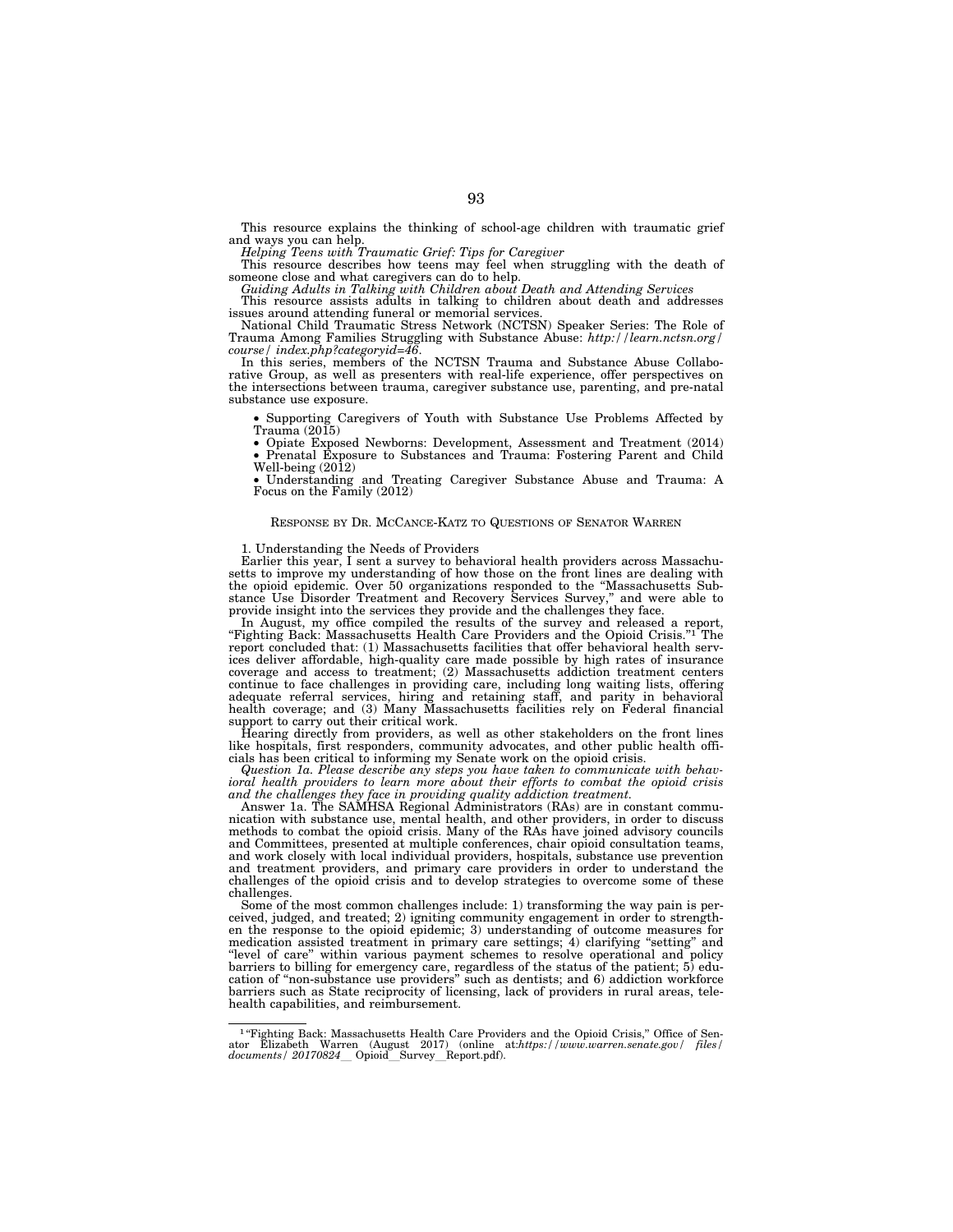This resource explains the thinking of school-age children with traumatic grief and ways you can help.

*Helping Teens with Traumatic Grief: Tips for Caregiver*

This resource describes how teens may feel when struggling with the death of someone close and what caregivers can do to help.

*Guiding Adults in Talking with Children about Death and Attending Services*

This resource assists adults in talking to children about death and addresses issues around attending funeral or memorial services.

National Child Traumatic Stress Network (NCTSN) Speaker Series: The Role of Trauma Among Families Struggling with Substance Abuse: *http://learn.nctsn.org/course/ index.php?categoryid=46*.

In this series, members of the NCTSN Trauma and Substance Abuse Collaborative Group, as well as presenters with real-life experience, offer perspectives on the intersections between trauma, caregiver substance use, parenting, and pre-natal substance use exposure.

- Supporting Caregivers of Youth with Substance Use Problems Affected by Trauma (2015)
- Opiate Exposed Newborns: Development, Assessment and Treatment (2014)
- Prenatal Exposure to Substances and Trauma: Fostering Parent and Child Well-being (2012)
- Understanding and Treating Caregiver Substance Abuse and Trauma: A Focus on the Family (2012)

## RESPONSE BY DR. MCCANCE-KATZ TO QUESTIONS OF SENATOR WARREN

1. Understanding the Needs of Providers

Earlier this year, I sent a survey to behavioral health providers across Massachusetts to improve my understanding of how those on the front lines are dealing with the opioid epidemic. Over 50 organizations responded to the "Massachusetts Substance Use Disorder Treatment and Recovery Services Survey," and were able to provide insight into the services they provide and the challenges they face.

In August, my office compiled the results of the survey and released a report, "Fighting Back: Massachusetts Health Care Providers and the Opioid Crisis."[1] The report concluded that: (1) Massachusetts facilities that offer behavioral health services deliver affordable, high-quality care made possible by high rates of insurance coverage and access to treatment; (2) Massachusetts addiction treatment centers continue to face challenges in providing care, including long waiting lists, offering adequate referral services, hiring and retaining staff, and parity in behavioral health coverage; and (3) Many Massachusetts facilities rely on Federal financial support to carry out their critical work.

Hearing directly from providers, as well as other stakeholders on the front lines like hospitals, first responders, community advocates, and other public health officials has been critical to informing my Senate work on the opioid crisis.

*Question 1a. Please describe any steps you have taken to communicate with behavioral health providers to learn more about their efforts to combat the opioid crisis and the challenges they face in providing quality addiction treatment.*

Answer 1a. The SAMHSA Regional Administrators (RAs) are in constant communication with substance use, mental health, and other providers, in order to discuss methods to combat the opioid crisis. Many of the RAs have joined advisory councils and Committees, presented at multiple conferences, chair opioid consultation teams, and work closely with local individual providers, hospitals, substance use prevention and treatment providers, and primary care providers in order to understand the challenges of the opioid crisis and to develop strategies to overcome some of these challenges.

Some of the most common challenges include: 1) transforming the way pain is perceived, judged, and treated; 2) igniting community engagement in order to strengthen the response to the opioid epidemic; 3) understanding of outcome measures for medication assisted treatment in primary care settings; 4) clarifying "setting" and "level of care" within various payment schemes to resolve operational and policy barriers to billing for emergency care, regardless of the status of the patient; 5) education of "non-substance use providers" such as dentists; and 6) addiction workforce barriers such as State reciprocity of licensing, lack of providers in rural areas, telehealth capabilities, and reimbursement.

---

[1] "Fighting Back: Massachusetts Health Care Providers and the Opioid Crisis," Office of Senator Elizabeth Warren (August 2017) (online at:*https://www.warren.senate.gov/ files/ documents/ 20170824__ Opioid__Survey__Report.pdf*).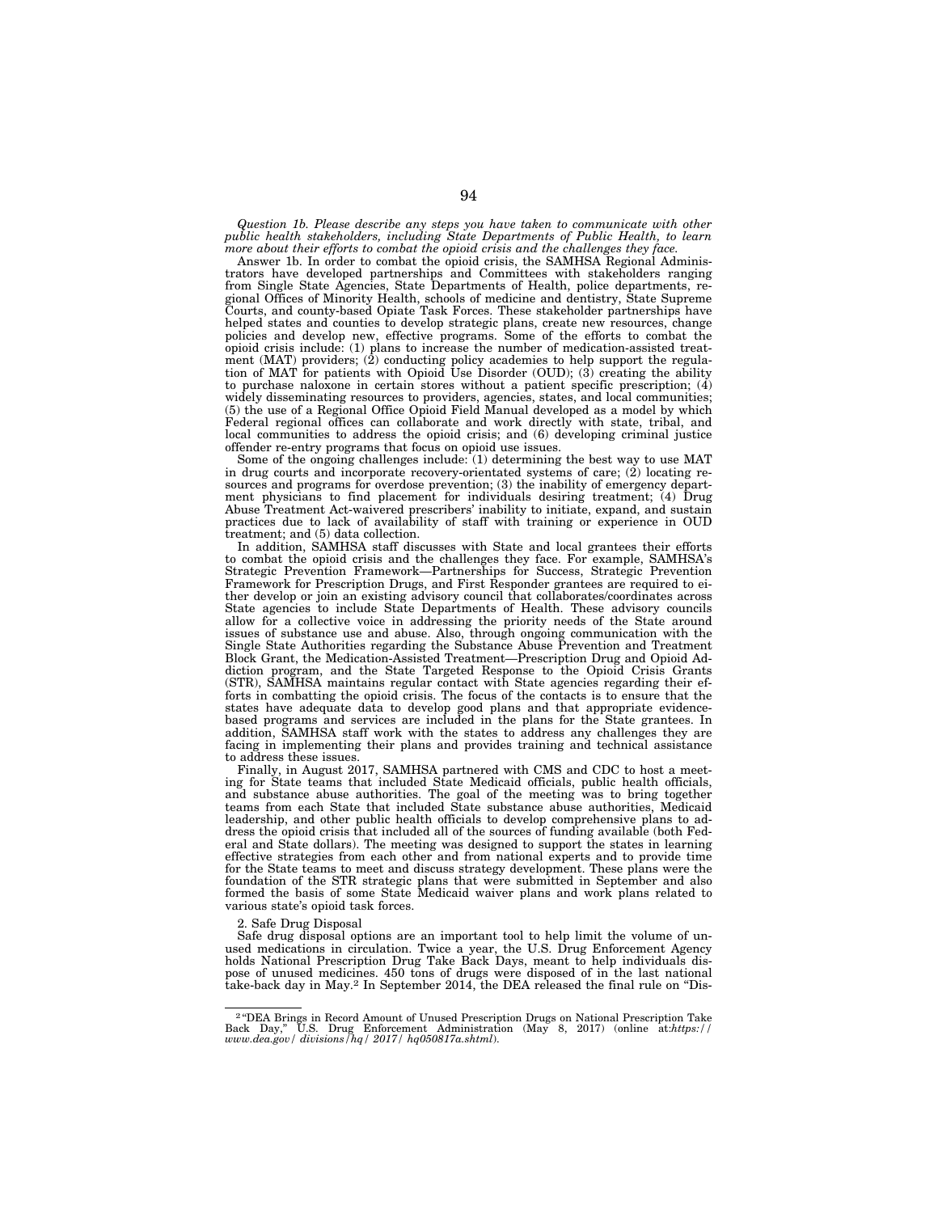*Question 1b. Please describe any steps you have taken to communicate with other public health stakeholders, including State Departments of Public Health, to learn more about their efforts to combat the opioid crisis and the challenges they face.*

Answer 1b. In order to combat the opioid crisis, the SAMHSA Regional Administrators have developed partnerships and Committees with stakeholders ranging from Single State Agencies, State Departments of Health, police departments, regional Offices of Minority Health, schools of medicine and dentistry, State Supreme Courts, and county-based Opiate Task Forces. These stakeholder partnerships have helped states and counties to develop strategic plans, create new resources, change policies and develop new, effective programs. Some of the efforts to combat the opioid crisis include: (1) plans to increase the number of medication-assisted treatment (MAT) providers; (2) conducting policy academies to help support the regulation of MAT for patients with Opioid Use Disorder (OUD); (3) creating the ability to purchase naloxone in certain stores without a patient specific prescription; (4) widely disseminating resources to providers, agencies, states, and local communities; (5) the use of a Regional Office Opioid Field Manual developed as a model by which Federal regional offices can collaborate and work directly with state, tribal, and local communities to address the opioid crisis; and (6) developing criminal justice offender re-entry programs that focus on opioid use issues.

Some of the ongoing challenges include: (1) determining the best way to use MAT in drug courts and incorporate recovery-orientated systems of care; (2) locating resources and programs for overdose prevention; (3) the inability of emergency department physicians to find placement for individuals desiring treatment; (4) Drug Abuse Treatment Act-waivered prescribers' inability to initiate, expand, and sustain practices due to lack of availability of staff with training or experience in OUD treatment; and (5) data collection.

In addition, SAMHSA staff discusses with State and local grantees their efforts to combat the opioid crisis and the challenges they face. For example, SAMHSA's Strategic Prevention Framework—Partnerships for Success, Strategic Prevention Framework for Prescription Drugs, and First Responder grantees are required to either develop or join an existing advisory council that collaborates/coordinates across State agencies to include State Departments of Health. These advisory councils allow for a collective voice in addressing the priority needs of the State around issues of substance use and abuse. Also, through ongoing communication with the Single State Authorities regarding the Substance Abuse Prevention and Treatment Block Grant, the Medication-Assisted Treatment—Prescription Drug and Opioid Addiction program, and the State Targeted Response to the Opioid Crisis Grants (STR), SAMHSA maintains regular contact with State agencies regarding their efforts in combatting the opioid crisis. The focus of the contacts is to ensure that the states have adequate data to develop good plans and that appropriate evidence-based programs and services are included in the plans for the State grantees. In addition, SAMHSA staff work with the states to address any challenges they are facing in implementing their plans and provides training and technical assistance to address these issues.

Finally, in August 2017, SAMHSA partnered with CMS and CDC to host a meeting for State teams that included State Medicaid officials, public health officials, and substance abuse authorities. The goal of the meeting was to bring together teams from each State that included State substance abuse authorities, Medicaid leadership, and other public health officials to develop comprehensive plans to address the opioid crisis that included all of the sources of funding available (both Federal and State dollars). The meeting was designed to support the states in learning effective strategies from each other and from national experts and to provide time for the State teams to meet and discuss strategy development. These plans were the foundation of the STR strategic plans that were submitted in September and also formed the basis of some State Medicaid waiver plans and work plans related to various state's opioid task forces.

2. Safe Drug Disposal

Safe drug disposal options are an important tool to help limit the volume of unused medications in circulation. Twice a year, the U.S. Drug Enforcement Agency holds National Prescription Drug Take Back Days, meant to help individuals dispose of unused medicines. 450 tons of drugs were disposed of in the last national take-back day in May.[2] In September 2014, the DEA released the final rule on "Dis-

[2] "DEA Brings in Record Amount of Unused Prescription Drugs on National Prescription Take Back Day," U.S. Drug Enforcement Administration (May 8, 2017) (online at:*https://www.dea.gov/divisions/hq/2017/hq050817a.shtml*).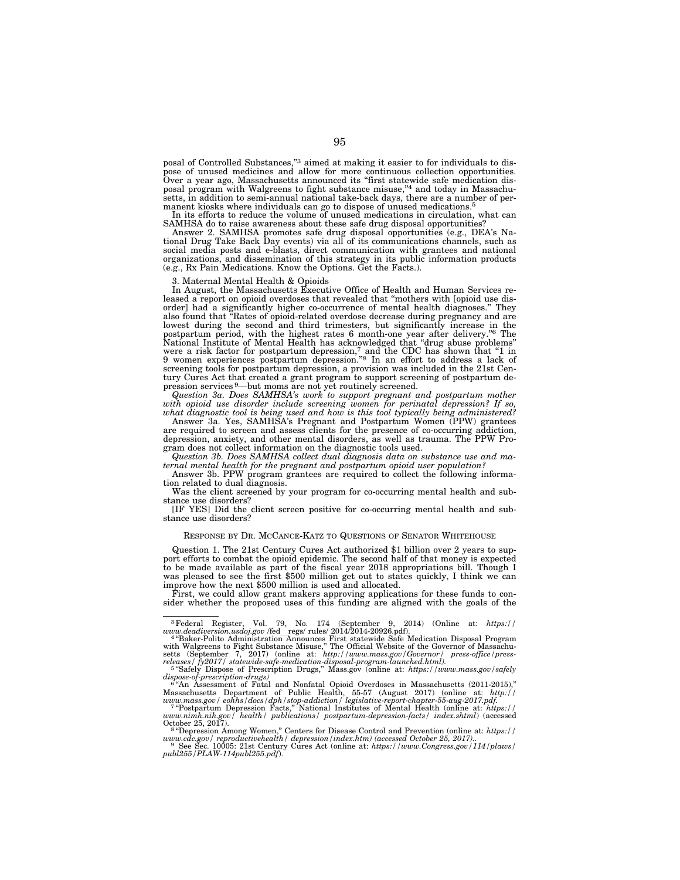posal of Controlled Substances,"[3] aimed at making it easier to for individuals to dispose of unused medicines and allow for more continuous collection opportunities. Over a year ago, Massachusetts announced its "first statewide safe medication disposal program with Walgreens to fight substance misuse,"[4] and today in Massachusetts, in addition to semi-annual national take-back days, there are a number of permanent kiosks where individuals can go to dispose of unused medications.[5]

In its efforts to reduce the volume of unused medications in circulation, what can SAMHSA do to raise awareness about these safe drug disposal opportunities?

Answer 2. SAMHSA promotes safe drug disposal opportunities (e.g., DEA's National Drug Take Back Day events) via all of its communications channels, such as social media posts and e-blasts, direct communication with grantees and national organizations, and dissemination of this strategy in its public information products (e.g., Rx Pain Medications. Know the Options. Get the Facts.).

3. Maternal Mental Health & Opioids

In August, the Massachusetts Executive Office of Health and Human Services released a report on opioid overdoses that revealed that "mothers with [opioid use disorder] had a significantly higher co-occurrence of mental health diagnoses." They also found that "Rates of opioid-related overdose decrease during pregnancy and are lowest during the second and third trimesters, but significantly increase in the postpartum period, with the highest rates 6 month-one year after delivery."[6] The National Institute of Mental Health has acknowledged that "drug abuse problems" were a risk factor for postpartum depression,[7] and the CDC has shown that "1 in 9 women experiences postpartum depression."[8] In an effort to address a lack of screening tools for postpartum depression, a provision was included in the 21st Century Cures Act that created a grant program to support screening of postpartum depression services[9]—but moms are not yet routinely screened.

*Question 3a. Does SAMHSA's work to support pregnant and postpartum mother with opioid use disorder include screening women for perinatal depression? If so, what diagnostic tool is being used and how is this tool typically being administered?*

Answer 3a. Yes, SAMHSA's Pregnant and Postpartum Women (PPW) grantees are required to screen and assess clients for the presence of co-occurring addiction, depression, anxiety, and other mental disorders, as well as trauma. The PPW Program does not collect information on the diagnostic tools used.

*Question 3b. Does SAMHSA collect dual diagnosis data on substance use and maternal mental health for the pregnant and postpartum opioid user population?*

Answer 3b. PPW program grantees are required to collect the following information related to dual diagnosis.

Was the client screened by your program for co-occurring mental health and substance use disorders?

[IF YES] Did the client screen positive for co-occurring mental health and substance use disorders?

RESPONSE BY DR. MCCANCE-KATZ TO QUESTIONS OF SENATOR WHITEHOUSE

Question 1. The 21st Century Cures Act authorized $1 billion over 2 years to support efforts to combat the opioid epidemic. The second half of that money is expected to be made available as part of the fiscal year 2018 appropriations bill. Though I was pleased to see the first $500 million get out to states quickly, I think we can improve how the next $500 million is used and allocated.

First, we could allow grant makers approving applications for these funds to consider whether the proposed uses of this funding are aligned with the goals of the

---

[3] Federal Register, Vol. 79, No. 174 (September 9, 2014) (Online at: *https://www.deadiversion.usdoj.gov* /fed_ regs/ rules/ 2014/2014-20926.pdf).

[4] "Baker-Polito Administration Announces First statewide Safe Medication Disposal Program with Walgreens to Fight Substance Misuse," The Official Website of the Governor of Massachusetts (September 7, 2017) (online at: *http://www.mass.gov/Governor/ press-office/press-releases/ fy2017/ statewide-safe-medication-disposal-program-launched.html).*

[5] "Safely Dispose of Prescription Drugs," Mass.gov (online at: *https://www.mass.gov/safely dispose-of-prescription-drugs)*

[6] "An Assessment of Fatal and Nonfatal Opioid Overdoses in Massachusetts (2011-2015)," Massachusetts Department of Public Health, 55-57 (August 2017) (online at: *http://www.mass.gov/ eohhs/docs/dph/stop-addiction/ legislative-report-chapter-55-aug-2017.pdf.*

[7] "Postpartum Depression Facts," National Institutes of Mental Health (online at: *https://www.nimh.nih.gov/ health/ publications/ postpartum-depression-facts/ index.shtml*) (accessed October 25, 2017).

[8] "Depression Among Women," Centers for Disease Control and Prevention (online at: *https://www.cdc.gov/ reproductivehealth/ depression/index.htm) (accessed October 25, 2017).*.

[9] See Sec. 10005: 21st Century Cures Act (online at: *https://www.Congress.gov/114/plaws/publ255/PLAW-114publ255.pdf*).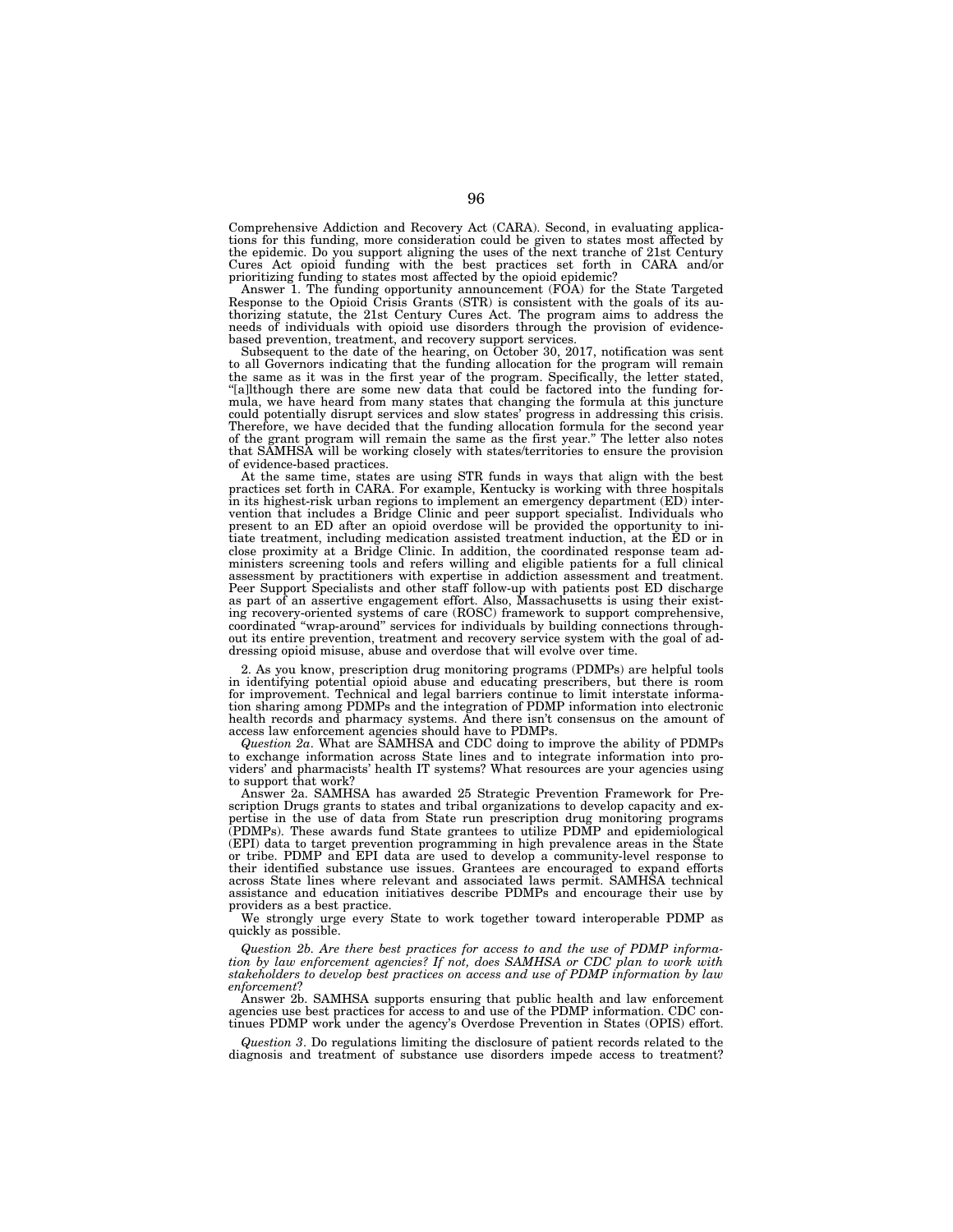Comprehensive Addiction and Recovery Act (CARA). Second, in evaluating applications for this funding, more consideration could be given to states most affected by the epidemic. Do you support aligning the uses of the next tranche of 21st Century Cures Act opioid funding with the best practices set forth in CARA and/or prioritizing funding to states most affected by the opioid epidemic?

Answer 1. The funding opportunity announcement (FOA) for the State Targeted Response to the Opioid Crisis Grants (STR) is consistent with the goals of its authorizing statute, the 21st Century Cures Act. The program aims to address the needs of individuals with opioid use disorders through the provision of evidence-based prevention, treatment, and recovery support services.

Subsequent to the date of the hearing, on October 30, 2017, notification was sent to all Governors indicating that the funding allocation for the program will remain the same as it was in the first year of the program. Specifically, the letter stated, "[a]lthough there are some new data that could be factored into the funding formula, we have heard from many states that changing the formula at this juncture could potentially disrupt services and slow states' progress in addressing this crisis. Therefore, we have decided that the funding allocation formula for the second year of the grant program will remain the same as the first year." The letter also notes that SAMHSA will be working closely with states/territories to ensure the provision of evidence-based practices.

At the same time, states are using STR funds in ways that align with the best practices set forth in CARA. For example, Kentucky is working with three hospitals in its highest-risk urban regions to implement an emergency department (ED) intervention that includes a Bridge Clinic and peer support specialist. Individuals who present to an ED after an opioid overdose will be provided the opportunity to initiate treatment, including medication assisted treatment induction, at the ED or in close proximity at a Bridge Clinic. In addition, the coordinated response team administers screening tools and refers willing and eligible patients for a full clinical assessment by practitioners with expertise in addiction assessment and treatment. Peer Support Specialists and other staff follow-up with patients post ED discharge as part of an assertive engagement effort. Also, Massachusetts is using their existing recovery-oriented systems of care (ROSC) framework to support comprehensive, coordinated "wrap-around" services for individuals by building connections throughout its entire prevention, treatment and recovery service system with the goal of addressing opioid misuse, abuse and overdose that will evolve over time.

2. As you know, prescription drug monitoring programs (PDMPs) are helpful tools in identifying potential opioid abuse and educating prescribers, but there is room for improvement. Technical and legal barriers continue to limit interstate information sharing among PDMPs and the integration of PDMP information into electronic health records and pharmacy systems. And there isn't consensus on the amount of access law enforcement agencies should have to PDMPs.

*Question 2a*. What are SAMHSA and CDC doing to improve the ability of PDMPs to exchange information across State lines and to integrate information into providers' and pharmacists' health IT systems? What resources are your agencies using to support that work?

Answer 2a. SAMHSA has awarded 25 Strategic Prevention Framework for Prescription Drugs grants to states and tribal organizations to develop capacity and expertise in the use of data from State run prescription drug monitoring programs (PDMPs). These awards fund State grantees to utilize PDMP and epidemiological (EPI) data to target prevention programming in high prevalence areas in the State or tribe. PDMP and EPI data are used to develop a community-level response to their identified substance use issues. Grantees are encouraged to expand efforts across State lines where relevant and associated laws permit. SAMHSA technical assistance and education initiatives describe PDMPs and encourage their use by providers as a best practice.

We strongly urge every State to work together toward interoperable PDMP as quickly as possible.

*Question 2b. Are there best practices for access to and the use of PDMP information by law enforcement agencies? If not, does SAMHSA or CDC plan to work with stakeholders to develop best practices on access and use of PDMP information by law enforcement*?

Answer 2b. SAMHSA supports ensuring that public health and law enforcement agencies use best practices for access to and use of the PDMP information. CDC continues PDMP work under the agency's Overdose Prevention in States (OPIS) effort.

*Question 3*. Do regulations limiting the disclosure of patient records related to the diagnosis and treatment of substance use disorders impede access to treatment?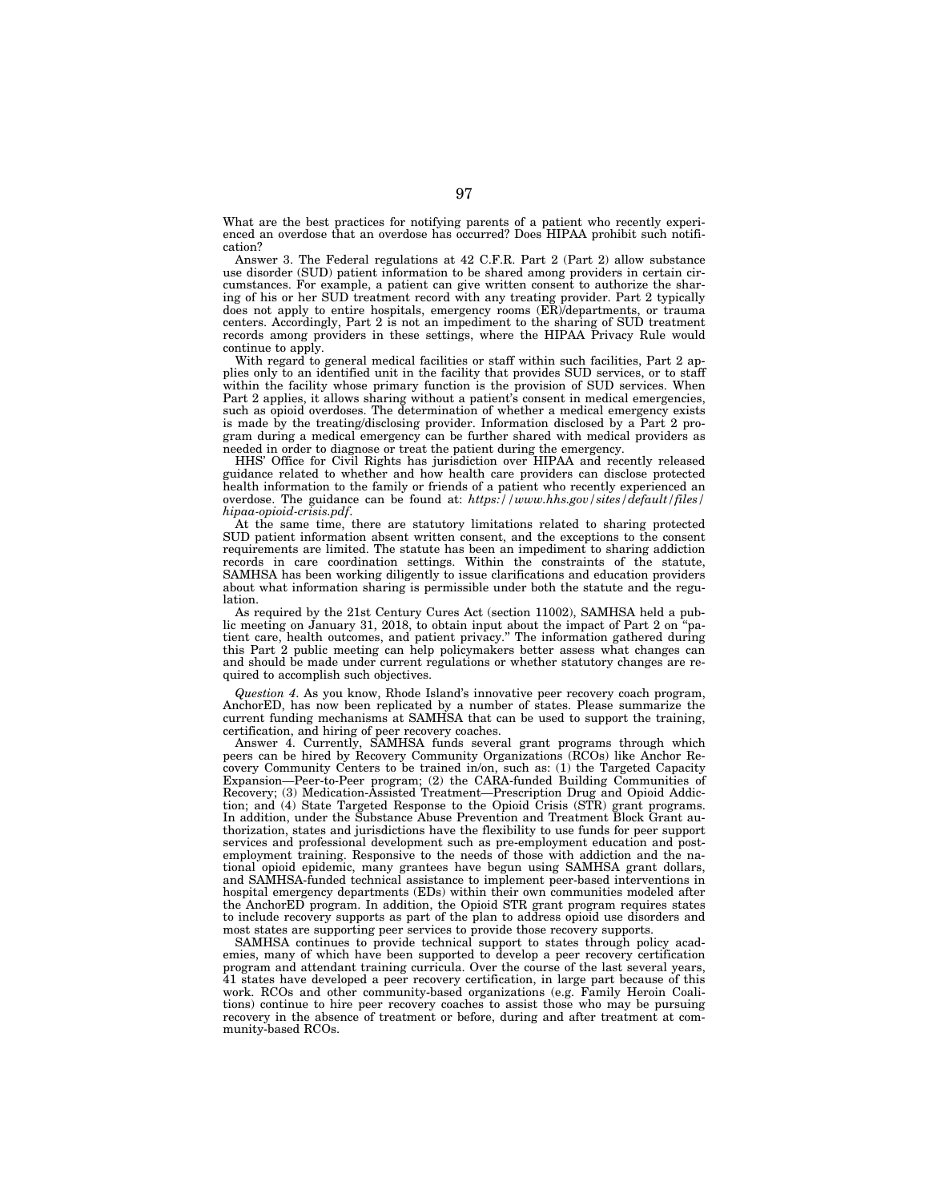What are the best practices for notifying parents of a patient who recently experienced an overdose that an overdose has occurred? Does HIPAA prohibit such notification?

Answer 3. The Federal regulations at 42 C.F.R. Part 2 (Part 2) allow substance use disorder (SUD) patient information to be shared among providers in certain circumstances. For example, a patient can give written consent to authorize the sharing of his or her SUD treatment record with any treating provider. Part 2 typically does not apply to entire hospitals, emergency rooms (ER)/departments, or trauma centers. Accordingly, Part 2 is not an impediment to the sharing of SUD treatment records among providers in these settings, where the HIPAA Privacy Rule would continue to apply.

With regard to general medical facilities or staff within such facilities, Part 2 applies only to an identified unit in the facility that provides SUD services, or to staff within the facility whose primary function is the provision of SUD services. When Part 2 applies, it allows sharing without a patient's consent in medical emergencies, such as opioid overdoses. The determination of whether a medical emergency exists is made by the treating/disclosing provider. Information disclosed by a Part 2 program during a medical emergency can be further shared with medical providers as needed in order to diagnose or treat the patient during the emergency.

HHS' Office for Civil Rights has jurisdiction over HIPAA and recently released guidance related to whether and how health care providers can disclose protected health information to the family or friends of a patient who recently experienced an overdose. The guidance can be found at: *https://www.hhs.gov/sites/default/files/hipaa-opioid-crisis.pdf*.

At the same time, there are statutory limitations related to sharing protected SUD patient information absent written consent, and the exceptions to the consent requirements are limited. The statute has been an impediment to sharing addiction records in care coordination settings. Within the constraints of the statute, SAMHSA has been working diligently to issue clarifications and education providers about what information sharing is permissible under both the statute and the regulation.

As required by the 21st Century Cures Act (section 11002), SAMHSA held a public meeting on January 31, 2018, to obtain input about the impact of Part 2 on "patient care, health outcomes, and patient privacy." The information gathered during this Part 2 public meeting can help policymakers better assess what changes can and should be made under current regulations or whether statutory changes are required to accomplish such objectives.

*Question 4*. As you know, Rhode Island's innovative peer recovery coach program, AnchorED, has now been replicated by a number of states. Please summarize the current funding mechanisms at SAMHSA that can be used to support the training, certification, and hiring of peer recovery coaches.

Answer 4. Currently, SAMHSA funds several grant programs through which peers can be hired by Recovery Community Organizations (RCOs) like Anchor Recovery Community Centers to be trained in/on, such as: (1) the Targeted Capacity Expansion—Peer-to-Peer program; (2) the CARA-funded Building Communities of Recovery; (3) Medication-Assisted Treatment—Prescription Drug and Opioid Addiction; and (4) State Targeted Response to the Opioid Crisis (STR) grant programs. In addition, under the Substance Abuse Prevention and Treatment Block Grant authorization, states and jurisdictions have the flexibility to use funds for peer support services and professional development such as pre-employment education and post-employment training. Responsive to the needs of those with addiction and the national opioid epidemic, many grantees have begun using SAMHSA grant dollars, and SAMHSA-funded technical assistance to implement peer-based interventions in hospital emergency departments (EDs) within their own communities modeled after the AnchorED program. In addition, the Opioid STR grant program requires states to include recovery supports as part of the plan to address opioid use disorders and most states are supporting peer services to provide those recovery supports.

SAMHSA continues to provide technical support to states through policy academies, many of which have been supported to develop a peer recovery certification program and attendant training curricula. Over the course of the last several years, 41 states have developed a peer recovery certification, in large part because of this work. RCOs and other community-based organizations (e.g. Family Heroin Coalitions) continue to hire peer recovery coaches to assist those who may be pursuing recovery in the absence of treatment or before, during and after treatment at community-based RCOs.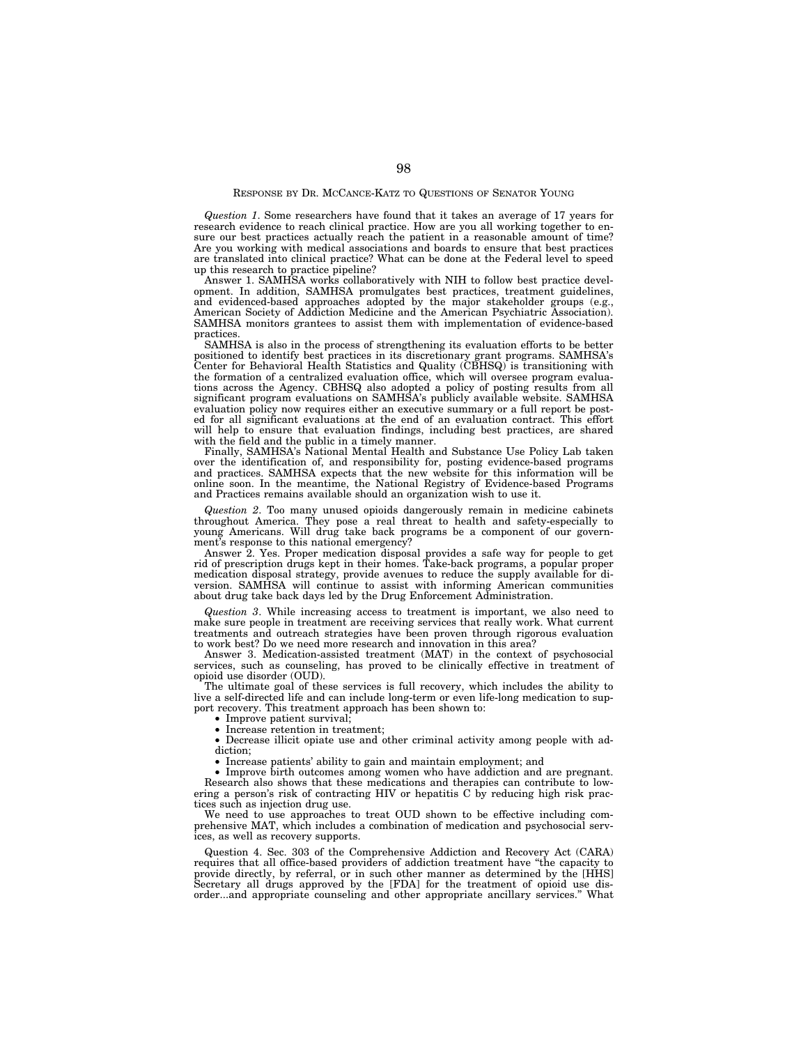RESPONSE BY DR. MCCANCE-KATZ TO QUESTIONS OF SENATOR YOUNG

*Question 1*. Some researchers have found that it takes an average of 17 years for research evidence to reach clinical practice. How are you all working together to ensure our best practices actually reach the patient in a reasonable amount of time? Are you working with medical associations and boards to ensure that best practices are translated into clinical practice? What can be done at the Federal level to speed up this research to practice pipeline?

Answer 1. SAMHSA works collaboratively with NIH to follow best practice development. In addition, SAMHSA promulgates best practices, treatment guidelines, and evidenced-based approaches adopted by the major stakeholder groups (e.g., American Society of Addiction Medicine and the American Psychiatric Association). SAMHSA monitors grantees to assist them with implementation of evidence-based practices.

SAMHSA is also in the process of strengthening its evaluation efforts to be better positioned to identify best practices in its discretionary grant programs. SAMHSA's Center for Behavioral Health Statistics and Quality (CBHSQ) is transitioning with the formation of a centralized evaluation office, which will oversee program evaluations across the Agency. CBHSQ also adopted a policy of posting results from all significant program evaluations on SAMHSA's publicly available website. SAMHSA evaluation policy now requires either an executive summary or a full report be posted for all significant evaluations at the end of an evaluation contract. This effort will help to ensure that evaluation findings, including best practices, are shared with the field and the public in a timely manner.

Finally, SAMHSA's National Mental Health and Substance Use Policy Lab taken over the identification of, and responsibility for, posting evidence-based programs and practices. SAMHSA expects that the new website for this information will be online soon. In the meantime, the National Registry of Evidence-based Programs and Practices remains available should an organization wish to use it.

*Question 2*. Too many unused opioids dangerously remain in medicine cabinets throughout America. They pose a real threat to health and safety-especially to young Americans. Will drug take back programs be a component of our government's response to this national emergency?

Answer 2. Yes. Proper medication disposal provides a safe way for people to get rid of prescription drugs kept in their homes. Take-back programs, a popular proper medication disposal strategy, provide avenues to reduce the supply available for diversion. SAMHSA will continue to assist with informing American communities about drug take back days led by the Drug Enforcement Administration.

*Question 3*. While increasing access to treatment is important, we also need to make sure people in treatment are receiving services that really work. What current treatments and outreach strategies have been proven through rigorous evaluation to work best? Do we need more research and innovation in this area?

Answer 3. Medication-assisted treatment (MAT) in the context of psychosocial services, such as counseling, has proved to be clinically effective in treatment of opioid use disorder (OUD).

The ultimate goal of these services is full recovery, which includes the ability to live a self-directed life and can include long-term or even life-long medication to support recovery. This treatment approach has been shown to:

- Improve patient survival;
- Increase retention in treatment;
- Decrease illicit opiate use and other criminal activity among people with addiction;
- Increase patients' ability to gain and maintain employment; and
- Improve birth outcomes among women who have addiction and are pregnant.

Research also shows that these medications and therapies can contribute to lowering a person's risk of contracting HIV or hepatitis C by reducing high risk practices such as injection drug use.

We need to use approaches to treat OUD shown to be effective including comprehensive MAT, which includes a combination of medication and psychosocial services, as well as recovery supports.

Question 4. Sec. 303 of the Comprehensive Addiction and Recovery Act (CARA) requires that all office-based providers of addiction treatment have "the capacity to provide directly, by referral, or in such other manner as determined by the [HHS] Secretary all drugs approved by the [FDA] for the treatment of opioid use disorder...and appropriate counseling and other appropriate ancillary services." What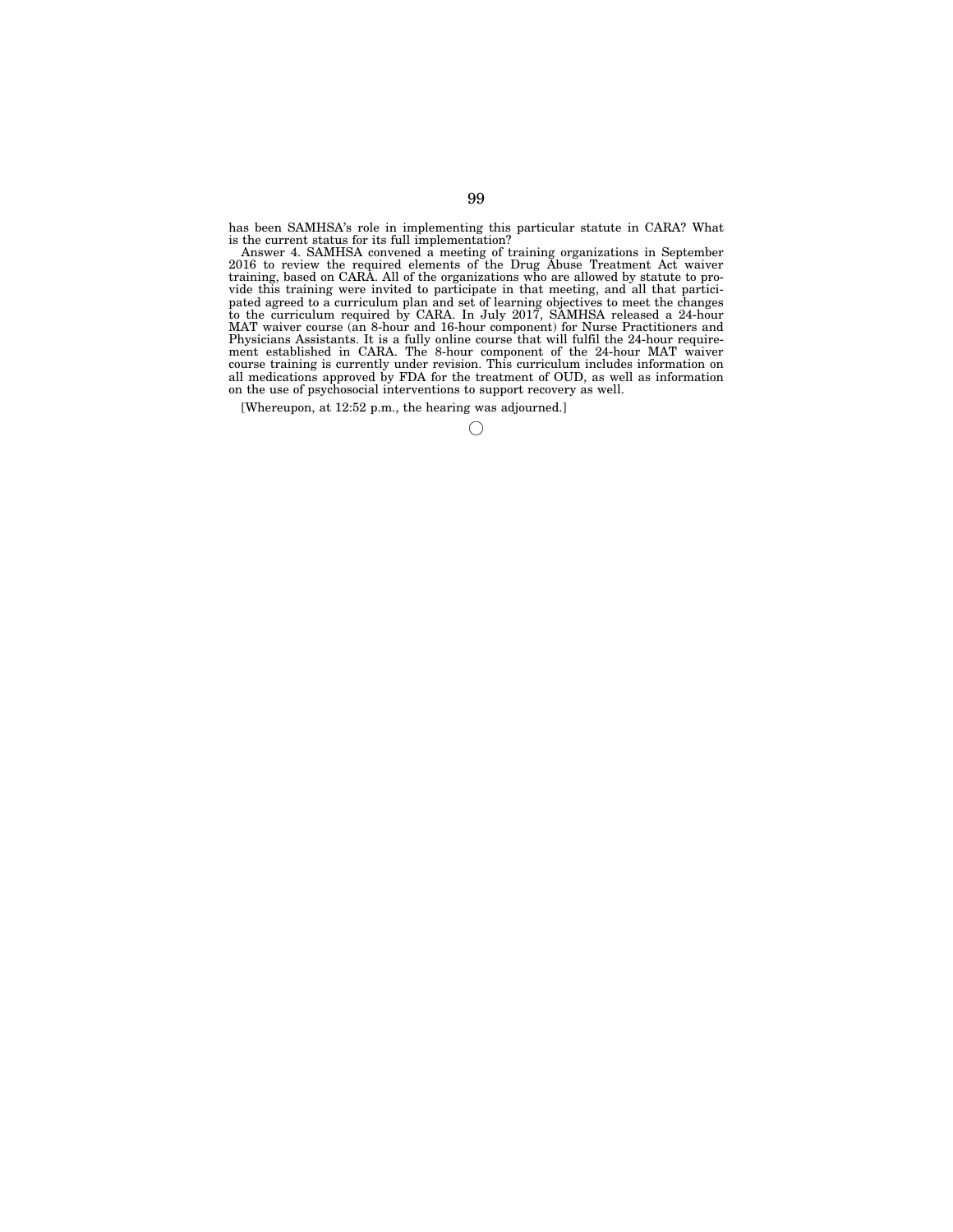has been SAMHSA's role in implementing this particular statute in CARA? What is the current status for its full implementation?

Answer 4. SAMHSA convened a meeting of training organizations in September 2016 to review the required elements of the Drug Abuse Treatment Act waiver training, based on CARA. All of the organizations who are allowed by statute to provide this training were invited to participate in that meeting, and all that participated agreed to a curriculum plan and set of learning objectives to meet the changes to the curriculum required by CARA. In July 2017, SAMHSA released a 24-hour MAT waiver course (an 8-hour and 16-hour component) for Nurse Practitioners and Physicians Assistants. It is a fully online course that will fulfil the 24-hour requirement established in CARA. The 8-hour component of the 24-hour MAT waiver course training is currently under revision. This curriculum includes information on all medications approved by FDA for the treatment of OUD, as well as information on the use of psychosocial interventions to support recovery as well.

[Whereupon, at 12:52 p.m., the hearing was adjourned.]